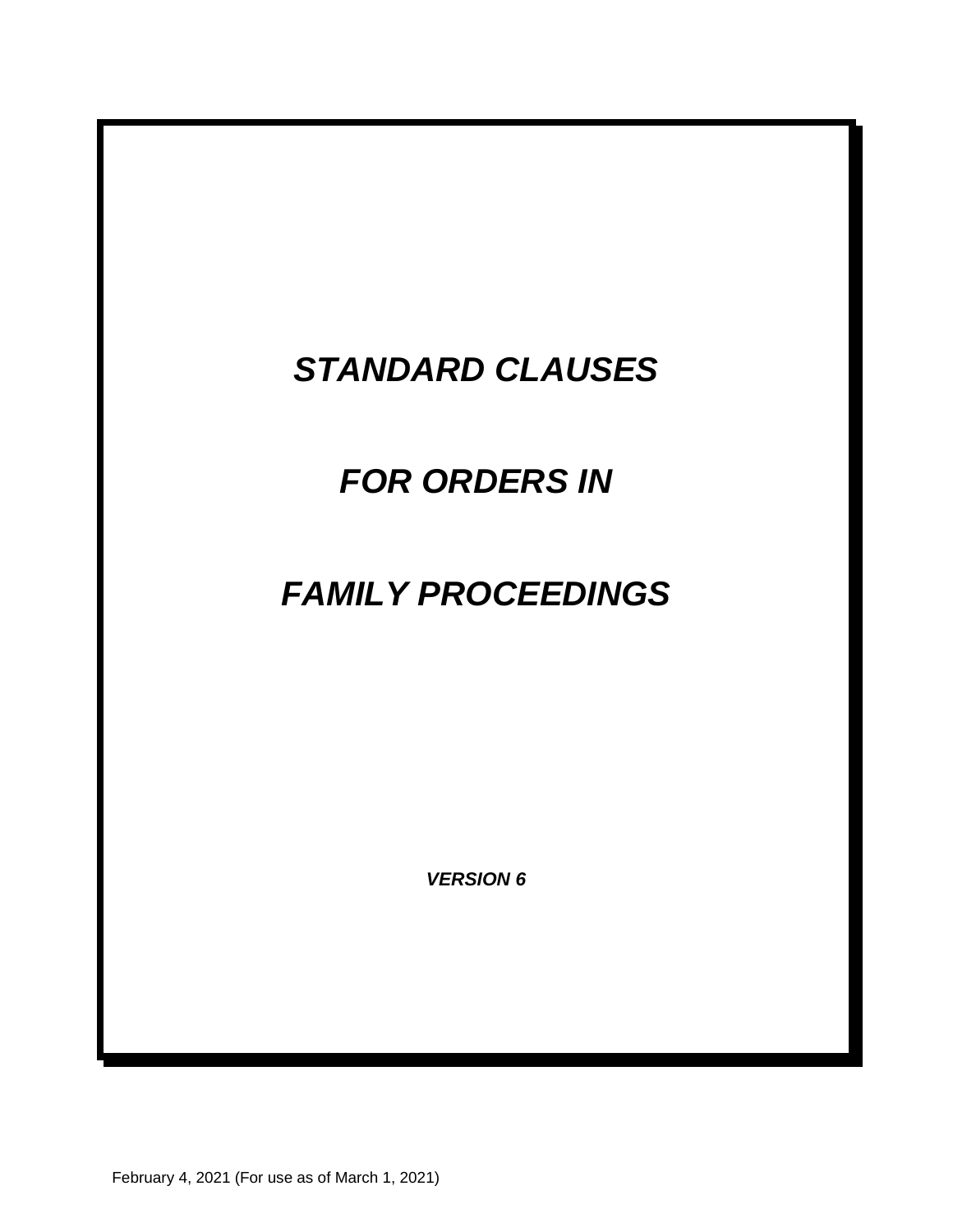# *STANDARD CLAUSES*

# *FOR ORDERS IN*

# *FAMILY PROCEEDINGS*

***VERSION 6***

February 4, 2021 (For use as of March 1, 2021)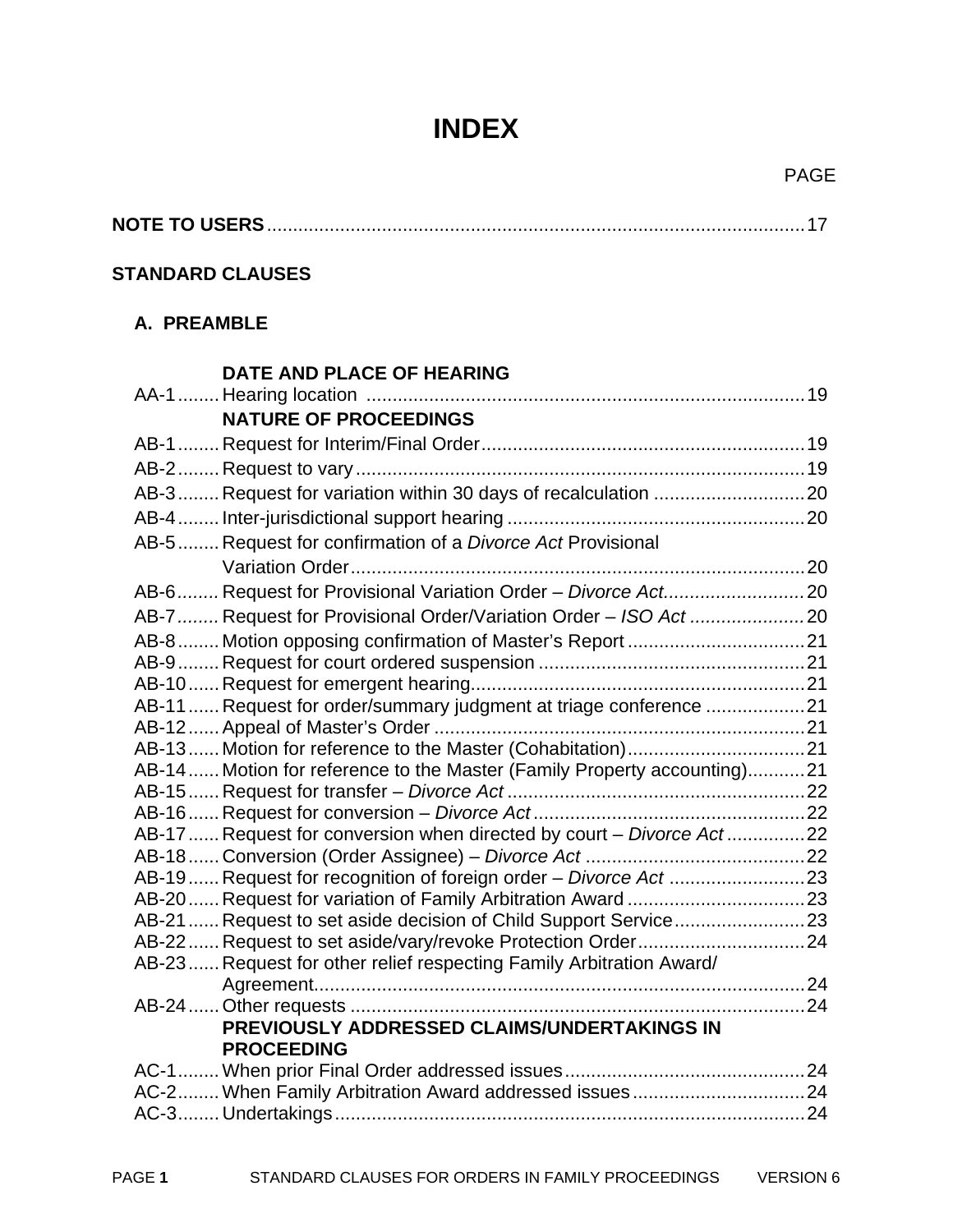# INDEX

PAGE

**NOTE TO USERS** ...... 17

## STANDARD CLAUSES

### A. PREAMBLE

**DATE AND PLACE OF HEARING**

AA-1 ...... Hearing location ...... 19

**NATURE OF PROCEEDINGS**

AB-1 ...... Request for Interim/Final Order ...... 19
AB-2 ...... Request to vary ...... 19
AB-3 ...... Request for variation within 30 days of recalculation ...... 20
AB-4 ...... Inter-jurisdictional support hearing ...... 20
AB-5 ...... Request for confirmation of a *Divorce Act* Provisional Variation Order ...... 20
AB-6 ...... Request for Provisional Variation Order – *Divorce Act* ...... 20
AB-7 ...... Request for Provisional Order/Variation Order – *ISO Act* ...... 20
AB-8 ...... Motion opposing confirmation of Master's Report ...... 21
AB-9 ...... Request for court ordered suspension ...... 21
AB-10 ...... Request for emergent hearing ...... 21
AB-11 ...... Request for order/summary judgment at triage conference ...... 21
AB-12 ...... Appeal of Master's Order ...... 21
AB-13 ...... Motion for reference to the Master (Cohabitation) ...... 21
AB-14 ...... Motion for reference to the Master (Family Property accounting) ...... 21
AB-15 ...... Request for transfer – *Divorce Act* ...... 22
AB-16 ...... Request for conversion – *Divorce Act* ...... 22
AB-17 ...... Request for conversion when directed by court – *Divorce Act* ...... 22
AB-18 ...... Conversion (Order Assignee) – *Divorce Act* ...... 22
AB-19 ...... Request for recognition of foreign order – *Divorce Act* ...... 23
AB-20 ...... Request for variation of Family Arbitration Award ...... 23
AB-21 ...... Request to set aside decision of Child Support Service ...... 23
AB-22 ...... Request to set aside/vary/revoke Protection Order ...... 24
AB-23 ...... Request for other relief respecting Family Arbitration Award/ Agreement ...... 24
AB-24 ...... Other requests ...... 24

**PREVIOUSLY ADDRESSED CLAIMS/UNDERTAKINGS IN PROCEEDING**

AC-1 ...... When prior Final Order addressed issues ...... 24
AC-2 ...... When Family Arbitration Award addressed issues ...... 24
AC-3 ...... Undertakings ...... 24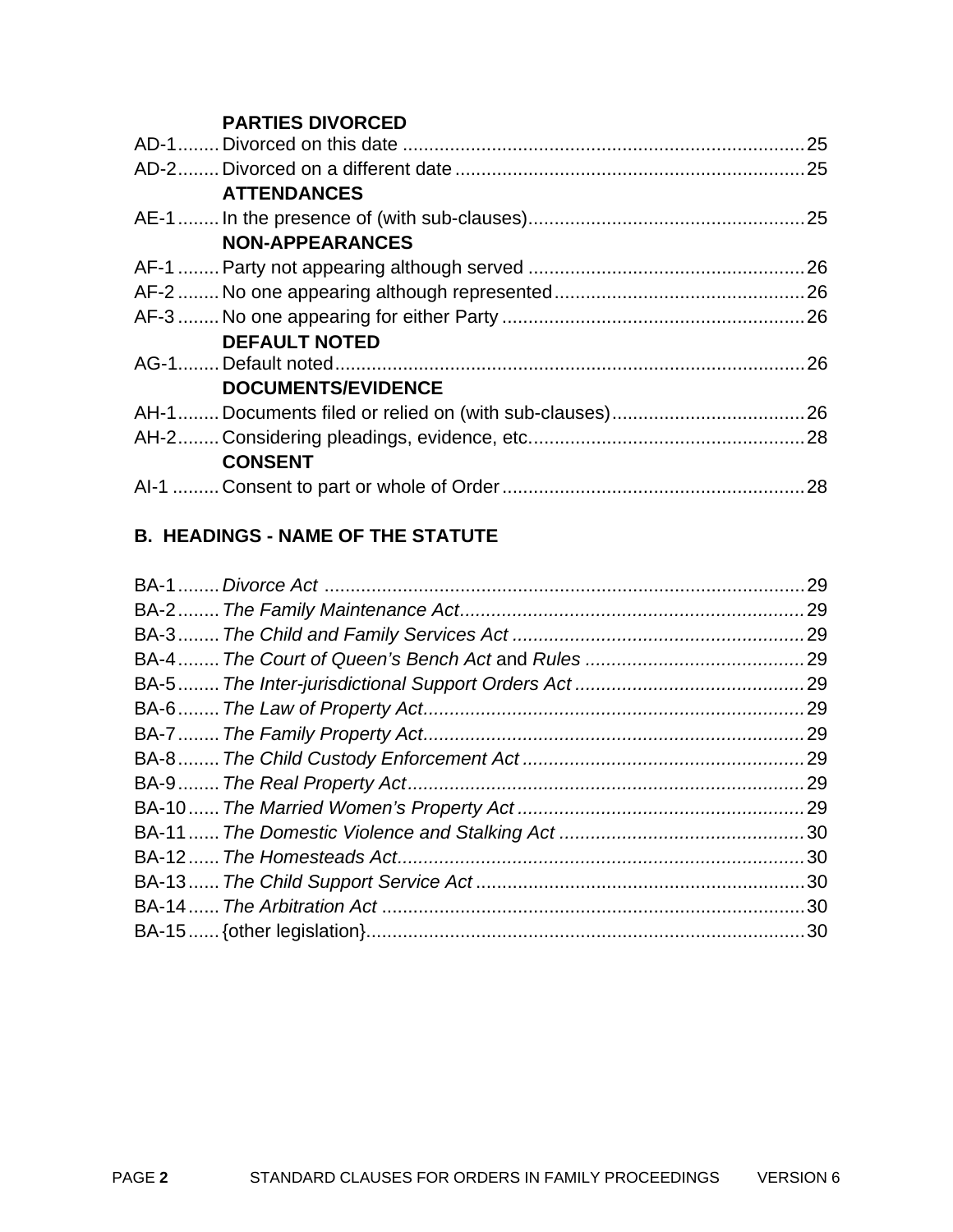**PARTIES DIVORCED**

AD-1........Divorced on this date ........................................................................... 25
AD-2........Divorced on a different date ................................................................. 25

**ATTENDANCES**

AE-1........In the presence of (with sub-clauses).................................................... 25

**NON-APPEARANCES**

AF-1 ........Party not appearing although served .................................................... 26
AF-2 ........No one appearing although represented............................................... 26
AF-3 ........No one appearing for either Party ........................................................ 26

**DEFAULT NOTED**

AG-1........Default noted........................................................................................ 26

**DOCUMENTS/EVIDENCE**

AH-1........Documents filed or relied on (with sub-clauses).................................... 26
AH-2........Considering pleadings, evidence, etc.................................................... 28

**CONSENT**

AI-1 .........Consent to part or whole of Order......................................................... 28

## B. HEADINGS - NAME OF THE STATUTE

BA-1........*Divorce Act* .......................................................................................... 29
BA-2........*The Family Maintenance Act*................................................................ 29
BA-3........*The Child and Family Services Act* ....................................................... 29
BA-4........*The Court of Queen's Bench Act* and *Rules* .......................................... 29
BA-5........*The Inter-jurisdictional Support Orders Act* ............................................ 29
BA-6........*The Law of Property Act*........................................................................ 29
BA-7........*The Family Property Act*........................................................................ 29
BA-8........*The Child Custody Enforcement Act* ..................................................... 29
BA-9........*The Real Property Act*........................................................................... 29
BA-10......*The Married Women's Property Act* ...................................................... 29
BA-11......*The Domestic Violence and Stalking Act* .............................................. 30
BA-12......*The Homesteads Act*............................................................................. 30
BA-13......*The Child Support Service Act* .............................................................. 30
BA-14......*The Arbitration Act* ................................................................................ 30
BA-15......{other legislation}................................................................................... 30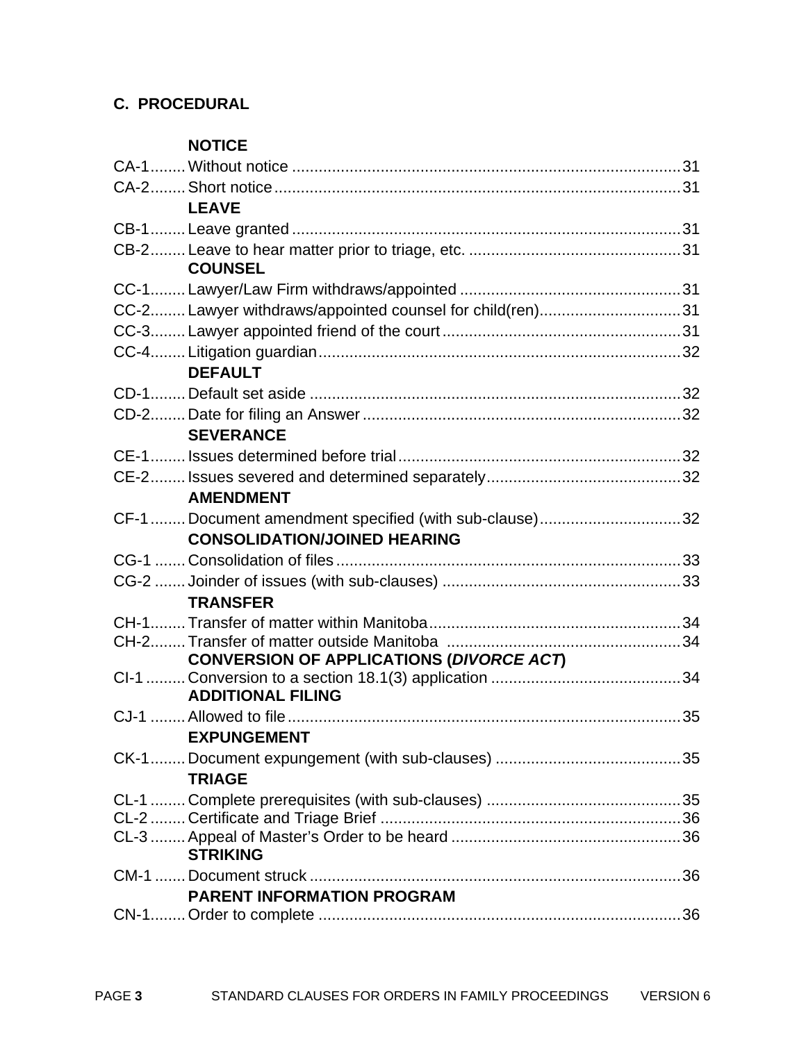## C. PROCEDURAL

### NOTICE

CA-1........Without notice ........................................................................................31
CA-2........Short notice...........................................................................................31

### LEAVE

CB-1........Leave granted ........................................................................................31
CB-2........Leave to hear matter prior to triage, etc. ................................................31

### COUNSEL

CC-1........Lawyer/Law Firm withdraws/appointed ..................................................31
CC-2........Lawyer withdraws/appointed counsel for child(ren)................................31
CC-3........Lawyer appointed friend of the court......................................................31
CC-4........Litigation guardian..................................................................................32

### DEFAULT

CD-1........Default set aside ....................................................................................32
CD-2........Date for filing an Answer........................................................................32

### SEVERANCE

CE-1........Issues determined before trial................................................................32
CE-2........Issues severed and determined separately............................................32

### AMENDMENT

CF-1........Document amendment specified (with sub-clause)................................32

### CONSOLIDATION/JOINED HEARING

CG-1 .......Consolidation of files..............................................................................33
CG-2 .......Joinder of issues (with sub-clauses) ......................................................33

### TRANSFER

CH-1........Transfer of matter within Manitoba.........................................................34
CH-2........Transfer of matter outside Manitoba .....................................................34

### CONVERSION OF APPLICATIONS (*DIVORCE ACT*)

CI-1 .........Conversion to a section 18.1(3) application ...........................................34

### ADDITIONAL FILING

CJ-1 ........Allowed to file.........................................................................................35

### EXPUNGEMENT

CK-1........Document expungement (with sub-clauses) ..........................................35

### TRIAGE

CL-1 ........Complete prerequisites (with sub-clauses) ............................................35
CL-2 ........Certificate and Triage Brief ....................................................................36
CL-3 ........Appeal of Master's Order to be heard ....................................................36

### STRIKING

CM-1 .......Document struck ....................................................................................36

### PARENT INFORMATION PROGRAM

CN-1........Order to complete ..................................................................................36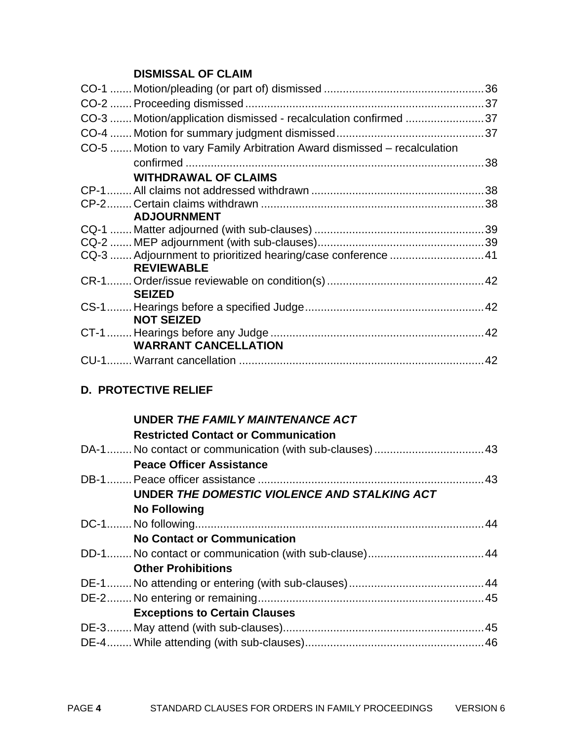**DISMISSAL OF CLAIM**

CO-1 ....... Motion/pleading (or part of) dismissed .................................................. 36
CO-2 ....... Proceeding dismissed .......................................................................... 37
CO-3 ....... Motion/application dismissed - recalculation confirmed ......................... 37
CO-4 ....... Motion for summary judgment dismissed .............................................. 37
CO-5 ....... Motion to vary Family Arbitration Award dismissed – recalculation confirmed ............................................................................................... 38

**WITHDRAWAL OF CLAIMS**

CP-1........ All claims not addressed withdrawn ...................................................... 38
CP-2........ Certain claims withdrawn ...................................................................... 38

**ADJOURNMENT**

CQ-1 ....... Matter adjourned (with sub-clauses) ..................................................... 39
CQ-2 ....... MEP adjournment (with sub-clauses).................................................... 39
CQ-3 ....... Adjournment to prioritized hearing/case conference ............................. 41

**REVIEWABLE**

CR-1........ Order/issue reviewable on condition(s) ................................................. 42

**SEIZED**

CS-1........ Hearings before a specified Judge ........................................................ 42

**NOT SEIZED**

CT-1 ........ Hearings before any Judge ................................................................... 42

**WARRANT CANCELLATION**

CU-1........ Warrant cancellation ............................................................................. 42

**D. PROTECTIVE RELIEF**

**UNDER *THE FAMILY MAINTENANCE ACT***

**Restricted Contact or Communication**

DA-1........ No contact or communication (with sub-clauses) .................................. 43

**Peace Officer Assistance**

DB-1........ Peace officer assistance ....................................................................... 43

**UNDER *THE DOMESTIC VIOLENCE AND STALKING ACT***

**No Following**

DC-1........ No following........................................................................................... 44

**No Contact or Communication**

DD-1........ No contact or communication (with sub-clause) .................................... 44

**Other Prohibitions**

DE-1........ No attending or entering (with sub-clauses) .......................................... 44
DE-2........ No entering or remaining....................................................................... 45

**Exceptions to Certain Clauses**

DE-3........ May attend (with sub-clauses)............................................................... 45
DE-4........ While attending (with sub-clauses)........................................................ 46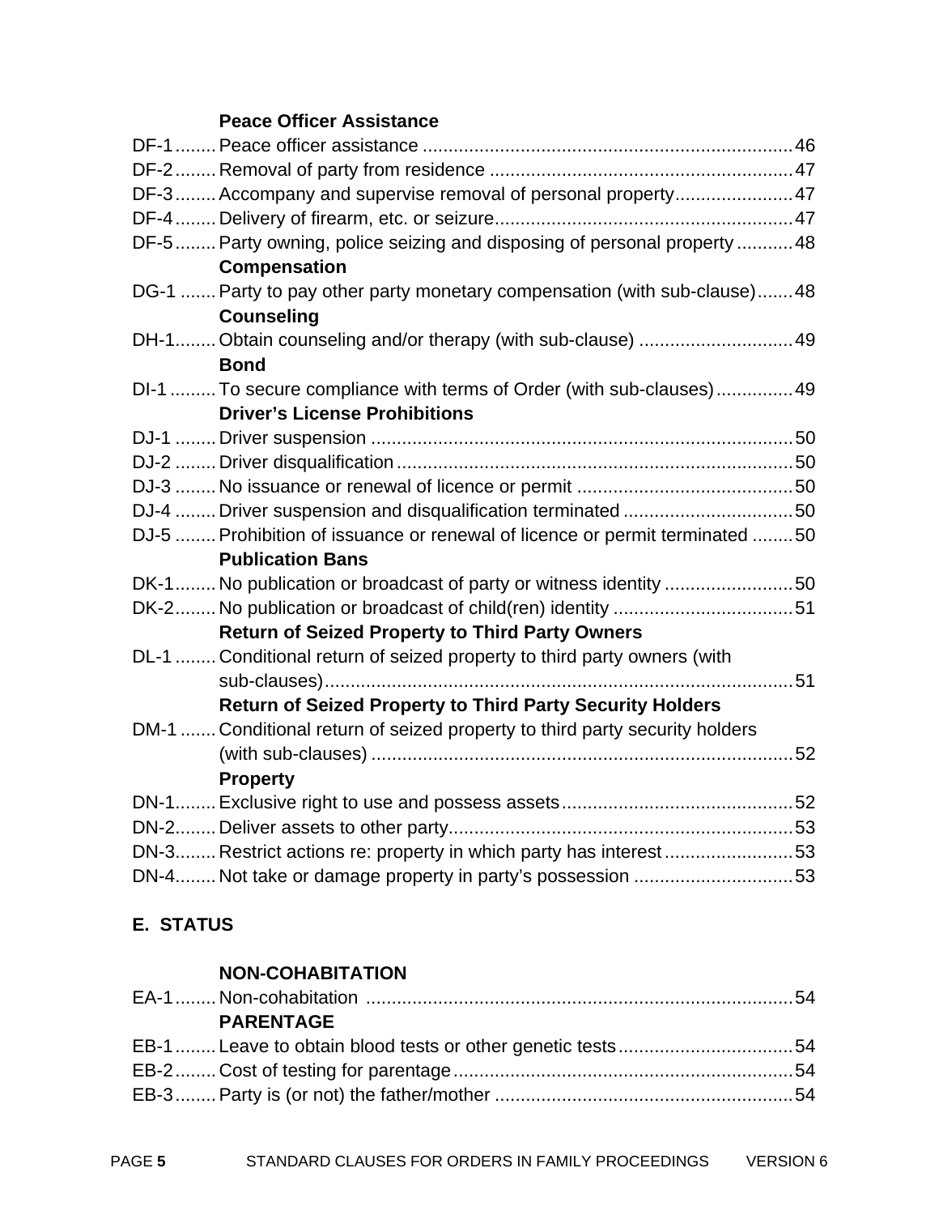**Peace Officer Assistance**

DF-1 ........ Peace officer assistance ........................................................................ 46
DF-2 ........ Removal of party from residence ........................................................... 47
DF-3 ........ Accompany and supervise removal of personal property ....................... 47
DF-4 ........ Delivery of firearm, etc. or seizure .......................................................... 47
DF-5 ........ Party owning, police seizing and disposing of personal property ........... 48

**Compensation**

DG-1 ....... Party to pay other party monetary compensation (with sub-clause) ....... 48

**Counseling**

DH-1 ........ Obtain counseling and/or therapy (with sub-clause) .............................. 49

**Bond**

DI-1 ......... To secure compliance with terms of Order (with sub-clauses) ............... 49

**Driver's License Prohibitions**

DJ-1 ........ Driver suspension .................................................................................. 50
DJ-2 ........ Driver disqualification ............................................................................. 50
DJ-3 ........ No issuance or renewal of licence or permit .......................................... 50
DJ-4 ........ Driver suspension and disqualification terminated ................................. 50
DJ-5 ........ Prohibition of issuance or renewal of licence or permit terminated ........ 50

**Publication Bans**

DK-1 ........ No publication or broadcast of party or witness identity ......................... 50
DK-2 ........ No publication or broadcast of child(ren) identity ................................... 51

**Return of Seized Property to Third Party Owners**

DL-1 ........ Conditional return of seized property to third party owners (with sub-clauses) .......................................................................................... 51

**Return of Seized Property to Third Party Security Holders**

DM-1 ....... Conditional return of seized property to third party security holders (with sub-clauses) .................................................................................. 52

**Property**

DN-1 ........ Exclusive right to use and possess assets ............................................. 52
DN-2 ........ Deliver assets to other party .................................................................. 53
DN-3 ........ Restrict actions re: property in which party has interest ......................... 53
DN-4 ........ Not take or damage property in party's possession ............................... 53

## E. STATUS

**NON-COHABITATION**

EA-1 ........ Non-cohabitation .................................................................................... 54

**PARENTAGE**

EB-1 ........ Leave to obtain blood tests or other genetic tests .................................. 54
EB-2 ........ Cost of testing for parentage .................................................................. 54
EB-3 ........ Party is (or not) the father/mother .......................................................... 54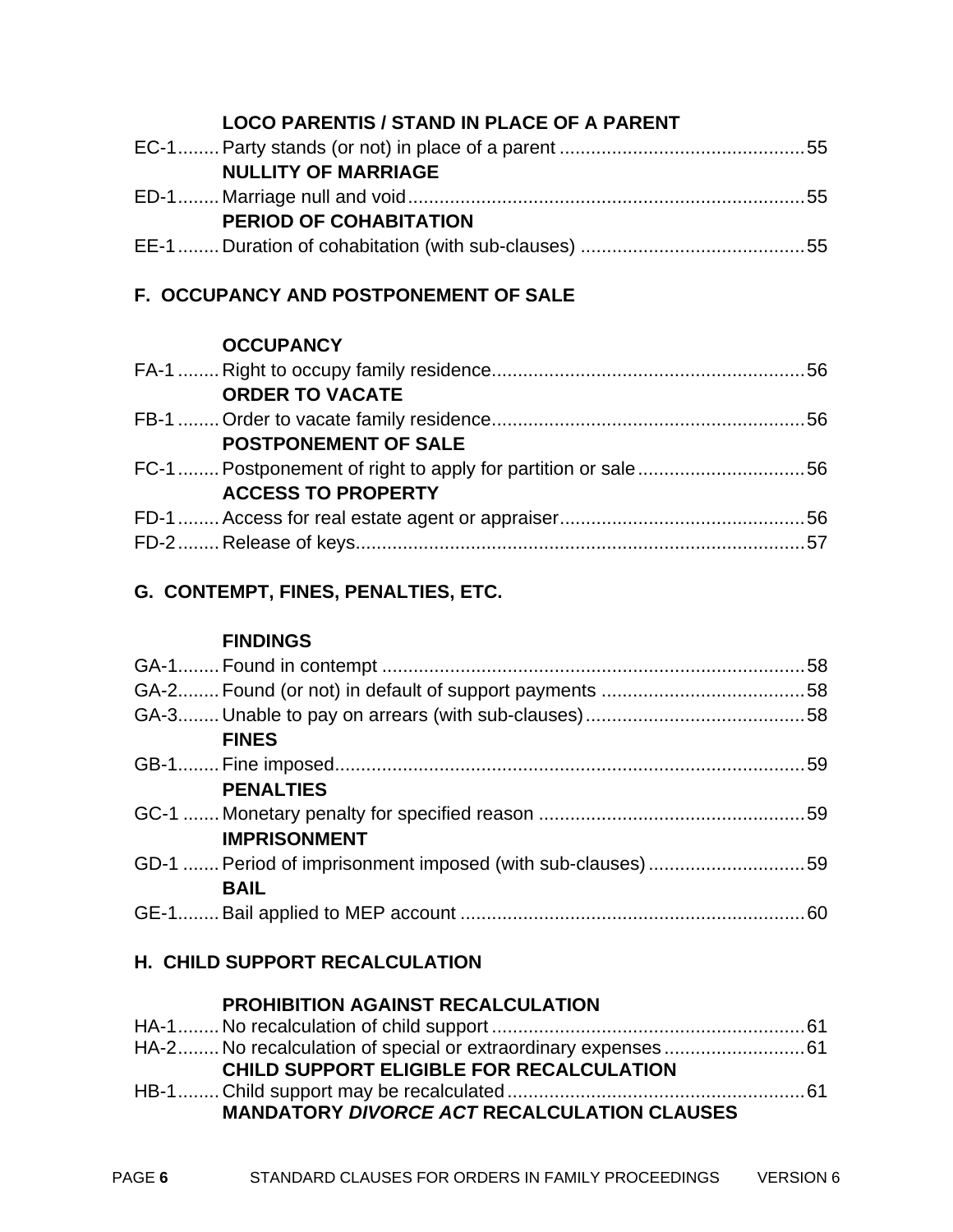**LOCO PARENTIS / STAND IN PLACE OF A PARENT**

EC-1........ Party stands (or not) in place of a parent .............................................. 55

**NULLITY OF MARRIAGE**

ED-1........ Marriage null and void........................................................................... 55

**PERIOD OF COHABITATION**

EE-1........ Duration of cohabitation (with sub-clauses) ........................................... 55

## F. OCCUPANCY AND POSTPONEMENT OF SALE

**OCCUPANCY**

FA-1 ........ Right to occupy family residence........................................................... 56

**ORDER TO VACATE**

FB-1 ........ Order to vacate family residence........................................................... 56

**POSTPONEMENT OF SALE**

FC-1........ Postponement of right to apply for partition or sale................................ 56

**ACCESS TO PROPERTY**

FD-1........ Access for real estate agent or appraiser............................................... 56

FD-2........ Release of keys...................................................................................... 57

## G. CONTEMPT, FINES, PENALTIES, ETC.

**FINDINGS**

GA-1........ Found in contempt ................................................................................. 58

GA-2........ Found (or not) in default of support payments ....................................... 58

GA-3........ Unable to pay on arrears (with sub-clauses).......................................... 58

**FINES**

GB-1........ Fine imposed.......................................................................................... 59

**PENALTIES**

GC-1 ....... Monetary penalty for specified reason ................................................... 59

**IMPRISONMENT**

GD-1 ....... Period of imprisonment imposed (with sub-clauses).............................. 59

**BAIL**

GE-1........ Bail applied to MEP account .................................................................. 60

## H. CHILD SUPPORT RECALCULATION

**PROHIBITION AGAINST RECALCULATION**

HA-1........ No recalculation of child support ............................................................ 61

HA-2........ No recalculation of special or extraordinary expenses........................... 61

**CHILD SUPPORT ELIGIBLE FOR RECALCULATION**

HB-1........ Child support may be recalculated......................................................... 61

**MANDATORY *DIVORCE ACT* RECALCULATION CLAUSES**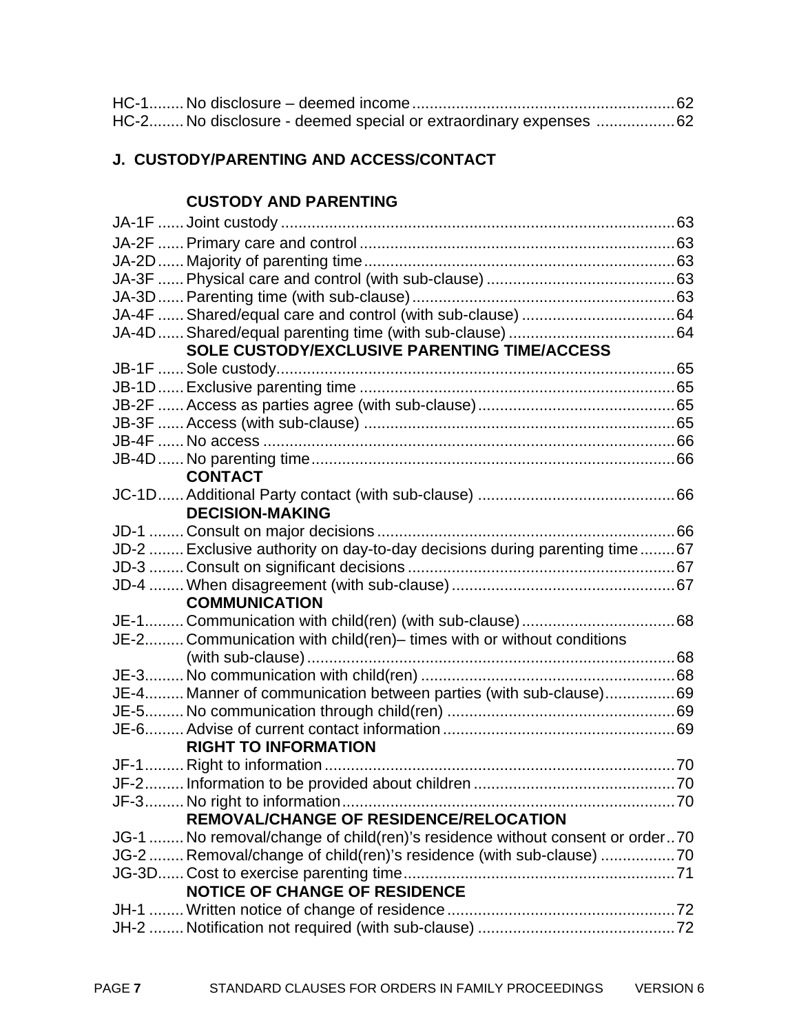HC-1........ No disclosure – deemed income ........................................................... 62
HC-2........ No disclosure - deemed special or extraordinary expenses .................. 62

## J. CUSTODY/PARENTING AND ACCESS/CONTACT

### CUSTODY AND PARENTING

JA-1F ...... Joint custody ......................................................................................... 63
JA-2F ...... Primary care and control ....................................................................... 63
JA-2D ...... Majority of parenting time ...................................................................... 63
JA-3F ...... Physical care and control (with sub-clause) ........................................... 63
JA-3D ...... Parenting time (with sub-clause) ........................................................... 63
JA-4F ...... Shared/equal care and control (with sub-clause) ................................... 64
JA-4D ...... Shared/equal parenting time (with sub-clause) ...................................... 64

### SOLE CUSTODY/EXCLUSIVE PARENTING TIME/ACCESS

JB-1F ...... Sole custody.......................................................................................... 65
JB-1D ...... Exclusive parenting time ....................................................................... 65
JB-2F ...... Access as parties agree (with sub-clause) ............................................. 65
JB-3F ...... Access (with sub-clause) ...................................................................... 65
JB-4F ...... No access ............................................................................................. 66
JB-4D ...... No parenting time.................................................................................. 66

### CONTACT

JC-1D ...... Additional Party contact (with sub-clause) ............................................. 66

### DECISION-MAKING

JD-1 ........ Consult on major decisions ................................................................... 66
JD-2 ........ Exclusive authority on day-to-day decisions during parenting time ........ 67
JD-3 ........ Consult on significant decisions ............................................................ 67
JD-4 ........ When disagreement (with sub-clause) ................................................... 67

### COMMUNICATION

JE-1......... Communication with child(ren) (with sub-clause) ................................... 68
JE-2......... Communication with child(ren)– times with or without conditions (with sub-clause) .................................................................................... 68
JE-3......... No communication with child(ren) ......................................................... 68
JE-4......... Manner of communication between parties (with sub-clause)................ 69
JE-5......... No communication through child(ren) .................................................... 69
JE-6......... Advise of current contact information ..................................................... 69

### RIGHT TO INFORMATION

JF-1......... Right to information ................................................................................ 70
JF-2......... Information to be provided about children ............................................. 70
JF-3......... No right to information ........................................................................... 70

### REMOVAL/CHANGE OF RESIDENCE/RELOCATION

JG-1 ........ No removal/change of child(ren)'s residence without consent or order .. 70
JG-2 ........ Removal/change of child(ren)'s residence (with sub-clause) ................. 70
JG-3D...... Cost to exercise parenting time.............................................................. 71

### NOTICE OF CHANGE OF RESIDENCE

JH-1 ........ Written notice of change of residence .................................................... 72
JH-2 ........ Notification not required (with sub-clause) ............................................. 72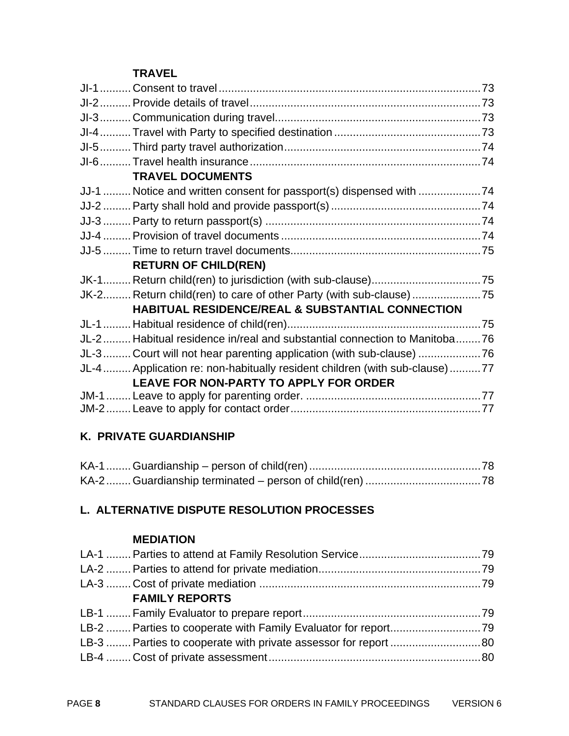**TRAVEL**

JI-1 .......... Consent to travel .......... 73
JI-2 .......... Provide details of travel .......... 73
JI-3 .......... Communication during travel .......... 73
JI-4 .......... Travel with Party to specified destination .......... 73
JI-5 .......... Third party travel authorization .......... 74
JI-6 .......... Travel health insurance .......... 74

**TRAVEL DOCUMENTS**

JJ-1 .......... Notice and written consent for passport(s) dispensed with .......... 74
JJ-2 .......... Party shall hold and provide passport(s) .......... 74
JJ-3 .......... Party to return passport(s) .......... 74
JJ-4 .......... Provision of travel documents .......... 74
JJ-5 .......... Time to return travel documents .......... 75

**RETURN OF CHILD(REN)**

JK-1 .......... Return child(ren) to jurisdiction (with sub-clause) .......... 75
JK-2 .......... Return child(ren) to care of other Party (with sub-clause) .......... 75

**HABITUAL RESIDENCE/REAL & SUBSTANTIAL CONNECTION**

JL-1 .......... Habitual residence of child(ren) .......... 75
JL-2 .......... Habitual residence in/real and substantial connection to Manitoba .......... 76
JL-3 .......... Court will not hear parenting application (with sub-clause) .......... 76
JL-4 .......... Application re: non-habitually resident children (with sub-clause) .......... 77

**LEAVE FOR NON-PARTY TO APPLY FOR ORDER**

JM-1 .......... Leave to apply for parenting order. .......... 77
JM-2 .......... Leave to apply for contact order .......... 77

## K. PRIVATE GUARDIANSHIP

KA-1 .......... Guardianship – person of child(ren) .......... 78
KA-2 .......... Guardianship terminated – person of child(ren) .......... 78

## L. ALTERNATIVE DISPUTE RESOLUTION PROCESSES

**MEDIATION**

LA-1 .......... Parties to attend at Family Resolution Service .......... 79
LA-2 .......... Parties to attend for private mediation .......... 79
LA-3 .......... Cost of private mediation .......... 79

**FAMILY REPORTS**

LB-1 .......... Family Evaluator to prepare report .......... 79
LB-2 .......... Parties to cooperate with Family Evaluator for report .......... 79
LB-3 .......... Parties to cooperate with private assessor for report .......... 80
LB-4 .......... Cost of private assessment .......... 80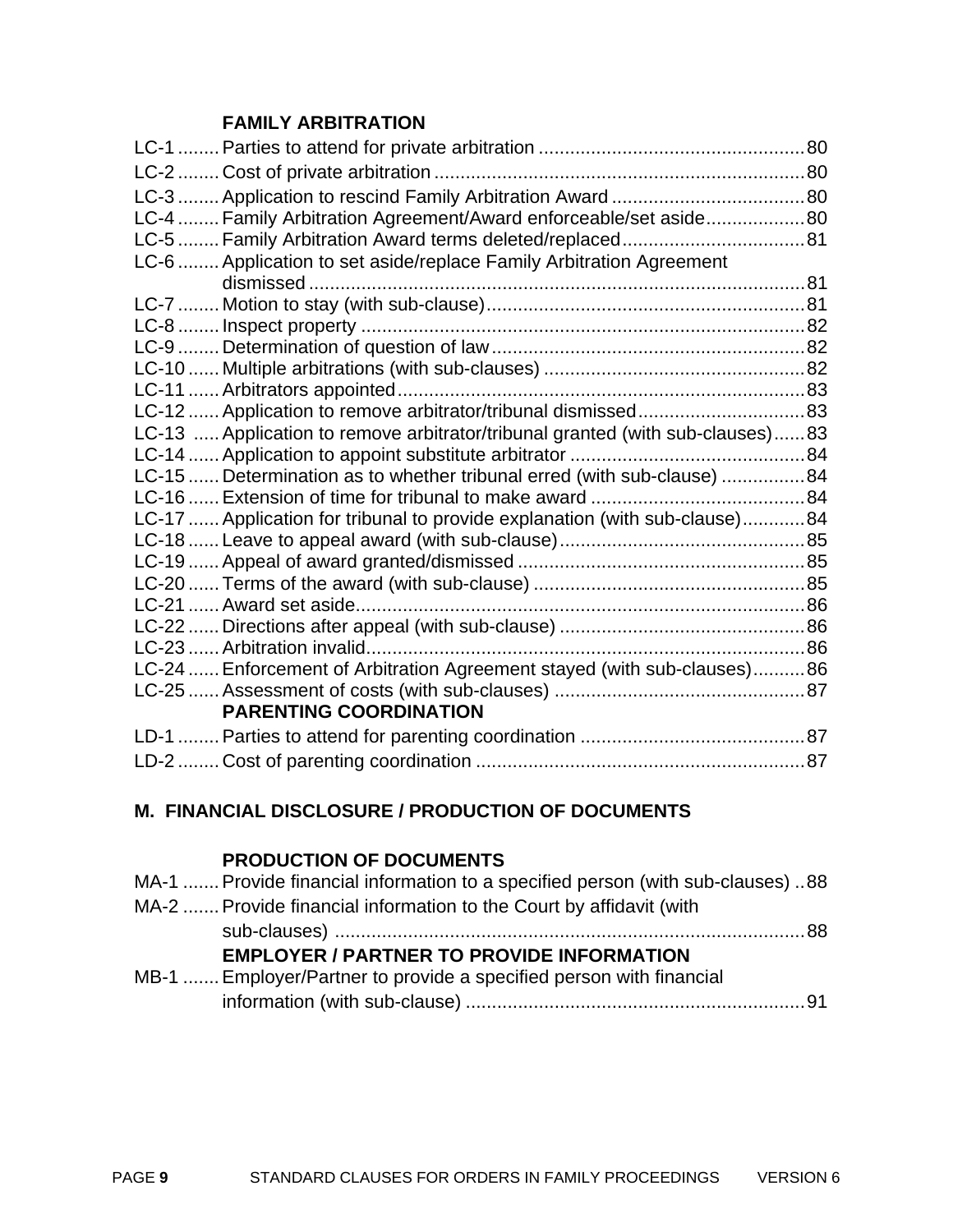**FAMILY ARBITRATION**

LC-1 ........ Parties to attend for private arbitration ................................................... 80
LC-2 ........ Cost of private arbitration ...................................................................... 80
LC-3 ........ Application to rescind Family Arbitration Award ..................................... 80
LC-4 ........ Family Arbitration Agreement/Award enforceable/set aside................... 80
LC-5 ........ Family Arbitration Award terms deleted/replaced................................... 81
LC-6 ........ Application to set aside/replace Family Arbitration Agreement dismissed ............................................................................................... 81
LC-7 ........ Motion to stay (with sub-clause)............................................................. 81
LC-8 ........ Inspect property ..................................................................................... 82
LC-9 ........ Determination of question of law............................................................ 82
LC-10 ...... Multiple arbitrations (with sub-clauses) .................................................. 82
LC-11 ...... Arbitrators appointed.............................................................................. 83
LC-12 ...... Application to remove arbitrator/tribunal dismissed................................ 83
LC-13 ..... Application to remove arbitrator/tribunal granted (with sub-clauses)...... 83
LC-14 ...... Application to appoint substitute arbitrator ............................................. 84
LC-15 ...... Determination as to whether tribunal erred (with sub-clause) ................ 84
LC-16 ...... Extension of time for tribunal to make award ......................................... 84
LC-17 ...... Application for tribunal to provide explanation (with sub-clause)............ 84
LC-18 ...... Leave to appeal award (with sub-clause)............................................... 85
LC-19 ...... Appeal of award granted/dismissed ....................................................... 85
LC-20 ...... Terms of the award (with sub-clause) .................................................... 85
LC-21 ...... Award set aside...................................................................................... 86
LC-22 ...... Directions after appeal (with sub-clause) ............................................... 86
LC-23 ...... Arbitration invalid.................................................................................... 86
LC-24 ...... Enforcement of Arbitration Agreement stayed (with sub-clauses).......... 86
LC-25 ...... Assessment of costs (with sub-clauses) ................................................ 87

**PARENTING COORDINATION**

LD-1 ........ Parties to attend for parenting coordination ........................................... 87
LD-2 ........ Cost of parenting coordination ............................................................... 87

## M. FINANCIAL DISCLOSURE / PRODUCTION OF DOCUMENTS

**PRODUCTION OF DOCUMENTS**

MA-1 ....... Provide financial information to a specified person (with sub-clauses) .. 88
MA-2 ....... Provide financial information to the Court by affidavit (with sub-clauses) ........................................................................................... 88

**EMPLOYER / PARTNER TO PROVIDE INFORMATION**

MB-1 ....... Employer/Partner to provide a specified person with financial information (with sub-clause) ................................................................. 91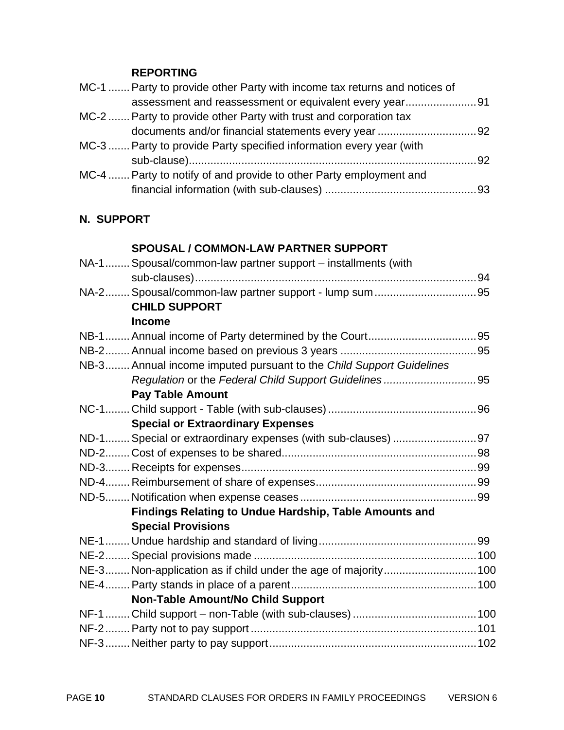**REPORTING**

MC-1 ....... Party to provide other Party with income tax returns and notices of assessment and reassessment or equivalent every year....................... 91

MC-2 ....... Party to provide other Party with trust and corporation tax documents and/or financial statements every year ................................ 92

MC-3 ....... Party to provide Party specified information every year (with sub-clause)............................................................................................. 92

MC-4 ....... Party to notify of and provide to other Party employment and financial information (with sub-clauses) ................................................. 93

## N. SUPPORT

**SPOUSAL / COMMON-LAW PARTNER SUPPORT**

NA-1........ Spousal/common-law partner support – installments (with sub-clauses)........................................................................................... 94

NA-2........ Spousal/common-law partner support - lump sum ................................. 95

**CHILD SUPPORT**

**Income**

NB-1........ Annual income of Party determined by the Court................................... 95

NB-2........ Annual income based on previous 3 years ............................................ 95

NB-3........ Annual income imputed pursuant to the *Child Support Guidelines Regulation* or the *Federal Child Support Guidelines* .............................. 95

**Pay Table Amount**

NC-1........ Child support - Table (with sub-clauses) ................................................ 96

**Special or Extraordinary Expenses**

ND-1........ Special or extraordinary expenses (with sub-clauses) ........................... 97

ND-2........ Cost of expenses to be shared............................................................... 98

ND-3........ Receipts for expenses............................................................................ 99

ND-4........ Reimbursement of share of expenses.................................................... 99

ND-5........ Notification when expense ceases ......................................................... 99

**Findings Relating to Undue Hardship, Table Amounts and Special Provisions**

NE-1........ Undue hardship and standard of living................................................... 99

NE-2........ Special provisions made ........................................................................ 100

NE-3........ Non-application as if child under the age of majority.............................. 100

NE-4........ Party stands in place of a parent............................................................ 100

**Non-Table Amount/No Child Support**

NF-1........ Child support – non-Table (with sub-clauses) ........................................ 100

NF-2........ Party not to pay support......................................................................... 101

NF-3........ Neither party to pay support................................................................... 102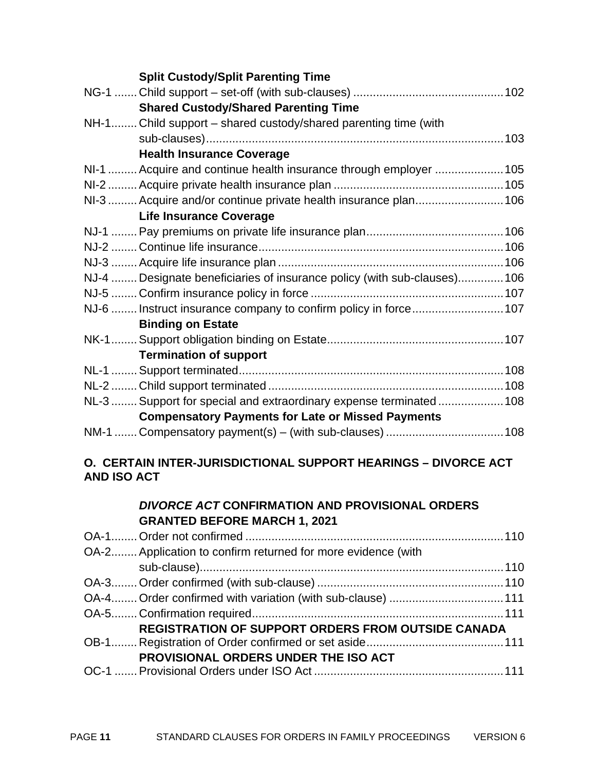**Split Custody/Split Parenting Time**

NG-1 ....... Child support – set-off (with sub-clauses) ............................................. 102

**Shared Custody/Shared Parenting Time**

NH-1........ Child support – shared custody/shared parenting time (with sub-clauses)........................................................................................... 103

**Health Insurance Coverage**

NI-1 ......... Acquire and continue health insurance through employer ..................... 105

NI-2 ......... Acquire private health insurance plan ................................................... 105

NI-3 ......... Acquire and/or continue private health insurance plan........................... 106

**Life Insurance Coverage**

NJ-1 ........ Pay premiums on private life insurance plan.......................................... 106

NJ-2 ........ Continue life insurance.......................................................................... 106

NJ-3 ........ Acquire life insurance plan .................................................................... 106

NJ-4 ........ Designate beneficiaries of insurance policy (with sub-clauses)............. 106

NJ-5 ........ Confirm insurance policy in force .......................................................... 107

NJ-6 ........ Instruct insurance company to confirm policy in force............................ 107

**Binding on Estate**

NK-1........ Support obligation binding on Estate...................................................... 107

**Termination of support**

NL-1 ........ Support terminated................................................................................ 108

NL-2 ........ Child support terminated ....................................................................... 108

NL-3 ........ Support for special and extraordinary expense terminated .................... 108

**Compensatory Payments for Late or Missed Payments**

NM-1 ....... Compensatory payment(s) – (with sub-clauses) .................................... 108

## O. CERTAIN INTER-JURISDICTIONAL SUPPORT HEARINGS – DIVORCE ACT AND ISO ACT

***DIVORCE ACT* CONFIRMATION AND PROVISIONAL ORDERS GRANTED BEFORE MARCH 1, 2021**

OA-1........ Order not confirmed .............................................................................. 110

OA-2........ Application to confirm returned for more evidence (with sub-clause)............................................................................................. 110

OA-3........ Order confirmed (with sub-clause) ........................................................ 110

OA-4........ Order confirmed with variation (with sub-clause) .................................. 111

OA-5........ Confirmation required............................................................................ 111

**REGISTRATION OF SUPPORT ORDERS FROM OUTSIDE CANADA**

OB-1........ Registration of Order confirmed or set aside......................................... 111

**PROVISIONAL ORDERS UNDER THE ISO ACT**

OC-1 ....... Provisional Orders under ISO Act ......................................................... 111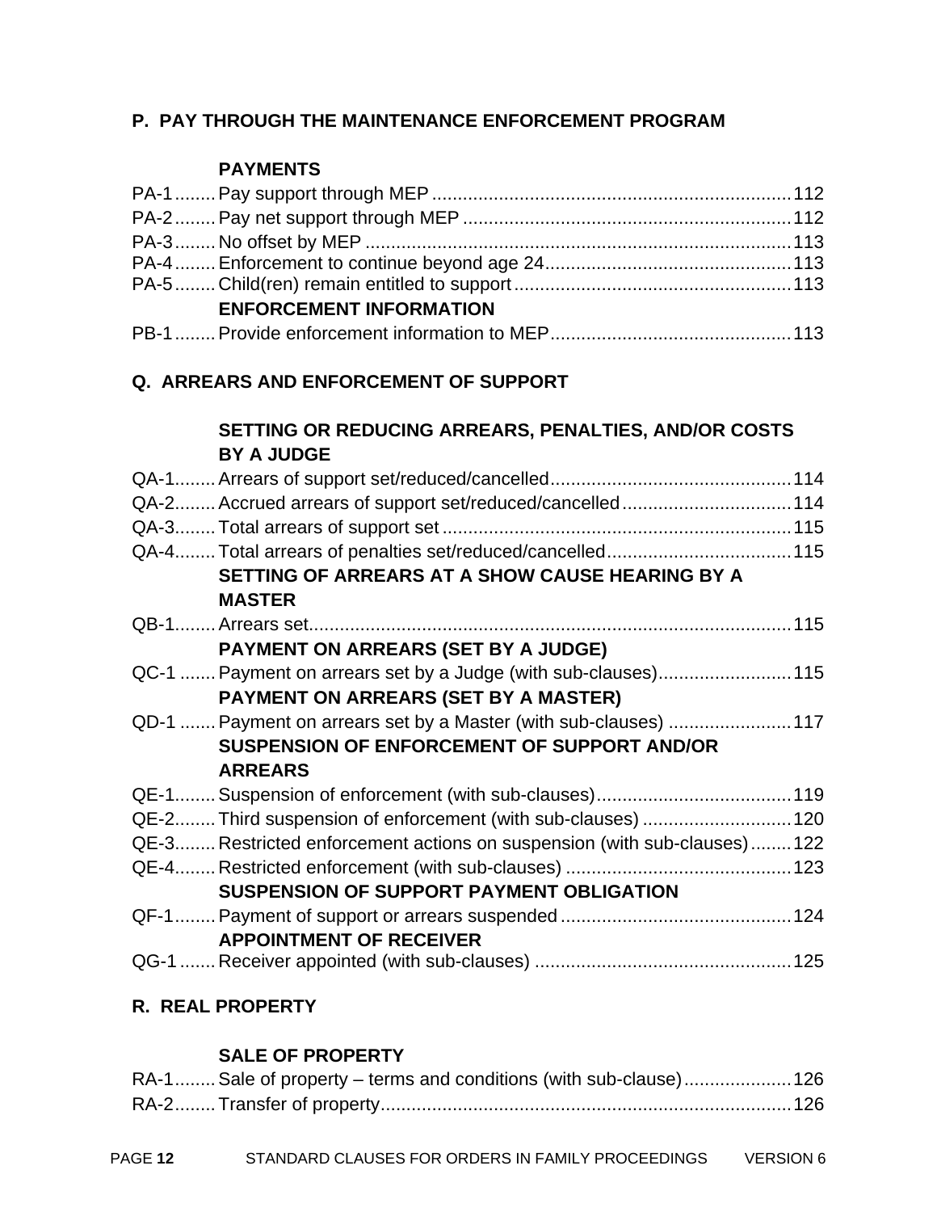## P. PAY THROUGH THE MAINTENANCE ENFORCEMENT PROGRAM

### PAYMENTS

PA-1........Pay support through MEP........112
PA-2........Pay net support through MEP........112
PA-3........No offset by MEP........113
PA-4........Enforcement to continue beyond age 24........113
PA-5........Child(ren) remain entitled to support........113

### ENFORCEMENT INFORMATION

PB-1........Provide enforcement information to MEP........113

## Q. ARREARS AND ENFORCEMENT OF SUPPORT

### SETTING OR REDUCING ARREARS, PENALTIES, AND/OR COSTS BY A JUDGE

QA-1........Arrears of support set/reduced/cancelled........114
QA-2........Accrued arrears of support set/reduced/cancelled........114
QA-3........Total arrears of support set........115
QA-4........Total arrears of penalties set/reduced/cancelled........115

### SETTING OF ARREARS AT A SHOW CAUSE HEARING BY A MASTER

QB-1........Arrears set........115

### PAYMENT ON ARREARS (SET BY A JUDGE)

QC-1........Payment on arrears set by a Judge (with sub-clauses)........115

### PAYMENT ON ARREARS (SET BY A MASTER)

QD-1........Payment on arrears set by a Master (with sub-clauses)........117

### SUSPENSION OF ENFORCEMENT OF SUPPORT AND/OR ARREARS

QE-1........Suspension of enforcement (with sub-clauses)........119
QE-2........Third suspension of enforcement (with sub-clauses)........120
QE-3........Restricted enforcement actions on suspension (with sub-clauses)........122
QE-4........Restricted enforcement (with sub-clauses)........123

### SUSPENSION OF SUPPORT PAYMENT OBLIGATION

QF-1........Payment of support or arrears suspended........124

### APPOINTMENT OF RECEIVER

QG-1........Receiver appointed (with sub-clauses)........125

## R. REAL PROPERTY

### SALE OF PROPERTY

RA-1........Sale of property – terms and conditions (with sub-clause)........126
RA-2........Transfer of property........126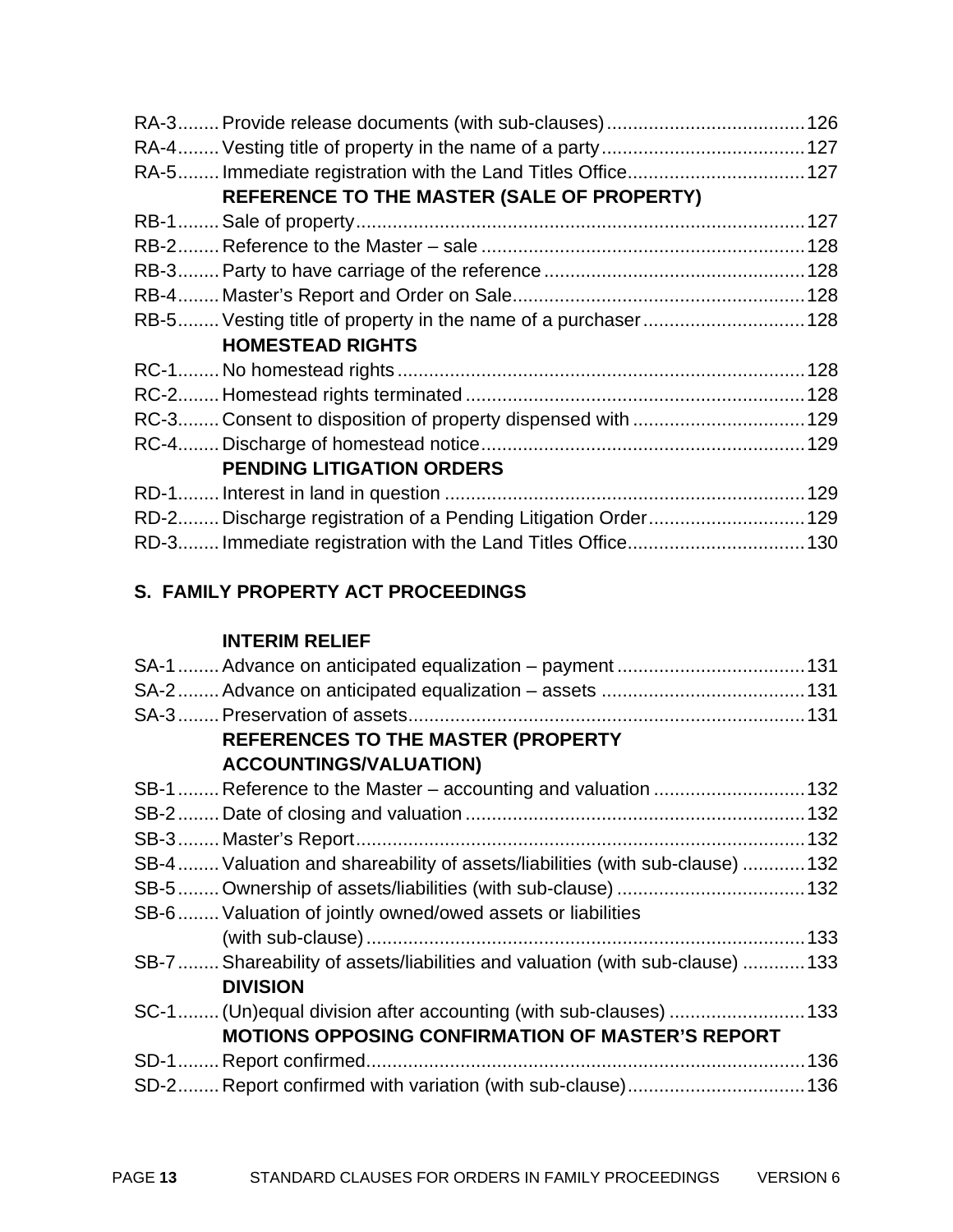RA-3........ Provide release documents (with sub-clauses) ..................................... 126
RA-4........ Vesting title of property in the name of a party ...................................... 127
RA-5........ Immediate registration with the Land Titles Office ................................. 127

**REFERENCE TO THE MASTER (SALE OF PROPERTY)**

RB-1........ Sale of property ..................................................................................... 127
RB-2........ Reference to the Master – sale ............................................................. 128
RB-3........ Party to have carriage of the reference ................................................. 128
RB-4........ Master's Report and Order on Sale ....................................................... 128
RB-5........ Vesting title of property in the name of a purchaser .............................. 128

**HOMESTEAD RIGHTS**

RC-1........ No homestead rights ............................................................................. 128
RC-2........ Homestead rights terminated ................................................................ 128
RC-3........ Consent to disposition of property dispensed with ................................ 129
RC-4........ Discharge of homestead notice ............................................................. 129

**PENDING LITIGATION ORDERS**

RD-1........ Interest in land in question .................................................................... 129
RD-2........ Discharge registration of a Pending Litigation Order ............................. 129
RD-3........ Immediate registration with the Land Titles Office ................................. 130

## S. FAMILY PROPERTY ACT PROCEEDINGS

**INTERIM RELIEF**

SA-1........ Advance on anticipated equalization – payment ................................... 131
SA-2........ Advance on anticipated equalization – assets ...................................... 131
SA-3........ Preservation of assets ........................................................................... 131

**REFERENCES TO THE MASTER (PROPERTY ACCOUNTINGS/VALUATION)**

SB-1........ Reference to the Master – accounting and valuation ............................ 132
SB-2........ Date of closing and valuation ................................................................ 132
SB-3........ Master's Report ..................................................................................... 132
SB-4........ Valuation and shareability of assets/liabilities (with sub-clause) ........... 132
SB-5........ Ownership of assets/liabilities (with sub-clause) .................................... 132
SB-6........ Valuation of jointly owned/owed assets or liabilities (with sub-clause) ................................................................................... 133
SB-7........ Shareability of assets/liabilities and valuation (with sub-clause) ........... 133

**DIVISION**

SC-1........ (Un)equal division after accounting (with sub-clauses) ......................... 133

**MOTIONS OPPOSING CONFIRMATION OF MASTER'S REPORT**

SD-1........ Report confirmed ................................................................................... 136
SD-2........ Report confirmed with variation (with sub-clause) ................................. 136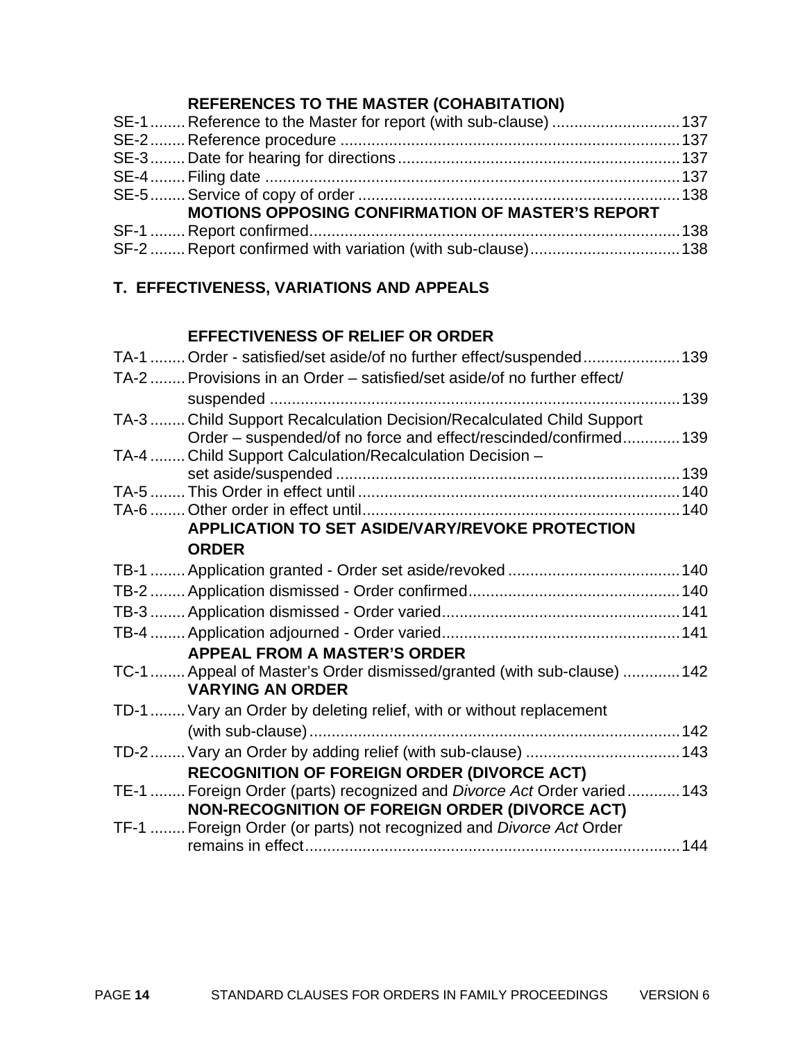**REFERENCES TO THE MASTER (COHABITATION)**

SE-1........Reference to the Master for report (with sub-clause) ............................137
SE-2........Reference procedure ............................................................................137
SE-3........Date for hearing for directions...............................................................137
SE-4........Filing date ............................................................................................137
SE-5........Service of copy of order ........................................................................138

**MOTIONS OPPOSING CONFIRMATION OF MASTER'S REPORT**

SF-1........Report confirmed...................................................................................138
SF-2........Report confirmed with variation (with sub-clause).................................138

## T. EFFECTIVENESS, VARIATIONS AND APPEALS

**EFFECTIVENESS OF RELIEF OR ORDER**

TA-1........Order - satisfied/set aside/of no further effect/suspended.....................139
TA-2........Provisions in an Order – satisfied/set aside/of no further effect/ suspended ............................................................................................139
TA-3........Child Support Recalculation Decision/Recalculated Child Support Order – suspended/of no force and effect/rescinded/confirmed............139
TA-4........Child Support Calculation/Recalculation Decision – set aside/suspended .............................................................................139
TA-5........This Order in effect until........................................................................140
TA-6........Other order in effect until.......................................................................140

**APPLICATION TO SET ASIDE/VARY/REVOKE PROTECTION ORDER**

TB-1........Application granted - Order set aside/revoked ......................................140
TB-2........Application dismissed - Order confirmed...............................................140
TB-3........Application dismissed - Order varied.....................................................141
TB-4........Application adjourned - Order varied.....................................................141

**APPEAL FROM A MASTER'S ORDER**

TC-1........Appeal of Master's Order dismissed/granted (with sub-clause) ............142

**VARYING AN ORDER**

TD-1........Vary an Order by deleting relief, with or without replacement (with sub-clause)....................................................................................142
TD-2........Vary an Order by adding relief (with sub-clause) ..................................143

**RECOGNITION OF FOREIGN ORDER (DIVORCE ACT)**

TE-1........Foreign Order (parts) recognized and *Divorce Act* Order varied...........143

**NON-RECOGNITION OF FOREIGN ORDER (DIVORCE ACT)**

TF-1........Foreign Order (or parts) not recognized and *Divorce Act* Order remains in effect.....................................................................................144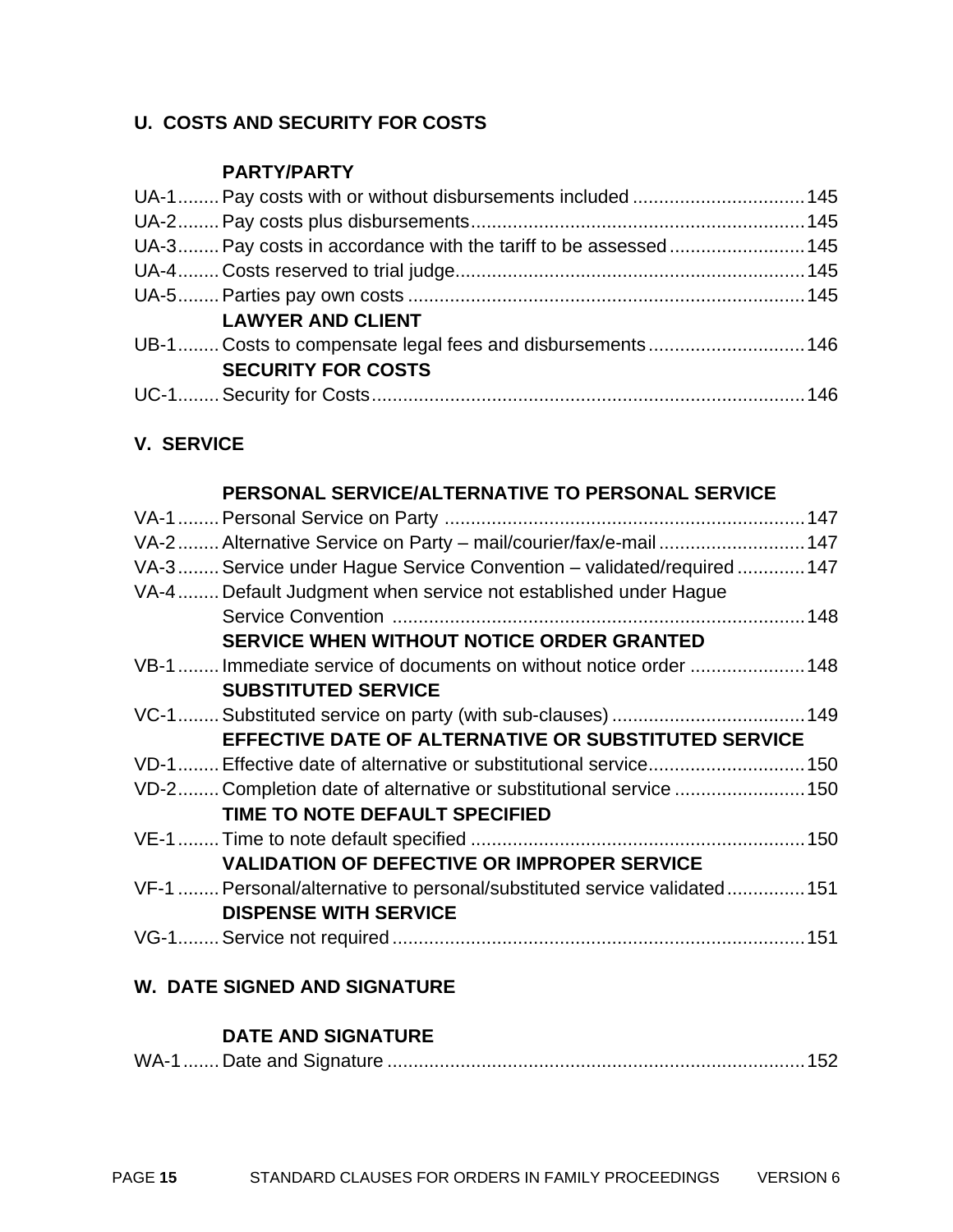## U. COSTS AND SECURITY FOR COSTS

**PARTY/PARTY**

UA-1........Pay costs with or without disbursements included ................................145
UA-2........Pay costs plus disbursements...............................................................145
UA-3........Pay costs in accordance with the tariff to be assessed.........................145
UA-4........Costs reserved to trial judge..................................................................145
UA-5........Parties pay own costs ...........................................................................145

**LAWYER AND CLIENT**

UB-1........Costs to compensate legal fees and disbursements.............................146

**SECURITY FOR COSTS**

UC-1........Security for Costs..................................................................................146

## V. SERVICE

**PERSONAL SERVICE/ALTERNATIVE TO PERSONAL SERVICE**

VA-1........Personal Service on Party ....................................................................147
VA-2........Alternative Service on Party – mail/courier/fax/e-mail............................147
VA-3........Service under Hague Service Convention – validated/required.............147
VA-4........Default Judgment when service not established under Hague Service Convention ..............................................................................148

**SERVICE WHEN WITHOUT NOTICE ORDER GRANTED**

VB-1........Immediate service of documents on without notice order ......................148

**SUBSTITUTED SERVICE**

VC-1........Substituted service on party (with sub-clauses) ....................................149

**EFFECTIVE DATE OF ALTERNATIVE OR SUBSTITUTED SERVICE**

VD-1........Effective date of alternative or substitutional service..............................150
VD-2........Completion date of alternative or substitutional service .........................150

**TIME TO NOTE DEFAULT SPECIFIED**

VE-1........Time to note default specified ...............................................................150

**VALIDATION OF DEFECTIVE OR IMPROPER SERVICE**

VF-1 ........Personal/alternative to personal/substituted service validated...............151

**DISPENSE WITH SERVICE**

VG-1........Service not required..............................................................................151

## W. DATE SIGNED AND SIGNATURE

**DATE AND SIGNATURE**

WA-1.......Date and Signature ...............................................................................152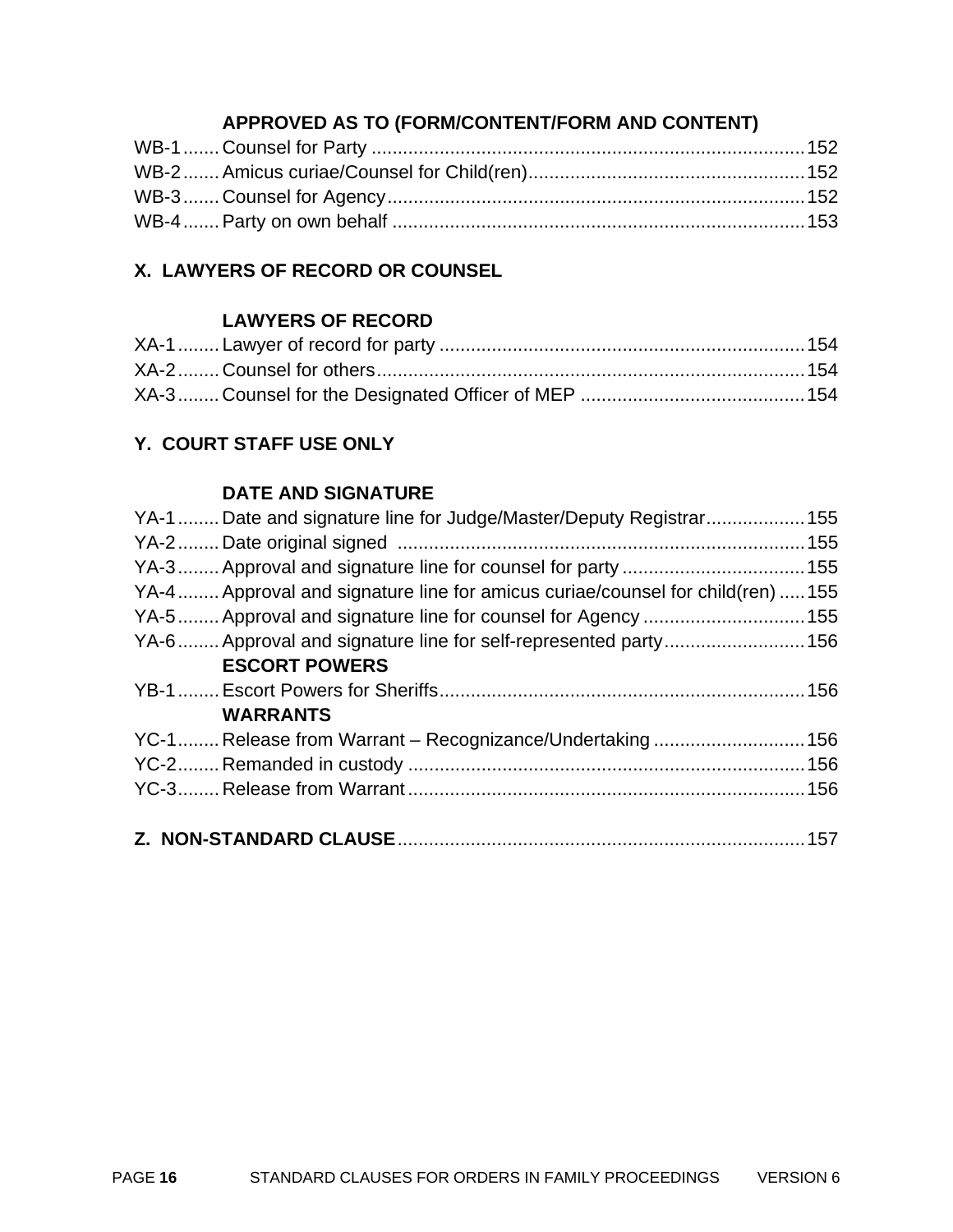**APPROVED AS TO (FORM/CONTENT/FORM AND CONTENT)**

WB-1 ....... Counset for Party .................................................................................. 152
WB-2 ....... Amicus curiae/Counsel for Child(ren).................................................... 152
WB-3 ....... Counsel for Agency............................................................................... 152
WB-4 ....... Party on own behalf .............................................................................. 153

**X. LAWYERS OF RECORD OR COUNSEL**

**LAWYERS OF RECORD**

XA-1 ........ Lawyer of record for party ..................................................................... 154
XA-2 ........ Counsel for others.................................................................................. 154
XA-3 ........ Counsel for the Designated Officer of MEP ........................................... 154

**Y. COURT STAFF USE ONLY**

**DATE AND SIGNATURE**

YA-1 ........ Date and signature line for Judge/Master/Deputy Registrar................... 155
YA-2 ........ Date original signed ............................................................................. 155
YA-3 ........ Approval and signature line for counsel for party ................................... 155
YA-4 ........ Approval and signature line for amicus curiae/counsel for child(ren) ..... 155
YA-5 ........ Approval and signature line for counsel for Agency ............................... 155
YA-6 ........ Approval and signature line for self-represented party........................... 156

**ESCORT POWERS**

YB-1 ........ Escort Powers for Sheriffs...................................................................... 156

**WARRANTS**

YC-1 ........ Release from Warrant – Recognizance/Undertaking ............................. 156
YC-2 ........ Remanded in custody ............................................................................ 156
YC-3 ........ Release from Warrant............................................................................ 156

**Z. NON-STANDARD CLAUSE**............................................................................. 157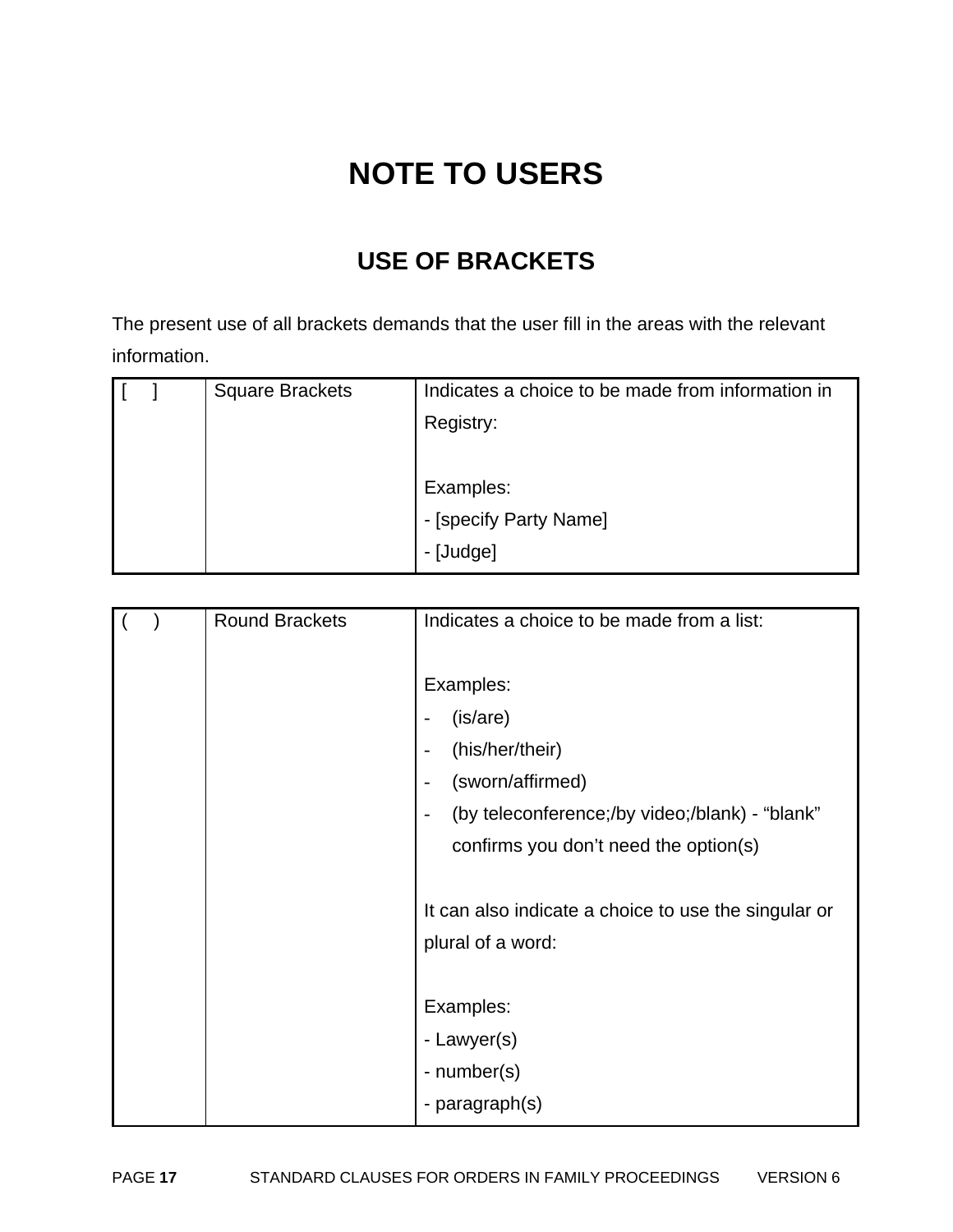# NOTE TO USERS

## USE OF BRACKETS

The present use of all brackets demands that the user fill in the areas with the relevant information.

| [ ] | Square Brackets | Indicates a choice to be made from information in Registry:<br><br>Examples:<br>- [specify Party Name]<br>- [Judge] |
|---|---|---|

| ( ) | Round Brackets | Indicates a choice to be made from a list:<br><br>Examples:<br>- (is/are)<br>- (his/her/their)<br>- (sworn/affirmed)<br>- (by teleconference;/by video;/blank) - "blank" confirms you don't need the option(s)<br><br>It can also indicate a choice to use the singular or plural of a word:<br><br>Examples:<br>- Lawyer(s)<br>- number(s)<br>- paragraph(s) |
|---|---|---|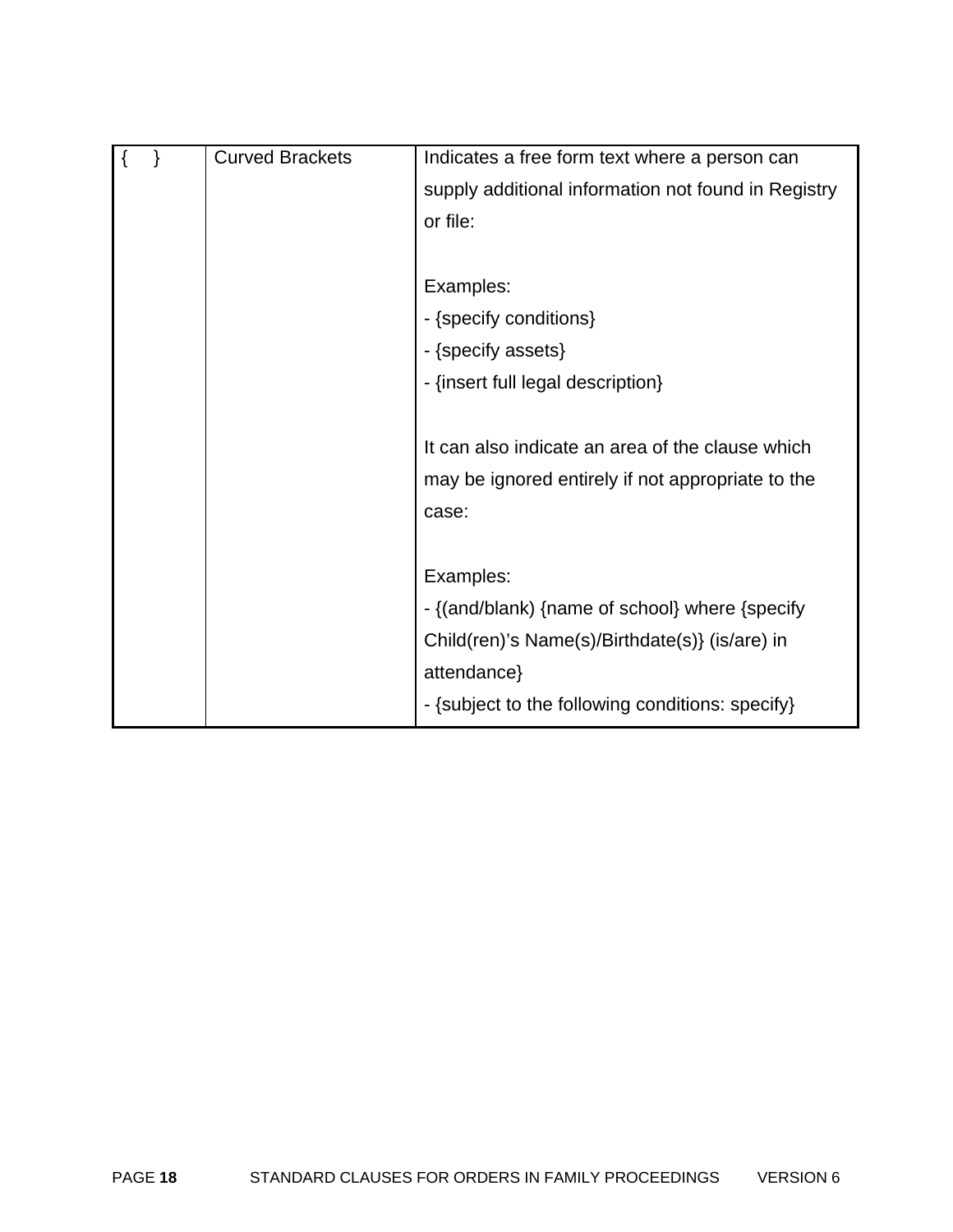| { } | Curved Brackets | Indicates a free form text where a person can supply additional information not found in Registry or file:<br><br>Examples:<br>- {specify conditions}<br>- {specify assets}<br>- {insert full legal description}<br><br>It can also indicate an area of the clause which may be ignored entirely if not appropriate to the case:<br><br>Examples:<br>- {(and/blank) {name of school} where {specify Child(ren)'s Name(s)/Birthdate(s)} (is/are) in attendance}<br>- {subject to the following conditions: specify} |
|---|---|---|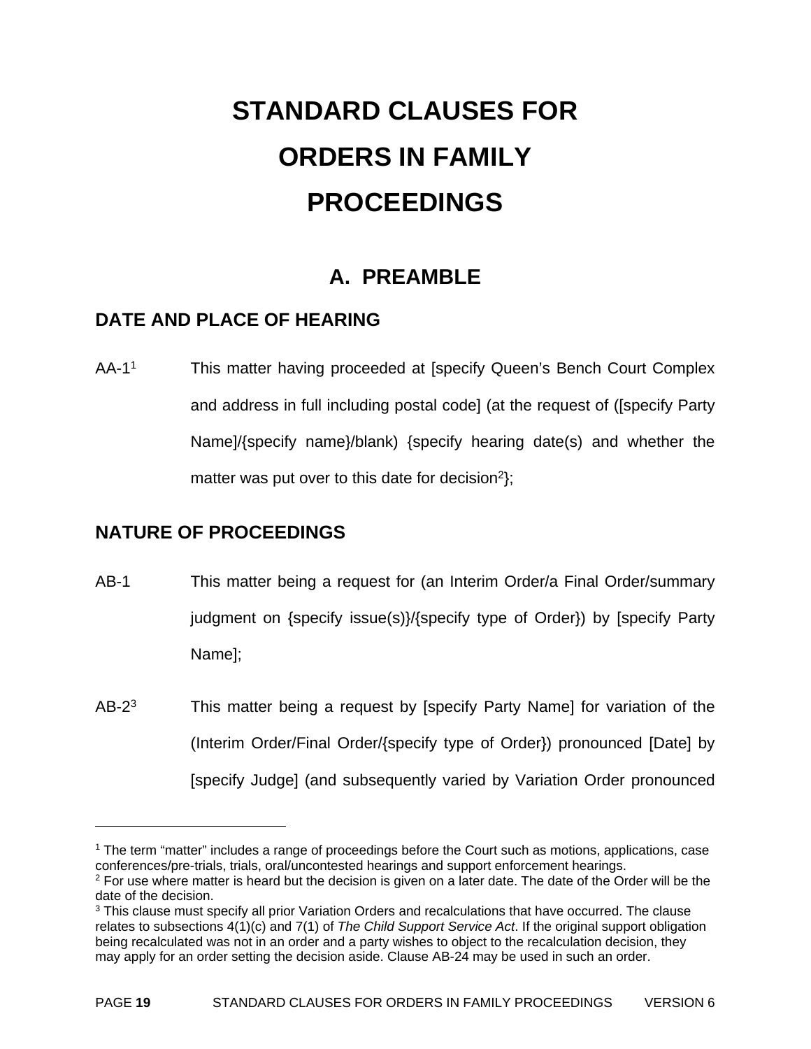# STANDARD CLAUSES FOR ORDERS IN FAMILY PROCEEDINGS

## A. PREAMBLE

### DATE AND PLACE OF HEARING

AA-1[1] This matter having proceeded at [specify Queen's Bench Court Complex and address in full including postal code] (at the request of ([specify Party Name]/{specify name}/blank) {specify hearing date(s) and whether the matter was put over to this date for decision[2]};

### NATURE OF PROCEEDINGS

AB-1 This matter being a request for (an Interim Order/a Final Order/summary judgment on {specify issue(s)}/{specify type of Order}) by [specify Party Name];

AB-2[3] This matter being a request by [specify Party Name] for variation of the (Interim Order/Final Order/{specify type of Order}) pronounced [Date] by [specify Judge] (and subsequently varied by Variation Order pronounced

---

[1] The term "matter" includes a range of proceedings before the Court such as motions, applications, case conferences/pre-trials, trials, oral/uncontested hearings and support enforcement hearings.

[2] For use where matter is heard but the decision is given on a later date. The date of the Order will be the date of the decision.

[3] This clause must specify all prior Variation Orders and recalculations that have occurred. The clause relates to subsections 4(1)(c) and 7(1) of *The Child Support Service Act*. If the original support obligation being recalculated was not in an order and a party wishes to object to the recalculation decision, they may apply for an order setting the decision aside. Clause AB-24 may be used in such an order.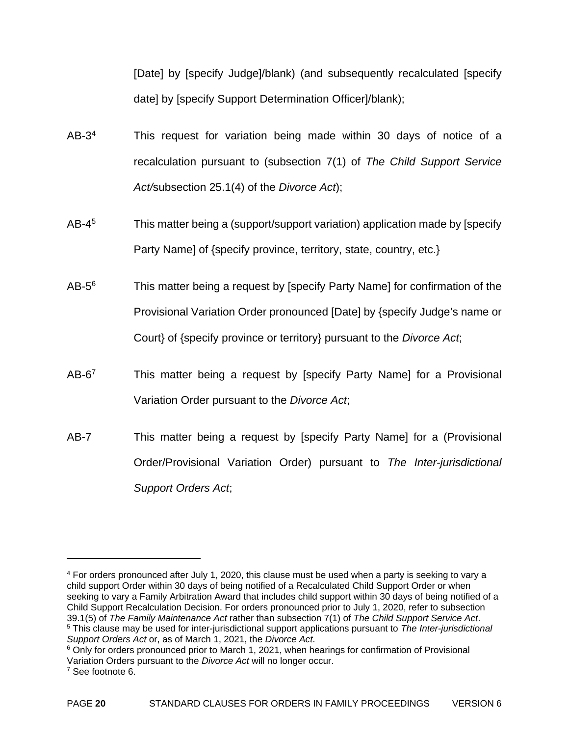[Date] by [specify Judge]/blank) (and subsequently recalculated [specify date] by [specify Support Determination Officer]/blank);

AB-3[4] This request for variation being made within 30 days of notice of a recalculation pursuant to (subsection 7(1) of *The Child Support Service Act/*subsection 25.1(4) of the *Divorce Act*);

AB-4[5] This matter being a (support/support variation) application made by [specify Party Name] of {specify province, territory, state, country, etc.}

AB-5[6] This matter being a request by [specify Party Name] for confirmation of the Provisional Variation Order pronounced [Date] by {specify Judge's name or Court} of {specify province or territory} pursuant to the *Divorce Act*;

AB-6[7] This matter being a request by [specify Party Name] for a Provisional Variation Order pursuant to the *Divorce Act*;

AB-7 This matter being a request by [specify Party Name] for a (Provisional Order/Provisional Variation Order) pursuant to *The Inter-jurisdictional Support Orders Act*;

---

[4] For orders pronounced after July 1, 2020, this clause must be used when a party is seeking to vary a child support Order within 30 days of being notified of a Recalculated Child Support Order or when seeking to vary a Family Arbitration Award that includes child support within 30 days of being notified of a Child Support Recalculation Decision. For orders pronounced prior to July 1, 2020, refer to subsection 39.1(5) of *The Family Maintenance Act* rather than subsection 7(1) of *The Child Support Service Act*.

[5] This clause may be used for inter-jurisdictional support applications pursuant to *The Inter-jurisdictional Support Orders Act* or, as of March 1, 2021, the *Divorce Act*.

[6] Only for orders pronounced prior to March 1, 2021, when hearings for confirmation of Provisional Variation Orders pursuant to the *Divorce Act* will no longer occur.

[7] See footnote 6.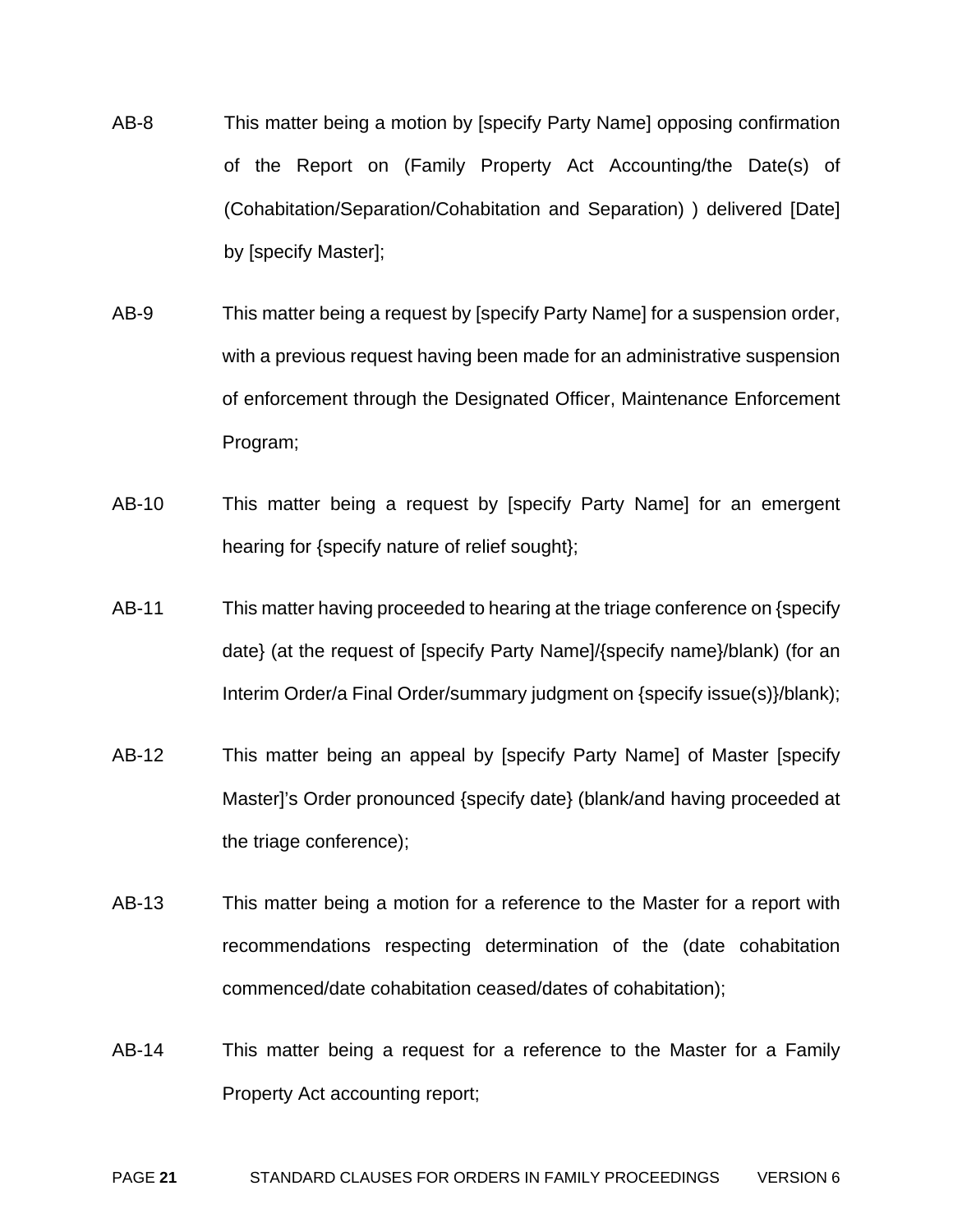AB-8 This matter being a motion by [specify Party Name] opposing confirmation of the Report on (Family Property Act Accounting/the Date(s) of (Cohabitation/Separation/Cohabitation and Separation) ) delivered [Date] by [specify Master];

AB-9 This matter being a request by [specify Party Name] for a suspension order, with a previous request having been made for an administrative suspension of enforcement through the Designated Officer, Maintenance Enforcement Program;

AB-10 This matter being a request by [specify Party Name] for an emergent hearing for {specify nature of relief sought};

AB-11 This matter having proceeded to hearing at the triage conference on {specify date} (at the request of [specify Party Name]/{specify name}/blank) (for an Interim Order/a Final Order/summary judgment on {specify issue(s)}/blank);

AB-12 This matter being an appeal by [specify Party Name] of Master [specify Master]'s Order pronounced {specify date} (blank/and having proceeded at the triage conference);

AB-13 This matter being a motion for a reference to the Master for a report with recommendations respecting determination of the (date cohabitation commenced/date cohabitation ceased/dates of cohabitation);

AB-14 This matter being a request for a reference to the Master for a Family Property Act accounting report;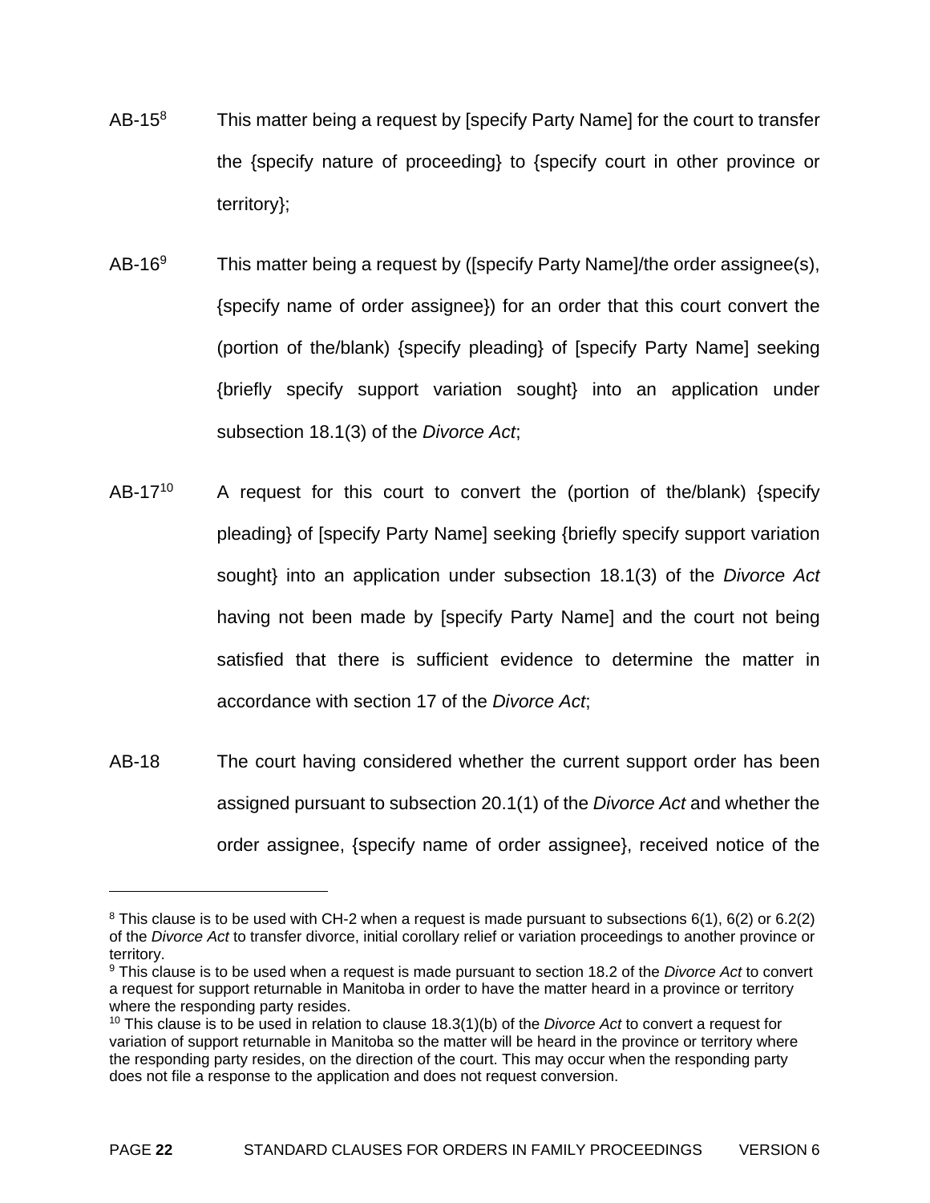AB-15[8] This matter being a request by [specify Party Name] for the court to transfer the {specify nature of proceeding} to {specify court in other province or territory};

AB-16[9] This matter being a request by ([specify Party Name]/the order assignee(s), {specify name of order assignee}) for an order that this court convert the (portion of the/blank) {specify pleading} of [specify Party Name] seeking {briefly specify support variation sought} into an application under subsection 18.1(3) of the *Divorce Act*;

AB-17[10] A request for this court to convert the (portion of the/blank) {specify pleading} of [specify Party Name] seeking {briefly specify support variation sought} into an application under subsection 18.1(3) of the *Divorce Act* having not been made by [specify Party Name] and the court not being satisfied that there is sufficient evidence to determine the matter in accordance with section 17 of the *Divorce Act*;

AB-18 The court having considered whether the current support order has been assigned pursuant to subsection 20.1(1) of the *Divorce Act* and whether the order assignee, {specify name of order assignee}, received notice of the

---

[8] This clause is to be used with CH-2 when a request is made pursuant to subsections 6(1), 6(2) or 6.2(2) of the *Divorce Act* to transfer divorce, initial corollary relief or variation proceedings to another province or territory.

[9] This clause is to be used when a request is made pursuant to section 18.2 of the *Divorce Act* to convert a request for support returnable in Manitoba in order to have the matter heard in a province or territory where the responding party resides.

[10] This clause is to be used in relation to clause 18.3(1)(b) of the *Divorce Act* to convert a request for variation of support returnable in Manitoba so the matter will be heard in the province or territory where the responding party resides, on the direction of the court. This may occur when the responding party does not file a response to the application and does not request conversion.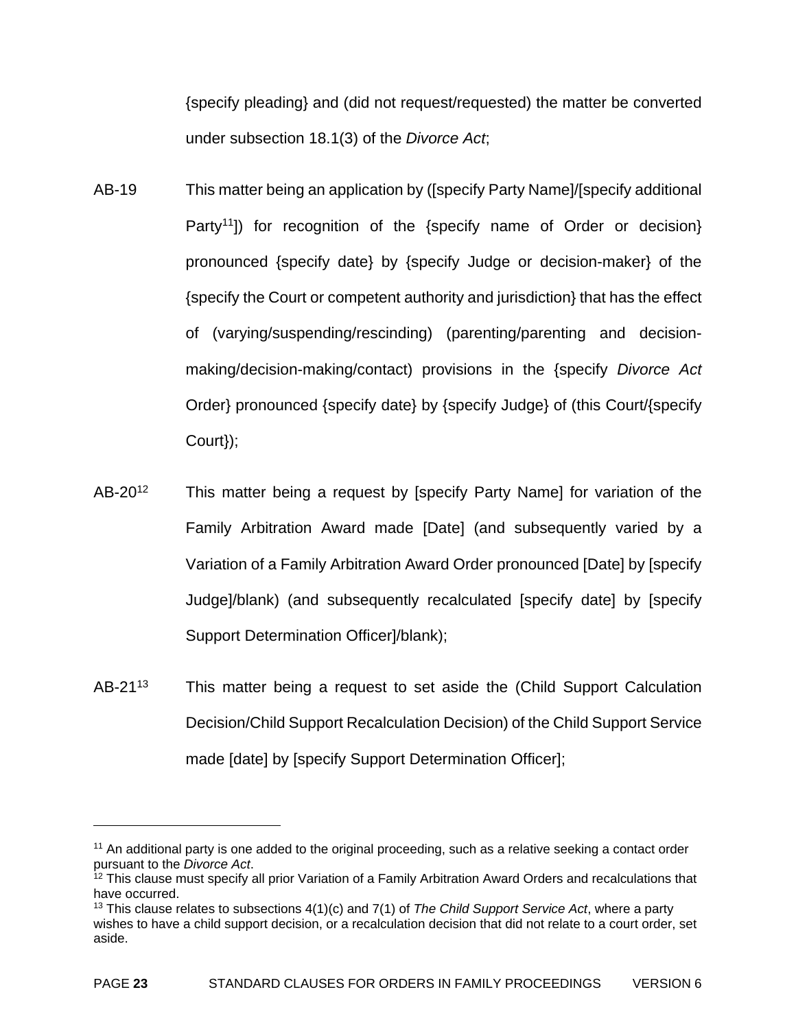{specify pleading} and (did not request/requested) the matter be converted under subsection 18.1(3) of the *Divorce Act*;

AB-19 This matter being an application by ([specify Party Name]/[specify additional Party[11]]) for recognition of the {specify name of Order or decision} pronounced {specify date} by {specify Judge or decision-maker} of the {specify the Court or competent authority and jurisdiction} that has the effect of (varying/suspending/rescinding) (parenting/parenting and decision-making/decision-making/contact) provisions in the {specify *Divorce Act* Order} pronounced {specify date} by {specify Judge} of (this Court/{specify Court});

AB-20[12] This matter being a request by [specify Party Name] for variation of the Family Arbitration Award made [Date] (and subsequently varied by a Variation of a Family Arbitration Award Order pronounced [Date] by [specify Judge]/blank) (and subsequently recalculated [specify date] by [specify Support Determination Officer]/blank);

AB-21[13] This matter being a request to set aside the (Child Support Calculation Decision/Child Support Recalculation Decision) of the Child Support Service made [date] by [specify Support Determination Officer];

---

[11] An additional party is one added to the original proceeding, such as a relative seeking a contact order pursuant to the *Divorce Act*.

[12] This clause must specify all prior Variation of a Family Arbitration Award Orders and recalculations that have occurred.

[13] This clause relates to subsections 4(1)(c) and 7(1) of *The Child Support Service Act*, where a party wishes to have a child support decision, or a recalculation decision that did not relate to a court order, set aside.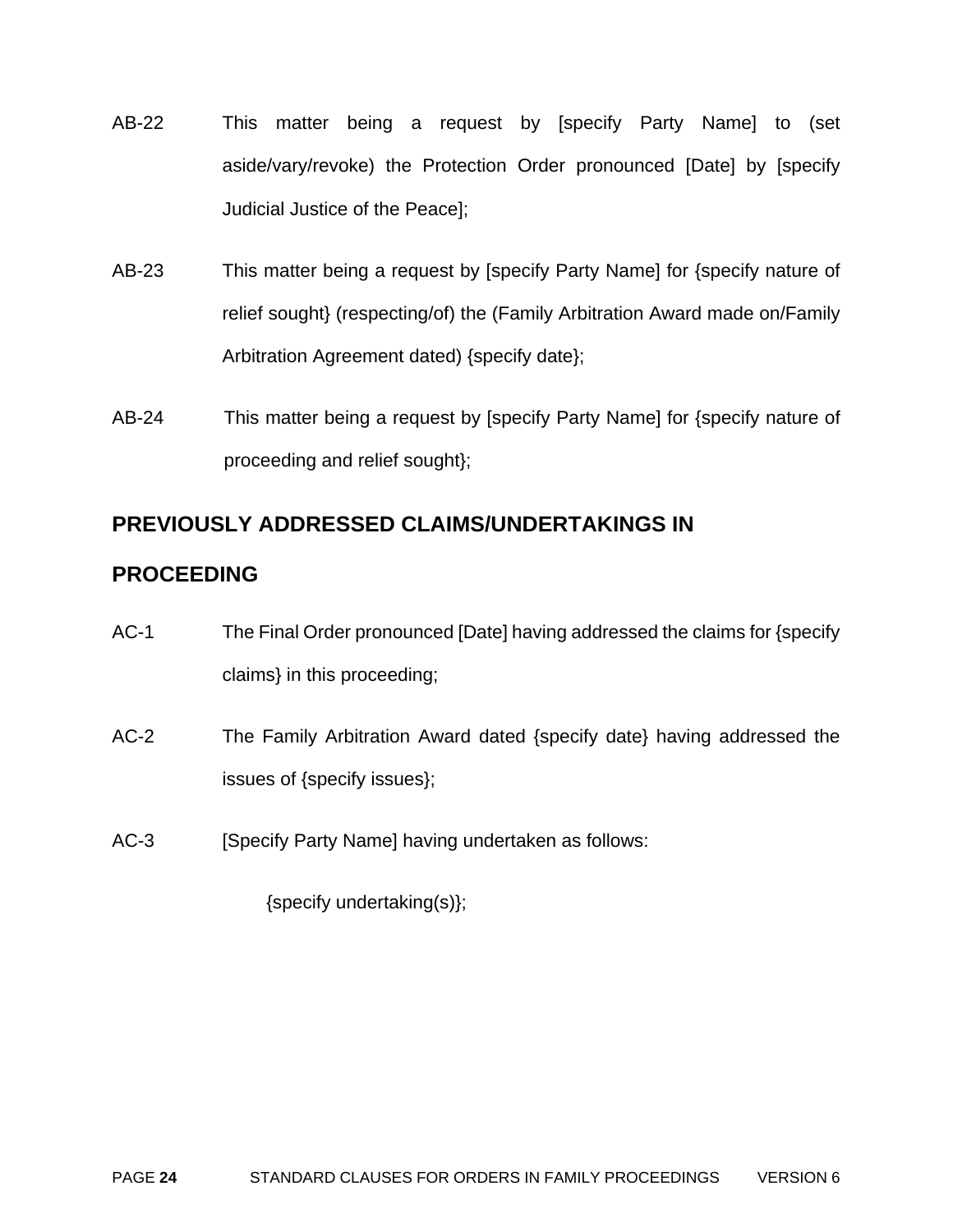AB-22 This matter being a request by [specify Party Name] to (set aside/vary/revoke) the Protection Order pronounced [Date] by [specify Judicial Justice of the Peace];

AB-23 This matter being a request by [specify Party Name] for {specify nature of relief sought} (respecting/of) the (Family Arbitration Award made on/Family Arbitration Agreement dated) {specify date};

AB-24 This matter being a request by [specify Party Name] for {specify nature of proceeding and relief sought};

## PREVIOUSLY ADDRESSED CLAIMS/UNDERTAKINGS IN PROCEEDING

AC-1 The Final Order pronounced [Date] having addressed the claims for {specify claims} in this proceeding;

AC-2 The Family Arbitration Award dated {specify date} having addressed the issues of {specify issues};

AC-3 [Specify Party Name] having undertaken as follows:

{specify undertaking(s)};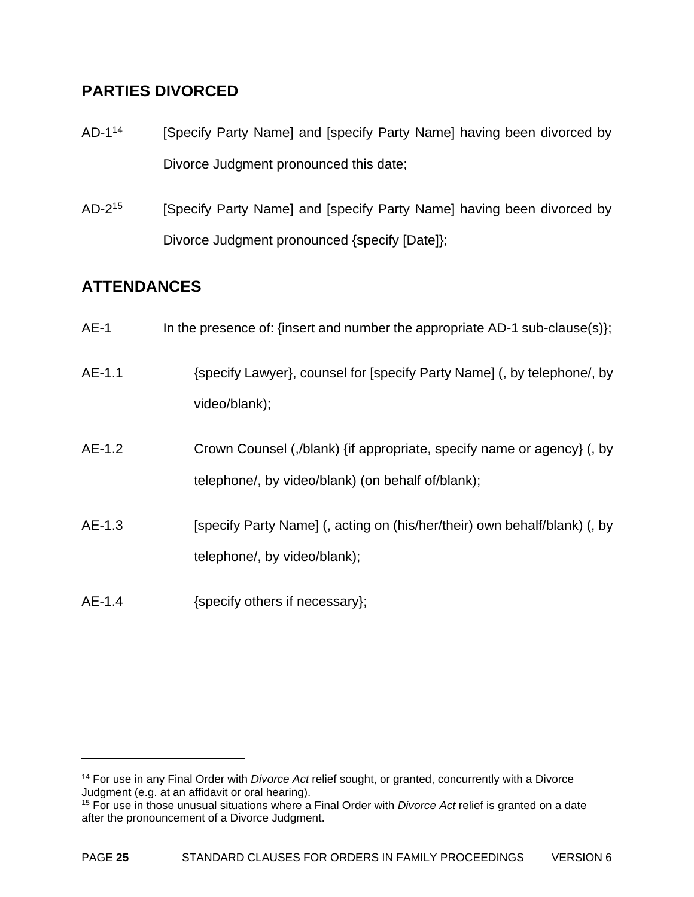## PARTIES DIVORCED

AD-1[14] [Specify Party Name] and [specify Party Name] having been divorced by Divorce Judgment pronounced this date;

AD-2[15] [Specify Party Name] and [specify Party Name] having been divorced by Divorce Judgment pronounced {specify [Date]};

## ATTENDANCES

AE-1 In the presence of: {insert and number the appropriate AD-1 sub-clause(s)};

AE-1.1 {specify Lawyer}, counsel for [specify Party Name] (, by telephone/, by video/blank);

AE-1.2 Crown Counsel (,/blank) {if appropriate, specify name or agency} (, by telephone/, by video/blank) (on behalf of/blank);

AE-1.3 [specify Party Name] (, acting on (his/her/their) own behalf/blank) (, by telephone/, by video/blank);

AE-1.4 {specify others if necessary};

---

[14] For use in any Final Order with *Divorce Act* relief sought, or granted, concurrently with a Divorce Judgment (e.g. at an affidavit or oral hearing).

[15] For use in those unusual situations where a Final Order with *Divorce Act* relief is granted on a date after the pronouncement of a Divorce Judgment.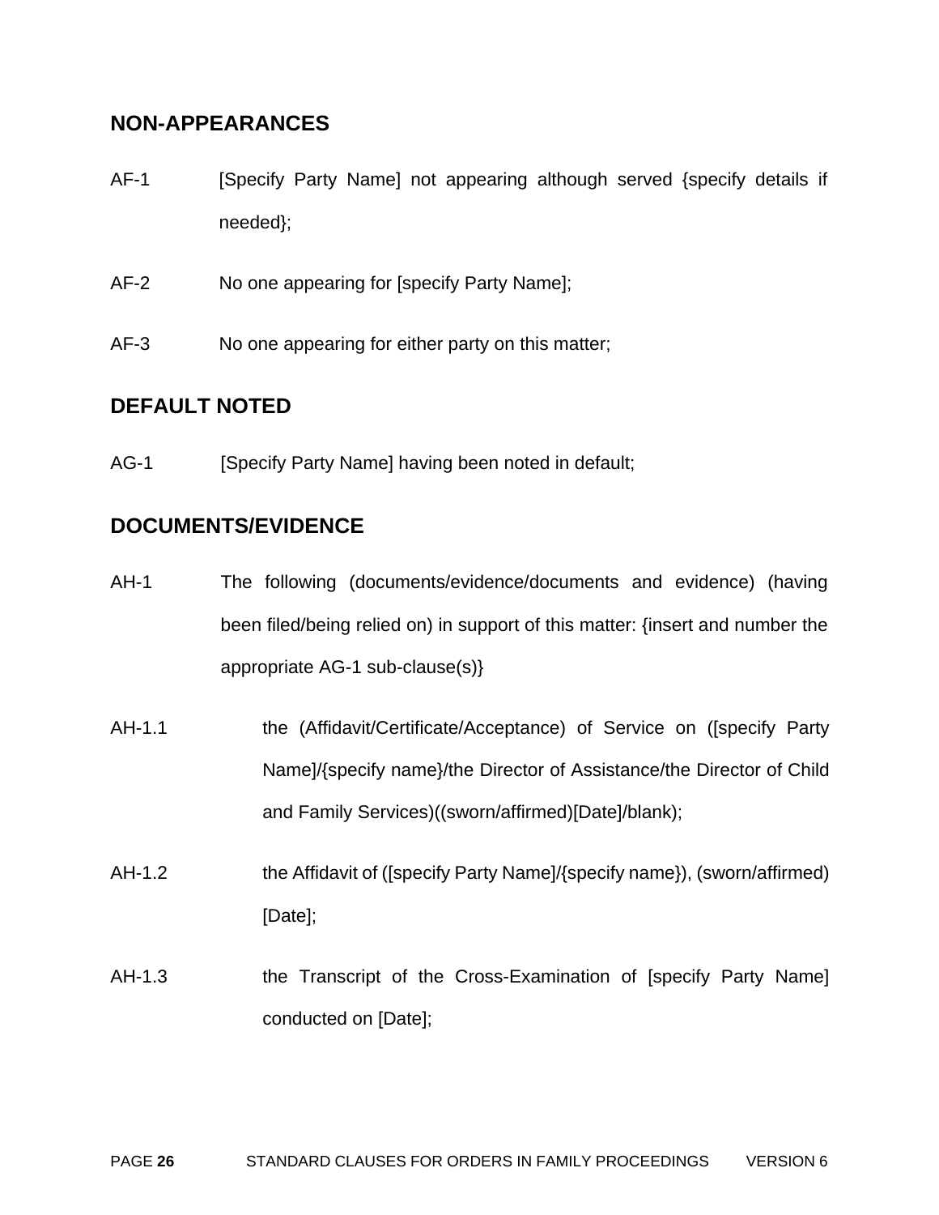## NON-APPEARANCES

AF-1 [Specify Party Name] not appearing although served {specify details if needed};

AF-2 No one appearing for [specify Party Name];

AF-3 No one appearing for either party on this matter;

## DEFAULT NOTED

AG-1 [Specify Party Name] having been noted in default;

## DOCUMENTS/EVIDENCE

AH-1 The following (documents/evidence/documents and evidence) (having been filed/being relied on) in support of this matter: {insert and number the appropriate AG-1 sub-clause(s)}

AH-1.1 the (Affidavit/Certificate/Acceptance) of Service on ([specify Party Name]/{specify name}/the Director of Assistance/the Director of Child and Family Services)((sworn/affirmed)[Date]/blank);

AH-1.2 the Affidavit of ([specify Party Name]/{specify name}), (sworn/affirmed) [Date];

AH-1.3 the Transcript of the Cross-Examination of [specify Party Name] conducted on [Date];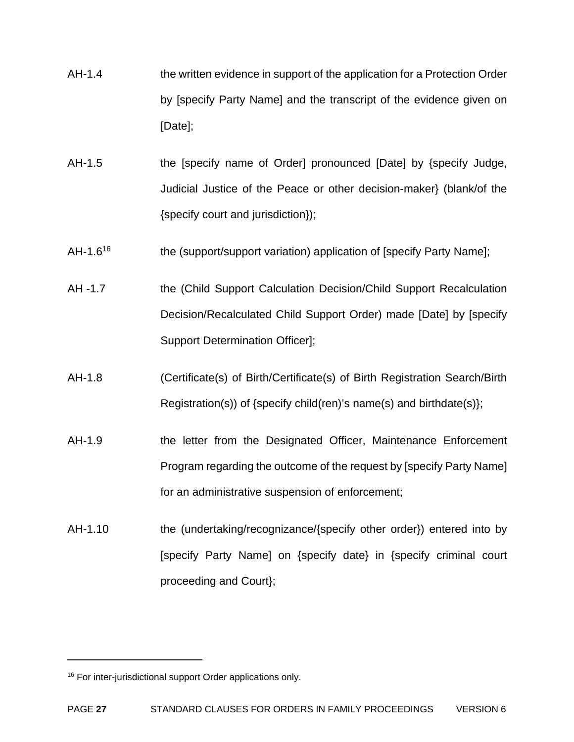AH-1.4 the written evidence in support of the application for a Protection Order by [specify Party Name] and the transcript of the evidence given on [Date];

AH-1.5 the [specify name of Order] pronounced [Date] by {specify Judge, Judicial Justice of the Peace or other decision-maker} (blank/of the {specify court and jurisdiction});

AH-1.6[16] the (support/support variation) application of [specify Party Name];

AH -1.7 the (Child Support Calculation Decision/Child Support Recalculation Decision/Recalculated Child Support Order) made [Date] by [specify Support Determination Officer];

AH-1.8 (Certificate(s) of Birth/Certificate(s) of Birth Registration Search/Birth Registration(s)) of {specify child(ren)'s name(s) and birthdate(s)};

AH-1.9 the letter from the Designated Officer, Maintenance Enforcement Program regarding the outcome of the request by [specify Party Name] for an administrative suspension of enforcement;

AH-1.10 the (undertaking/recognizance/{specify other order}) entered into by [specify Party Name] on {specify date} in {specify criminal court proceeding and Court};

---

[16] For inter-jurisdictional support Order applications only.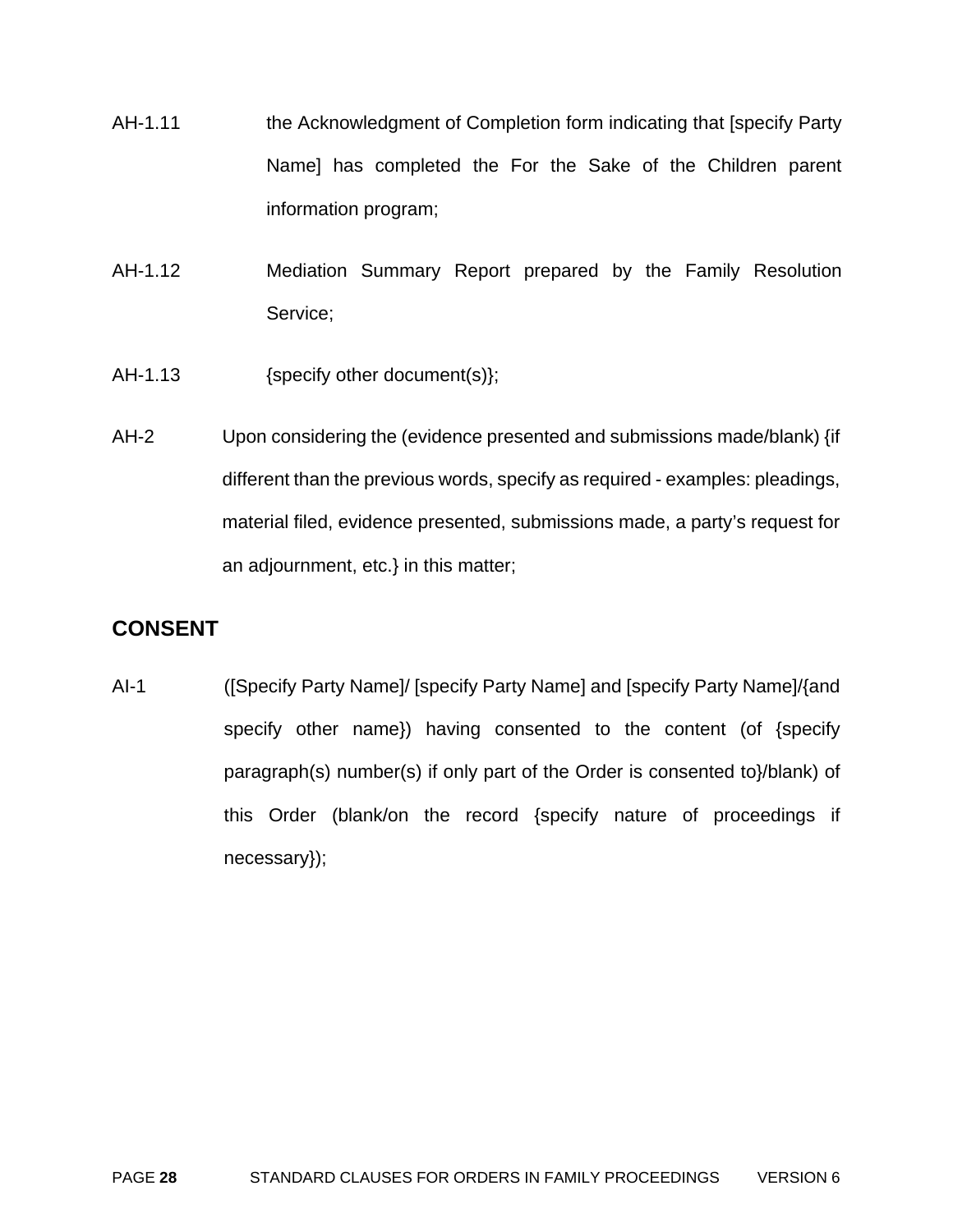AH-1.11 the Acknowledgment of Completion form indicating that [specify Party Name] has completed the For the Sake of the Children parent information program;

AH-1.12 Mediation Summary Report prepared by the Family Resolution Service;

AH-1.13 {specify other document(s)};

AH-2 Upon considering the (evidence presented and submissions made/blank) {if different than the previous words, specify as required - examples: pleadings, material filed, evidence presented, submissions made, a party's request for an adjournment, etc.} in this matter;

## CONSENT

AI-1 ([Specify Party Name]/ [specify Party Name] and [specify Party Name]/{and specify other name}) having consented to the content (of {specify paragraph(s) number(s) if only part of the Order is consented to}/blank) of this Order (blank/on the record {specify nature of proceedings if necessary});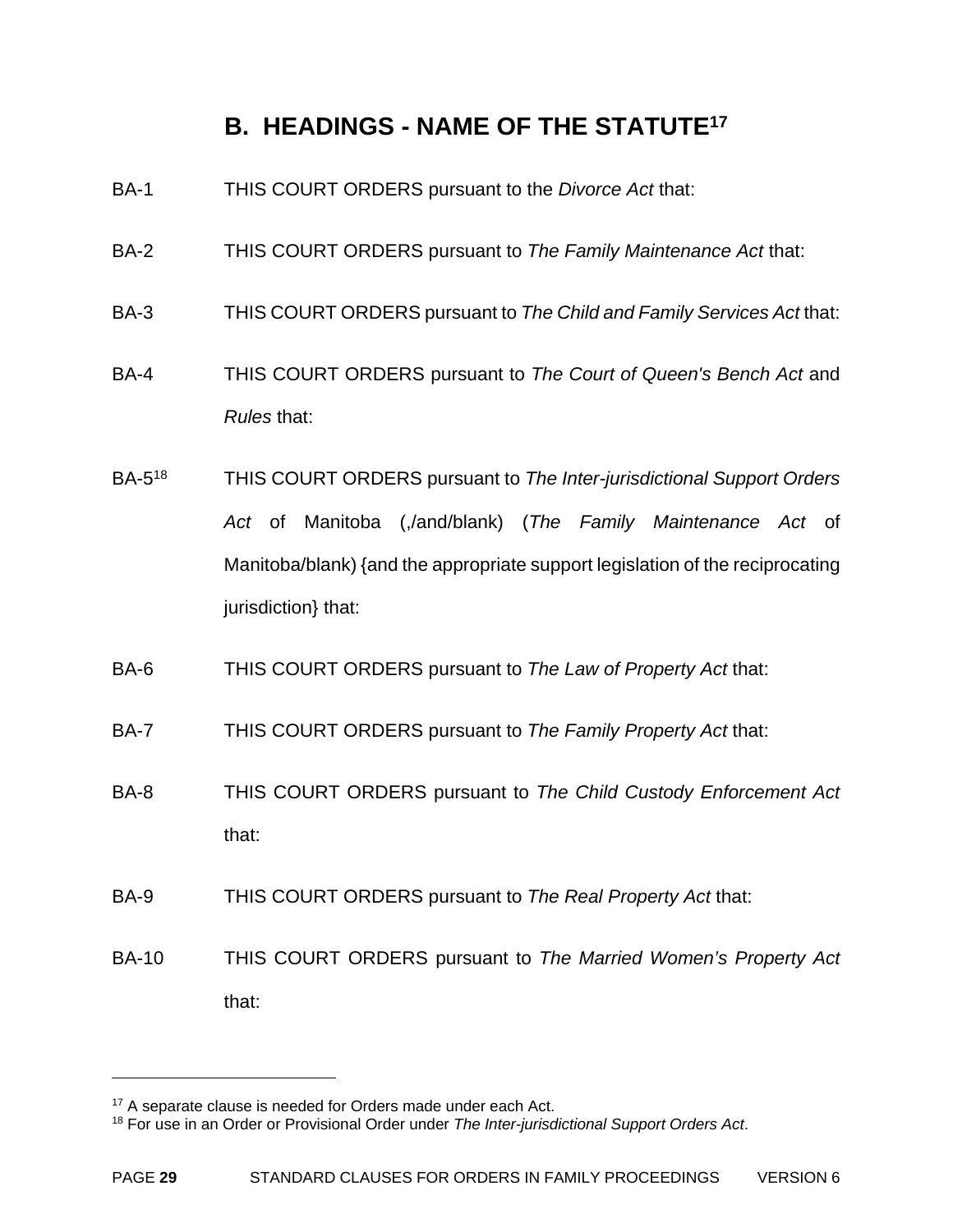## B. HEADINGS - NAME OF THE STATUTE[17]

BA-1 THIS COURT ORDERS pursuant to the *Divorce Act* that:

BA-2 THIS COURT ORDERS pursuant to *The Family Maintenance Act* that:

BA-3 THIS COURT ORDERS pursuant to *The Child and Family Services Act* that:

BA-4 THIS COURT ORDERS pursuant to *The Court of Queen's Bench Act* and *Rules* that:

BA-5[18] THIS COURT ORDERS pursuant to *The Inter-jurisdictional Support Orders Act* of Manitoba (,/and/blank) (*The Family Maintenance Act* of Manitoba/blank) {and the appropriate support legislation of the reciprocating jurisdiction} that:

BA-6 THIS COURT ORDERS pursuant to *The Law of Property Act* that:

BA-7 THIS COURT ORDERS pursuant to *The Family Property Act* that:

BA-8 THIS COURT ORDERS pursuant to *The Child Custody Enforcement Act* that:

BA-9 THIS COURT ORDERS pursuant to *The Real Property Act* that:

BA-10 THIS COURT ORDERS pursuant to *The Married Women's Property Act* that:

---

[17] A separate clause is needed for Orders made under each Act.

[18] For use in an Order or Provisional Order under *The Inter-jurisdictional Support Orders Act*.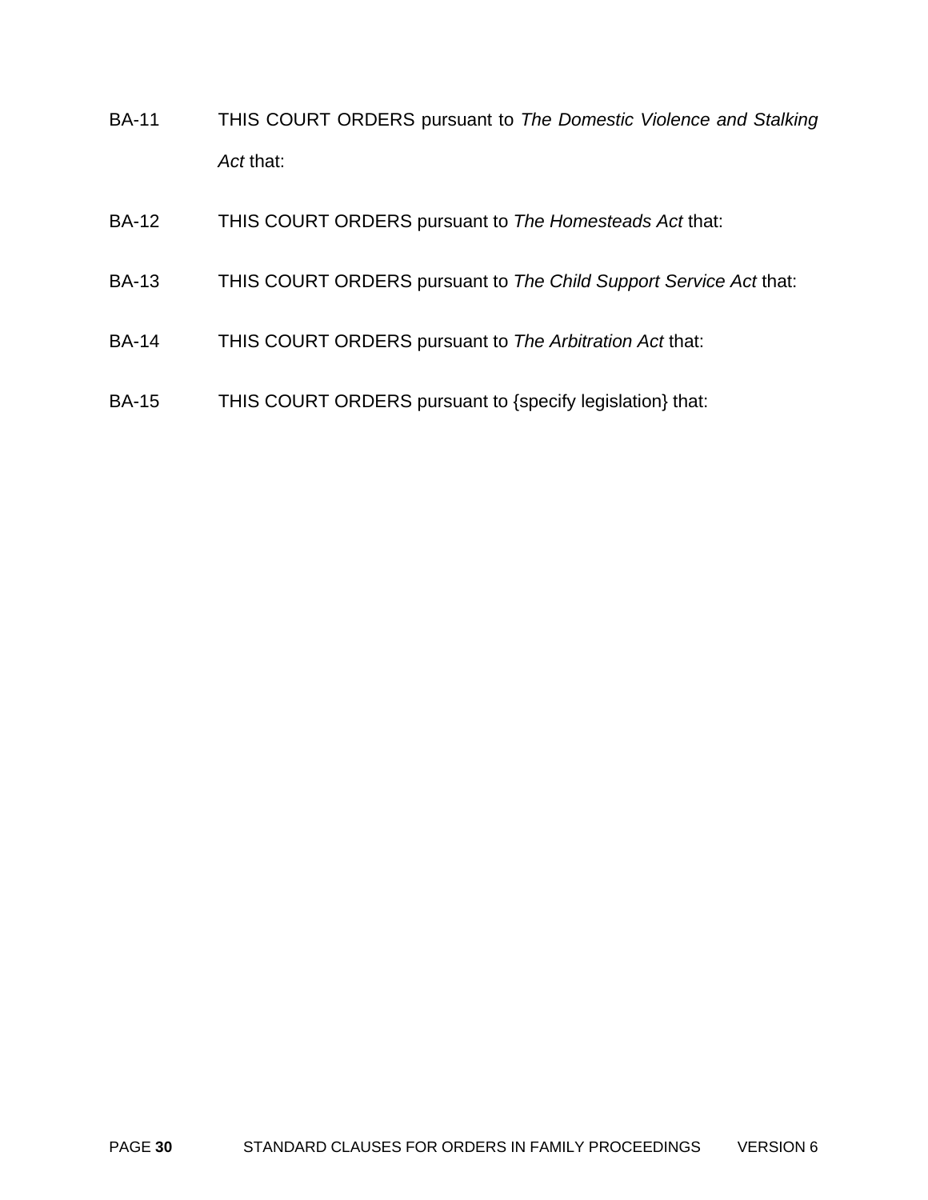BA-11 THIS COURT ORDERS pursuant to *The Domestic Violence and Stalking Act* that:

BA-12 THIS COURT ORDERS pursuant to *The Homesteads Act* that:

BA-13 THIS COURT ORDERS pursuant to *The Child Support Service Act* that:

BA-14 THIS COURT ORDERS pursuant to *The Arbitration Act* that:

BA-15 THIS COURT ORDERS pursuant to {specify legislation} that: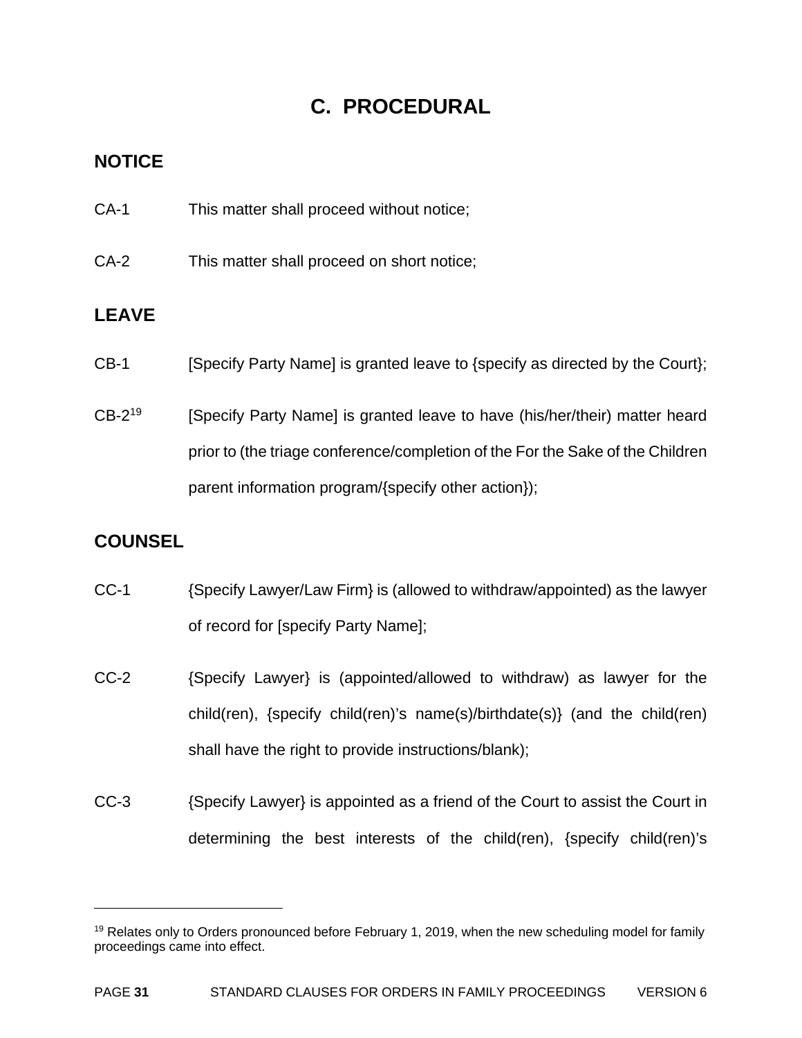# C. PROCEDURAL

## NOTICE

CA-1 This matter shall proceed without notice;

CA-2 This matter shall proceed on short notice;

## LEAVE

CB-1 [Specify Party Name] is granted leave to {specify as directed by the Court};

CB-2[19] [Specify Party Name] is granted leave to have (his/her/their) matter heard prior to (the triage conference/completion of the For the Sake of the Children parent information program/{specify other action});

## COUNSEL

CC-1 {Specify Lawyer/Law Firm} is (allowed to withdraw/appointed) as the lawyer of record for [specify Party Name];

CC-2 {Specify Lawyer} is (appointed/allowed to withdraw) as lawyer for the child(ren), {specify child(ren)'s name(s)/birthdate(s)} (and the child(ren) shall have the right to provide instructions/blank);

CC-3 {Specify Lawyer} is appointed as a friend of the Court to assist the Court in determining the best interests of the child(ren), {specify child(ren)'s

---

[19] Relates only to Orders pronounced before February 1, 2019, when the new scheduling model for family proceedings came into effect.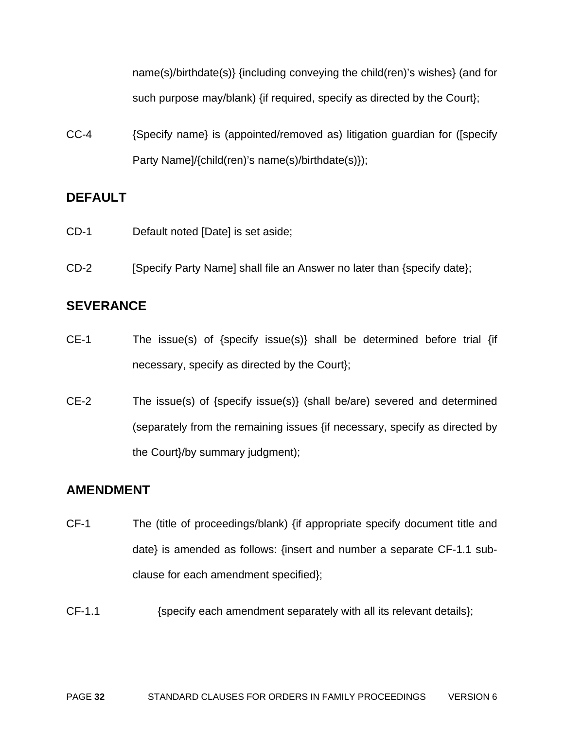name(s)/birthdate(s)} {including conveying the child(ren)'s wishes} (and for such purpose may/blank) {if required, specify as directed by the Court};

CC-4 {Specify name} is (appointed/removed as) litigation guardian for ([specify Party Name]/{child(ren)'s name(s)/birthdate(s)});

## DEFAULT

CD-1 Default noted [Date] is set aside;

CD-2 [Specify Party Name] shall file an Answer no later than {specify date};

## SEVERANCE

CE-1 The issue(s) of {specify issue(s)} shall be determined before trial {if necessary, specify as directed by the Court};

CE-2 The issue(s) of {specify issue(s)} (shall be/are) severed and determined (separately from the remaining issues {if necessary, specify as directed by the Court}/by summary judgment);

## AMENDMENT

CF-1 The (title of proceedings/blank) {if appropriate specify document title and date} is amended as follows: {insert and number a separate CF-1.1 sub-clause for each amendment specified};

CF-1.1 {specify each amendment separately with all its relevant details};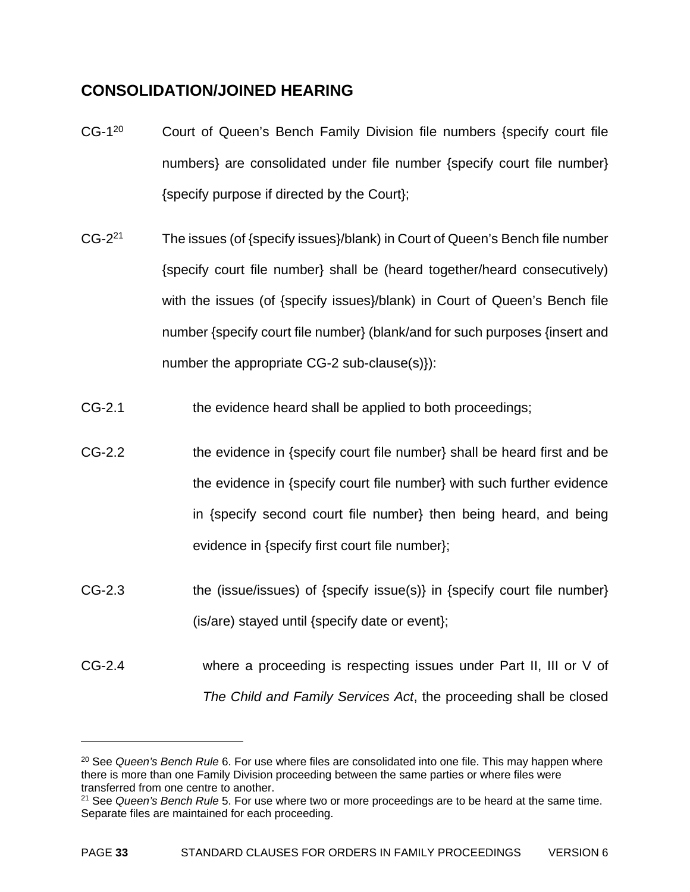## CONSOLIDATION/JOINED HEARING

CG-1[20] Court of Queen's Bench Family Division file numbers {specify court file numbers} are consolidated under file number {specify court file number} {specify purpose if directed by the Court};

CG-2[21] The issues (of {specify issues}/blank) in Court of Queen's Bench file number {specify court file number} shall be (heard together/heard consecutively) with the issues (of {specify issues}/blank) in Court of Queen's Bench file number {specify court file number} (blank/and for such purposes {insert and number the appropriate CG-2 sub-clause(s)}):

CG-2.1 the evidence heard shall be applied to both proceedings;

CG-2.2 the evidence in {specify court file number} shall be heard first and be the evidence in {specify court file number} with such further evidence in {specify second court file number} then being heard, and being evidence in {specify first court file number};

CG-2.3 the (issue/issues) of {specify issue(s)} in {specify court file number} (is/are) stayed until {specify date or event};

CG-2.4 where a proceeding is respecting issues under Part II, III or V of *The Child and Family Services Act*, the proceeding shall be closed

---

[20] See *Queen's Bench Rule* 6. For use where files are consolidated into one file. This may happen where there is more than one Family Division proceeding between the same parties or where files were transferred from one centre to another.

[21] See *Queen's Bench Rule* 5. For use where two or more proceedings are to be heard at the same time. Separate files are maintained for each proceeding.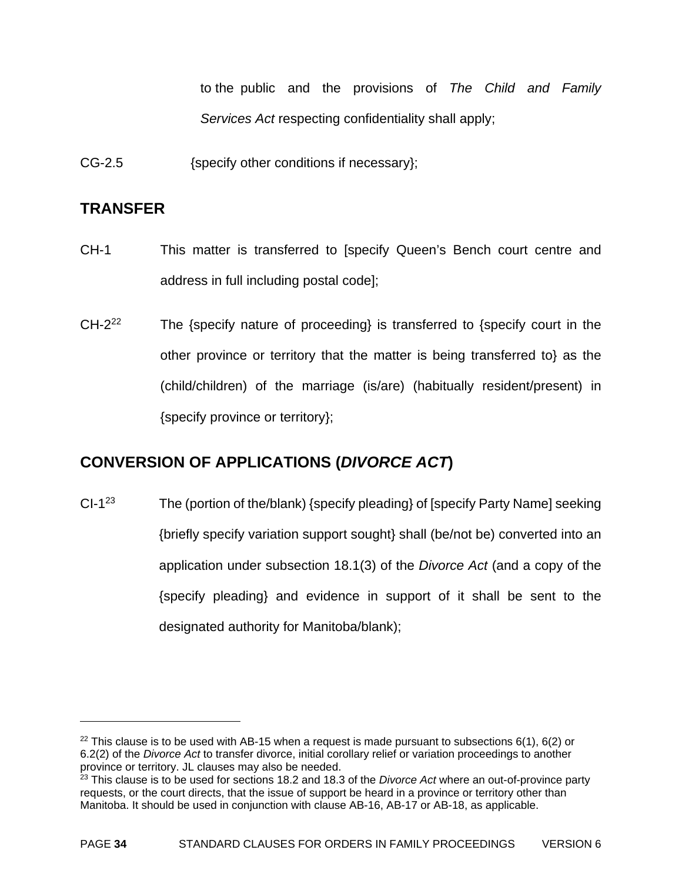to the public and the provisions of *The Child and Family Services Act* respecting confidentiality shall apply;

CG-2.5 {specify other conditions if necessary};

## TRANSFER

CH-1 This matter is transferred to [specify Queen's Bench court centre and address in full including postal code];

CH-2[22] The {specify nature of proceeding} is transferred to {specify court in the other province or territory that the matter is being transferred to} as the (child/children) of the marriage (is/are) (habitually resident/present) in {specify province or territory};

## CONVERSION OF APPLICATIONS (*DIVORCE ACT*)

CI-1[23] The (portion of the/blank) {specify pleading} of [specify Party Name] seeking {briefly specify variation support sought} shall (be/not be) converted into an application under subsection 18.1(3) of the *Divorce Act* (and a copy of the {specify pleading} and evidence in support of it shall be sent to the designated authority for Manitoba/blank);

---

[22] This clause is to be used with AB-15 when a request is made pursuant to subsections 6(1), 6(2) or 6.2(2) of the *Divorce Act* to transfer divorce, initial corollary relief or variation proceedings to another province or territory. JL clauses may also be needed.

[23] This clause is to be used for sections 18.2 and 18.3 of the *Divorce Act* where an out-of-province party requests, or the court directs, that the issue of support be heard in a province or territory other than Manitoba. It should be used in conjunction with clause AB-16, AB-17 or AB-18, as applicable.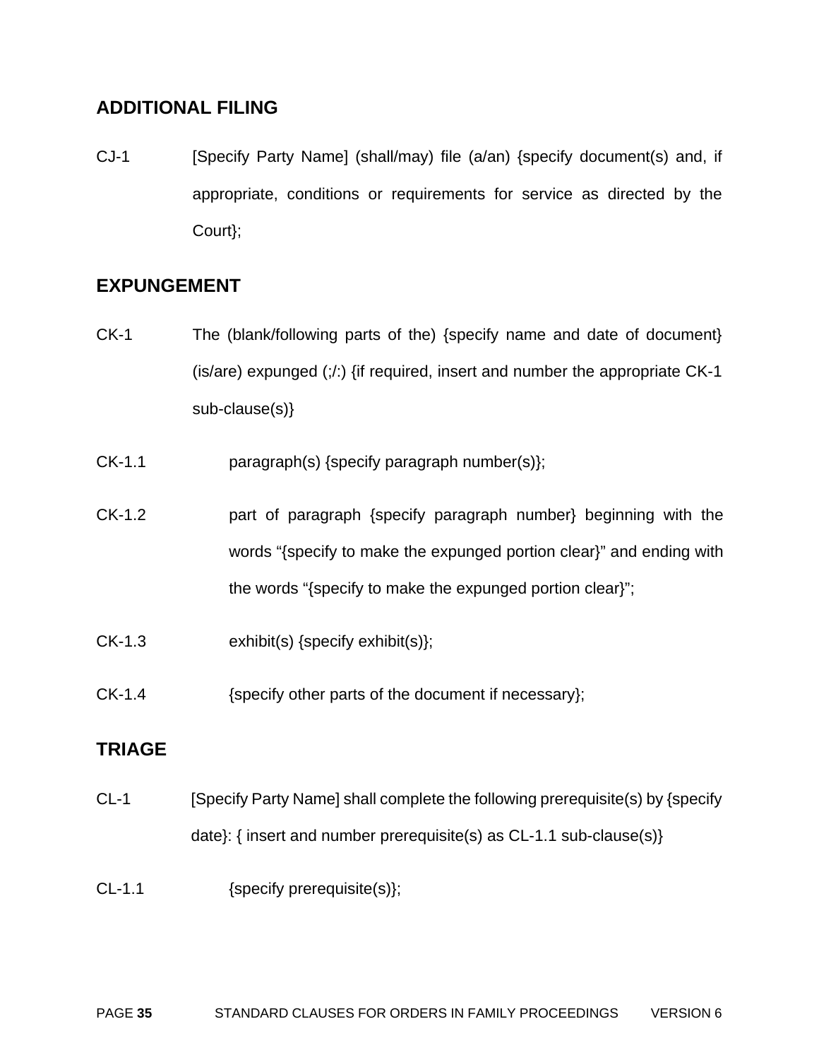## ADDITIONAL FILING

CJ-1 [Specify Party Name] (shall/may) file (a/an) {specify document(s) and, if appropriate, conditions or requirements for service as directed by the Court};

## EXPUNGEMENT

CK-1 The (blank/following parts of the) {specify name and date of document} (is/are) expunged (;/:) {if required, insert and number the appropriate CK-1 sub-clause(s)}

CK-1.1 paragraph(s) {specify paragraph number(s)};

CK-1.2 part of paragraph {specify paragraph number} beginning with the words "{specify to make the expunged portion clear}" and ending with the words "{specify to make the expunged portion clear}";

CK-1.3 exhibit(s) {specify exhibit(s)};

CK-1.4 {specify other parts of the document if necessary};

## TRIAGE

CL-1 [Specify Party Name] shall complete the following prerequisite(s) by {specify date}: { insert and number prerequisite(s) as CL-1.1 sub-clause(s)}

CL-1.1 {specify prerequisite(s)};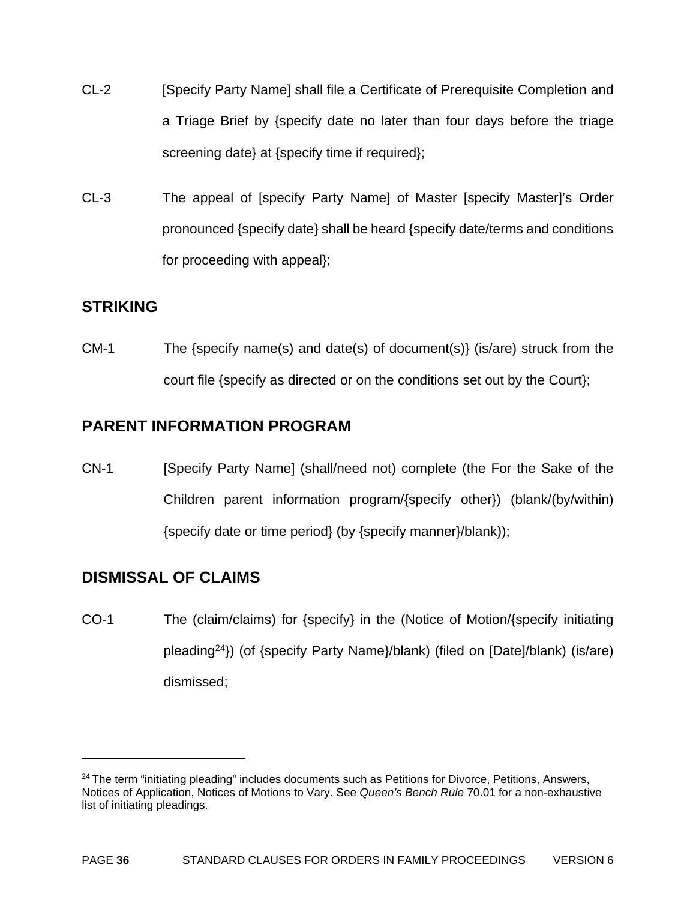CL-2 [Specify Party Name] shall file a Certificate of Prerequisite Completion and a Triage Brief by {specify date no later than four days before the triage screening date} at {specify time if required};

CL-3 The appeal of [specify Party Name] of Master [specify Master]'s Order pronounced {specify date} shall be heard {specify date/terms and conditions for proceeding with appeal};

## STRIKING

CM-1 The {specify name(s) and date(s) of document(s)} (is/are) struck from the court file {specify as directed or on the conditions set out by the Court};

## PARENT INFORMATION PROGRAM

CN-1 [Specify Party Name] (shall/need not) complete (the For the Sake of the Children parent information program/{specify other}) (blank/(by/within) {specify date or time period} (by {specify manner}/blank));

## DISMISSAL OF CLAIMS

CO-1 The (claim/claims) for {specify} in the (Notice of Motion/{specify initiating pleading[24]}) (of {specify Party Name}/blank) (filed on [Date]/blank) (is/are) dismissed;

---

[24] The term "initiating pleading" includes documents such as Petitions for Divorce, Petitions, Answers, Notices of Application, Notices of Motions to Vary. See *Queen's Bench Rule* 70.01 for a non-exhaustive list of initiating pleadings.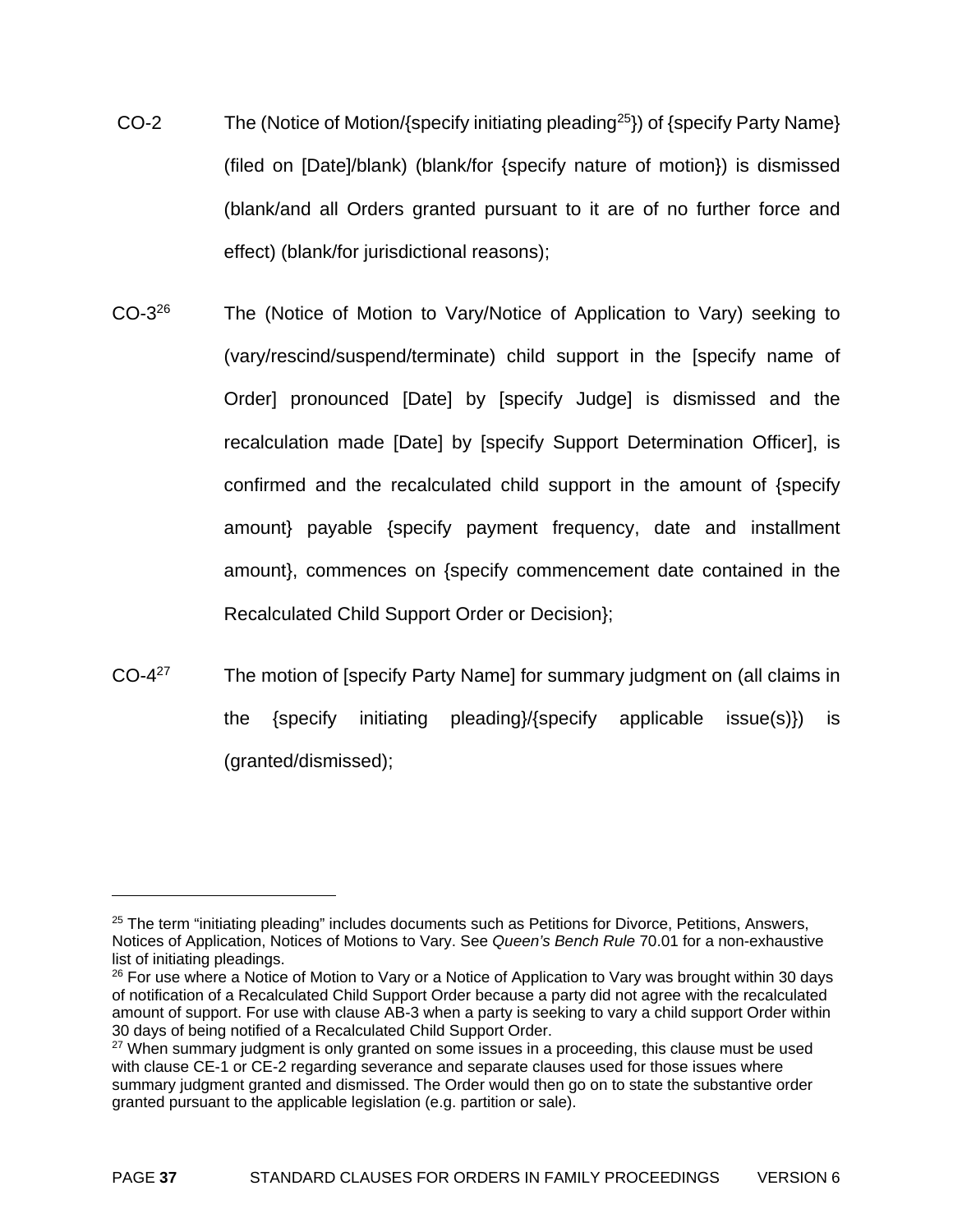CO-2 The (Notice of Motion/{specify initiating pleading[25]}) of {specify Party Name} (filed on [Date]/blank) (blank/for {specify nature of motion}) is dismissed (blank/and all Orders granted pursuant to it are of no further force and effect) (blank/for jurisdictional reasons);

CO-3[26] The (Notice of Motion to Vary/Notice of Application to Vary) seeking to (vary/rescind/suspend/terminate) child support in the [specify name of Order] pronounced [Date] by [specify Judge] is dismissed and the recalculation made [Date] by [specify Support Determination Officer], is confirmed and the recalculated child support in the amount of {specify amount} payable {specify payment frequency, date and installment amount}, commences on {specify commencement date contained in the Recalculated Child Support Order or Decision};

CO-4[27] The motion of [specify Party Name] for summary judgment on (all claims in the {specify initiating pleading}/{specify applicable issue(s)}) is (granted/dismissed);

---

[25] The term "initiating pleading" includes documents such as Petitions for Divorce, Petitions, Answers, Notices of Application, Notices of Motions to Vary. See *Queen's Bench Rule* 70.01 for a non-exhaustive list of initiating pleadings.

[26] For use where a Notice of Motion to Vary or a Notice of Application to Vary was brought within 30 days of notification of a Recalculated Child Support Order because a party did not agree with the recalculated amount of support. For use with clause AB-3 when a party is seeking to vary a child support Order within 30 days of being notified of a Recalculated Child Support Order.

[27] When summary judgment is only granted on some issues in a proceeding, this clause must be used with clause CE-1 or CE-2 regarding severance and separate clauses used for those issues where summary judgment granted and dismissed. The Order would then go on to state the substantive order granted pursuant to the applicable legislation (e.g. partition or sale).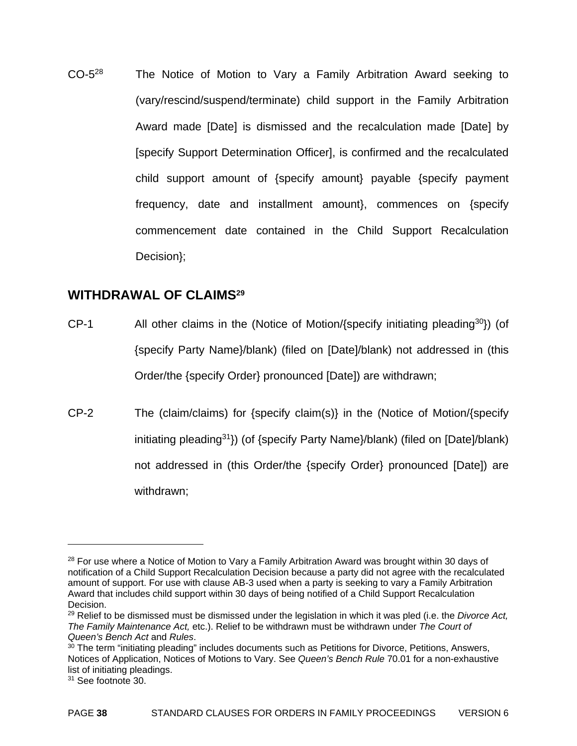CO-5[28] The Notice of Motion to Vary a Family Arbitration Award seeking to (vary/rescind/suspend/terminate) child support in the Family Arbitration Award made [Date] is dismissed and the recalculation made [Date] by [specify Support Determination Officer], is confirmed and the recalculated child support amount of {specify amount} payable {specify payment frequency, date and installment amount}, commences on {specify commencement date contained in the Child Support Recalculation Decision};

## WITHDRAWAL OF CLAIMS[29]

CP-1 All other claims in the (Notice of Motion/{specify initiating pleading[30]}) (of {specify Party Name}/blank) (filed on [Date]/blank) not addressed in (this Order/the {specify Order} pronounced [Date]) are withdrawn;

CP-2 The (claim/claims) for {specify claim(s)} in the (Notice of Motion/{specify initiating pleading[31]}) (of {specify Party Name}/blank) (filed on [Date]/blank) not addressed in (this Order/the {specify Order} pronounced [Date]) are withdrawn;

---

[28] For use where a Notice of Motion to Vary a Family Arbitration Award was brought within 30 days of notification of a Child Support Recalculation Decision because a party did not agree with the recalculated amount of support. For use with clause AB-3 used when a party is seeking to vary a Family Arbitration Award that includes child support within 30 days of being notified of a Child Support Recalculation Decision.

[29] Relief to be dismissed must be dismissed under the legislation in which it was pled (i.e. the *Divorce Act, The Family Maintenance Act,* etc.). Relief to be withdrawn must be withdrawn under *The Court of Queen's Bench Act* and *Rules*.

[30] The term "initiating pleading" includes documents such as Petitions for Divorce, Petitions, Answers, Notices of Application, Notices of Motions to Vary. See *Queen's Bench Rule* 70.01 for a non-exhaustive list of initiating pleadings.

[31] See footnote 30.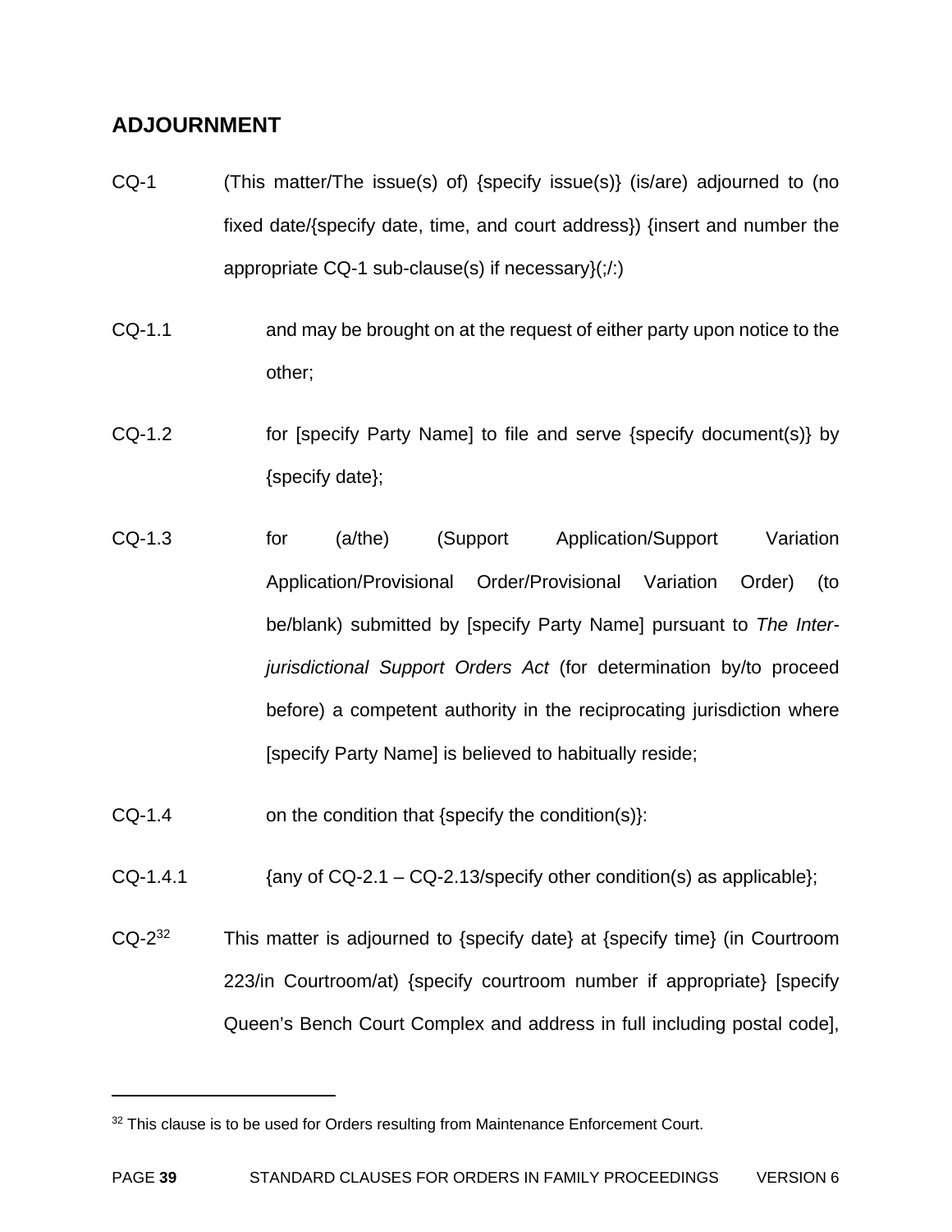## ADJOURNMENT

CQ-1 (This matter/The issue(s) of) {specify issue(s)} (is/are) adjourned to (no fixed date/{specify date, time, and court address}) {insert and number the appropriate CQ-1 sub-clause(s) if necessary}(;/:)

CQ-1.1 and may be brought on at the request of either party upon notice to the other;

CQ-1.2 for [specify Party Name] to file and serve {specify document(s)} by {specify date};

CQ-1.3 for (a/the) (Support Application/Support Variation Application/Provisional Order/Provisional Variation Order) (to be/blank) submitted by [specify Party Name] pursuant to *The Inter-jurisdictional Support Orders Act* (for determination by/to proceed before) a competent authority in the reciprocating jurisdiction where [specify Party Name] is believed to habitually reside;

CQ-1.4 on the condition that {specify the condition(s)}:

CQ-1.4.1 {any of CQ-2.1 – CQ-2.13/specify other condition(s) as applicable};

CQ-2[32] This matter is adjourned to {specify date} at {specify time} (in Courtroom 223/in Courtroom/at) {specify courtroom number if appropriate} [specify Queen's Bench Court Complex and address in full including postal code],

[32] This clause is to be used for Orders resulting from Maintenance Enforcement Court.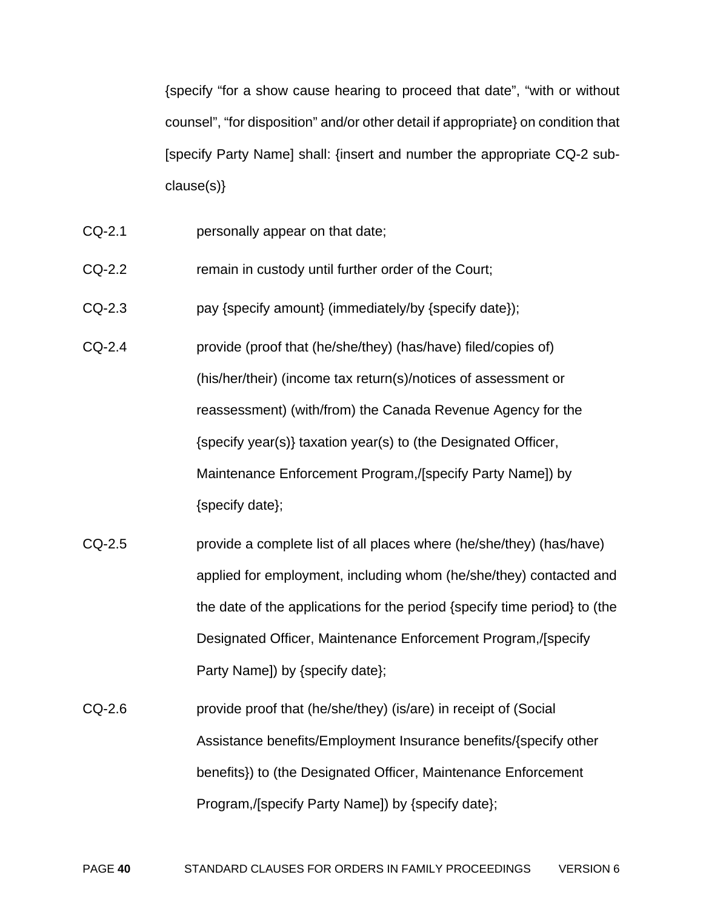{specify "for a show cause hearing to proceed that date", "with or without counsel", "for disposition" and/or other detail if appropriate} on condition that [specify Party Name] shall: {insert and number the appropriate CQ-2 sub-clause(s)}

CQ-2.1 personally appear on that date;

CQ-2.2 remain in custody until further order of the Court;

CQ-2.3 pay {specify amount} (immediately/by {specify date});

CQ-2.4 provide (proof that (he/she/they) (has/have) filed/copies of) (his/her/their) (income tax return(s)/notices of assessment or reassessment) (with/from) the Canada Revenue Agency for the {specify year(s)} taxation year(s) to (the Designated Officer, Maintenance Enforcement Program,/[specify Party Name]) by {specify date};

CQ-2.5 provide a complete list of all places where (he/she/they) (has/have) applied for employment, including whom (he/she/they) contacted and the date of the applications for the period {specify time period} to (the Designated Officer, Maintenance Enforcement Program,/[specify Party Name]) by {specify date};

CQ-2.6 provide proof that (he/she/they) (is/are) in receipt of (Social Assistance benefits/Employment Insurance benefits/{specify other benefits}) to (the Designated Officer, Maintenance Enforcement Program,/[specify Party Name]) by {specify date};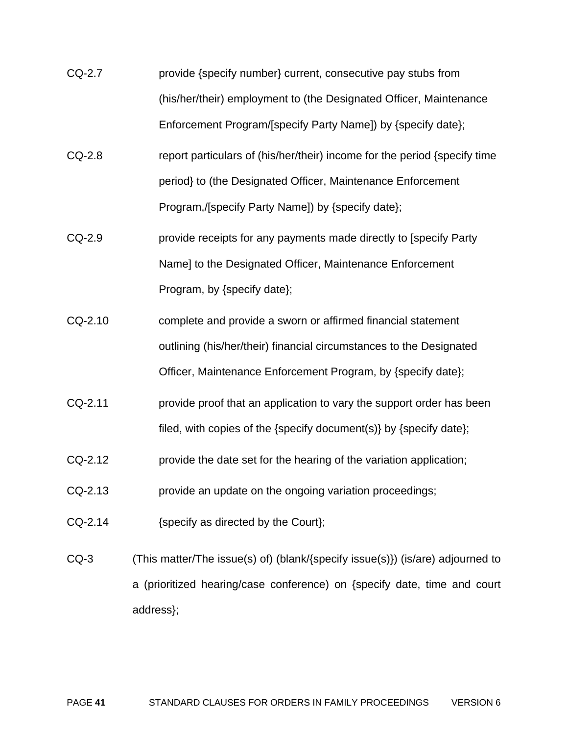CQ-2.7 provide {specify number} current, consecutive pay stubs from (his/her/their) employment to (the Designated Officer, Maintenance Enforcement Program/[specify Party Name]) by {specify date};

CQ-2.8 report particulars of (his/her/their) income for the period {specify time period} to (the Designated Officer, Maintenance Enforcement Program,/[specify Party Name]) by {specify date};

CQ-2.9 provide receipts for any payments made directly to [specify Party Name] to the Designated Officer, Maintenance Enforcement Program, by {specify date};

CQ-2.10 complete and provide a sworn or affirmed financial statement outlining (his/her/their) financial circumstances to the Designated Officer, Maintenance Enforcement Program, by {specify date};

CQ-2.11 provide proof that an application to vary the support order has been filed, with copies of the {specify document(s)} by {specify date};

CQ-2.12 provide the date set for the hearing of the variation application;

CQ-2.13 provide an update on the ongoing variation proceedings;

CQ-2.14 {specify as directed by the Court};

CQ-3 (This matter/The issue(s) of) (blank/{specify issue(s)}) (is/are) adjourned to a (prioritized hearing/case conference) on {specify date, time and court address};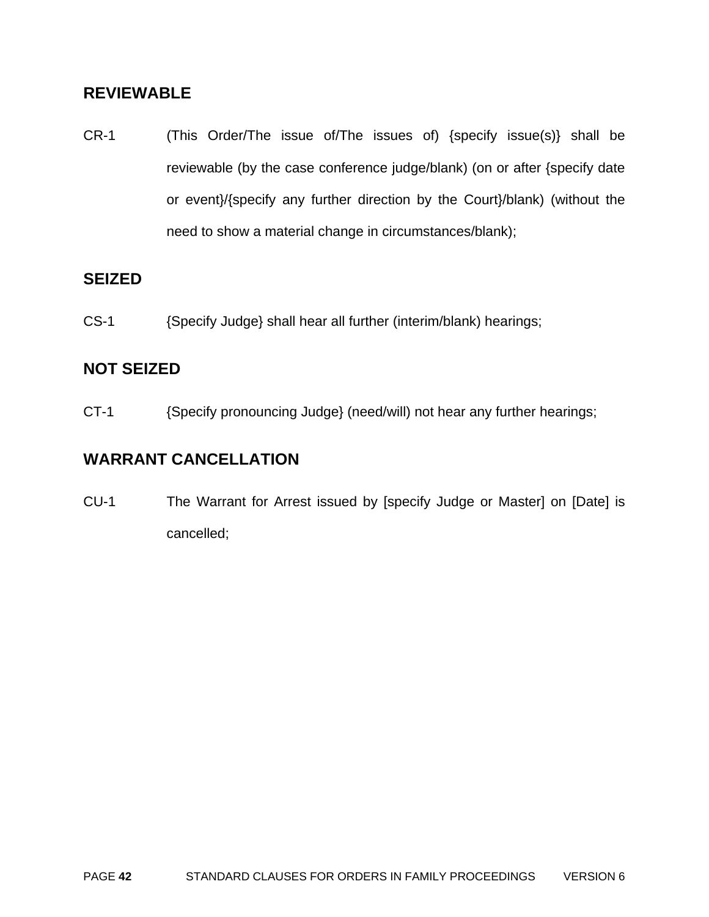## REVIEWABLE

CR-1 (This Order/The issue of/The issues of) {specify issue(s)} shall be reviewable (by the case conference judge/blank) (on or after {specify date or event}/{specify any further direction by the Court}/blank) (without the need to show a material change in circumstances/blank);

## SEIZED

CS-1 {Specify Judge} shall hear all further (interim/blank) hearings;

## NOT SEIZED

CT-1 {Specify pronouncing Judge} (need/will) not hear any further hearings;

## WARRANT CANCELLATION

CU-1 The Warrant for Arrest issued by [specify Judge or Master] on [Date] is cancelled;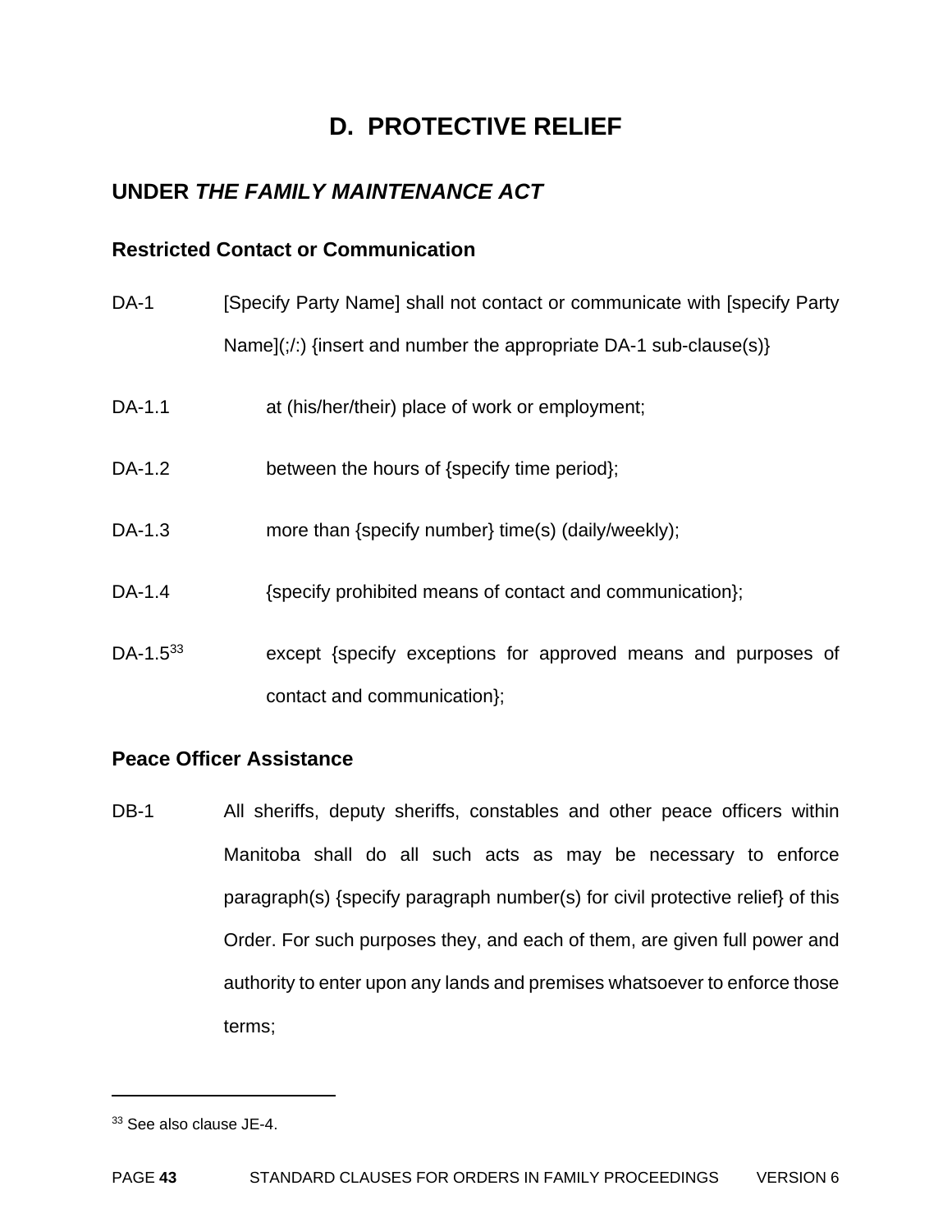# D. PROTECTIVE RELIEF

## UNDER *THE FAMILY MAINTENANCE ACT*

### Restricted Contact or Communication

DA-1 [Specify Party Name] shall not contact or communicate with [specify Party Name](;/:) {insert and number the appropriate DA-1 sub-clause(s)}

DA-1.1 at (his/her/their) place of work or employment;

DA-1.2 between the hours of {specify time period};

DA-1.3 more than {specify number} time(s) (daily/weekly);

DA-1.4 {specify prohibited means of contact and communication};

DA-1.5[33] except {specify exceptions for approved means and purposes of contact and communication};

### Peace Officer Assistance

DB-1 All sheriffs, deputy sheriffs, constables and other peace officers within Manitoba shall do all such acts as may be necessary to enforce paragraph(s) {specify paragraph number(s) for civil protective relief} of this Order. For such purposes they, and each of them, are given full power and authority to enter upon any lands and premises whatsoever to enforce those terms;

---

[33] See also clause JE-4.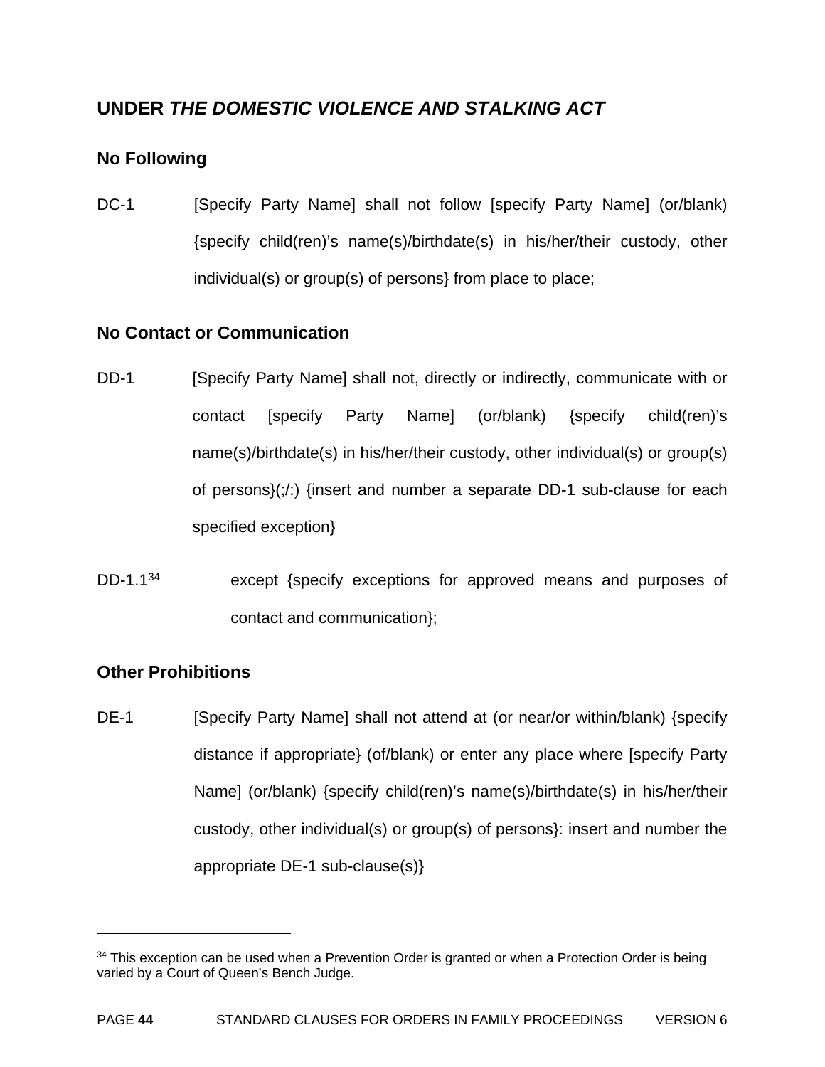## UNDER *THE DOMESTIC VIOLENCE AND STALKING ACT*

### No Following

DC-1 [Specify Party Name] shall not follow [specify Party Name] (or/blank) {specify child(ren)'s name(s)/birthdate(s) in his/her/their custody, other individual(s) or group(s) of persons} from place to place;

### No Contact or Communication

DD-1 [Specify Party Name] shall not, directly or indirectly, communicate with or contact [specify Party Name] (or/blank) {specify child(ren)'s name(s)/birthdate(s) in his/her/their custody, other individual(s) or group(s) of persons}(;/:) {insert and number a separate DD-1 sub-clause for each specified exception}

DD-1.1[34] except {specify exceptions for approved means and purposes of contact and communication};

### Other Prohibitions

DE-1 [Specify Party Name] shall not attend at (or near/or within/blank) {specify distance if appropriate} (of/blank) or enter any place where [specify Party Name] (or/blank) {specify child(ren)'s name(s)/birthdate(s) in his/her/their custody, other individual(s) or group(s) of persons}: insert and number the appropriate DE-1 sub-clause(s)}

---

[34] This exception can be used when a Prevention Order is granted or when a Protection Order is being varied by a Court of Queen's Bench Judge.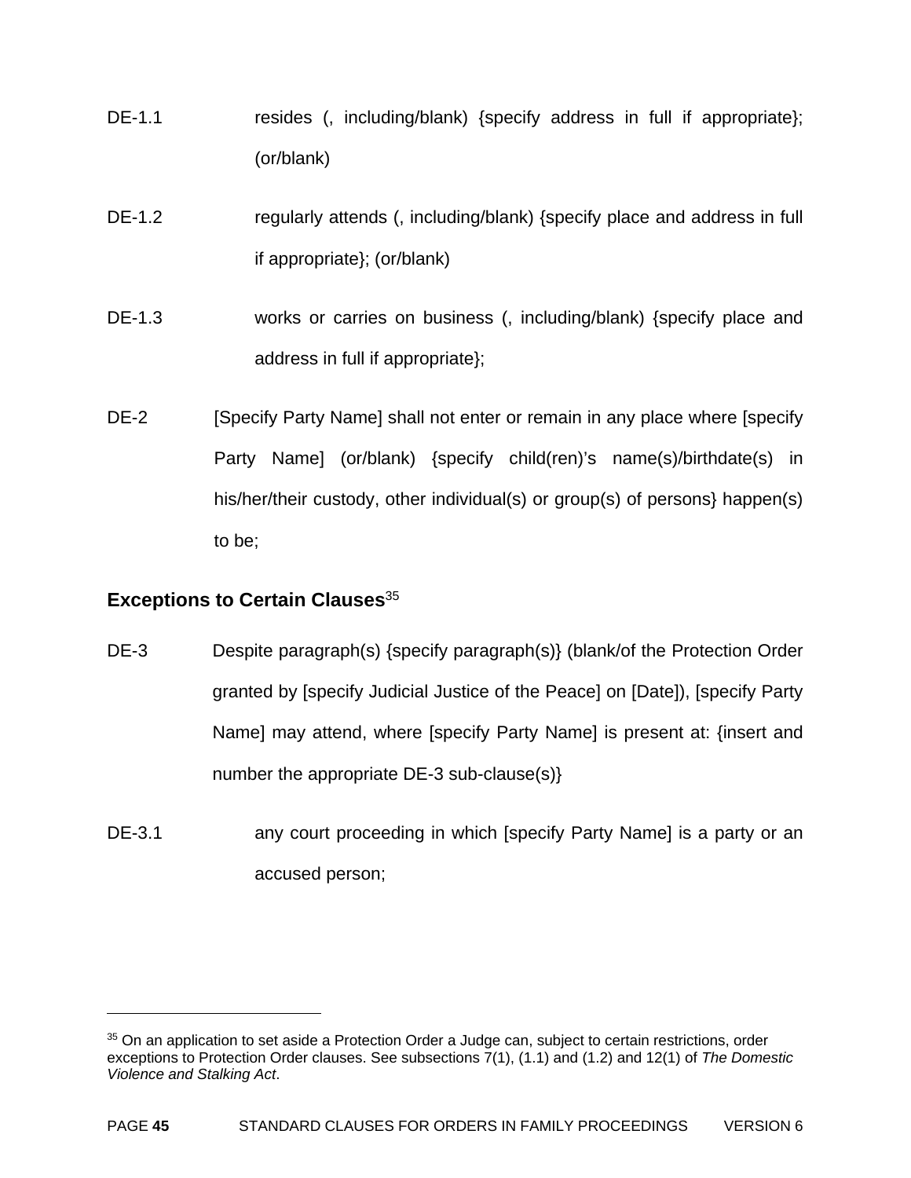DE-1.1 resides (, including/blank) {specify address in full if appropriate}; (or/blank)

DE-1.2 regularly attends (, including/blank) {specify place and address in full if appropriate}; (or/blank)

DE-1.3 works or carries on business (, including/blank) {specify place and address in full if appropriate};

DE-2 [Specify Party Name] shall not enter or remain in any place where [specify Party Name] (or/blank) {specify child(ren)'s name(s)/birthdate(s) in his/her/their custody, other individual(s) or group(s) of persons} happen(s) to be;

### Exceptions to Certain Clauses[35]

DE-3 Despite paragraph(s) {specify paragraph(s)} (blank/of the Protection Order granted by [specify Judicial Justice of the Peace] on [Date]), [specify Party Name] may attend, where [specify Party Name] is present at: {insert and number the appropriate DE-3 sub-clause(s)}

DE-3.1 any court proceeding in which [specify Party Name] is a party or an accused person;

---

[35] On an application to set aside a Protection Order a Judge can, subject to certain restrictions, order exceptions to Protection Order clauses. See subsections 7(1), (1.1) and (1.2) and 12(1) of *The Domestic Violence and Stalking Act*.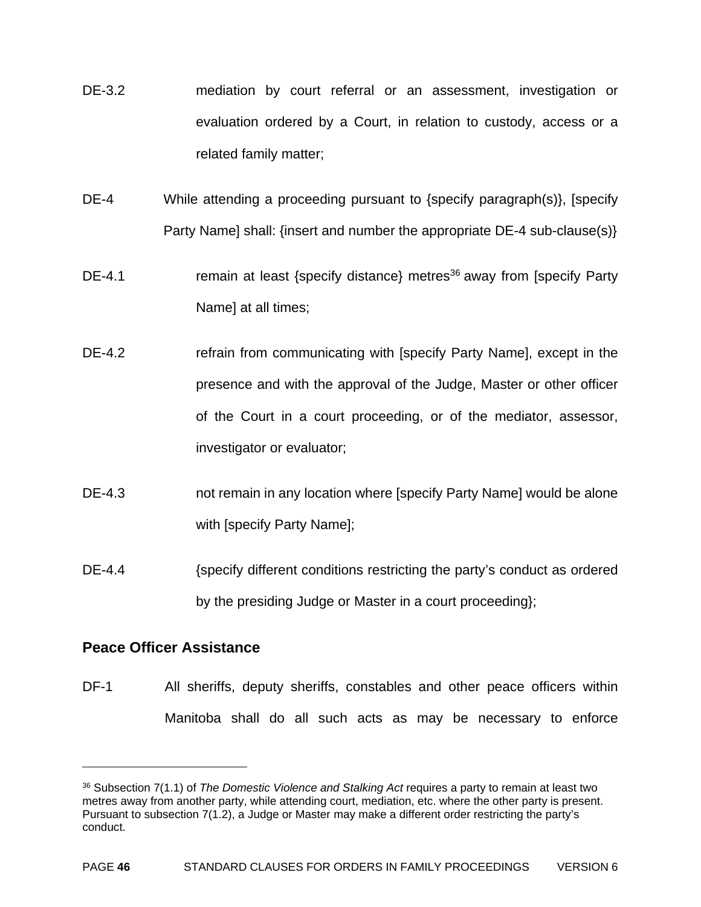DE-3.2 mediation by court referral or an assessment, investigation or evaluation ordered by a Court, in relation to custody, access or a related family matter;

DE-4 While attending a proceeding pursuant to {specify paragraph(s)}, [specify Party Name] shall: {insert and number the appropriate DE-4 sub-clause(s)}

DE-4.1 remain at least {specify distance} metres[36] away from [specify Party Name] at all times;

DE-4.2 refrain from communicating with [specify Party Name], except in the presence and with the approval of the Judge, Master or other officer of the Court in a court proceeding, or of the mediator, assessor, investigator or evaluator;

DE-4.3 not remain in any location where [specify Party Name] would be alone with [specify Party Name];

DE-4.4 {specify different conditions restricting the party's conduct as ordered by the presiding Judge or Master in a court proceeding};

## Peace Officer Assistance

DF-1 All sheriffs, deputy sheriffs, constables and other peace officers within Manitoba shall do all such acts as may be necessary to enforce

---

[36] Subsection 7(1.1) of *The Domestic Violence and Stalking Act* requires a party to remain at least two metres away from another party, while attending court, mediation, etc. where the other party is present. Pursuant to subsection 7(1.2), a Judge or Master may make a different order restricting the party's conduct.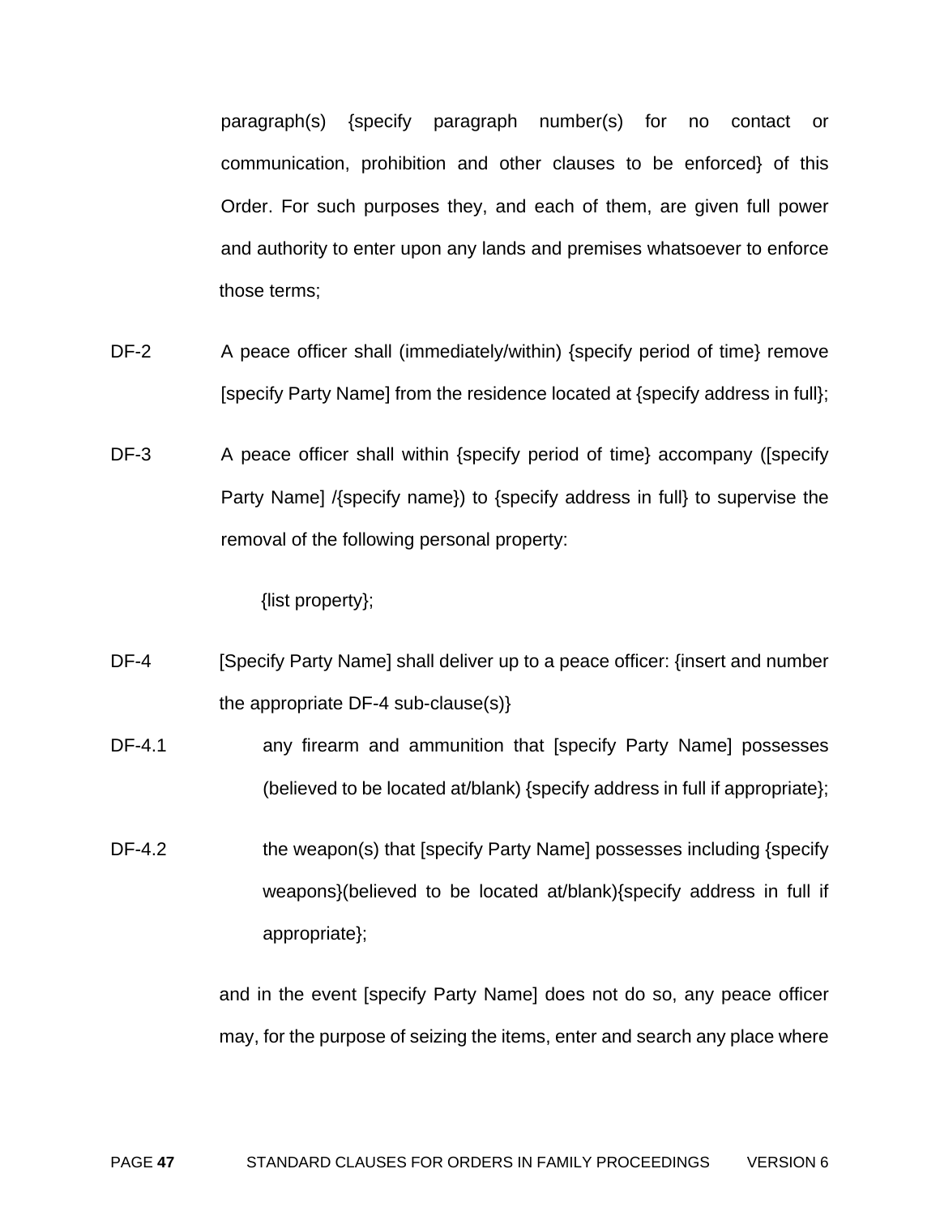paragraph(s) {specify paragraph number(s) for no contact or communication, prohibition and other clauses to be enforced} of this Order. For such purposes they, and each of them, are given full power and authority to enter upon any lands and premises whatsoever to enforce those terms;

DF-2 A peace officer shall (immediately/within) {specify period of time} remove [specify Party Name] from the residence located at {specify address in full};

DF-3 A peace officer shall within {specify period of time} accompany ([specify Party Name] /{specify name}) to {specify address in full} to supervise the removal of the following personal property:

{list property};

DF-4 [Specify Party Name] shall deliver up to a peace officer: {insert and number the appropriate DF-4 sub-clause(s)}

DF-4.1 any firearm and ammunition that [specify Party Name] possesses (believed to be located at/blank) {specify address in full if appropriate};

DF-4.2 the weapon(s) that [specify Party Name] possesses including {specify weapons}(believed to be located at/blank){specify address in full if appropriate};

and in the event [specify Party Name] does not do so, any peace officer may, for the purpose of seizing the items, enter and search any place where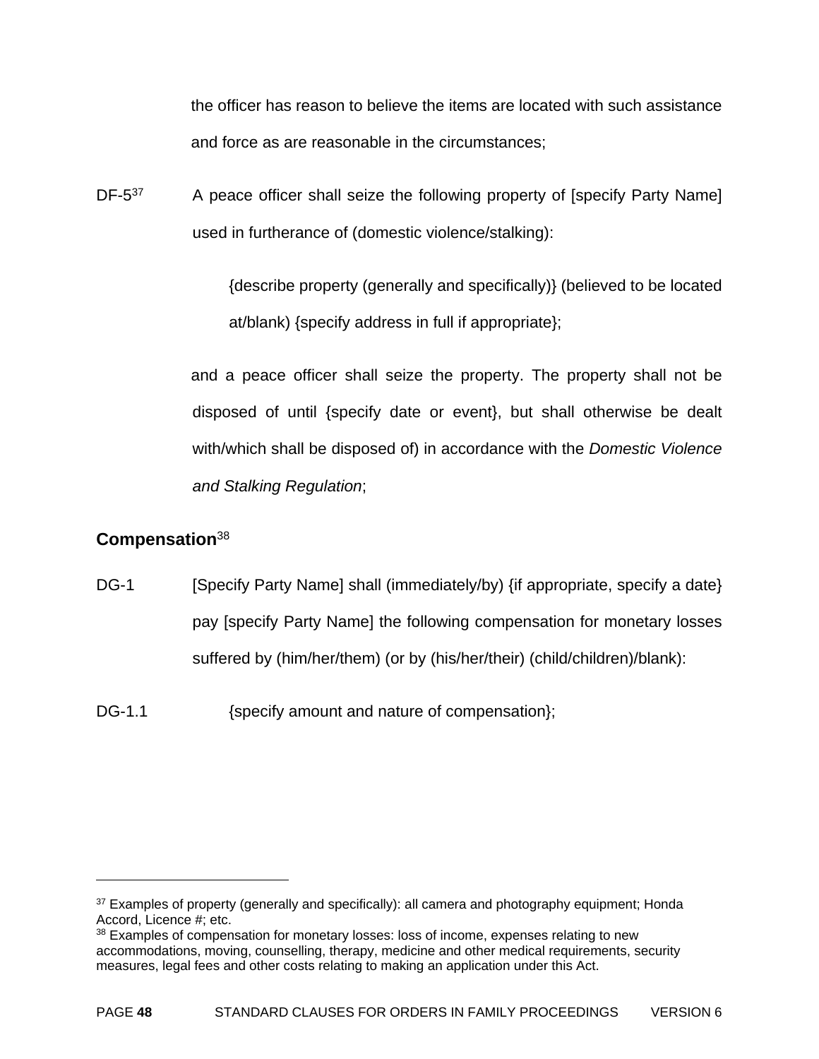the officer has reason to believe the items are located with such assistance and force as are reasonable in the circumstances;

DF-5[37] A peace officer shall seize the following property of [specify Party Name] used in furtherance of (domestic violence/stalking):

> {describe property (generally and specifically)} (believed to be located at/blank) {specify address in full if appropriate};

and a peace officer shall seize the property. The property shall not be disposed of until {specify date or event}, but shall otherwise be dealt with/which shall be disposed of) in accordance with the *Domestic Violence and Stalking Regulation*;

**Compensation**[38]

DG-1 [Specify Party Name] shall (immediately/by) {if appropriate, specify a date} pay [specify Party Name] the following compensation for monetary losses suffered by (him/her/them) (or by (his/her/their) (child/children)/blank):

DG-1.1 {specify amount and nature of compensation};

---

[37] Examples of property (generally and specifically): all camera and photography equipment; Honda Accord, Licence #; etc.

[38] Examples of compensation for monetary losses: loss of income, expenses relating to new accommodations, moving, counselling, therapy, medicine and other medical requirements, security measures, legal fees and other costs relating to making an application under this Act.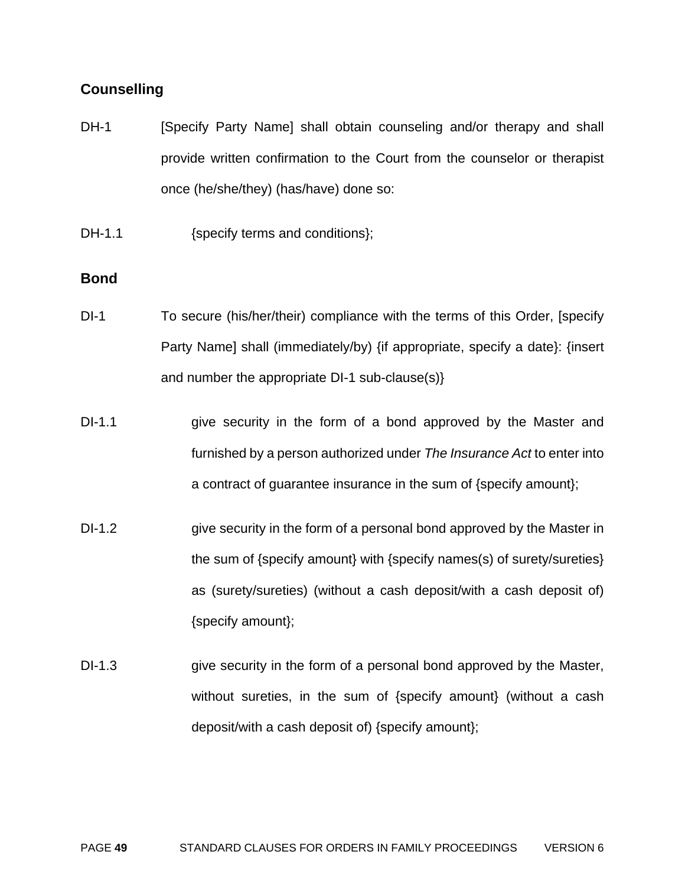## Counselling

DH-1 [Specify Party Name] shall obtain counseling and/or therapy and shall provide written confirmation to the Court from the counselor or therapist once (he/she/they) (has/have) done so:

DH-1.1 {specify terms and conditions};

## Bond

DI-1 To secure (his/her/their) compliance with the terms of this Order, [specify Party Name] shall (immediately/by) {if appropriate, specify a date}: {insert and number the appropriate DI-1 sub-clause(s)}

DI-1.1 give security in the form of a bond approved by the Master and furnished by a person authorized under *The Insurance Act* to enter into a contract of guarantee insurance in the sum of {specify amount};

DI-1.2 give security in the form of a personal bond approved by the Master in the sum of {specify amount} with {specify names(s) of surety/sureties} as (surety/sureties) (without a cash deposit/with a cash deposit of) {specify amount};

DI-1.3 give security in the form of a personal bond approved by the Master, without sureties, in the sum of {specify amount} (without a cash deposit/with a cash deposit of) {specify amount};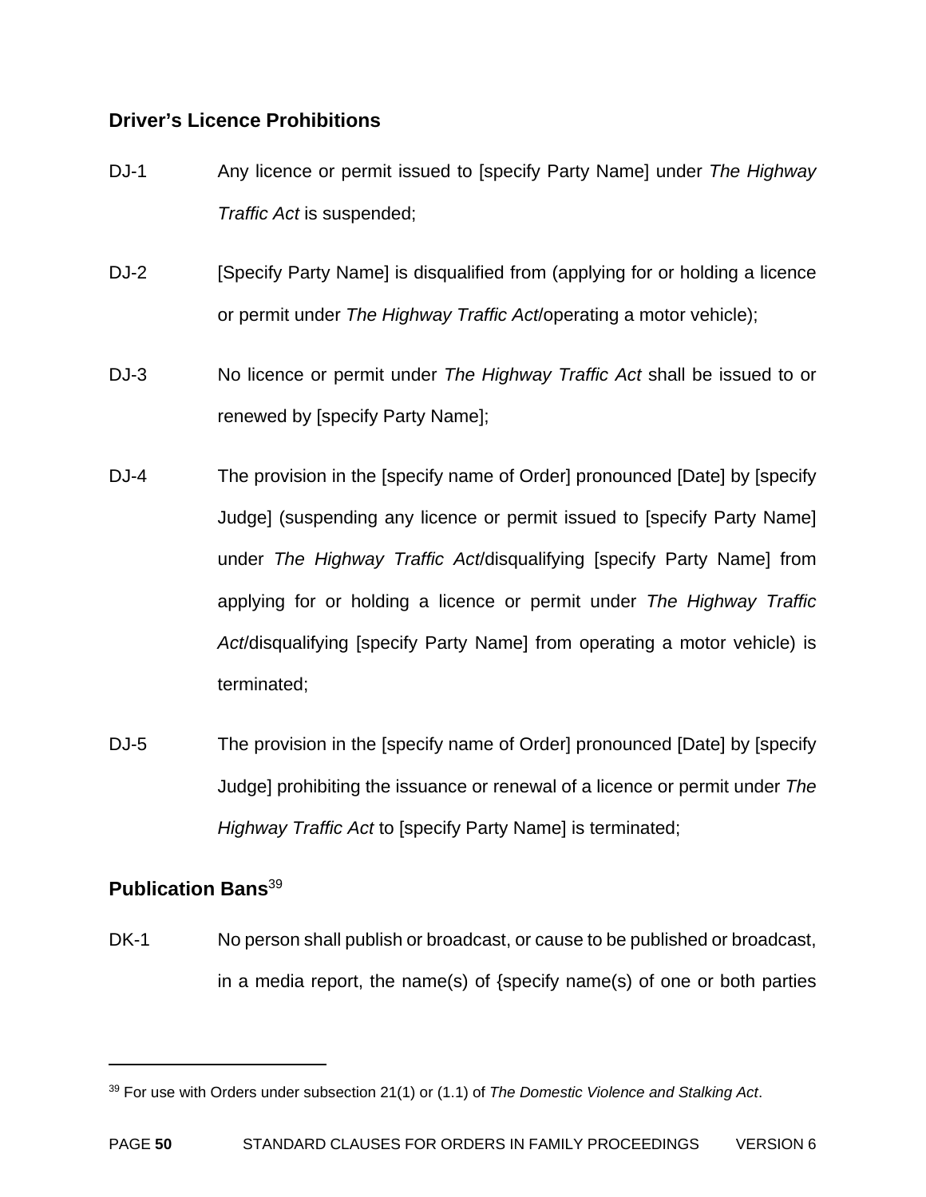## Driver's Licence Prohibitions

DJ-1 Any licence or permit issued to [specify Party Name] under *The Highway Traffic Act* is suspended;

DJ-2 [Specify Party Name] is disqualified from (applying for or holding a licence or permit under *The Highway Traffic Act*/operating a motor vehicle);

DJ-3 No licence or permit under *The Highway Traffic Act* shall be issued to or renewed by [specify Party Name];

DJ-4 The provision in the [specify name of Order] pronounced [Date] by [specify Judge] (suspending any licence or permit issued to [specify Party Name] under *The Highway Traffic Act*/disqualifying [specify Party Name] from applying for or holding a licence or permit under *The Highway Traffic Act*/disqualifying [specify Party Name] from operating a motor vehicle) is terminated;

DJ-5 The provision in the [specify name of Order] pronounced [Date] by [specify Judge] prohibiting the issuance or renewal of a licence or permit under *The Highway Traffic Act* to [specify Party Name] is terminated;

## Publication Bans[39]

DK-1 No person shall publish or broadcast, or cause to be published or broadcast, in a media report, the name(s) of {specify name(s) of one or both parties

---

[39] For use with Orders under subsection 21(1) or (1.1) of *The Domestic Violence and Stalking Act*.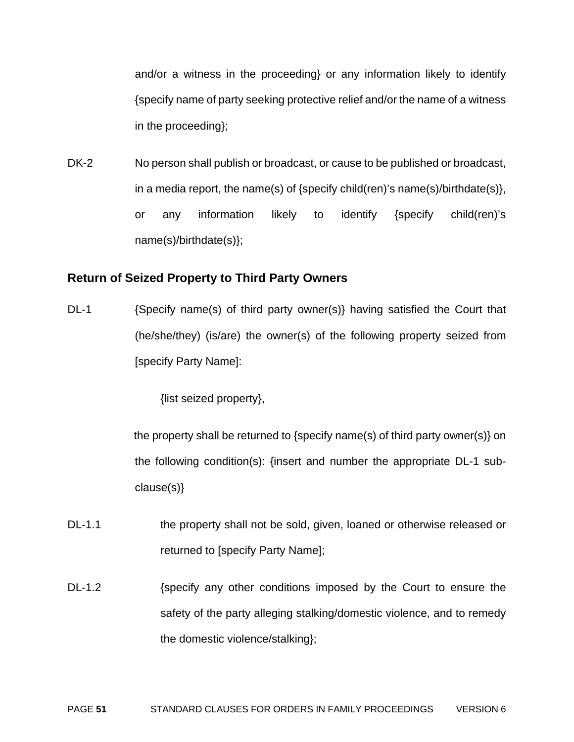and/or a witness in the proceeding} or any information likely to identify {specify name of party seeking protective relief and/or the name of a witness in the proceeding};

DK-2 No person shall publish or broadcast, or cause to be published or broadcast, in a media report, the name(s) of {specify child(ren)'s name(s)/birthdate(s)}, or any information likely to identify {specify child(ren)'s name(s)/birthdate(s)};

### Return of Seized Property to Third Party Owners

DL-1 {Specify name(s) of third party owner(s)} having satisfied the Court that (he/she/they) (is/are) the owner(s) of the following property seized from [specify Party Name]:

{list seized property},

the property shall be returned to {specify name(s) of third party owner(s)} on the following condition(s): {insert and number the appropriate DL-1 sub-clause(s)}

DL-1.1 the property shall not be sold, given, loaned or otherwise released or returned to [specify Party Name];

DL-1.2 {specify any other conditions imposed by the Court to ensure the safety of the party alleging stalking/domestic violence, and to remedy the domestic violence/stalking};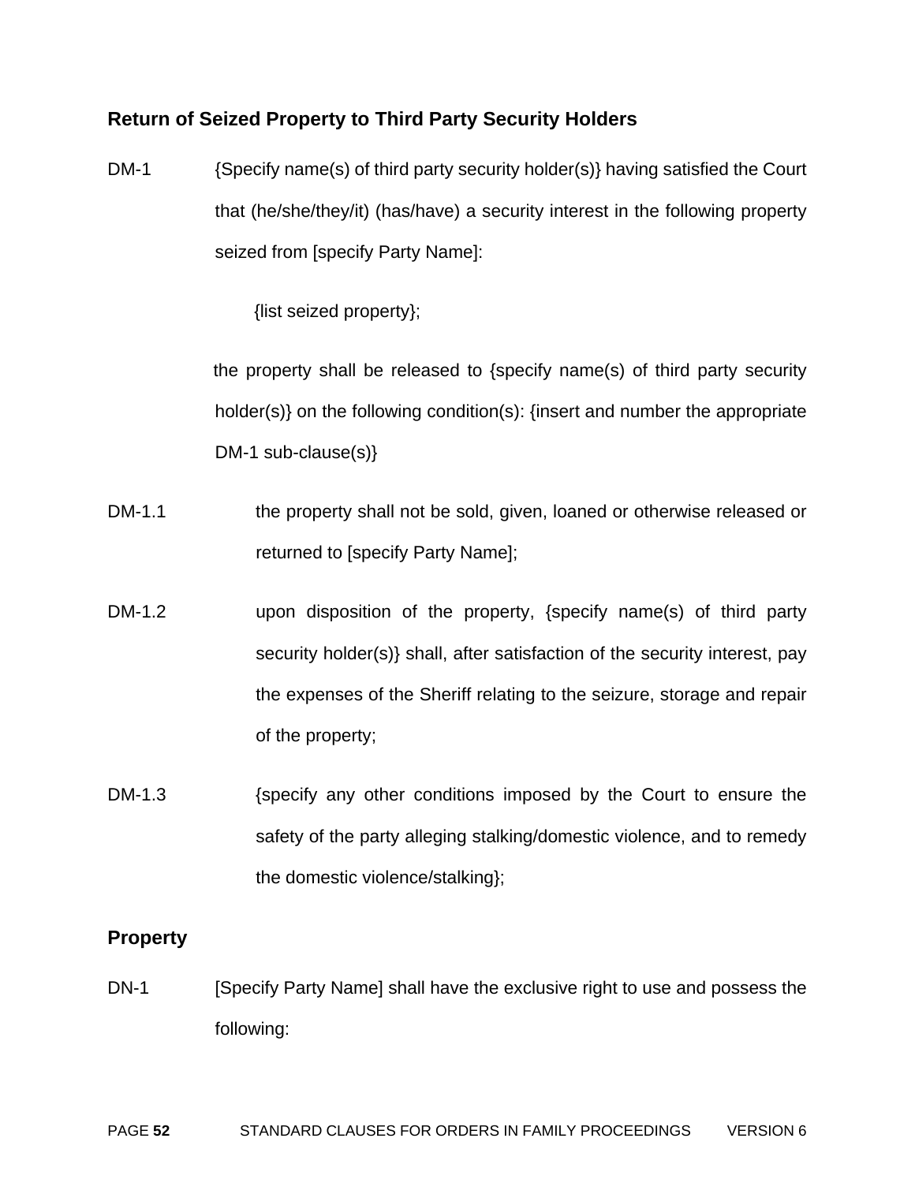**Return of Seized Property to Third Party Security Holders**

DM-1 {Specify name(s) of third party security holder(s)} having satisfied the Court that (he/she/they/it) (has/have) a security interest in the following property seized from [specify Party Name]:

{list seized property};

the property shall be released to {specify name(s) of third party security holder(s)} on the following condition(s): {insert and number the appropriate DM-1 sub-clause(s)}

DM-1.1 the property shall not be sold, given, loaned or otherwise released or returned to [specify Party Name];

DM-1.2 upon disposition of the property, {specify name(s) of third party security holder(s)} shall, after satisfaction of the security interest, pay the expenses of the Sheriff relating to the seizure, storage and repair of the property;

DM-1.3 {specify any other conditions imposed by the Court to ensure the safety of the party alleging stalking/domestic violence, and to remedy the domestic violence/stalking};

**Property**

DN-1 [Specify Party Name] shall have the exclusive right to use and possess the following: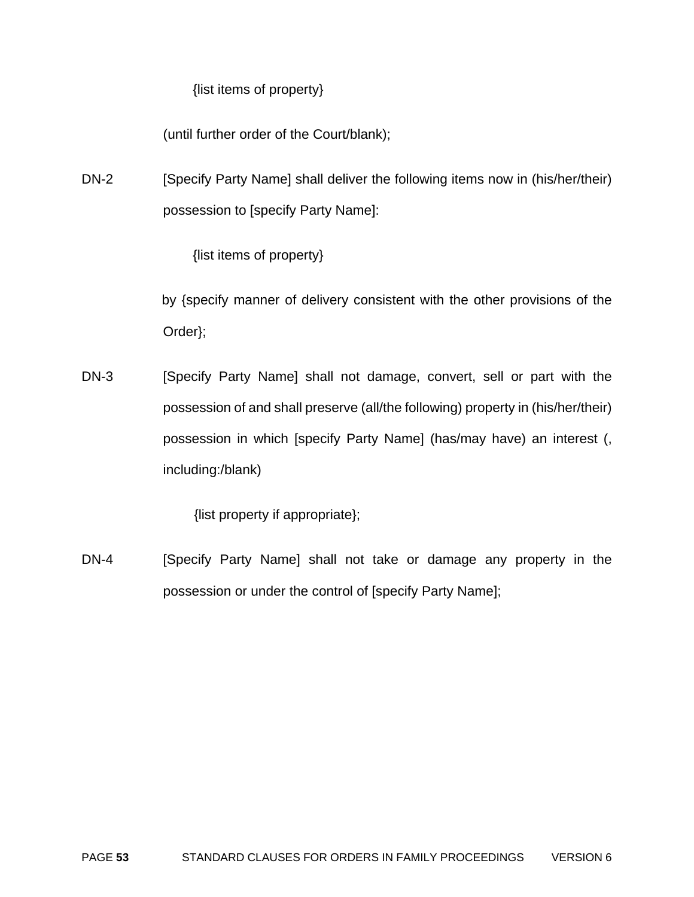{list items of property}

(until further order of the Court/blank);

DN-2 [Specify Party Name] shall deliver the following items now in (his/her/their) possession to [specify Party Name]:

{list items of property}

by {specify manner of delivery consistent with the other provisions of the Order};

DN-3 [Specify Party Name] shall not damage, convert, sell or part with the possession of and shall preserve (all/the following) property in (his/her/their) possession in which [specify Party Name] (has/may have) an interest (, including:/blank)

{list property if appropriate};

DN-4 [Specify Party Name] shall not take or damage any property in the possession or under the control of [specify Party Name];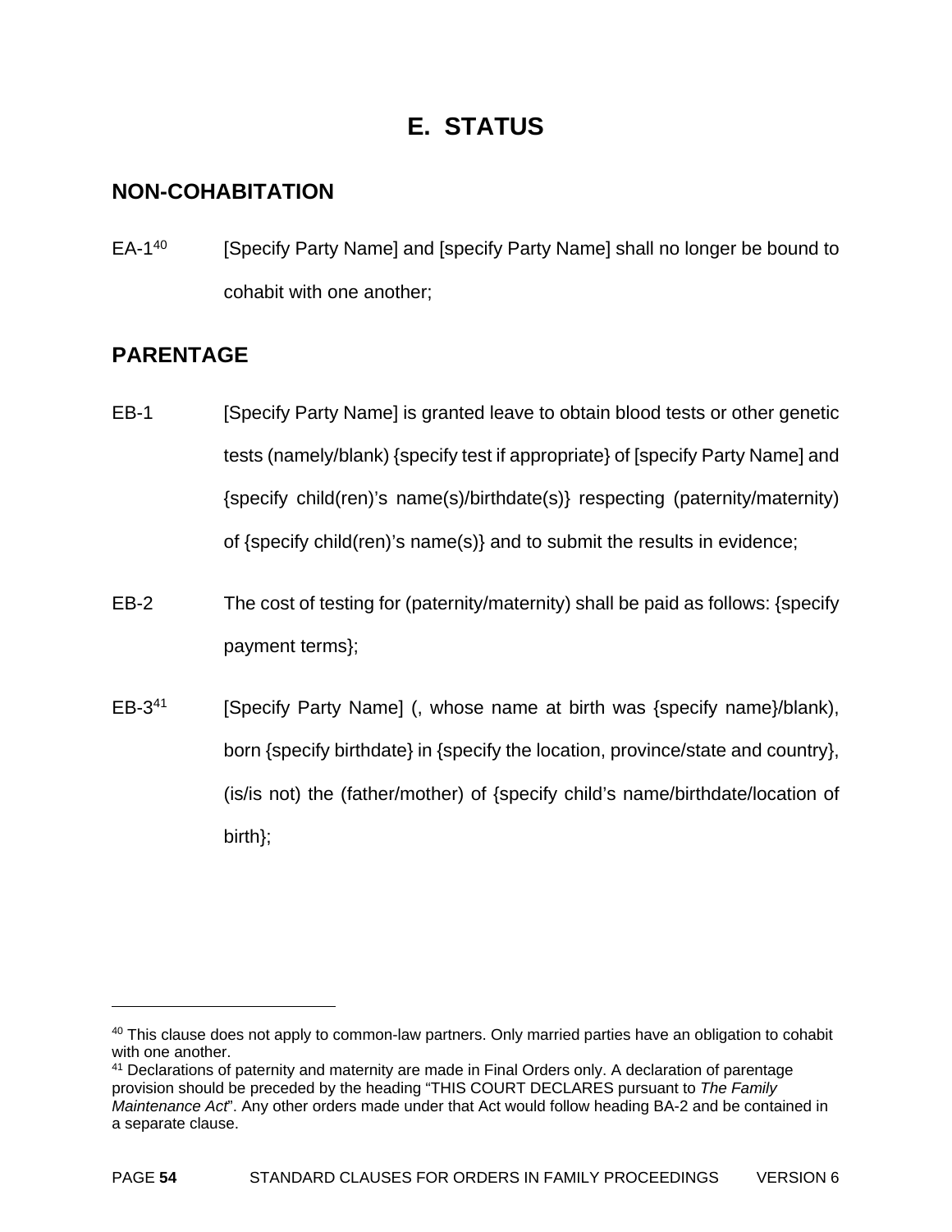# E. STATUS

## NON-COHABITATION

EA-1[40] [Specify Party Name] and [specify Party Name] shall no longer be bound to cohabit with one another;

## PARENTAGE

EB-1 [Specify Party Name] is granted leave to obtain blood tests or other genetic tests (namely/blank) {specify test if appropriate} of [specify Party Name] and {specify child(ren)'s name(s)/birthdate(s)} respecting (paternity/maternity) of {specify child(ren)'s name(s)} and to submit the results in evidence;

EB-2 The cost of testing for (paternity/maternity) shall be paid as follows: {specify payment terms};

EB-3[41] [Specify Party Name] (, whose name at birth was {specify name}/blank), born {specify birthdate} in {specify the location, province/state and country}, (is/is not) the (father/mother) of {specify child's name/birthdate/location of birth};

---

[40] This clause does not apply to common-law partners. Only married parties have an obligation to cohabit with one another.

[41] Declarations of paternity and maternity are made in Final Orders only. A declaration of parentage provision should be preceded by the heading "THIS COURT DECLARES pursuant to *The Family Maintenance Act*". Any other orders made under that Act would follow heading BA-2 and be contained in a separate clause.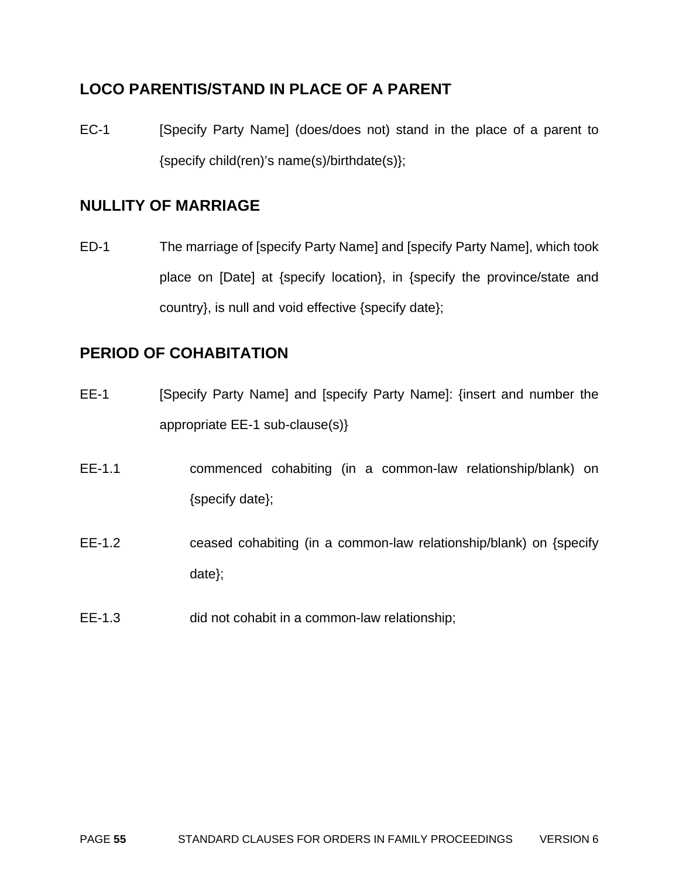## LOCO PARENTIS/STAND IN PLACE OF A PARENT

EC-1 [Specify Party Name] (does/does not) stand in the place of a parent to {specify child(ren)'s name(s)/birthdate(s)};

## NULLITY OF MARRIAGE

ED-1 The marriage of [specify Party Name] and [specify Party Name], which took place on [Date] at {specify location}, in {specify the province/state and country}, is null and void effective {specify date};

## PERIOD OF COHABITATION

EE-1 [Specify Party Name] and [specify Party Name]: {insert and number the appropriate EE-1 sub-clause(s)}

EE-1.1 commenced cohabiting (in a common-law relationship/blank) on {specify date};

EE-1.2 ceased cohabiting (in a common-law relationship/blank) on {specify date};

EE-1.3 did not cohabit in a common-law relationship;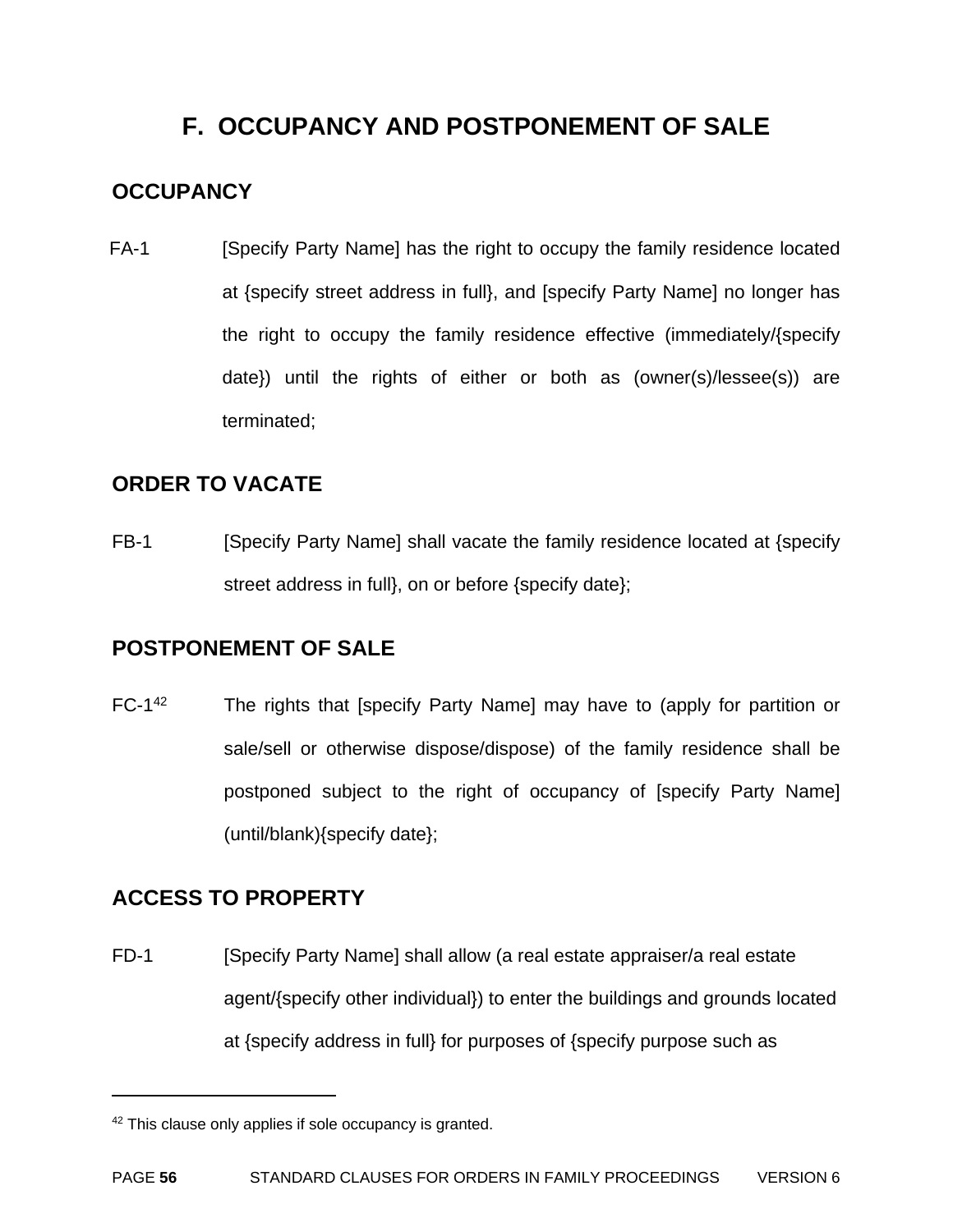# F. OCCUPANCY AND POSTPONEMENT OF SALE

## OCCUPANCY

FA-1 [Specify Party Name] has the right to occupy the family residence located at {specify street address in full}, and [specify Party Name] no longer has the right to occupy the family residence effective (immediately/{specify date}) until the rights of either or both as (owner(s)/lessee(s)) are terminated;

## ORDER TO VACATE

FB-1 [Specify Party Name] shall vacate the family residence located at {specify street address in full}, on or before {specify date};

## POSTPONEMENT OF SALE

FC-1[42] The rights that [specify Party Name] may have to (apply for partition or sale/sell or otherwise dispose/dispose) of the family residence shall be postponed subject to the right of occupancy of [specify Party Name] (until/blank){specify date};

## ACCESS TO PROPERTY

FD-1 [Specify Party Name] shall allow (a real estate appraiser/a real estate agent/{specify other individual}) to enter the buildings and grounds located at {specify address in full} for purposes of {specify purpose such as

---

[42] This clause only applies if sole occupancy is granted.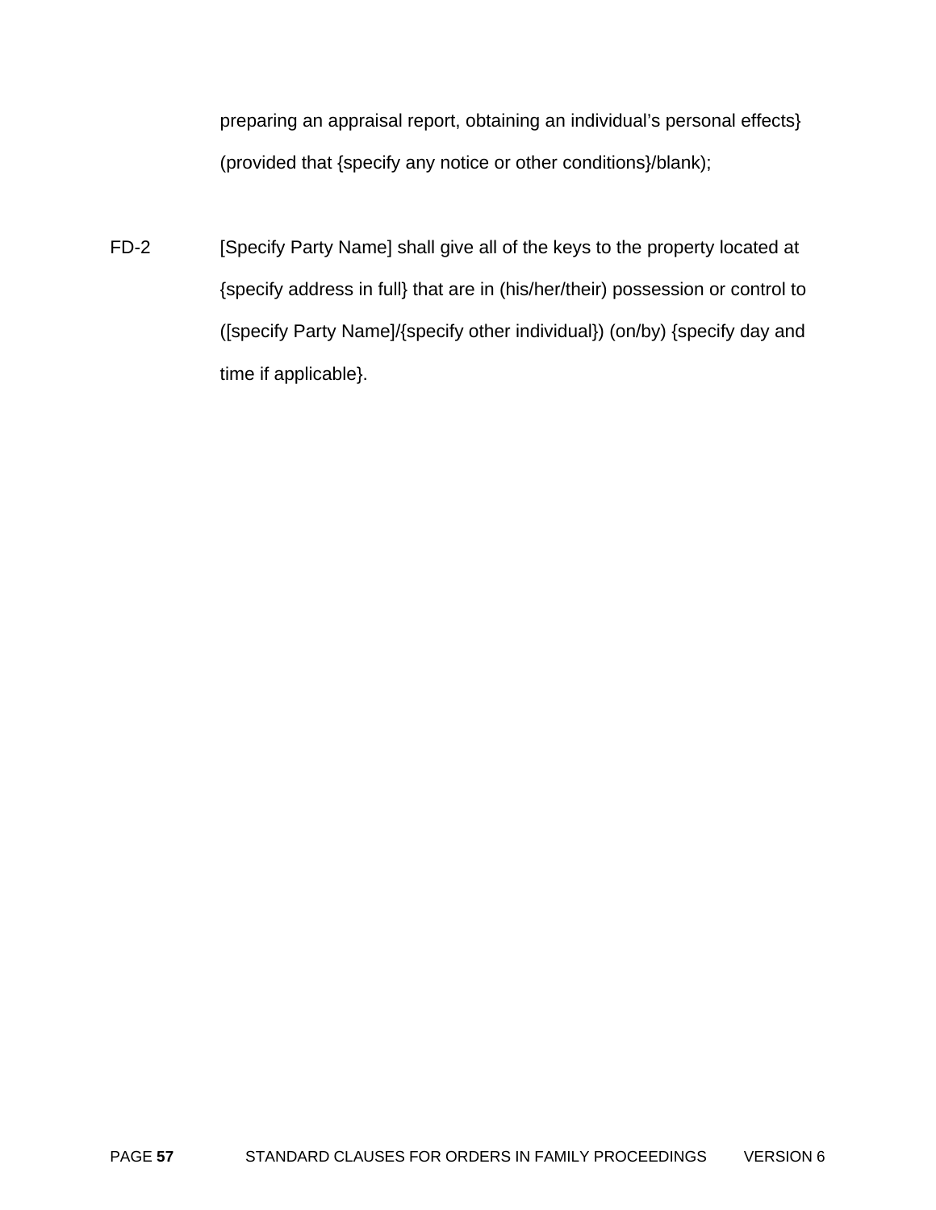preparing an appraisal report, obtaining an individual's personal effects} (provided that {specify any notice or other conditions}/blank);

FD-2 [Specify Party Name] shall give all of the keys to the property located at {specify address in full} that are in (his/her/their) possession or control to ([specify Party Name]/{specify other individual}) (on/by) {specify day and time if applicable}.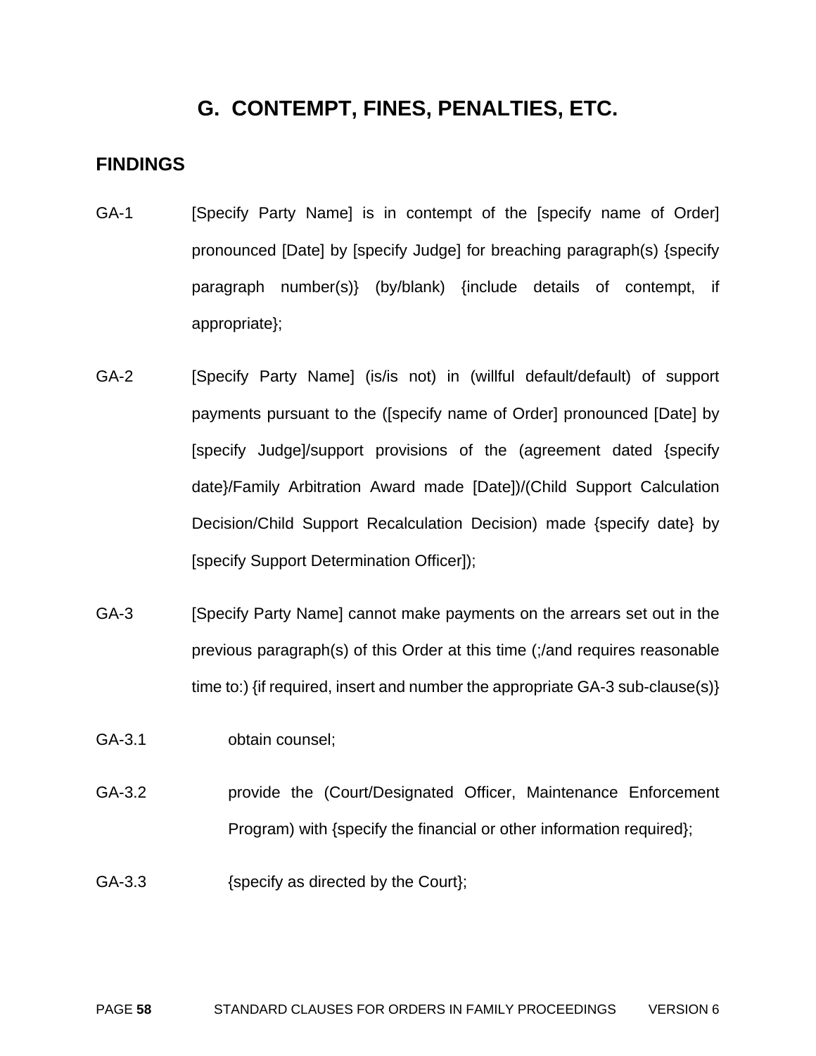# G. CONTEMPT, FINES, PENALTIES, ETC.

## FINDINGS

GA-1 [Specify Party Name] is in contempt of the [specify name of Order] pronounced [Date] by [specify Judge] for breaching paragraph(s) {specify paragraph number(s)} (by/blank) {include details of contempt, if appropriate};

GA-2 [Specify Party Name] (is/is not) in (willful default/default) of support payments pursuant to the ([specify name of Order] pronounced [Date] by [specify Judge]/support provisions of the (agreement dated {specify date}/Family Arbitration Award made [Date])/(Child Support Calculation Decision/Child Support Recalculation Decision) made {specify date} by [specify Support Determination Officer]);

GA-3 [Specify Party Name] cannot make payments on the arrears set out in the previous paragraph(s) of this Order at this time (;/and requires reasonable time to:) {if required, insert and number the appropriate GA-3 sub-clause(s)}

GA-3.1 obtain counsel;

GA-3.2 provide the (Court/Designated Officer, Maintenance Enforcement Program) with {specify the financial or other information required};

GA-3.3 {specify as directed by the Court};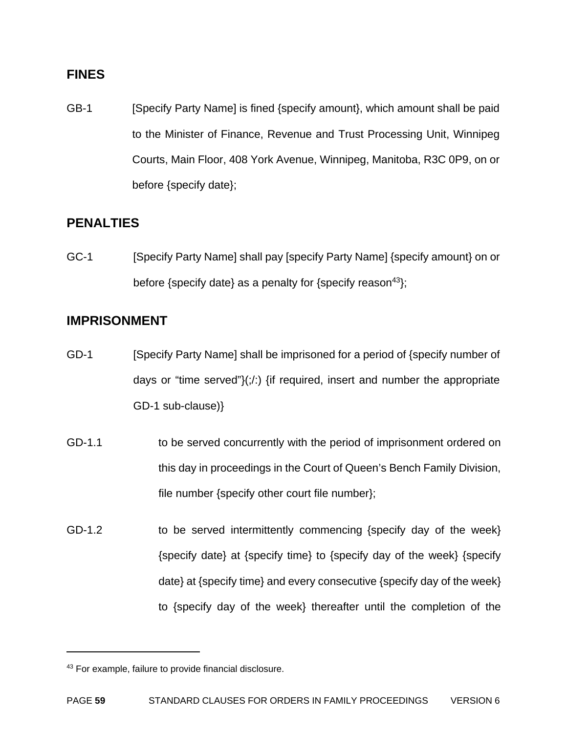## FINES

GB-1 [Specify Party Name] is fined {specify amount}, which amount shall be paid to the Minister of Finance, Revenue and Trust Processing Unit, Winnipeg Courts, Main Floor, 408 York Avenue, Winnipeg, Manitoba, R3C 0P9, on or before {specify date};

## PENALTIES

GC-1 [Specify Party Name] shall pay [specify Party Name] {specify amount} on or before {specify date} as a penalty for {specify reason[43]};

## IMPRISONMENT

GD-1 [Specify Party Name] shall be imprisoned for a period of {specify number of days or "time served"}(;/:) {if required, insert and number the appropriate GD-1 sub-clause)}

GD-1.1 to be served concurrently with the period of imprisonment ordered on this day in proceedings in the Court of Queen's Bench Family Division, file number {specify other court file number};

GD-1.2 to be served intermittently commencing {specify day of the week} {specify date} at {specify time} to {specify day of the week} {specify date} at {specify time} and every consecutive {specify day of the week} to {specify day of the week} thereafter until the completion of the

---

[43] For example, failure to provide financial disclosure.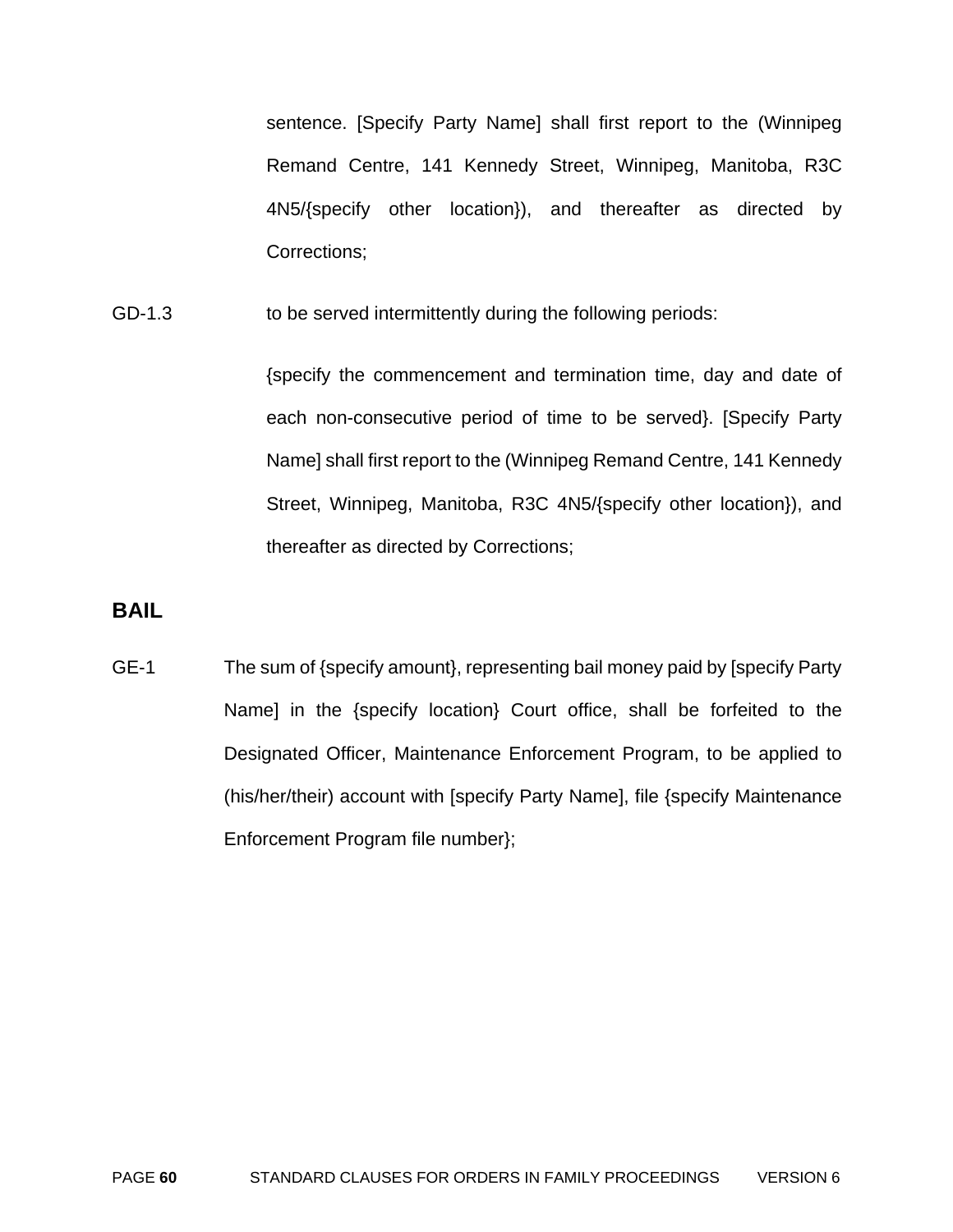sentence. [Specify Party Name] shall first report to the (Winnipeg Remand Centre, 141 Kennedy Street, Winnipeg, Manitoba, R3C 4N5/{specify other location}), and thereafter as directed by Corrections;

GD-1.3 to be served intermittently during the following periods:

{specify the commencement and termination time, day and date of each non-consecutive period of time to be served}. [Specify Party Name] shall first report to the (Winnipeg Remand Centre, 141 Kennedy Street, Winnipeg, Manitoba, R3C 4N5/{specify other location}), and thereafter as directed by Corrections;

## BAIL

GE-1 The sum of {specify amount}, representing bail money paid by [specify Party Name] in the {specify location} Court office, shall be forfeited to the Designated Officer, Maintenance Enforcement Program, to be applied to (his/her/their) account with [specify Party Name], file {specify Maintenance Enforcement Program file number};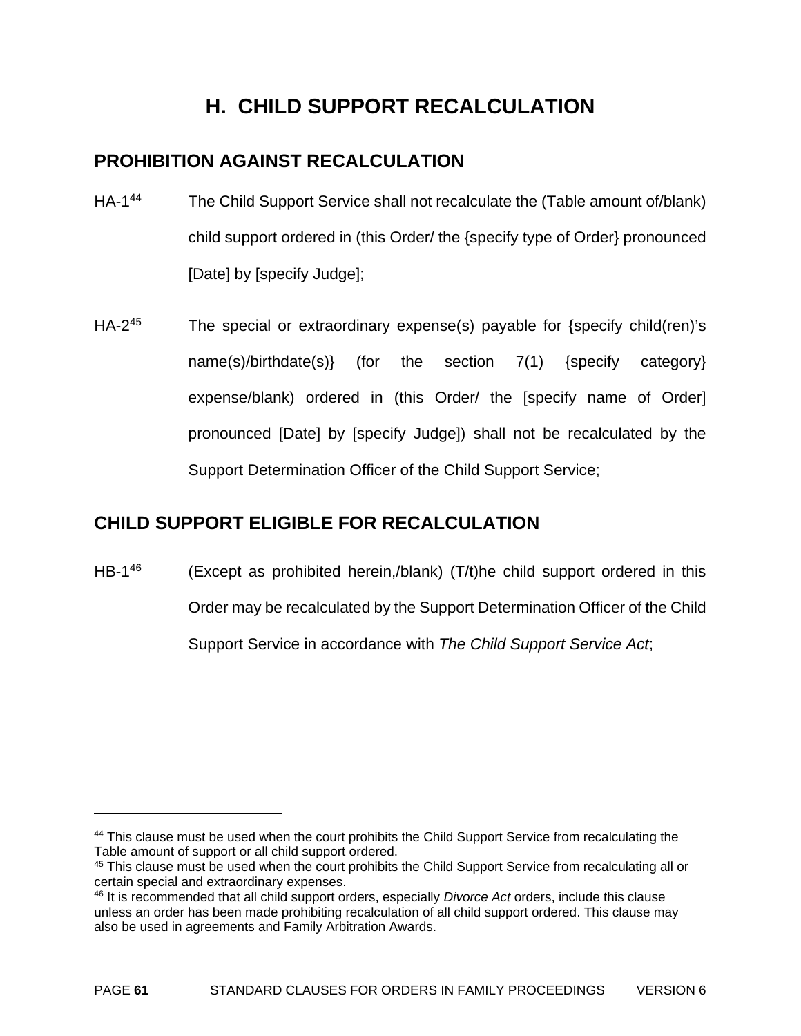# H. CHILD SUPPORT RECALCULATION

## PROHIBITION AGAINST RECALCULATION

HA-1[44] The Child Support Service shall not recalculate the (Table amount of/blank) child support ordered in (this Order/ the {specify type of Order} pronounced [Date] by [specify Judge];

HA-2[45] The special or extraordinary expense(s) payable for {specify child(ren)'s name(s)/birthdate(s)} (for the section 7(1) {specify category} expense/blank) ordered in (this Order/ the [specify name of Order] pronounced [Date] by [specify Judge]) shall not be recalculated by the Support Determination Officer of the Child Support Service;

## CHILD SUPPORT ELIGIBLE FOR RECALCULATION

HB-1[46] (Except as prohibited herein,/blank) (T/t)he child support ordered in this Order may be recalculated by the Support Determination Officer of the Child Support Service in accordance with *The Child Support Service Act*;

---

[44] This clause must be used when the court prohibits the Child Support Service from recalculating the Table amount of support or all child support ordered.

[45] This clause must be used when the court prohibits the Child Support Service from recalculating all or certain special and extraordinary expenses.

[46] It is recommended that all child support orders, especially *Divorce Act* orders, include this clause unless an order has been made prohibiting recalculation of all child support ordered. This clause may also be used in agreements and Family Arbitration Awards.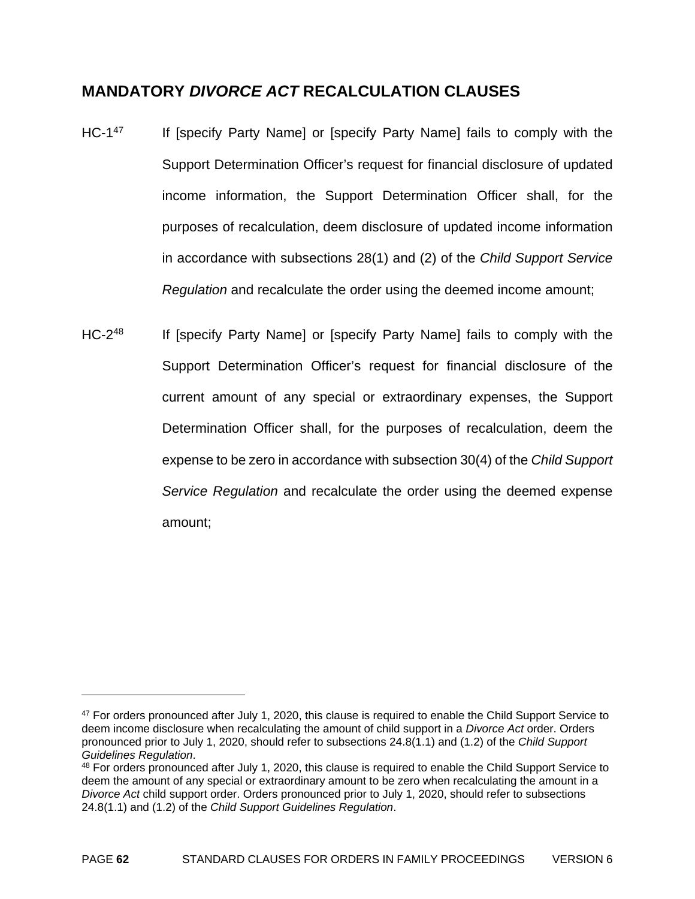## MANDATORY *DIVORCE ACT* RECALCULATION CLAUSES

HC-1[47] If [specify Party Name] or [specify Party Name] fails to comply with the Support Determination Officer's request for financial disclosure of updated income information, the Support Determination Officer shall, for the purposes of recalculation, deem disclosure of updated income information in accordance with subsections 28(1) and (2) of the *Child Support Service Regulation* and recalculate the order using the deemed income amount;

HC-2[48] If [specify Party Name] or [specify Party Name] fails to comply with the Support Determination Officer's request for financial disclosure of the current amount of any special or extraordinary expenses, the Support Determination Officer shall, for the purposes of recalculation, deem the expense to be zero in accordance with subsection 30(4) of the *Child Support Service Regulation* and recalculate the order using the deemed expense amount;

---

[47] For orders pronounced after July 1, 2020, this clause is required to enable the Child Support Service to deem income disclosure when recalculating the amount of child support in a *Divorce Act* order. Orders pronounced prior to July 1, 2020, should refer to subsections 24.8(1.1) and (1.2) of the *Child Support Guidelines Regulation*.

[48] For orders pronounced after July 1, 2020, this clause is required to enable the Child Support Service to deem the amount of any special or extraordinary amount to be zero when recalculating the amount in a *Divorce Act* child support order. Orders pronounced prior to July 1, 2020, should refer to subsections 24.8(1.1) and (1.2) of the *Child Support Guidelines Regulation*.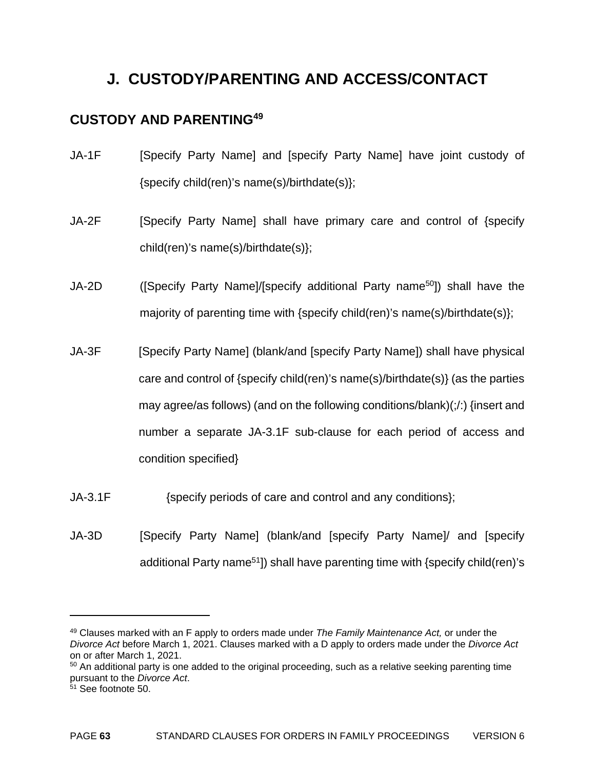# J. CUSTODY/PARENTING AND ACCESS/CONTACT

## CUSTODY AND PARENTING[49]

JA-1F [Specify Party Name] and [specify Party Name] have joint custody of {specify child(ren)'s name(s)/birthdate(s)};

JA-2F [Specify Party Name] shall have primary care and control of {specify child(ren)'s name(s)/birthdate(s)};

JA-2D ([Specify Party Name]/[specify additional Party name[50]]) shall have the majority of parenting time with {specify child(ren)'s name(s)/birthdate(s)};

JA-3F [Specify Party Name] (blank/and [specify Party Name]) shall have physical care and control of {specify child(ren)'s name(s)/birthdate(s)} (as the parties may agree/as follows) (and on the following conditions/blank)(;/:) {insert and number a separate JA-3.1F sub-clause for each period of access and condition specified}

JA-3.1F {specify periods of care and control and any conditions};

JA-3D [Specify Party Name] (blank/and [specify Party Name]/ and [specify additional Party name[51]]) shall have parenting time with {specify child(ren)'s

---

[49] Clauses marked with an F apply to orders made under *The Family Maintenance Act,* or under the *Divorce Act* before March 1, 2021. Clauses marked with a D apply to orders made under the *Divorce Act* on or after March 1, 2021.

[50] An additional party is one added to the original proceeding, such as a relative seeking parenting time pursuant to the *Divorce Act*.

[51] See footnote 50.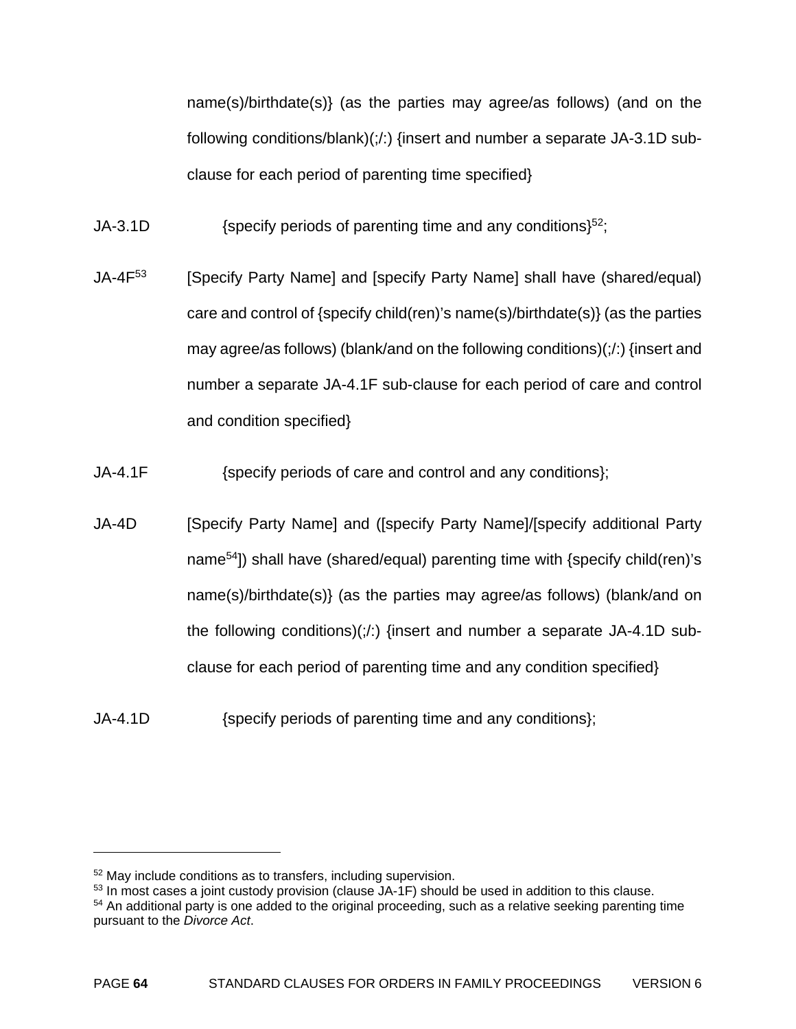name(s)/birthdate(s)} (as the parties may agree/as follows) (and on the following conditions/blank)(;/:) {insert and number a separate JA-3.1D sub-clause for each period of parenting time specified}

JA-3.1D {specify periods of parenting time and any conditions}[52];

JA-4F[53] [Specify Party Name] and [specify Party Name] shall have (shared/equal) care and control of {specify child(ren)'s name(s)/birthdate(s)} (as the parties may agree/as follows) (blank/and on the following conditions)(;/:) {insert and number a separate JA-4.1F sub-clause for each period of care and control and condition specified}

JA-4.1F {specify periods of care and control and any conditions};

JA-4D [Specify Party Name] and ([specify Party Name]/[specify additional Party name[54]]) shall have (shared/equal) parenting time with {specify child(ren)'s name(s)/birthdate(s)} (as the parties may agree/as follows) (blank/and on the following conditions)(;/:) {insert and number a separate JA-4.1D sub-clause for each period of parenting time and any condition specified}

JA-4.1D {specify periods of parenting time and any conditions};

---

[52] May include conditions as to transfers, including supervision.

[53] In most cases a joint custody provision (clause JA-1F) should be used in addition to this clause.

[54] An additional party is one added to the original proceeding, such as a relative seeking parenting time pursuant to the *Divorce Act*.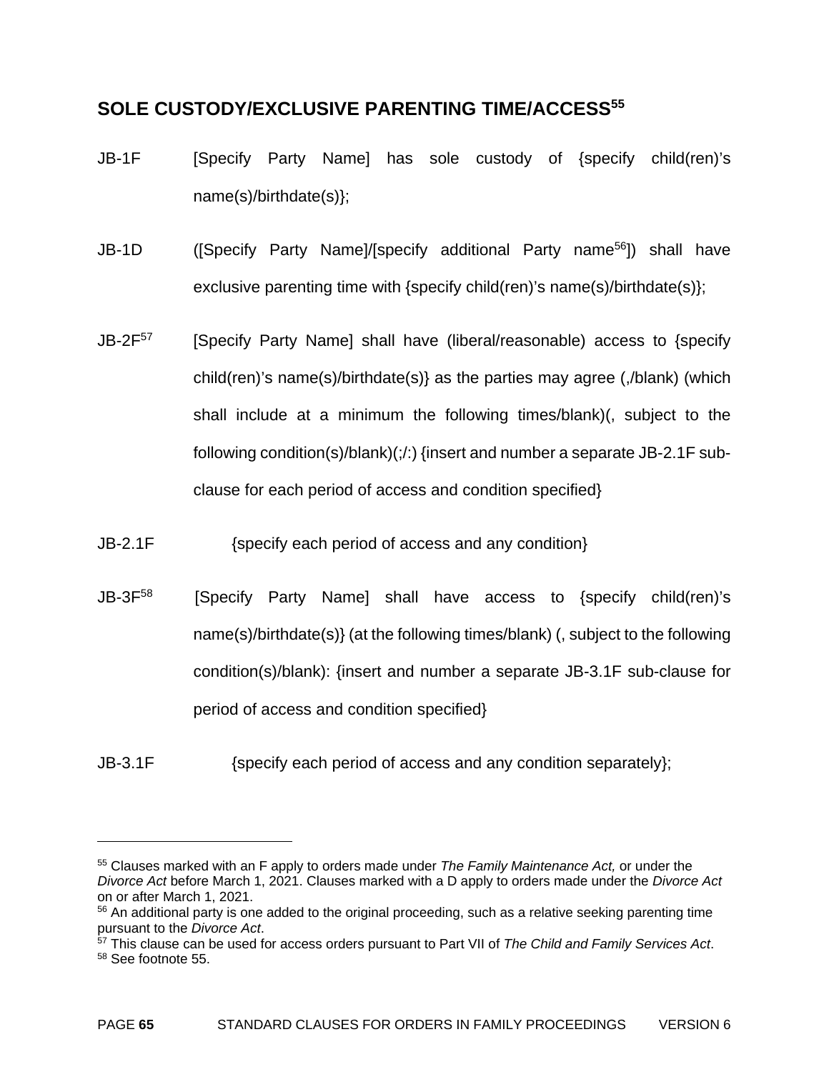## SOLE CUSTODY/EXCLUSIVE PARENTING TIME/ACCESS[55]

JB-1F [Specify Party Name] has sole custody of {specify child(ren)'s name(s)/birthdate(s)};

JB-1D ([Specify Party Name]/[specify additional Party name[56]]) shall have exclusive parenting time with {specify child(ren)'s name(s)/birthdate(s)};

JB-2F[57] [Specify Party Name] shall have (liberal/reasonable) access to {specify child(ren)'s name(s)/birthdate(s)} as the parties may agree (,/blank) (which shall include at a minimum the following times/blank)(, subject to the following condition(s)/blank)(;/:) {insert and number a separate JB-2.1F sub-clause for each period of access and condition specified}

JB-2.1F {specify each period of access and any condition}

JB-3F[58] [Specify Party Name] shall have access to {specify child(ren)'s name(s)/birthdate(s)} (at the following times/blank) (, subject to the following condition(s)/blank): {insert and number a separate JB-3.1F sub-clause for period of access and condition specified}

JB-3.1F {specify each period of access and any condition separately};

---

[55] Clauses marked with an F apply to orders made under *The Family Maintenance Act,* or under the *Divorce Act* before March 1, 2021. Clauses marked with a D apply to orders made under the *Divorce Act* on or after March 1, 2021.

[56] An additional party is one added to the original proceeding, such as a relative seeking parenting time pursuant to the *Divorce Act*.

[57] This clause can be used for access orders pursuant to Part VII of *The Child and Family Services Act*.

[58] See footnote 55.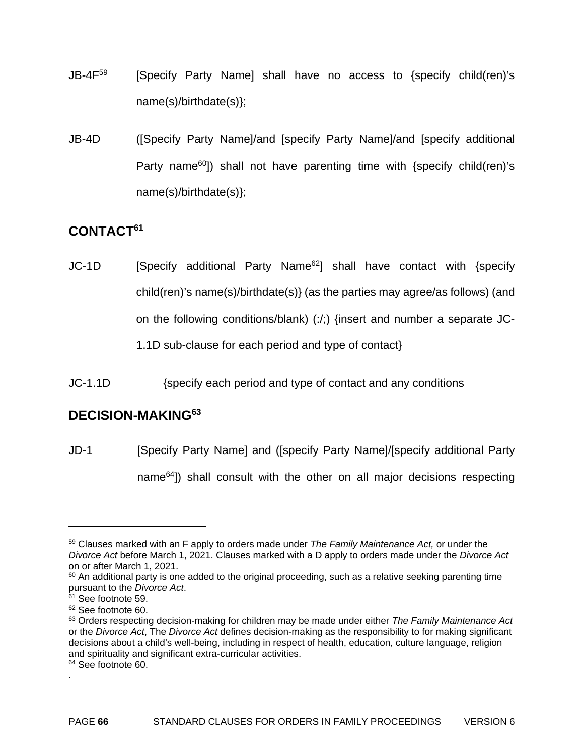JB-4F[59] [Specify Party Name] shall have no access to {specify child(ren)'s name(s)/birthdate(s)};

JB-4D ([Specify Party Name]/and [specify Party Name]/and [specify additional Party name[60]]) shall not have parenting time with {specify child(ren)'s name(s)/birthdate(s)};

## CONTACT[61]

JC-1D [Specify additional Party Name[62]] shall have contact with {specify child(ren)'s name(s)/birthdate(s)} (as the parties may agree/as follows) (and on the following conditions/blank) (:/;) {insert and number a separate JC-1.1D sub-clause for each period and type of contact}

JC-1.1D {specify each period and type of contact and any conditions

## DECISION-MAKING[63]

JD-1 [Specify Party Name] and ([specify Party Name]/[specify additional Party name[64]]) shall consult with the other on all major decisions respecting

---

[59] Clauses marked with an F apply to orders made under *The Family Maintenance Act,* or under the *Divorce Act* before March 1, 2021. Clauses marked with a D apply to orders made under the *Divorce Act* on or after March 1, 2021.

[60] An additional party is one added to the original proceeding, such as a relative seeking parenting time pursuant to the *Divorce Act*.

[61] See footnote 59.

[62] See footnote 60.

[63] Orders respecting decision-making for children may be made under either *The Family Maintenance Act* or the *Divorce Act*, The *Divorce Act* defines decision-making as the responsibility to for making significant decisions about a child's well-being, including in respect of health, education, culture language, religion and spirituality and significant extra-curricular activities.

[64] See footnote 60.

.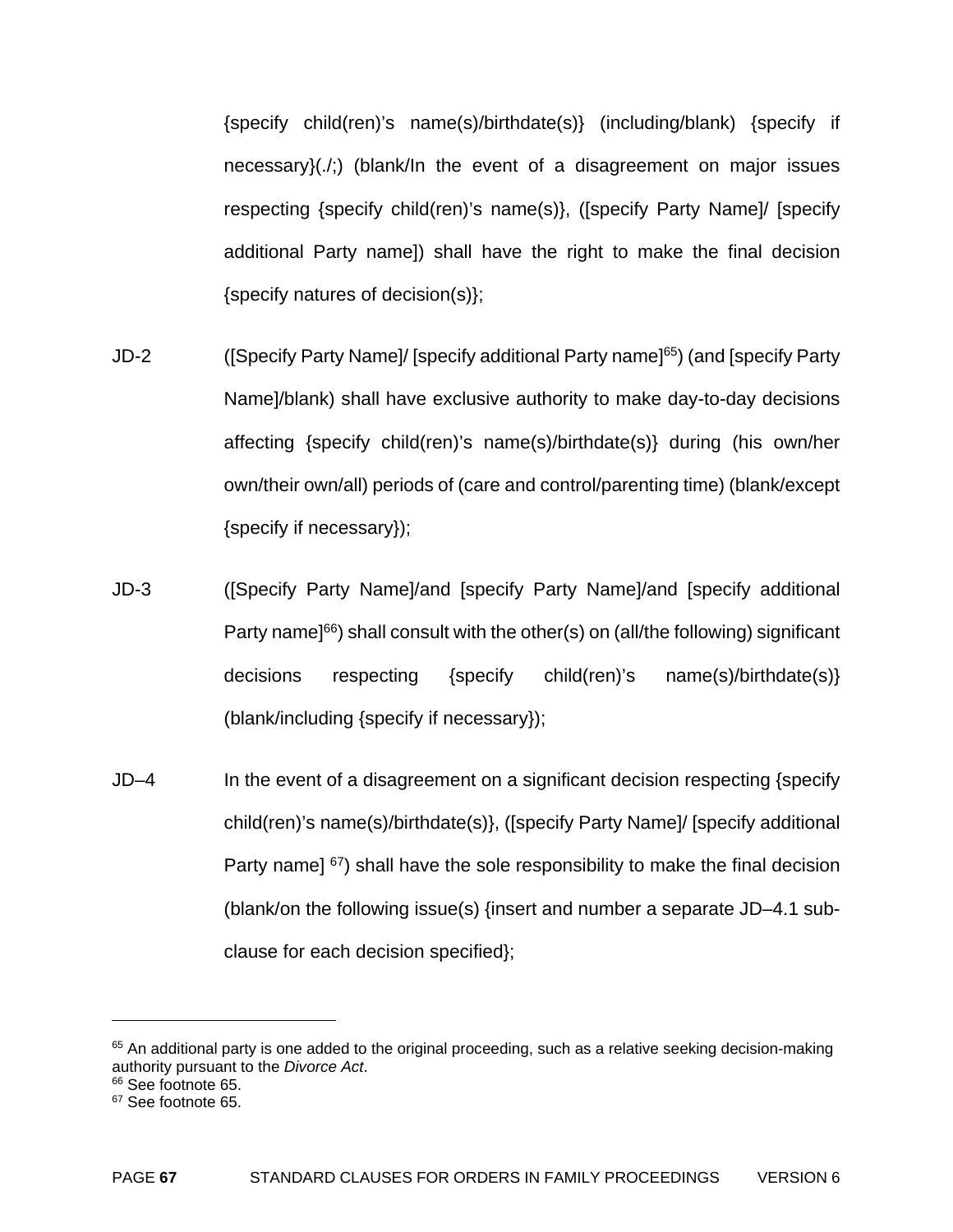{specify child(ren)'s name(s)/birthdate(s)} (including/blank) {specify if necessary}(./;) (blank/In the event of a disagreement on major issues respecting {specify child(ren)'s name(s)}, ([specify Party Name]/ [specify additional Party name]) shall have the right to make the final decision {specify natures of decision(s)};

JD-2 ([Specify Party Name]/ [specify additional Party name][65]) (and [specify Party Name]/blank) shall have exclusive authority to make day-to-day decisions affecting {specify child(ren)'s name(s)/birthdate(s)} during (his own/her own/their own/all) periods of (care and control/parenting time) (blank/except {specify if necessary});

JD-3 ([Specify Party Name]/and [specify Party Name]/and [specify additional Party name][66]) shall consult with the other(s) on (all/the following) significant decisions respecting {specify child(ren)'s name(s)/birthdate(s)} (blank/including {specify if necessary});

JD–4 In the event of a disagreement on a significant decision respecting {specify child(ren)'s name(s)/birthdate(s)}, ([specify Party Name]/ [specify additional Party name] [67]) shall have the sole responsibility to make the final decision (blank/on the following issue(s) {insert and number a separate JD–4.1 sub-clause for each decision specified};

---

[65] An additional party is one added to the original proceeding, such as a relative seeking decision-making authority pursuant to the *Divorce Act*.

[66] See footnote 65.

[67] See footnote 65.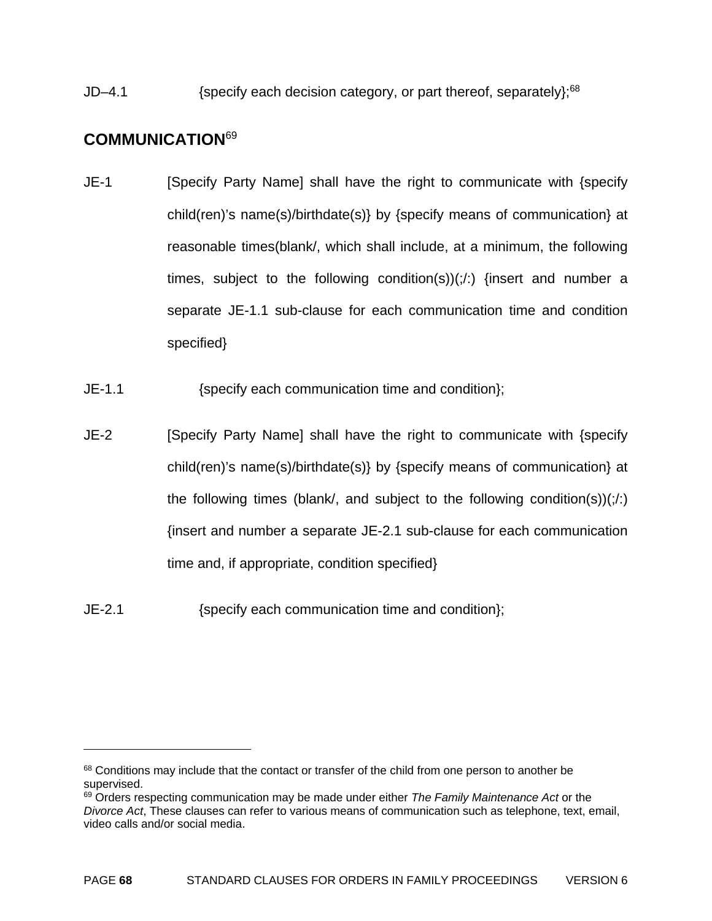JD–4.1 {specify each decision category, or part thereof, separately};[68]

## COMMUNICATION[69]

JE-1 [Specify Party Name] shall have the right to communicate with {specify child(ren)'s name(s)/birthdate(s)} by {specify means of communication} at reasonable times(blank/, which shall include, at a minimum, the following times, subject to the following condition(s))(;/:) {insert and number a separate JE-1.1 sub-clause for each communication time and condition specified}

JE-1.1 {specify each communication time and condition};

JE-2 [Specify Party Name] shall have the right to communicate with {specify child(ren)'s name(s)/birthdate(s)} by {specify means of communication} at the following times (blank/, and subject to the following condition(s))(;/:) {insert and number a separate JE-2.1 sub-clause for each communication time and, if appropriate, condition specified}

JE-2.1 {specify each communication time and condition};

---

[68] Conditions may include that the contact or transfer of the child from one person to another be supervised.

[69] Orders respecting communication may be made under either *The Family Maintenance Act* or the *Divorce Act*, These clauses can refer to various means of communication such as telephone, text, email, video calls and/or social media.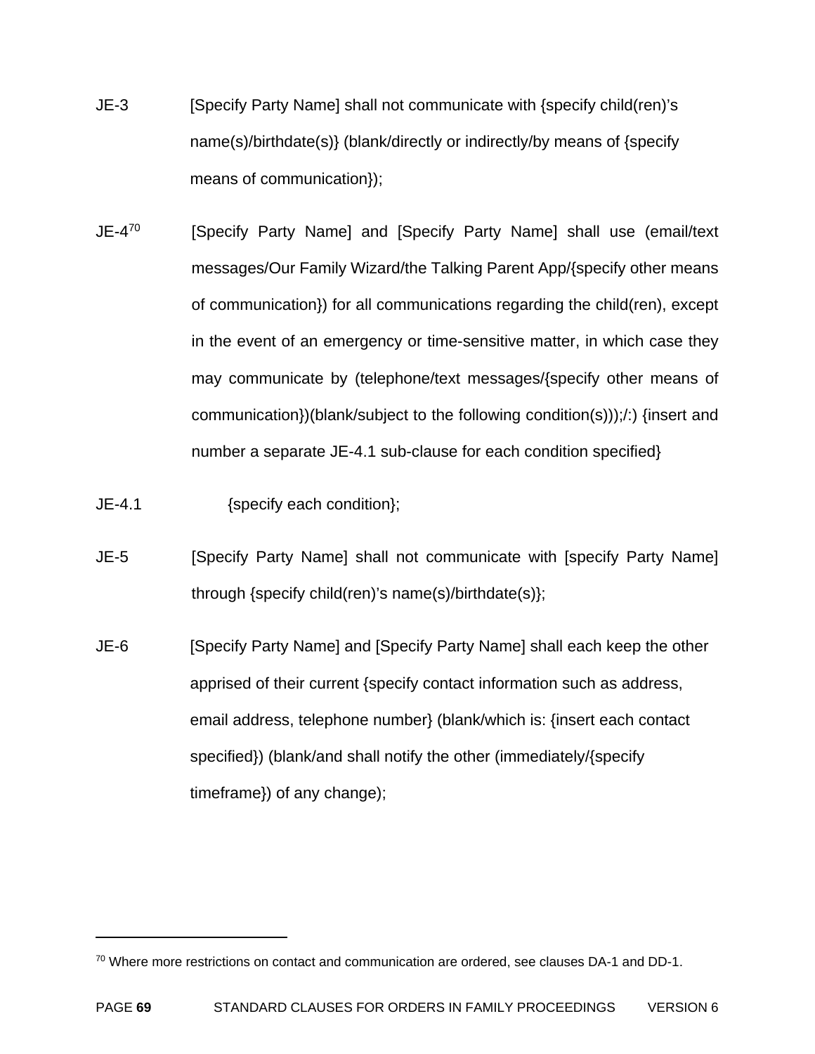JE-3 [Specify Party Name] shall not communicate with {specify child(ren)'s name(s)/birthdate(s)} (blank/directly or indirectly/by means of {specify means of communication});

JE-4[70] [Specify Party Name] and [Specify Party Name] shall use (email/text messages/Our Family Wizard/the Talking Parent App/{specify other means of communication}) for all communications regarding the child(ren), except in the event of an emergency or time-sensitive matter, in which case they may communicate by (telephone/text messages/{specify other means of communication})(blank/subject to the following condition(s)));/:) {insert and number a separate JE-4.1 sub-clause for each condition specified}

JE-4.1 {specify each condition};

JE-5 [Specify Party Name] shall not communicate with [specify Party Name] through {specify child(ren)'s name(s)/birthdate(s)};

JE-6 [Specify Party Name] and [Specify Party Name] shall each keep the other apprised of their current {specify contact information such as address, email address, telephone number} (blank/which is: {insert each contact specified}) (blank/and shall notify the other (immediately/{specify timeframe}) of any change);

---

[70] Where more restrictions on contact and communication are ordered, see clauses DA-1 and DD-1.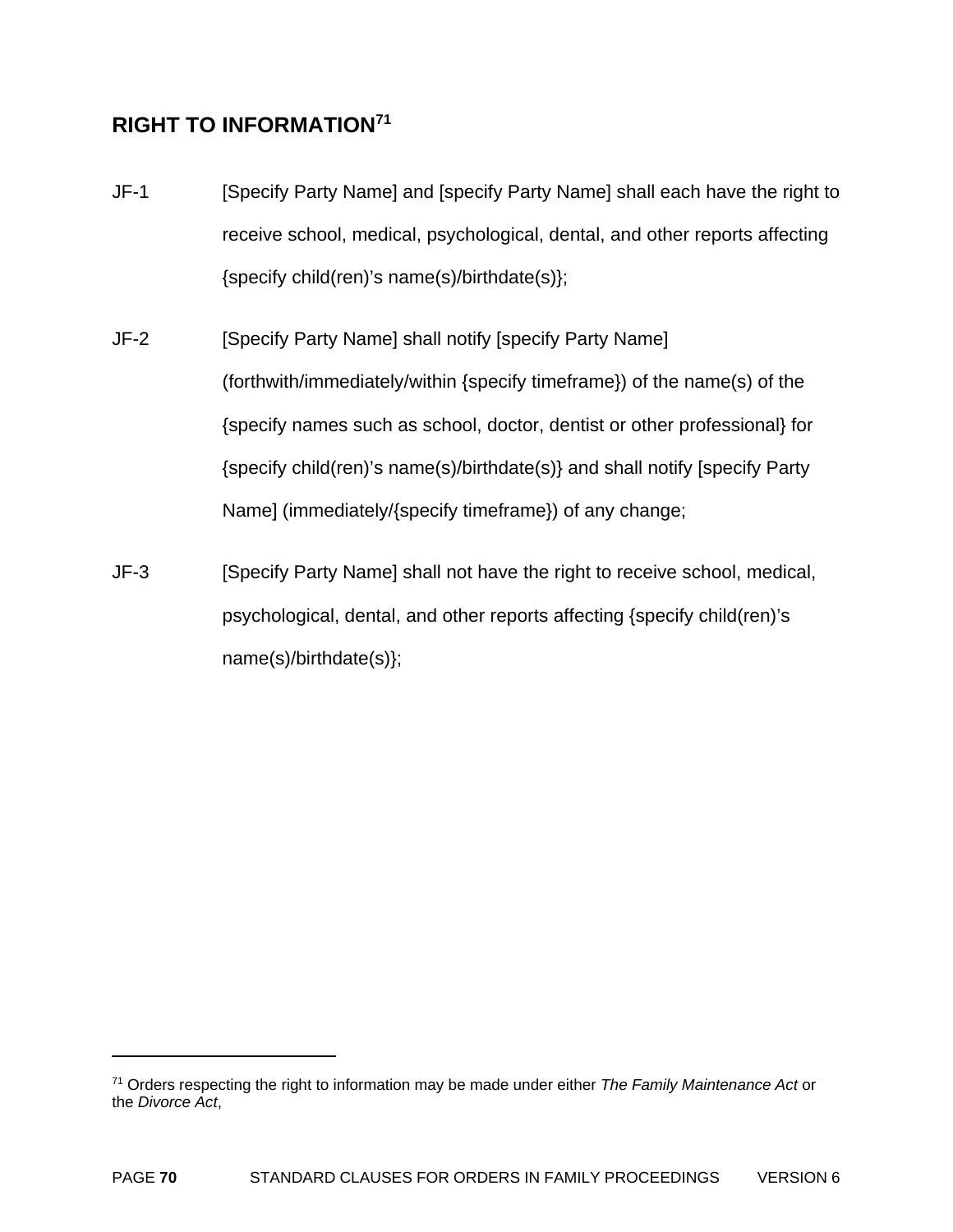## RIGHT TO INFORMATION[71]

JF-1 [Specify Party Name] and [specify Party Name] shall each have the right to receive school, medical, psychological, dental, and other reports affecting {specify child(ren)'s name(s)/birthdate(s)};

JF-2 [Specify Party Name] shall notify [specify Party Name] (forthwith/immediately/within {specify timeframe}) of the name(s) of the {specify names such as school, doctor, dentist or other professional} for {specify child(ren)'s name(s)/birthdate(s)} and shall notify [specify Party Name] (immediately/{specify timeframe}) of any change;

JF-3 [Specify Party Name] shall not have the right to receive school, medical, psychological, dental, and other reports affecting {specify child(ren)'s name(s)/birthdate(s)};

---

[71] Orders respecting the right to information may be made under either *The Family Maintenance Act* or the *Divorce Act*,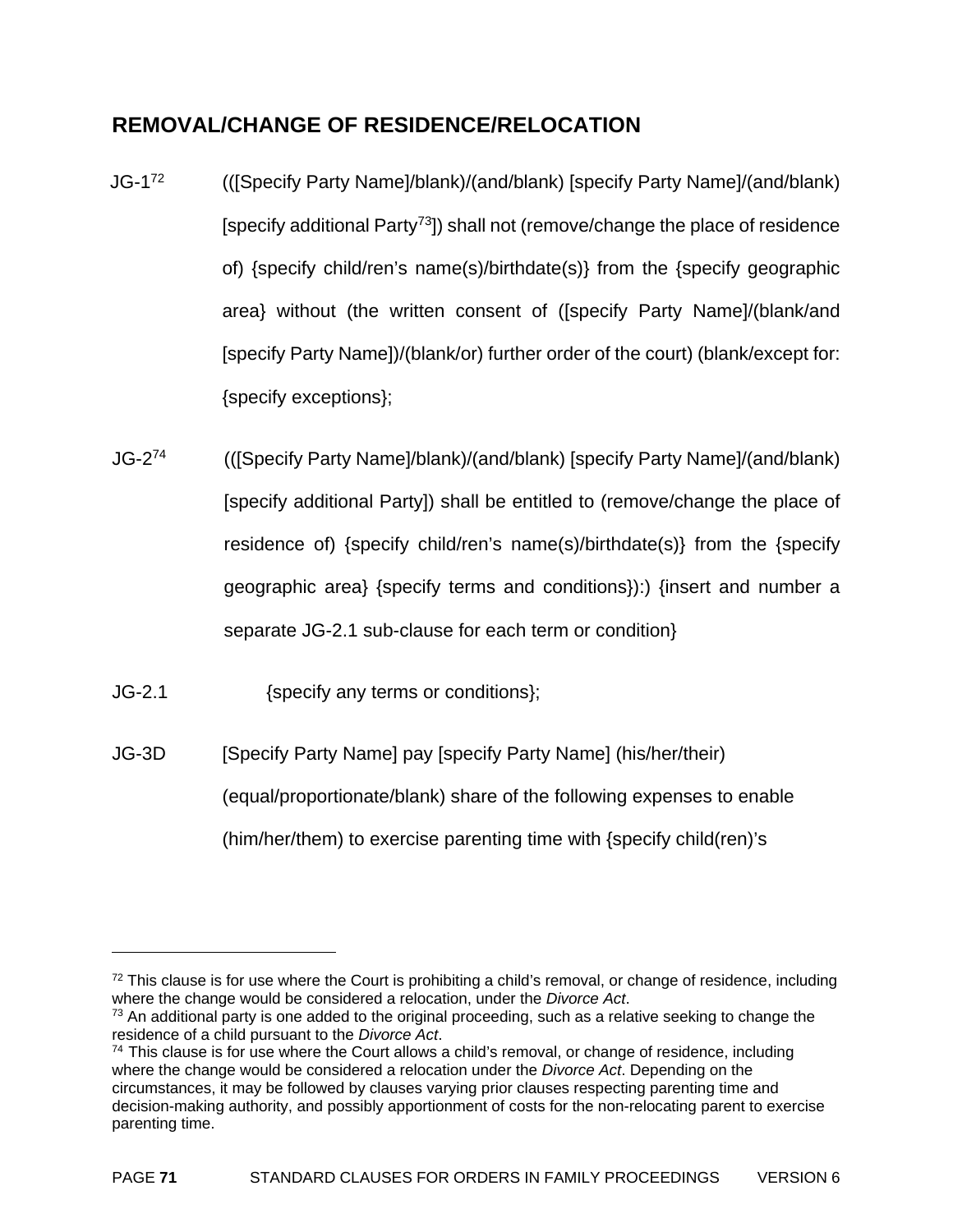## REMOVAL/CHANGE OF RESIDENCE/RELOCATION

JG-1[72] (([Specify Party Name]/blank)/(and/blank) [specify Party Name]/(and/blank) [specify additional Party[73]]) shall not (remove/change the place of residence of) {specify child/ren's name(s)/birthdate(s)} from the {specify geographic area} without (the written consent of ([specify Party Name]/(blank/and [specify Party Name])/(blank/or) further order of the court) (blank/except for: {specify exceptions};

JG-2[74] (([Specify Party Name]/blank)/(and/blank) [specify Party Name]/(and/blank) [specify additional Party]) shall be entitled to (remove/change the place of residence of) {specify child/ren's name(s)/birthdate(s)} from the {specify geographic area} {specify terms and conditions}):) {insert and number a separate JG-2.1 sub-clause for each term or condition}

JG-2.1 {specify any terms or conditions};

JG-3D [Specify Party Name] pay [specify Party Name] (his/her/their) (equal/proportionate/blank) share of the following expenses to enable (him/her/them) to exercise parenting time with {specify child(ren)'s

---

[72] This clause is for use where the Court is prohibiting a child's removal, or change of residence, including where the change would be considered a relocation, under the *Divorce Act*.

[73] An additional party is one added to the original proceeding, such as a relative seeking to change the residence of a child pursuant to the *Divorce Act*.

[74] This clause is for use where the Court allows a child's removal, or change of residence, including where the change would be considered a relocation under the *Divorce Act*. Depending on the circumstances, it may be followed by clauses varying prior clauses respecting parenting time and decision-making authority, and possibly apportionment of costs for the non-relocating parent to exercise parenting time.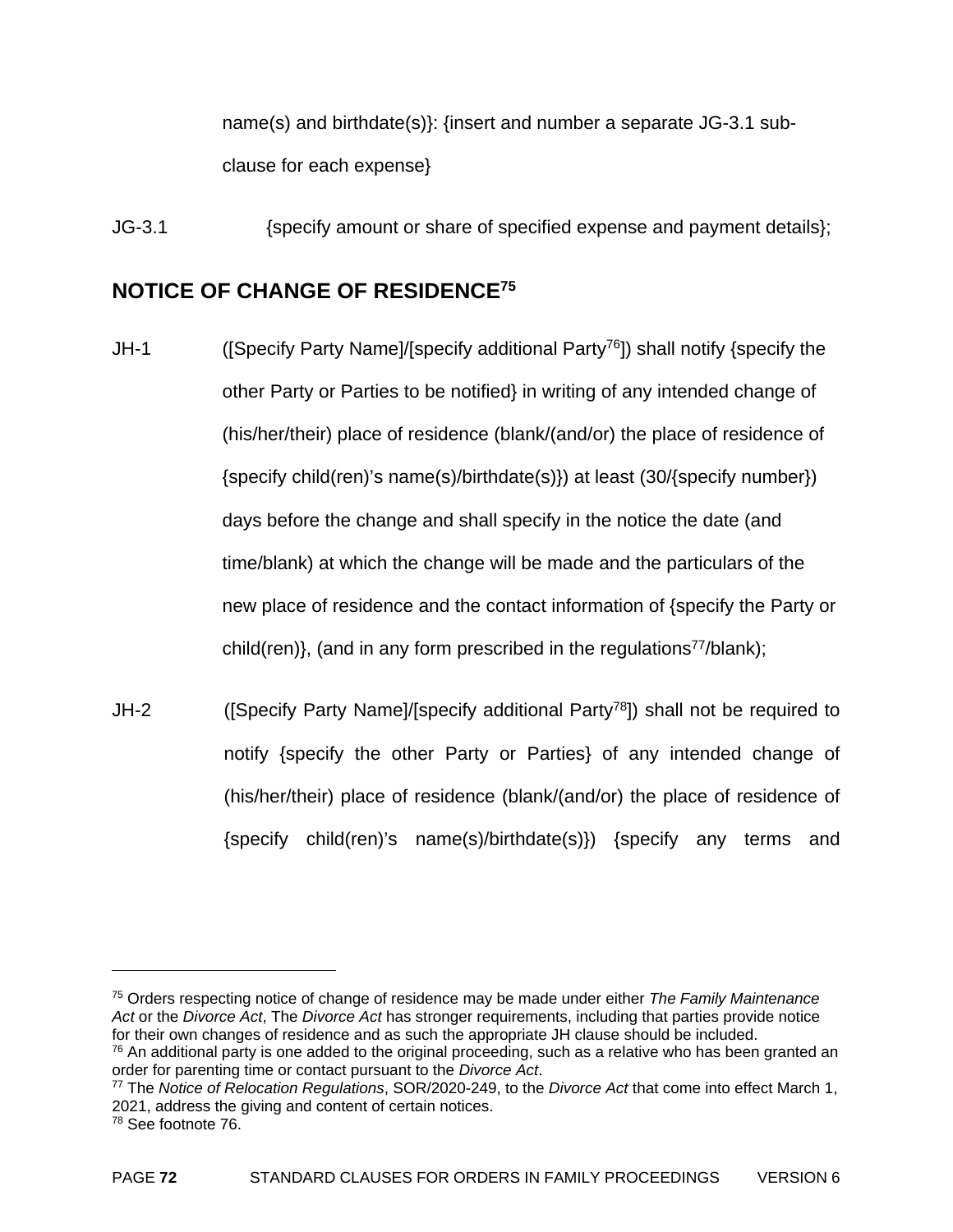name(s) and birthdate(s)}: {insert and number a separate JG-3.1 sub-clause for each expense}

JG-3.1 {specify amount or share of specified expense and payment details};

## NOTICE OF CHANGE OF RESIDENCE[75]

JH-1 ([Specify Party Name]/[specify additional Party[76]]) shall notify {specify the other Party or Parties to be notified} in writing of any intended change of (his/her/their) place of residence (blank/(and/or) the place of residence of {specify child(ren)'s name(s)/birthdate(s)}) at least (30/{specify number}) days before the change and shall specify in the notice the date (and time/blank) at which the change will be made and the particulars of the new place of residence and the contact information of {specify the Party or child(ren)}, (and in any form prescribed in the regulations[77]/blank);

JH-2 ([Specify Party Name]/[specify additional Party[78]]) shall not be required to notify {specify the other Party or Parties} of any intended change of (his/her/their) place of residence (blank/(and/or) the place of residence of {specify child(ren)'s name(s)/birthdate(s)}) {specify any terms and

---

[75] Orders respecting notice of change of residence may be made under either *The Family Maintenance Act* or the *Divorce Act*, The *Divorce Act* has stronger requirements, including that parties provide notice for their own changes of residence and as such the appropriate JH clause should be included.

[76] An additional party is one added to the original proceeding, such as a relative who has been granted an order for parenting time or contact pursuant to the *Divorce Act*.

[77] The *Notice of Relocation Regulations*, SOR/2020-249, to the *Divorce Act* that come into effect March 1, 2021, address the giving and content of certain notices.

[78] See footnote 76.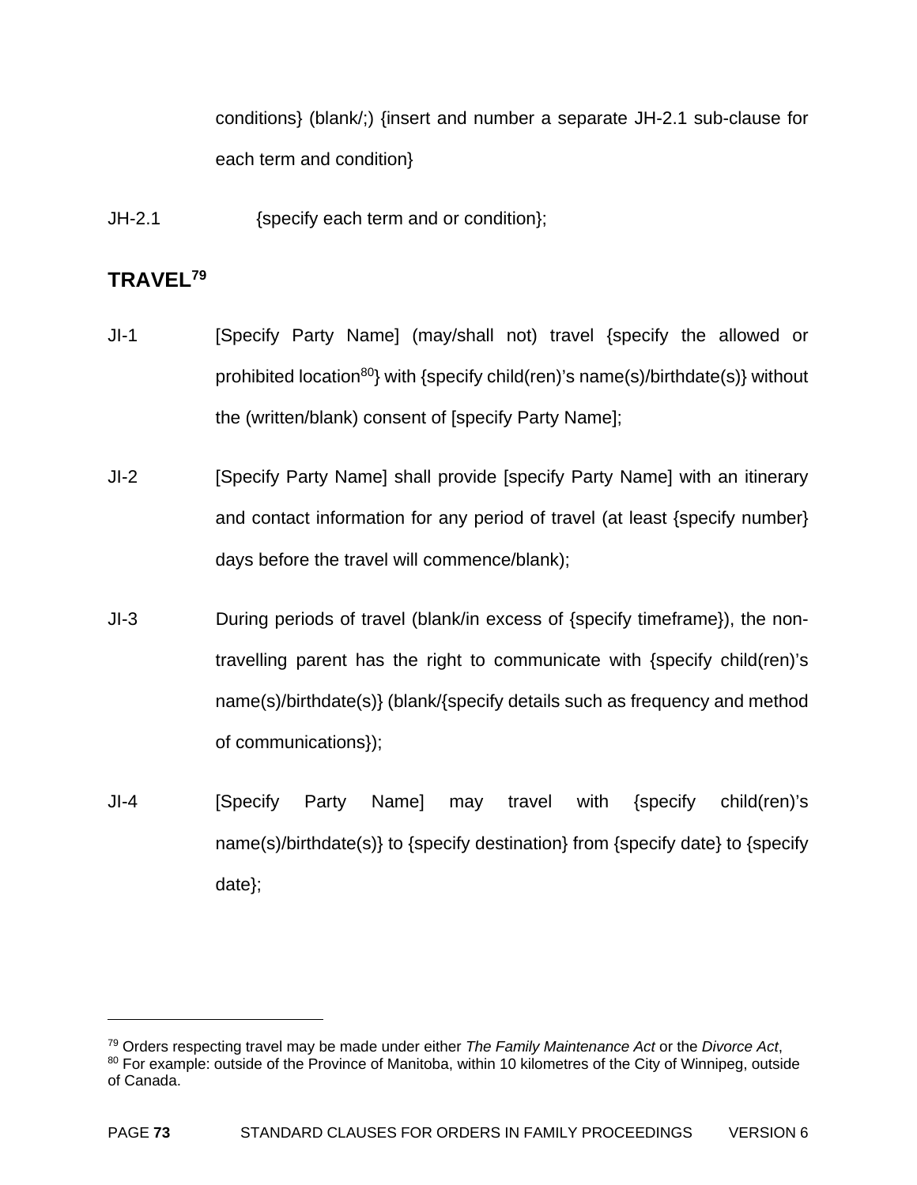conditions} (blank/;) {insert and number a separate JH-2.1 sub-clause for each term and condition}

JH-2.1 {specify each term and or condition};

## TRAVEL[79]

JI-1 [Specify Party Name] (may/shall not) travel {specify the allowed or prohibited location[80]} with {specify child(ren)'s name(s)/birthdate(s)} without the (written/blank) consent of [specify Party Name];

JI-2 [Specify Party Name] shall provide [specify Party Name] with an itinerary and contact information for any period of travel (at least {specify number} days before the travel will commence/blank);

JI-3 During periods of travel (blank/in excess of {specify timeframe}), the non-travelling parent has the right to communicate with {specify child(ren)'s name(s)/birthdate(s)} (blank/{specify details such as frequency and method of communications});

JI-4 [Specify Party Name] may travel with {specify child(ren)'s name(s)/birthdate(s)} to {specify destination} from {specify date} to {specify date};

---

[79] Orders respecting travel may be made under either *The Family Maintenance Act* or the *Divorce Act*,

[80] For example: outside of the Province of Manitoba, within 10 kilometres of the City of Winnipeg, outside of Canada.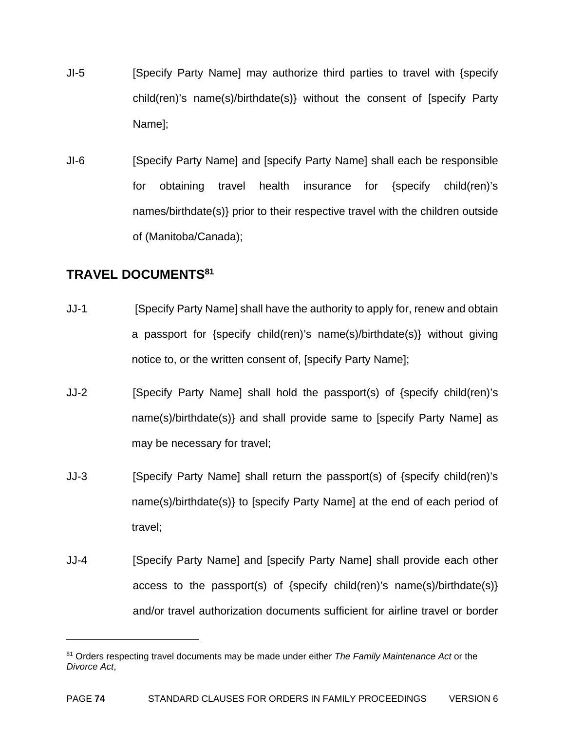JI-5 [Specify Party Name] may authorize third parties to travel with {specify child(ren)'s name(s)/birthdate(s)} without the consent of [specify Party Name];

JI-6 [Specify Party Name] and [specify Party Name] shall each be responsible for obtaining travel health insurance for {specify child(ren)'s names/birthdate(s)} prior to their respective travel with the children outside of (Manitoba/Canada);

## TRAVEL DOCUMENTS[81]

JJ-1 [Specify Party Name] shall have the authority to apply for, renew and obtain a passport for {specify child(ren)'s name(s)/birthdate(s)} without giving notice to, or the written consent of, [specify Party Name];

JJ-2 [Specify Party Name] shall hold the passport(s) of {specify child(ren)'s name(s)/birthdate(s)} and shall provide same to [specify Party Name] as may be necessary for travel;

JJ-3 [Specify Party Name] shall return the passport(s) of {specify child(ren)'s name(s)/birthdate(s)} to [specify Party Name] at the end of each period of travel;

JJ-4 [Specify Party Name] and [specify Party Name] shall provide each other access to the passport(s) of {specify child(ren)'s name(s)/birthdate(s)} and/or travel authorization documents sufficient for airline travel or border

---

[81] Orders respecting travel documents may be made under either *The Family Maintenance Act* or the *Divorce Act*,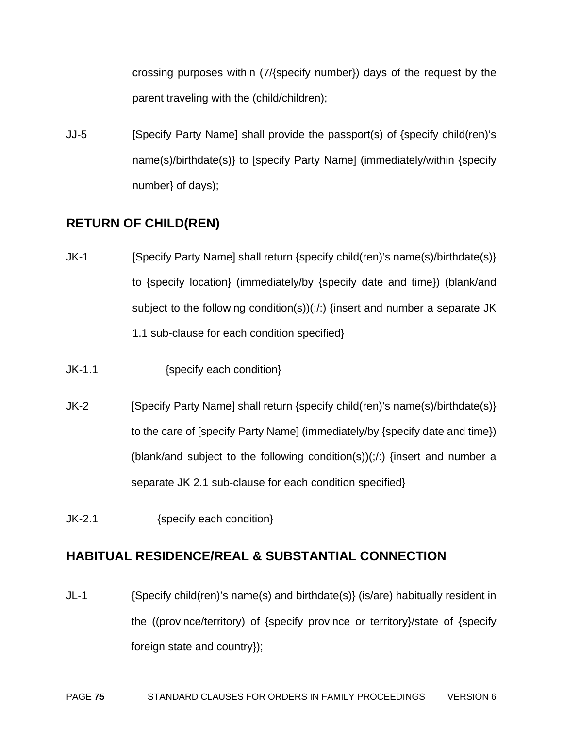crossing purposes within (7/{specify number}) days of the request by the parent traveling with the (child/children);

JJ-5 [Specify Party Name] shall provide the passport(s) of {specify child(ren)'s name(s)/birthdate(s)} to [specify Party Name] (immediately/within {specify number} of days);

## RETURN OF CHILD(REN)

JK-1 [Specify Party Name] shall return {specify child(ren)'s name(s)/birthdate(s)} to {specify location} (immediately/by {specify date and time}) (blank/and subject to the following condition(s))(;/:) {insert and number a separate JK 1.1 sub-clause for each condition specified}

JK-1.1 {specify each condition}

JK-2 [Specify Party Name] shall return {specify child(ren)'s name(s)/birthdate(s)} to the care of [specify Party Name] (immediately/by {specify date and time}) (blank/and subject to the following condition(s))(;/:) {insert and number a separate JK 2.1 sub-clause for each condition specified}

JK-2.1 {specify each condition}

## HABITUAL RESIDENCE/REAL & SUBSTANTIAL CONNECTION

JL-1 {Specify child(ren)'s name(s) and birthdate(s)} (is/are) habitually resident in the ((province/territory) of {specify province or territory}/state of {specify foreign state and country});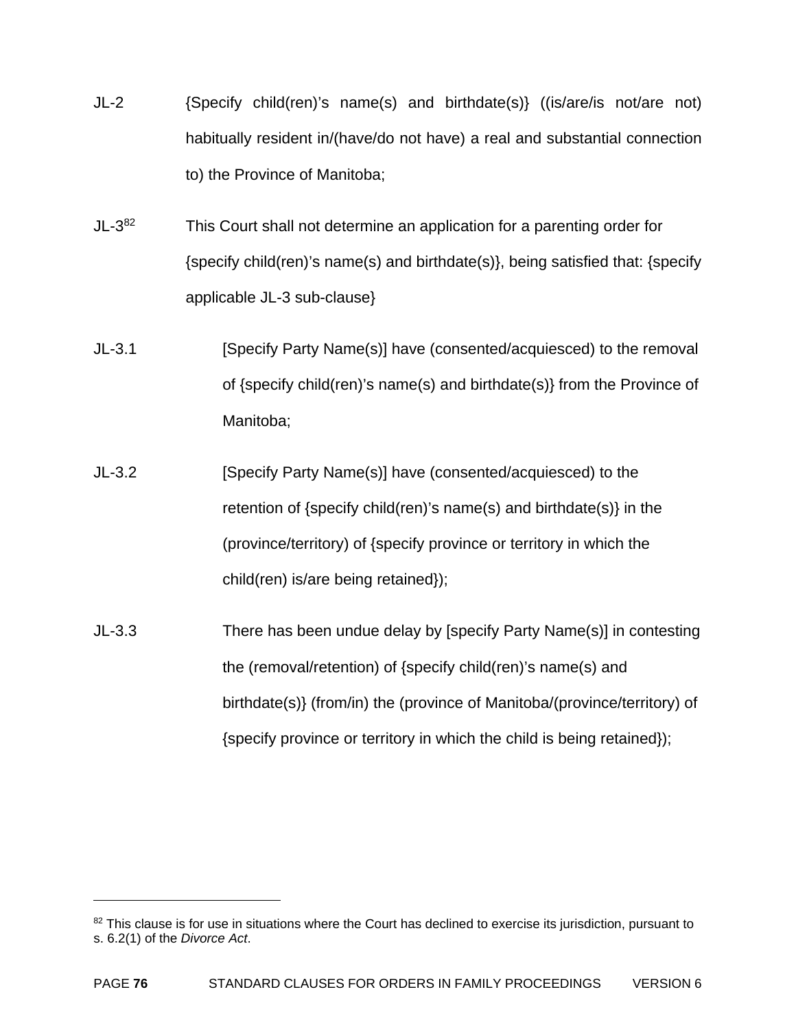JL-2 {Specify child(ren)'s name(s) and birthdate(s)} ((is/are/is not/are not) habitually resident in/(have/do not have) a real and substantial connection to) the Province of Manitoba;

JL-3[82] This Court shall not determine an application for a parenting order for {specify child(ren)'s name(s) and birthdate(s)}, being satisfied that: {specify applicable JL-3 sub-clause}

JL-3.1 [Specify Party Name(s)] have (consented/acquiesced) to the removal of {specify child(ren)'s name(s) and birthdate(s)} from the Province of Manitoba;

JL-3.2 [Specify Party Name(s)] have (consented/acquiesced) to the retention of {specify child(ren)'s name(s) and birthdate(s)} in the (province/territory) of {specify province or territory in which the child(ren) is/are being retained});

JL-3.3 There has been undue delay by [specify Party Name(s)] in contesting the (removal/retention) of {specify child(ren)'s name(s) and birthdate(s)} (from/in) the (province of Manitoba/(province/territory) of {specify province or territory in which the child is being retained});

---

[82] This clause is for use in situations where the Court has declined to exercise its jurisdiction, pursuant to s. 6.2(1) of the *Divorce Act*.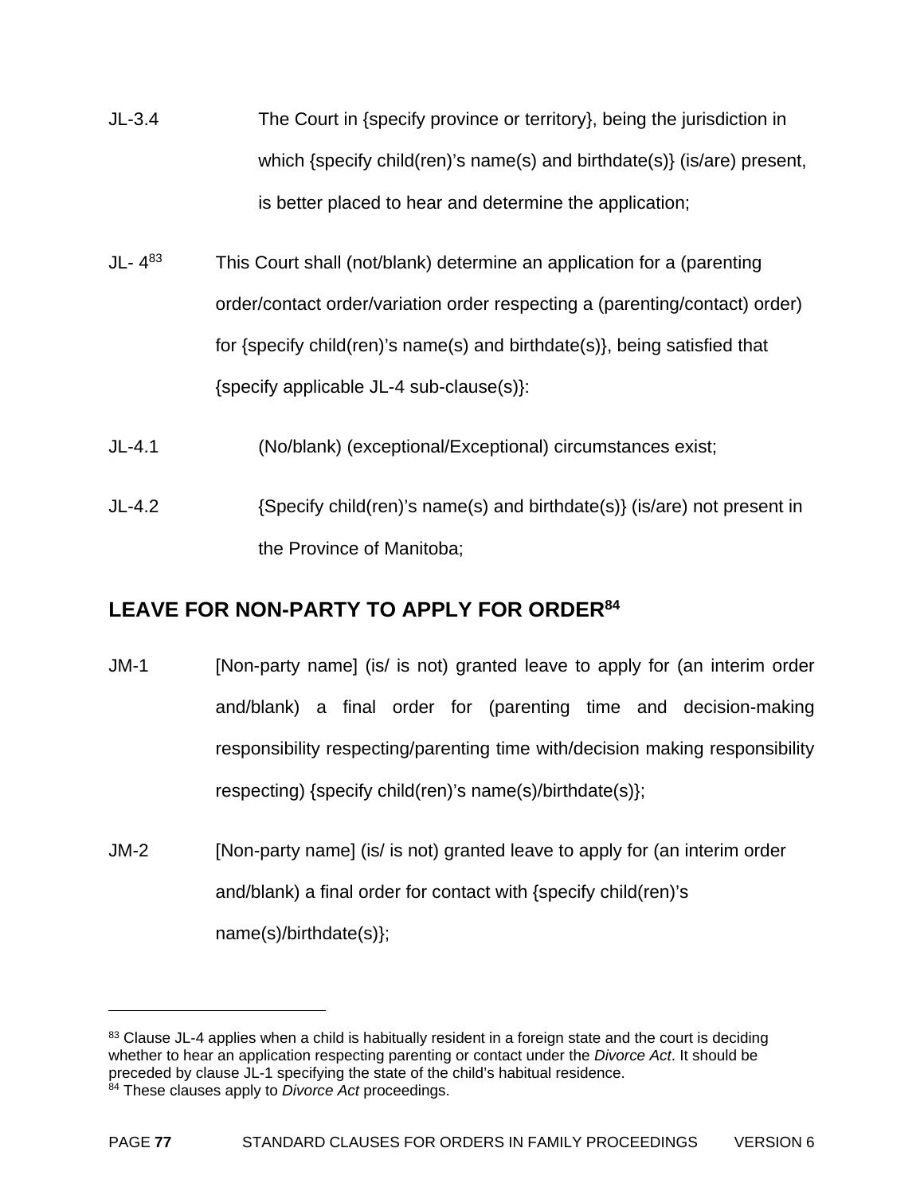JL-3.4 The Court in {specify province or territory}, being the jurisdiction in which {specify child(ren)'s name(s) and birthdate(s)} (is/are) present, is better placed to hear and determine the application;

JL- 4[83] This Court shall (not/blank) determine an application for a (parenting order/contact order/variation order respecting a (parenting/contact) order) for {specify child(ren)'s name(s) and birthdate(s)}, being satisfied that {specify applicable JL-4 sub-clause(s)}:

JL-4.1 (No/blank) (exceptional/Exceptional) circumstances exist;

JL-4.2 {Specify child(ren)'s name(s) and birthdate(s)} (is/are) not present in the Province of Manitoba;

## LEAVE FOR NON-PARTY TO APPLY FOR ORDER[84]

JM-1 [Non-party name] (is/ is not) granted leave to apply for (an interim order and/blank) a final order for (parenting time and decision-making responsibility respecting/parenting time with/decision making responsibility respecting) {specify child(ren)'s name(s)/birthdate(s)};

JM-2 [Non-party name] (is/ is not) granted leave to apply for (an interim order and/blank) a final order for contact with {specify child(ren)'s name(s)/birthdate(s)};

---

[83] Clause JL-4 applies when a child is habitually resident in a foreign state and the court is deciding whether to hear an application respecting parenting or contact under the *Divorce Act*. It should be preceded by clause JL-1 specifying the state of the child's habitual residence.
[84] These clauses apply to *Divorce Act* proceedings.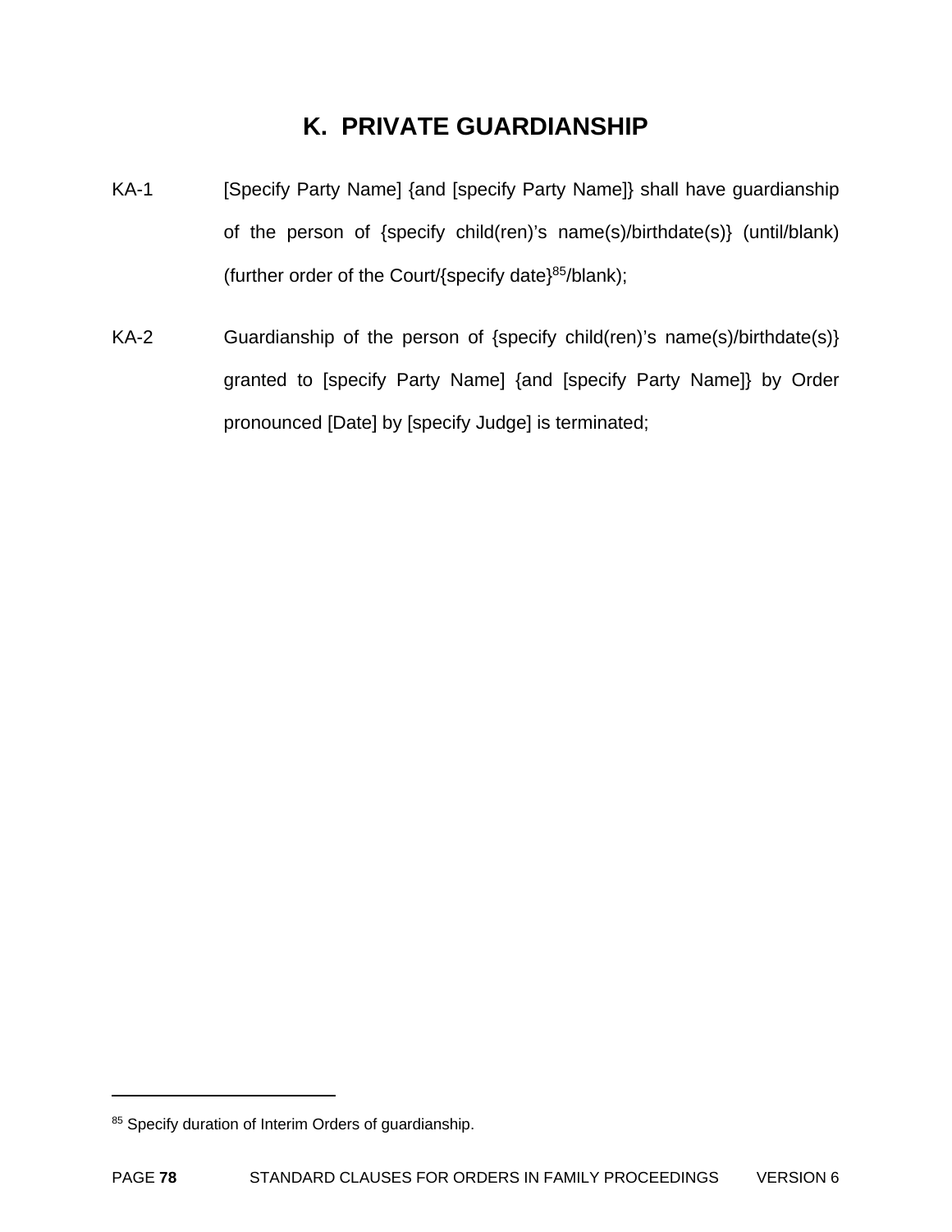# K. PRIVATE GUARDIANSHIP

KA-1 [Specify Party Name] {and [specify Party Name]} shall have guardianship of the person of {specify child(ren)'s name(s)/birthdate(s)} (until/blank) (further order of the Court/{specify date}[85]/blank);

KA-2 Guardianship of the person of {specify child(ren)'s name(s)/birthdate(s)} granted to [specify Party Name] {and [specify Party Name]} by Order pronounced [Date] by [specify Judge] is terminated;

---

[85] Specify duration of Interim Orders of guardianship.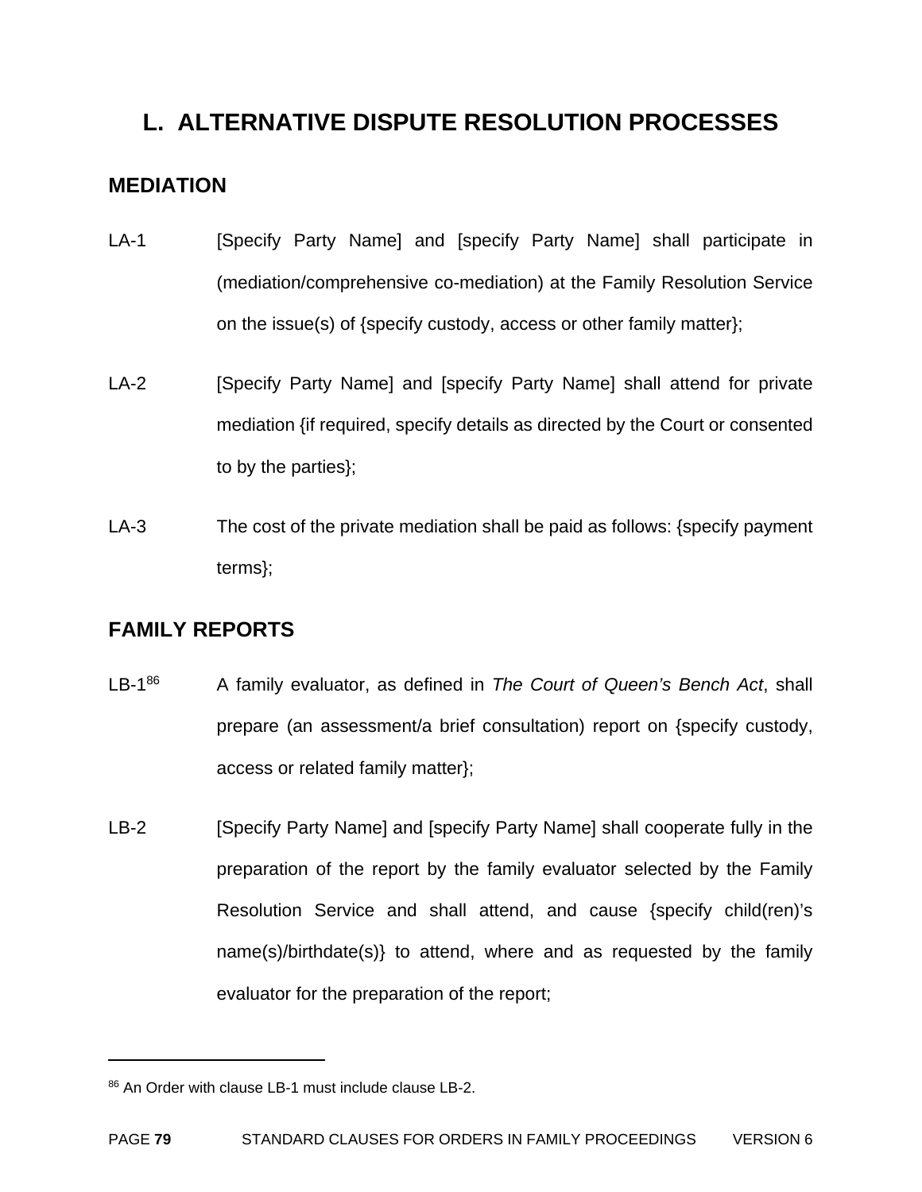# L. ALTERNATIVE DISPUTE RESOLUTION PROCESSES

## MEDIATION

LA-1 [Specify Party Name] and [specify Party Name] shall participate in (mediation/comprehensive co-mediation) at the Family Resolution Service on the issue(s) of {specify custody, access or other family matter};

LA-2 [Specify Party Name] and [specify Party Name] shall attend for private mediation {if required, specify details as directed by the Court or consented to by the parties};

LA-3 The cost of the private mediation shall be paid as follows: {specify payment terms};

## FAMILY REPORTS

LB-1[86] A family evaluator, as defined in *The Court of Queen's Bench Act*, shall prepare (an assessment/a brief consultation) report on {specify custody, access or related family matter};

LB-2 [Specify Party Name] and [specify Party Name] shall cooperate fully in the preparation of the report by the family evaluator selected by the Family Resolution Service and shall attend, and cause {specify child(ren)'s name(s)/birthdate(s)} to attend, where and as requested by the family evaluator for the preparation of the report;

---

[86] An Order with clause LB-1 must include clause LB-2.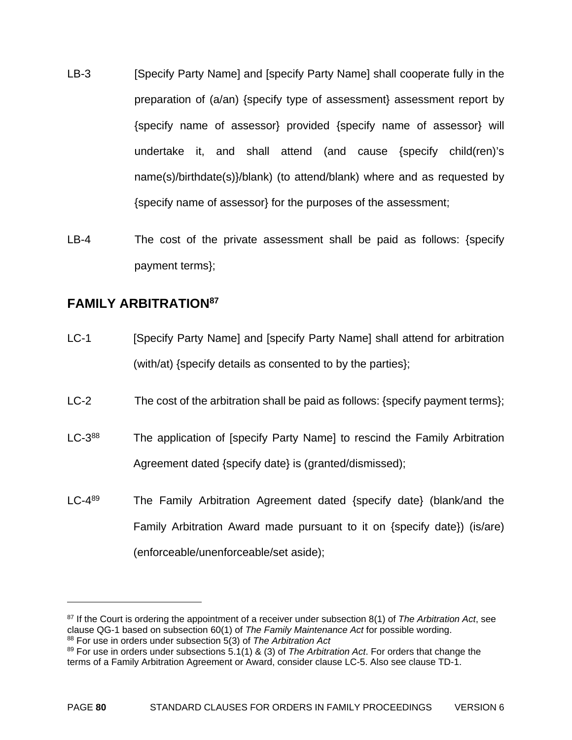LB-3 [Specify Party Name] and [specify Party Name] shall cooperate fully in the preparation of (a/an) {specify type of assessment} assessment report by {specify name of assessor} provided {specify name of assessor} will undertake it, and shall attend (and cause {specify child(ren)'s name(s)/birthdate(s)}/blank) (to attend/blank) where and as requested by {specify name of assessor} for the purposes of the assessment;

LB-4 The cost of the private assessment shall be paid as follows: {specify payment terms};

## FAMILY ARBITRATION[87]

LC-1 [Specify Party Name] and [specify Party Name] shall attend for arbitration (with/at) {specify details as consented to by the parties};

LC-2 The cost of the arbitration shall be paid as follows: {specify payment terms};

LC-3[88] The application of [specify Party Name] to rescind the Family Arbitration Agreement dated {specify date} is (granted/dismissed);

LC-4[89] The Family Arbitration Agreement dated {specify date} (blank/and the Family Arbitration Award made pursuant to it on {specify date}) (is/are) (enforceable/unenforceable/set aside);

---

[87] If the Court is ordering the appointment of a receiver under subsection 8(1) of *The Arbitration Act*, see clause QG-1 based on subsection 60(1) of *The Family Maintenance Act* for possible wording.

[88] For use in orders under subsection 5(3) of *The Arbitration Act*

[89] For use in orders under subsections 5.1(1) & (3) of *The Arbitration Act*. For orders that change the terms of a Family Arbitration Agreement or Award, consider clause LC-5. Also see clause TD-1.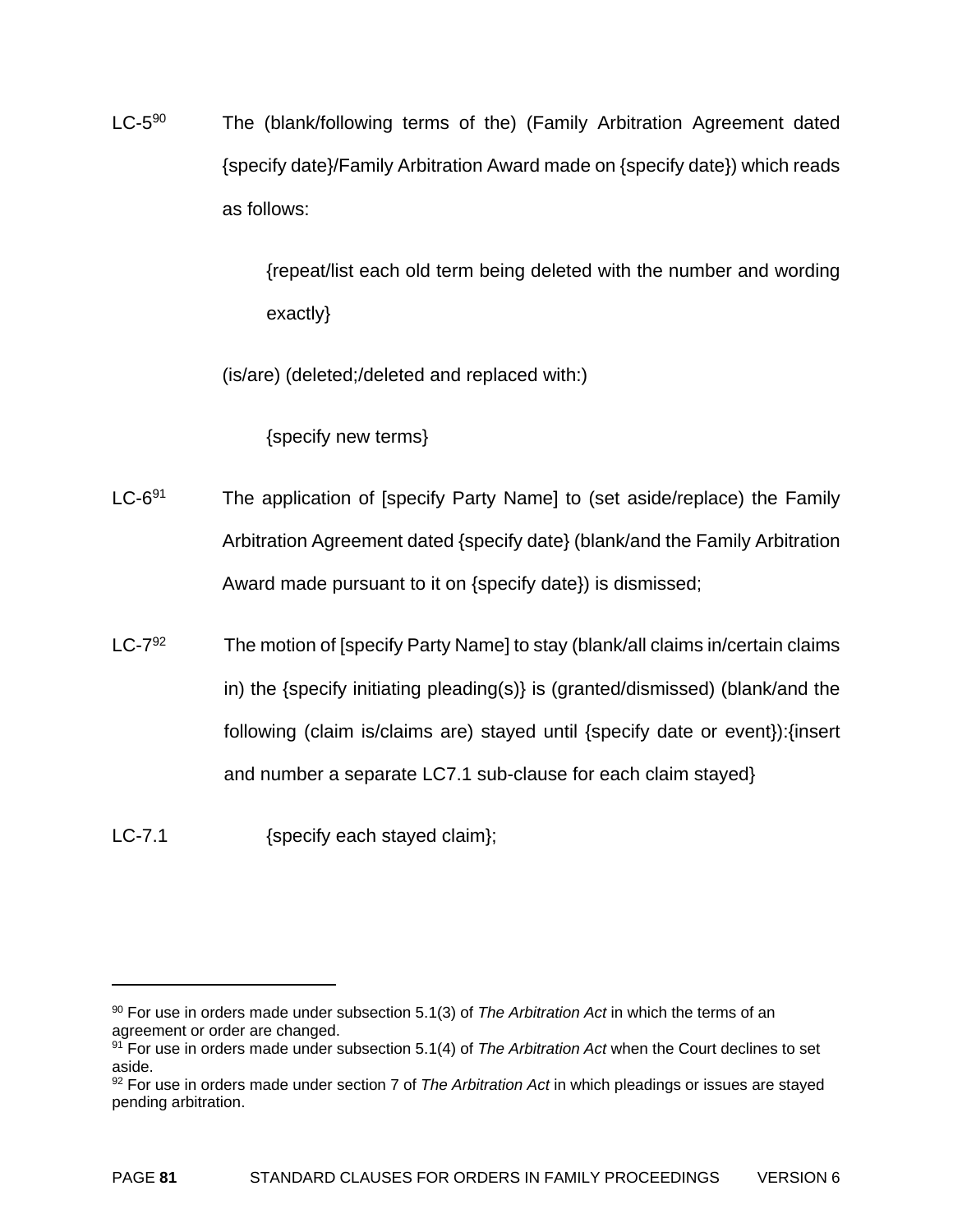LC-5[90] The (blank/following terms of the) (Family Arbitration Agreement dated {specify date}/Family Arbitration Award made on {specify date}) which reads as follows:

> {repeat/list each old term being deleted with the number and wording exactly}

(is/are) (deleted;/deleted and replaced with:)

> {specify new terms}

LC-6[91] The application of [specify Party Name] to (set aside/replace) the Family Arbitration Agreement dated {specify date} (blank/and the Family Arbitration Award made pursuant to it on {specify date}) is dismissed;

LC-7[92] The motion of [specify Party Name] to stay (blank/all claims in/certain claims in) the {specify initiating pleading(s)} is (granted/dismissed) (blank/and the following (claim is/claims are) stayed until {specify date or event}):{insert and number a separate LC7.1 sub-clause for each claim stayed}

LC-7.1 {specify each stayed claim};

---

[90] For use in orders made under subsection 5.1(3) of *The Arbitration Act* in which the terms of an agreement or order are changed.

[91] For use in orders made under subsection 5.1(4) of *The Arbitration Act* when the Court declines to set aside.

[92] For use in orders made under section 7 of *The Arbitration Act* in which pleadings or issues are stayed pending arbitration.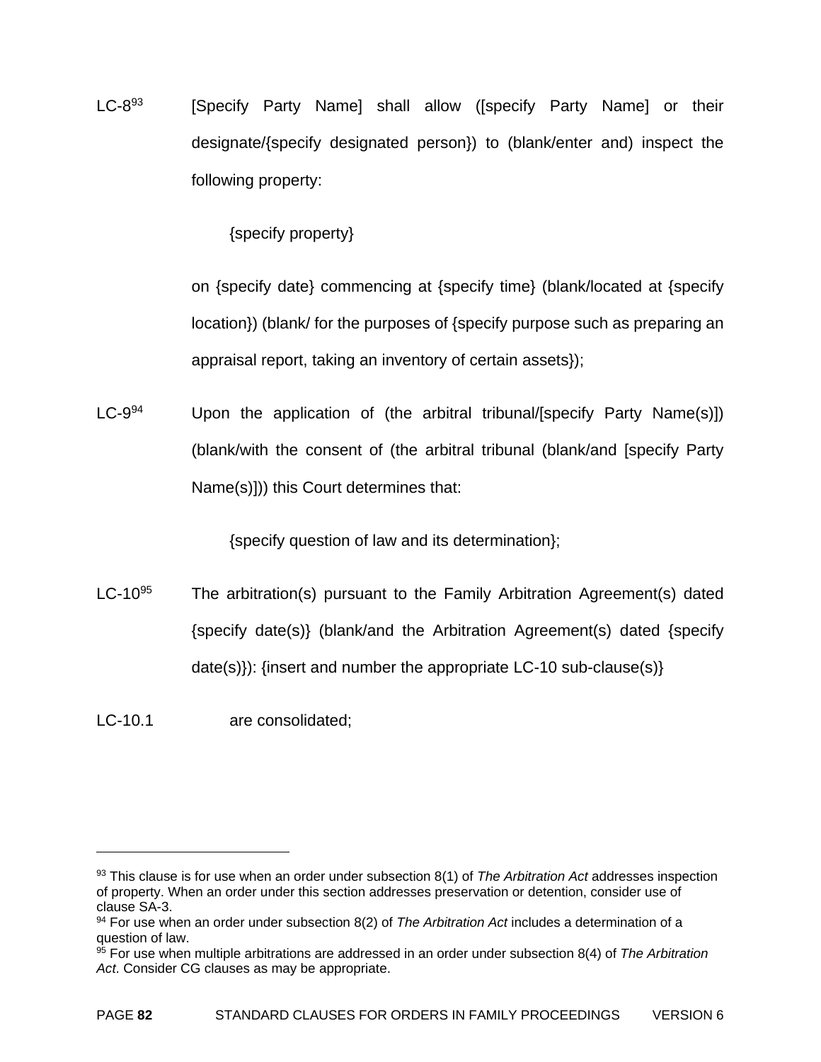LC-8[93] [Specify Party Name] shall allow ([specify Party Name] or their designate/{specify designated person}) to (blank/enter and) inspect the following property:

{specify property}

on {specify date} commencing at {specify time} (blank/located at {specify location}) (blank/ for the purposes of {specify purpose such as preparing an appraisal report, taking an inventory of certain assets});

LC-9[94] Upon the application of (the arbitral tribunal/[specify Party Name(s)]) (blank/with the consent of (the arbitral tribunal (blank/and [specify Party Name(s)])) this Court determines that:

{specify question of law and its determination};

LC-10[95] The arbitration(s) pursuant to the Family Arbitration Agreement(s) dated {specify date(s)} (blank/and the Arbitration Agreement(s) dated {specify date(s)}): {insert and number the appropriate LC-10 sub-clause(s)}

LC-10.1 are consolidated;

---

[93] This clause is for use when an order under subsection 8(1) of *The Arbitration Act* addresses inspection of property. When an order under this section addresses preservation or detention, consider use of clause SA-3.

[94] For use when an order under subsection 8(2) of *The Arbitration Act* includes a determination of a question of law.

[95] For use when multiple arbitrations are addressed in an order under subsection 8(4) of *The Arbitration Act*. Consider CG clauses as may be appropriate.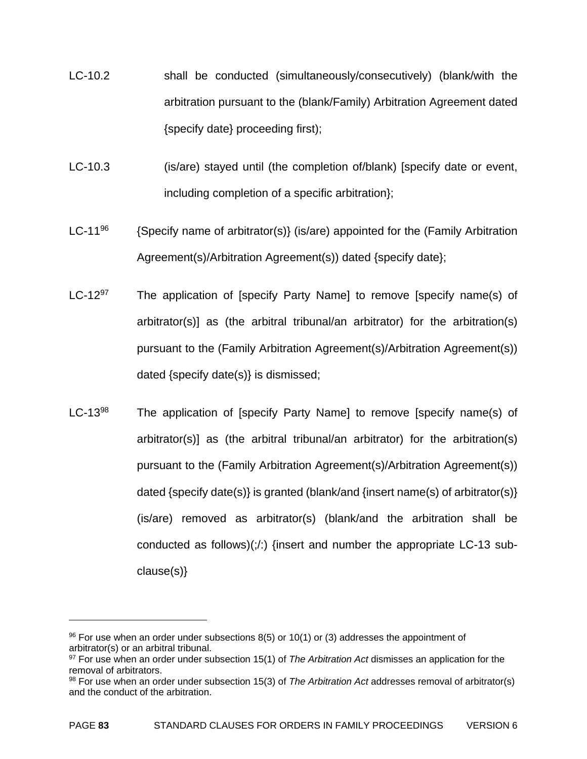LC-10.2 shall be conducted (simultaneously/consecutively) (blank/with the arbitration pursuant to the (blank/Family) Arbitration Agreement dated {specify date} proceeding first);

LC-10.3 (is/are) stayed until (the completion of/blank) [specify date or event, including completion of a specific arbitration};

LC-11[96] {Specify name of arbitrator(s)} (is/are) appointed for the (Family Arbitration Agreement(s)/Arbitration Agreement(s)) dated {specify date};

LC-12[97] The application of [specify Party Name] to remove [specify name(s) of arbitrator(s)] as (the arbitral tribunal/an arbitrator) for the arbitration(s) pursuant to the (Family Arbitration Agreement(s)/Arbitration Agreement(s)) dated {specify date(s)} is dismissed;

LC-13[98] The application of [specify Party Name] to remove [specify name(s) of arbitrator(s)] as (the arbitral tribunal/an arbitrator) for the arbitration(s) pursuant to the (Family Arbitration Agreement(s)/Arbitration Agreement(s)) dated {specify date(s)} is granted (blank/and {insert name(s) of arbitrator(s)} (is/are) removed as arbitrator(s) (blank/and the arbitration shall be conducted as follows)(;/:) {insert and number the appropriate LC-13 sub-clause(s)}

---

[96] For use when an order under subsections 8(5) or 10(1) or (3) addresses the appointment of arbitrator(s) or an arbitral tribunal.

[97] For use when an order under subsection 15(1) of *The Arbitration Act* dismisses an application for the removal of arbitrators.

[98] For use when an order under subsection 15(3) of *The Arbitration Act* addresses removal of arbitrator(s) and the conduct of the arbitration.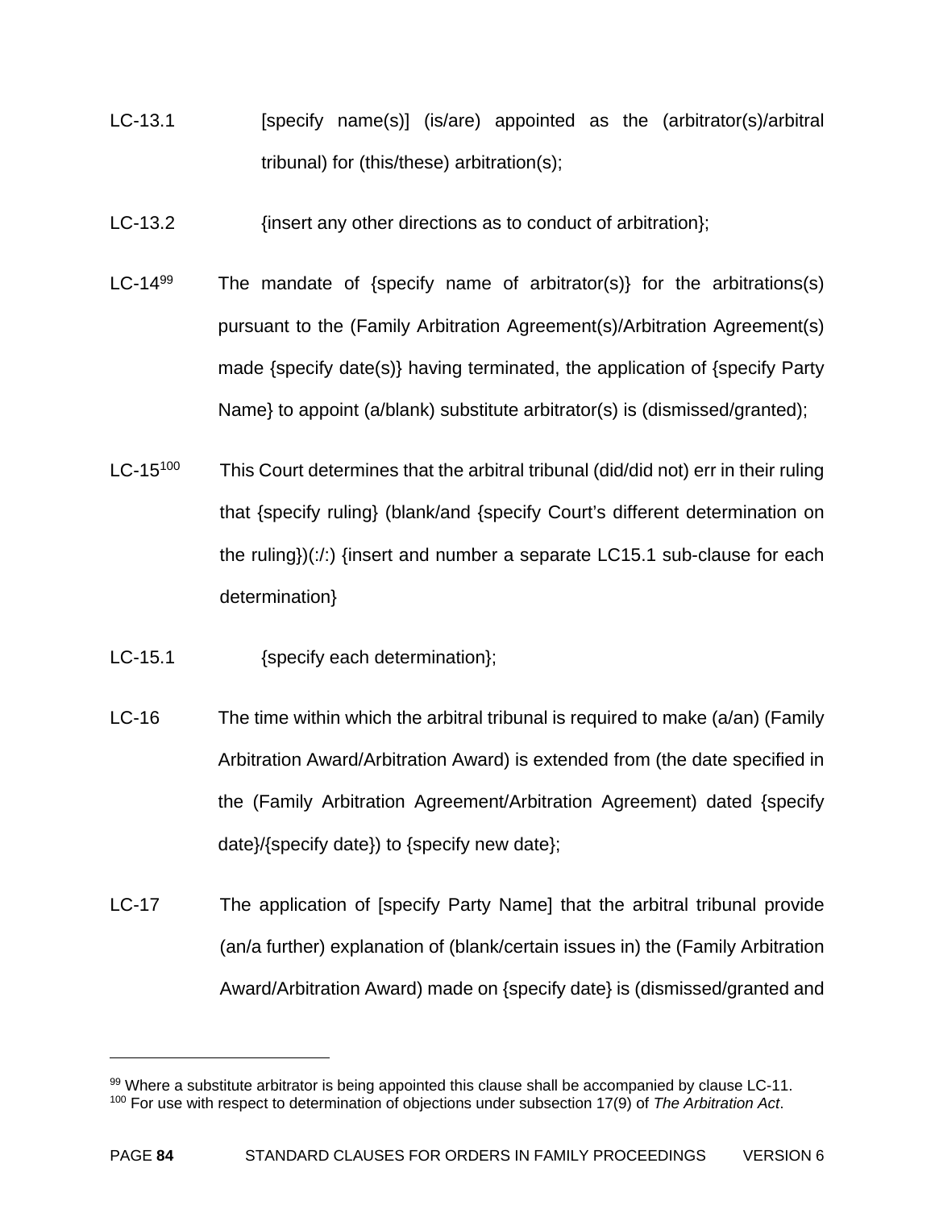LC-13.1 [specify name(s)] (is/are) appointed as the (arbitrator(s)/arbitral tribunal) for (this/these) arbitration(s);

LC-13.2 {insert any other directions as to conduct of arbitration};

LC-14[99] The mandate of {specify name of arbitrator(s)} for the arbitrations(s) pursuant to the (Family Arbitration Agreement(s)/Arbitration Agreement(s) made {specify date(s)} having terminated, the application of {specify Party Name} to appoint (a/blank) substitute arbitrator(s) is (dismissed/granted);

LC-15[100] This Court determines that the arbitral tribunal (did/did not) err in their ruling that {specify ruling} (blank/and {specify Court's different determination on the ruling})(:/:) {insert and number a separate LC15.1 sub-clause for each determination}

LC-15.1 {specify each determination};

LC-16 The time within which the arbitral tribunal is required to make (a/an) (Family Arbitration Award/Arbitration Award) is extended from (the date specified in the (Family Arbitration Agreement/Arbitration Agreement) dated {specify date}/{specify date}) to {specify new date};

LC-17 The application of [specify Party Name] that the arbitral tribunal provide (an/a further) explanation of (blank/certain issues in) the (Family Arbitration Award/Arbitration Award) made on {specify date} is (dismissed/granted and

---

[99] Where a substitute arbitrator is being appointed this clause shall be accompanied by clause LC-11.

[100] For use with respect to determination of objections under subsection 17(9) of *The Arbitration Act*.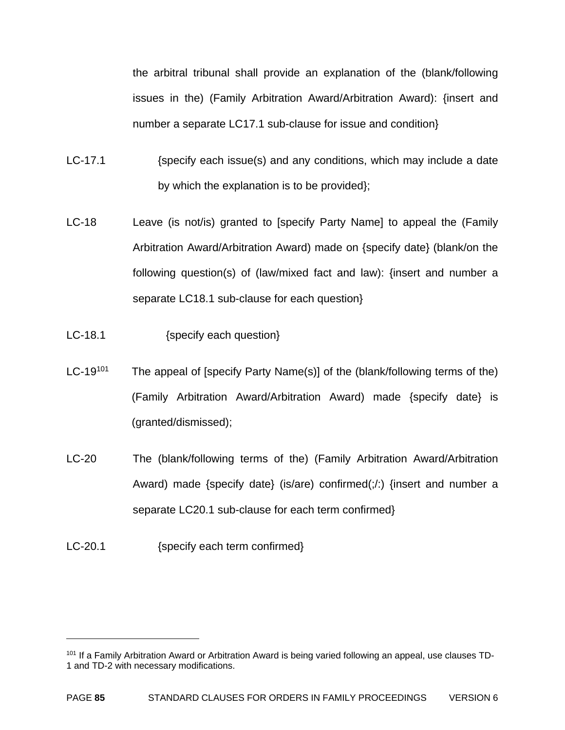the arbitral tribunal shall provide an explanation of the (blank/following issues in the) (Family Arbitration Award/Arbitration Award): {insert and number a separate LC17.1 sub-clause for issue and condition}

LC-17.1 {specify each issue(s) and any conditions, which may include a date by which the explanation is to be provided};

LC-18 Leave (is not/is) granted to [specify Party Name] to appeal the (Family Arbitration Award/Arbitration Award) made on {specify date} (blank/on the following question(s) of (law/mixed fact and law): {insert and number a separate LC18.1 sub-clause for each question}

LC-18.1 {specify each question}

LC-19[101] The appeal of [specify Party Name(s)] of the (blank/following terms of the) (Family Arbitration Award/Arbitration Award) made {specify date} is (granted/dismissed);

LC-20 The (blank/following terms of the) (Family Arbitration Award/Arbitration Award) made {specify date} (is/are) confirmed(;/:) {insert and number a separate LC20.1 sub-clause for each term confirmed}

LC-20.1 {specify each term confirmed}

---

[101] If a Family Arbitration Award or Arbitration Award is being varied following an appeal, use clauses TD-1 and TD-2 with necessary modifications.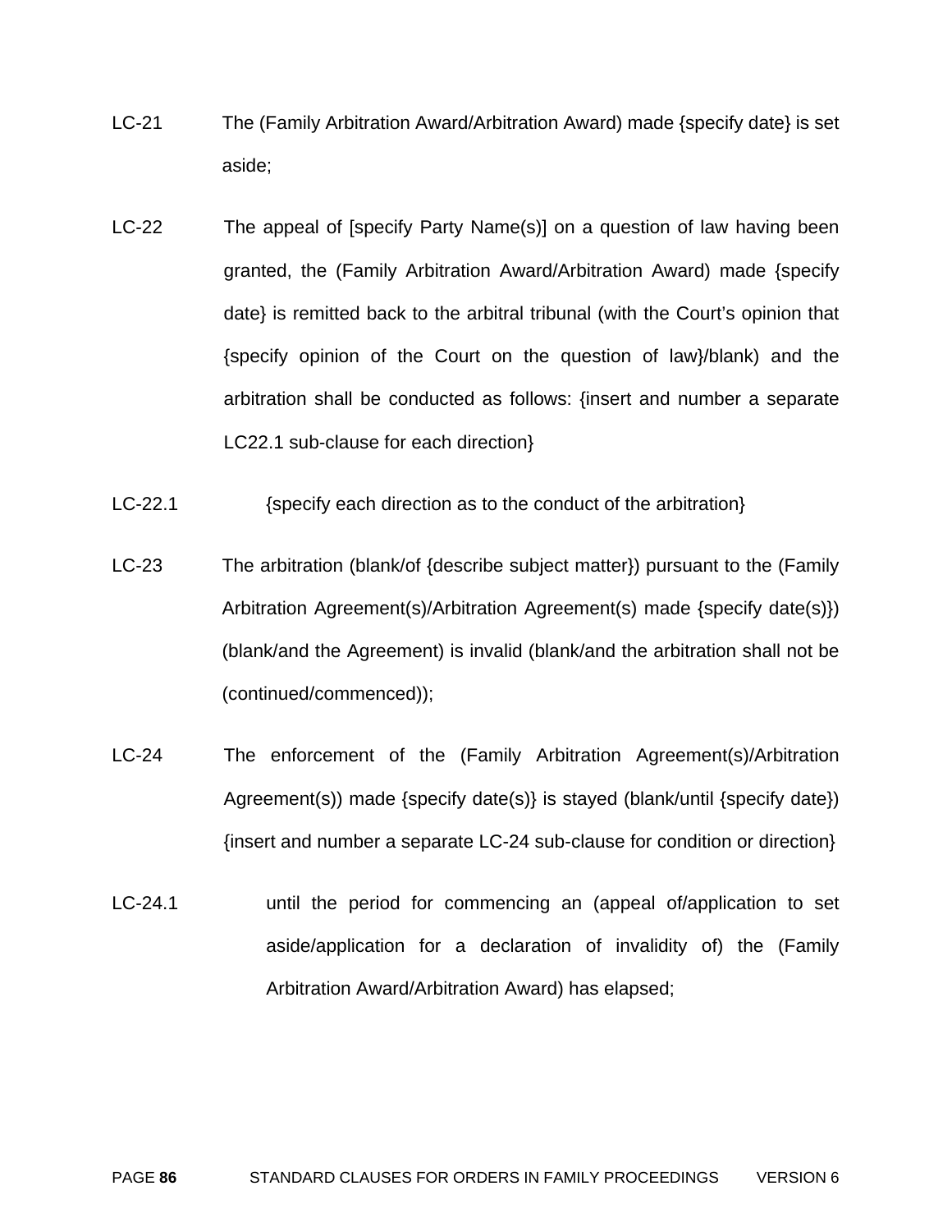LC-21 The (Family Arbitration Award/Arbitration Award) made {specify date} is set aside;

LC-22 The appeal of [specify Party Name(s)] on a question of law having been granted, the (Family Arbitration Award/Arbitration Award) made {specify date} is remitted back to the arbitral tribunal (with the Court's opinion that {specify opinion of the Court on the question of law}/blank) and the arbitration shall be conducted as follows: {insert and number a separate LC22.1 sub-clause for each direction}

LC-22.1 {specify each direction as to the conduct of the arbitration}

LC-23 The arbitration (blank/of {describe subject matter}) pursuant to the (Family Arbitration Agreement(s)/Arbitration Agreement(s) made {specify date(s)}) (blank/and the Agreement) is invalid (blank/and the arbitration shall not be (continued/commenced));

LC-24 The enforcement of the (Family Arbitration Agreement(s)/Arbitration Agreement(s)) made {specify date(s)} is stayed (blank/until {specify date}) {insert and number a separate LC-24 sub-clause for condition or direction}

LC-24.1 until the period for commencing an (appeal of/application to set aside/application for a declaration of invalidity of) the (Family Arbitration Award/Arbitration Award) has elapsed;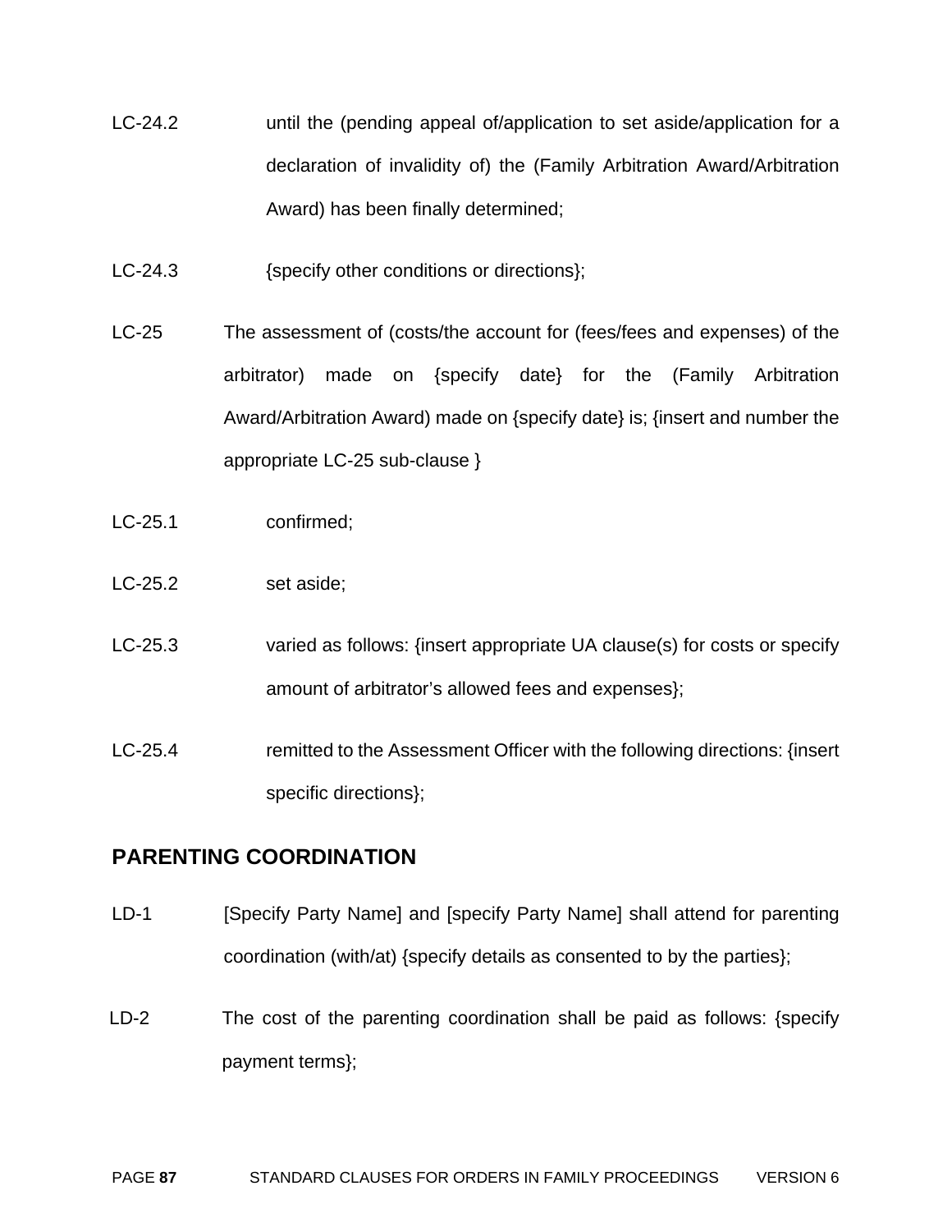LC-24.2 until the (pending appeal of/application to set aside/application for a declaration of invalidity of) the (Family Arbitration Award/Arbitration Award) has been finally determined;

LC-24.3 {specify other conditions or directions};

LC-25 The assessment of (costs/the account for (fees/fees and expenses) of the arbitrator) made on {specify date} for the (Family Arbitration Award/Arbitration Award) made on {specify date} is; {insert and number the appropriate LC-25 sub-clause }

LC-25.1 confirmed;

LC-25.2 set aside;

LC-25.3 varied as follows: {insert appropriate UA clause(s) for costs or specify amount of arbitrator's allowed fees and expenses};

LC-25.4 remitted to the Assessment Officer with the following directions: {insert specific directions};

## PARENTING COORDINATION

LD-1 [Specify Party Name] and [specify Party Name] shall attend for parenting coordination (with/at) {specify details as consented to by the parties};

LD-2 The cost of the parenting coordination shall be paid as follows: {specify payment terms};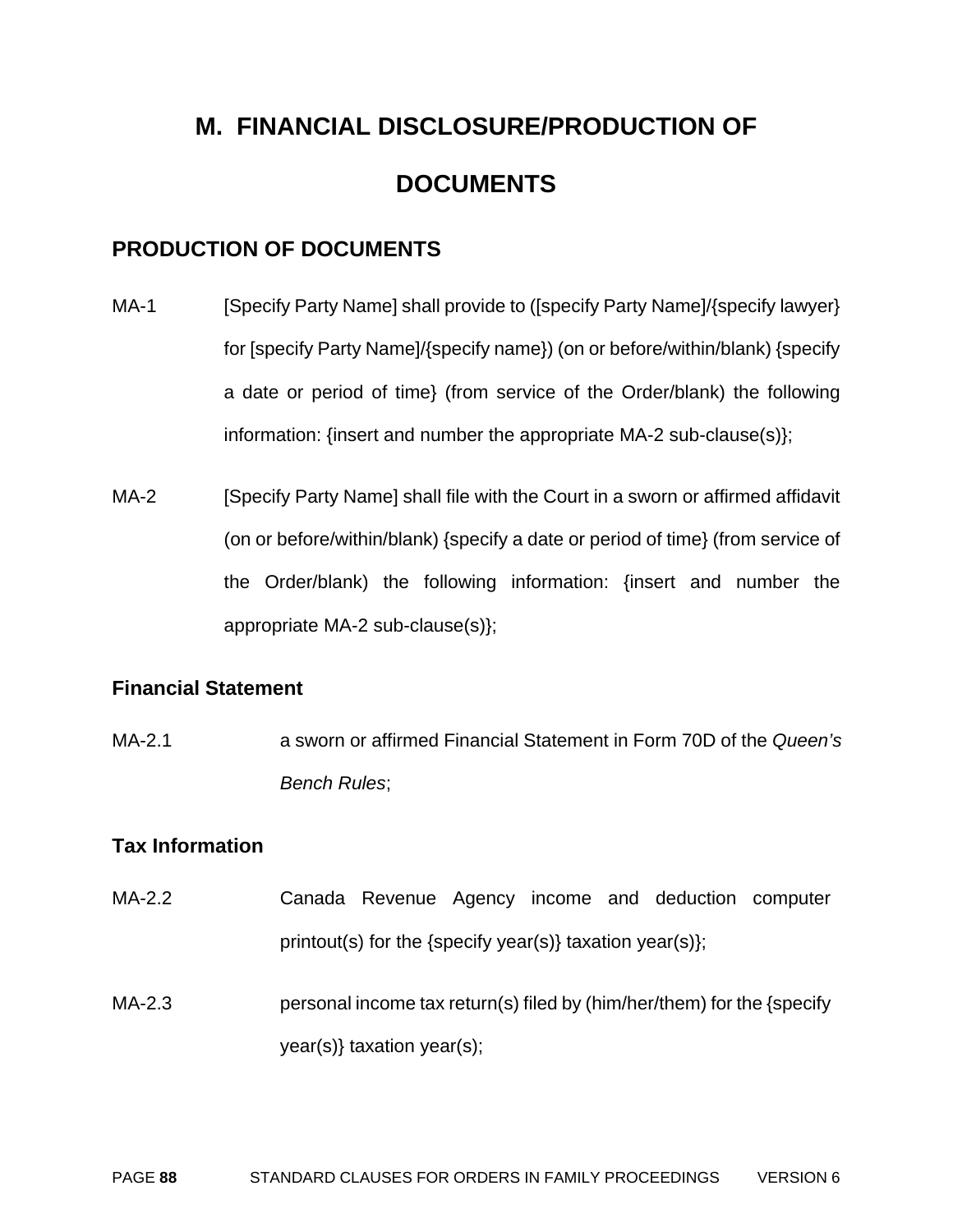# M. FINANCIAL DISCLOSURE/PRODUCTION OF DOCUMENTS

## PRODUCTION OF DOCUMENTS

MA-1 [Specify Party Name] shall provide to ([specify Party Name]/{specify lawyer} for [specify Party Name]/{specify name}) (on or before/within/blank) {specify a date or period of time} (from service of the Order/blank) the following information: {insert and number the appropriate MA-2 sub-clause(s)};

MA-2 [Specify Party Name] shall file with the Court in a sworn or affirmed affidavit (on or before/within/blank) {specify a date or period of time} (from service of the Order/blank) the following information: {insert and number the appropriate MA-2 sub-clause(s)};

### Financial Statement

MA-2.1 a sworn or affirmed Financial Statement in Form 70D of the *Queen's Bench Rules*;

### Tax Information

MA-2.2 Canada Revenue Agency income and deduction computer printout(s) for the {specify year(s)} taxation year(s)};

MA-2.3 personal income tax return(s) filed by (him/her/them) for the {specify year(s)} taxation year(s);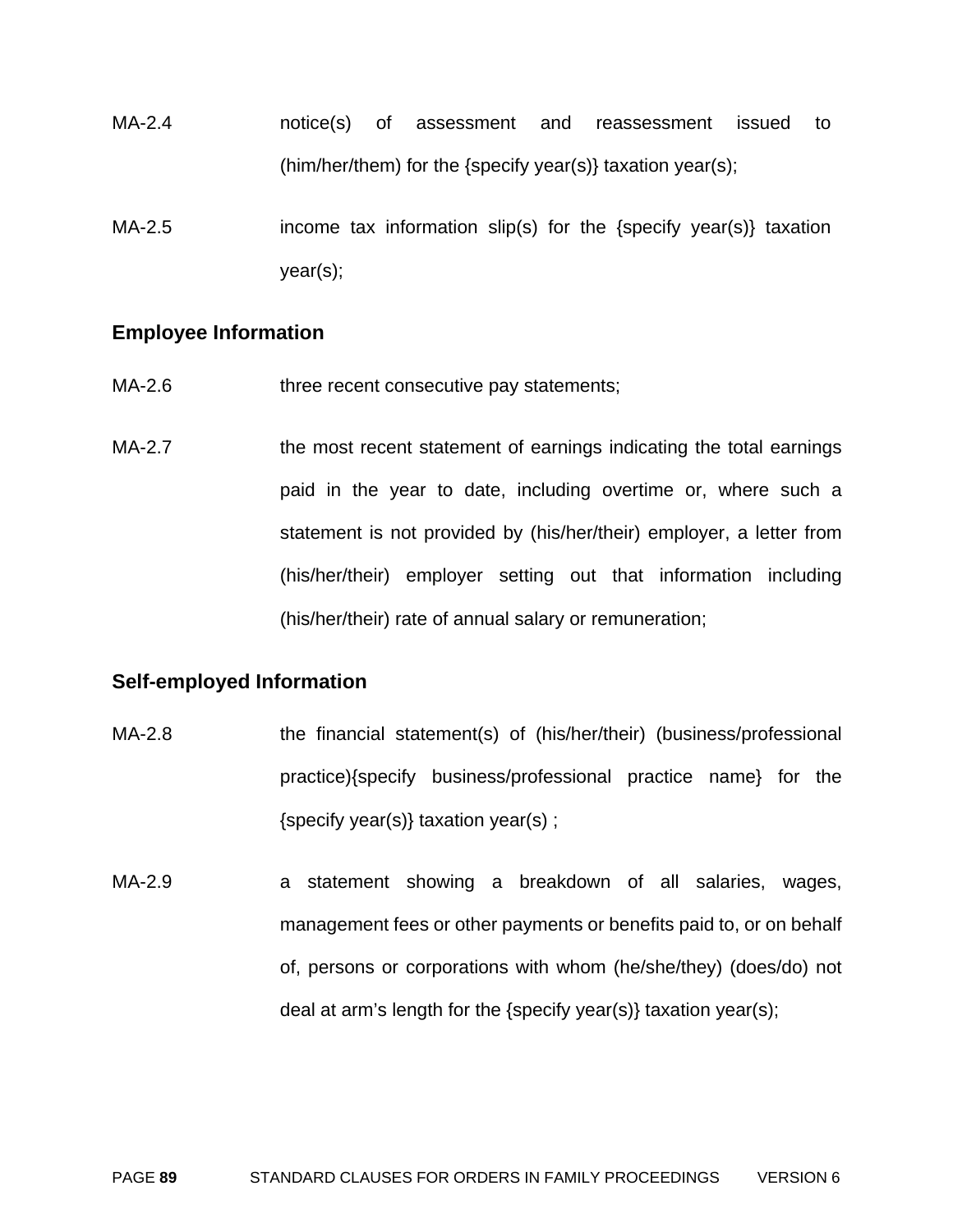MA-2.4 notice(s) of assessment and reassessment issued to (him/her/them) for the {specify year(s)} taxation year(s);

MA-2.5 income tax information slip(s) for the {specify year(s)} taxation year(s);

**Employee Information**

MA-2.6 three recent consecutive pay statements;

MA-2.7 the most recent statement of earnings indicating the total earnings paid in the year to date, including overtime or, where such a statement is not provided by (his/her/their) employer, a letter from (his/her/their) employer setting out that information including (his/her/their) rate of annual salary or remuneration;

**Self-employed Information**

MA-2.8 the financial statement(s) of (his/her/their) (business/professional practice){specify business/professional practice name} for the {specify year(s)} taxation year(s) ;

MA-2.9 a statement showing a breakdown of all salaries, wages, management fees or other payments or benefits paid to, or on behalf of, persons or corporations with whom (he/she/they) (does/do) not deal at arm's length for the {specify year(s)} taxation year(s);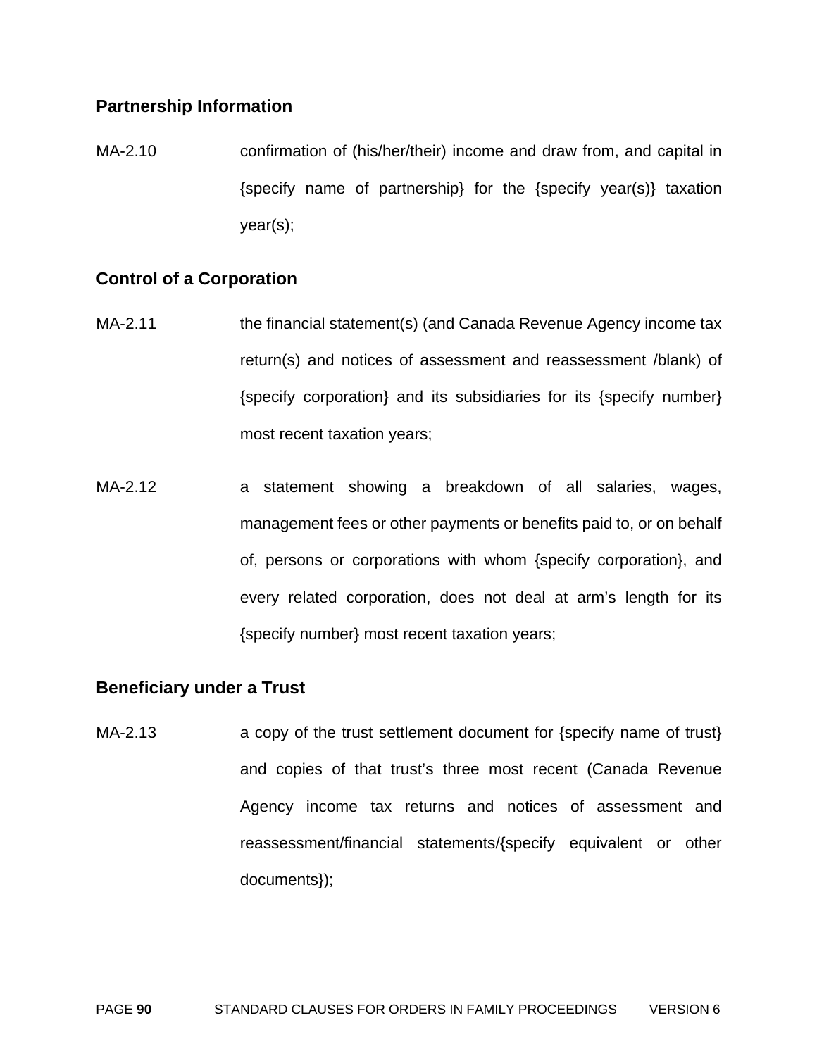### Partnership Information

MA-2.10 confirmation of (his/her/their) income and draw from, and capital in {specify name of partnership} for the {specify year(s)} taxation year(s);

### Control of a Corporation

MA-2.11 the financial statement(s) (and Canada Revenue Agency income tax return(s) and notices of assessment and reassessment /blank) of {specify corporation} and its subsidiaries for its {specify number} most recent taxation years;

MA-2.12 a statement showing a breakdown of all salaries, wages, management fees or other payments or benefits paid to, or on behalf of, persons or corporations with whom {specify corporation}, and every related corporation, does not deal at arm's length for its {specify number} most recent taxation years;

### Beneficiary under a Trust

MA-2.13 a copy of the trust settlement document for {specify name of trust} and copies of that trust's three most recent (Canada Revenue Agency income tax returns and notices of assessment and reassessment/financial statements/{specify equivalent or other documents});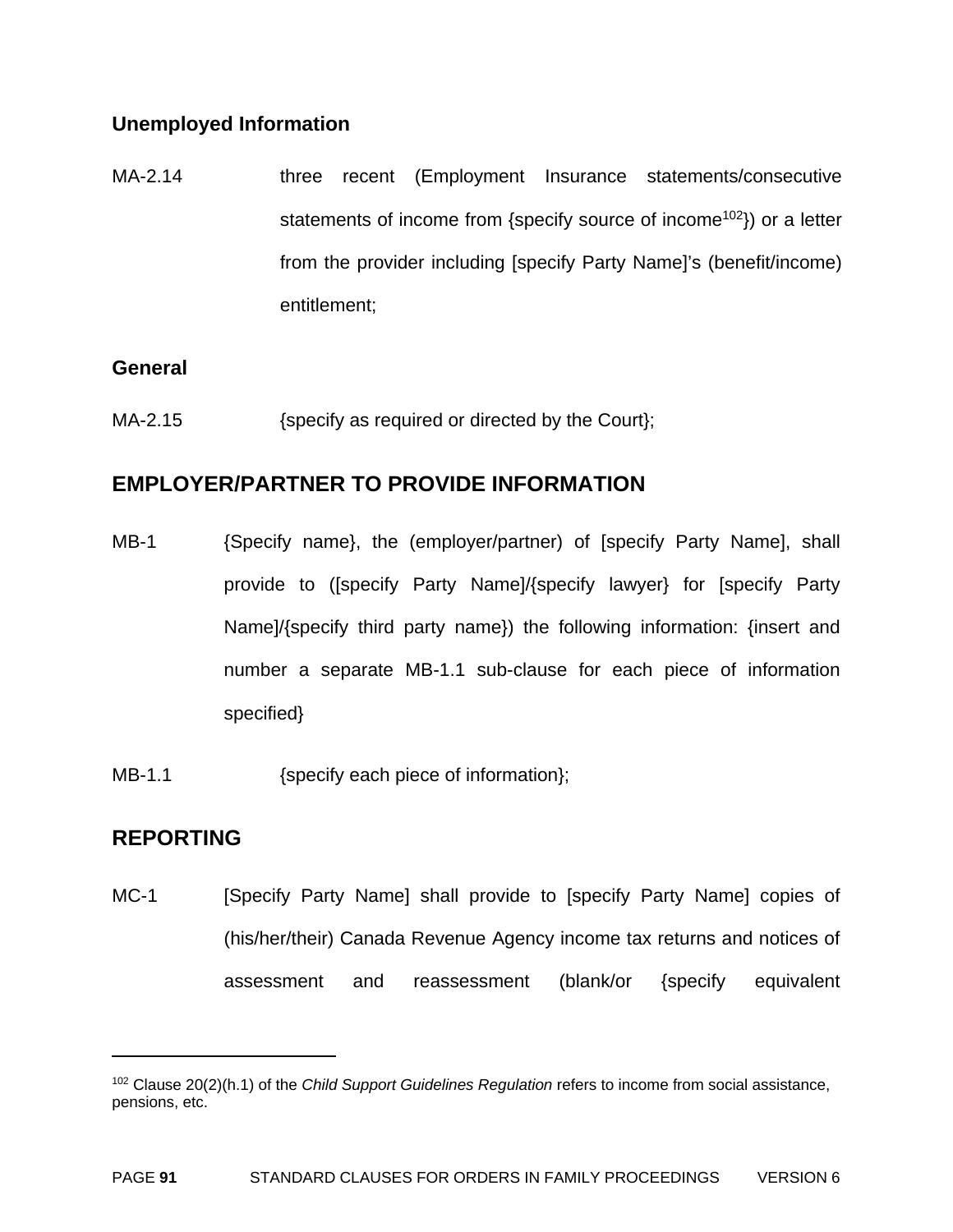**Unemployed Information**

MA-2.14 three recent (Employment Insurance statements/consecutive statements of income from {specify source of income[102]}) or a letter from the provider including [specify Party Name]'s (benefit/income) entitlement;

**General**

MA-2.15 {specify as required or directed by the Court};

## EMPLOYER/PARTNER TO PROVIDE INFORMATION

MB-1 {Specify name}, the (employer/partner) of [specify Party Name], shall provide to ([specify Party Name]/{specify lawyer} for [specify Party Name]/{specify third party name}) the following information: {insert and number a separate MB-1.1 sub-clause for each piece of information specified}

MB-1.1 {specify each piece of information};

## REPORTING

MC-1 [Specify Party Name] shall provide to [specify Party Name] copies of (his/her/their) Canada Revenue Agency income tax returns and notices of assessment and reassessment (blank/or {specify equivalent

---

[102] Clause 20(2)(h.1) of the *Child Support Guidelines Regulation* refers to income from social assistance, pensions, etc.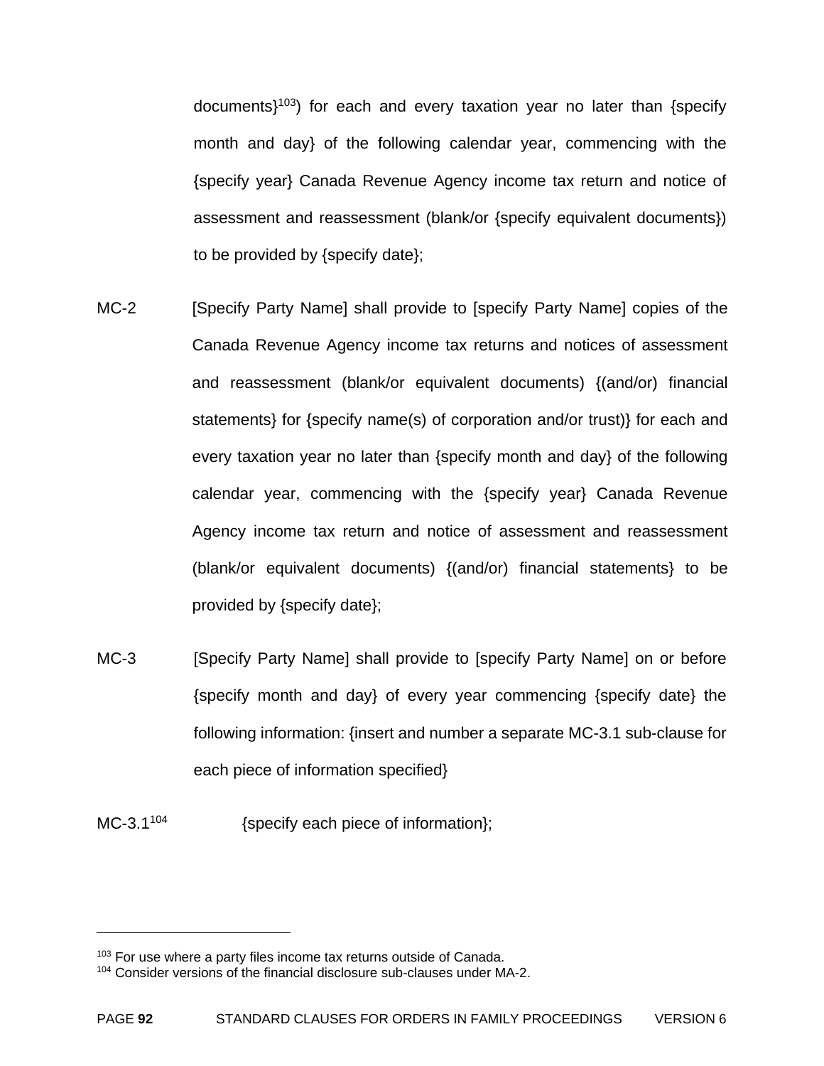documents}[103]) for each and every taxation year no later than {specify month and day} of the following calendar year, commencing with the {specify year} Canada Revenue Agency income tax return and notice of assessment and reassessment (blank/or {specify equivalent documents}) to be provided by {specify date};

MC-2 [Specify Party Name] shall provide to [specify Party Name] copies of the Canada Revenue Agency income tax returns and notices of assessment and reassessment (blank/or equivalent documents) {(and/or) financial statements} for {specify name(s) of corporation and/or trust)} for each and every taxation year no later than {specify month and day} of the following calendar year, commencing with the {specify year} Canada Revenue Agency income tax return and notice of assessment and reassessment (blank/or equivalent documents) {(and/or) financial statements} to be provided by {specify date};

MC-3 [Specify Party Name] shall provide to [specify Party Name] on or before {specify month and day} of every year commencing {specify date} the following information: {insert and number a separate MC-3.1 sub-clause for each piece of information specified}

MC-3.1[104] {specify each piece of information};

---

[103] For use where a party files income tax returns outside of Canada.

[104] Consider versions of the financial disclosure sub-clauses under MA-2.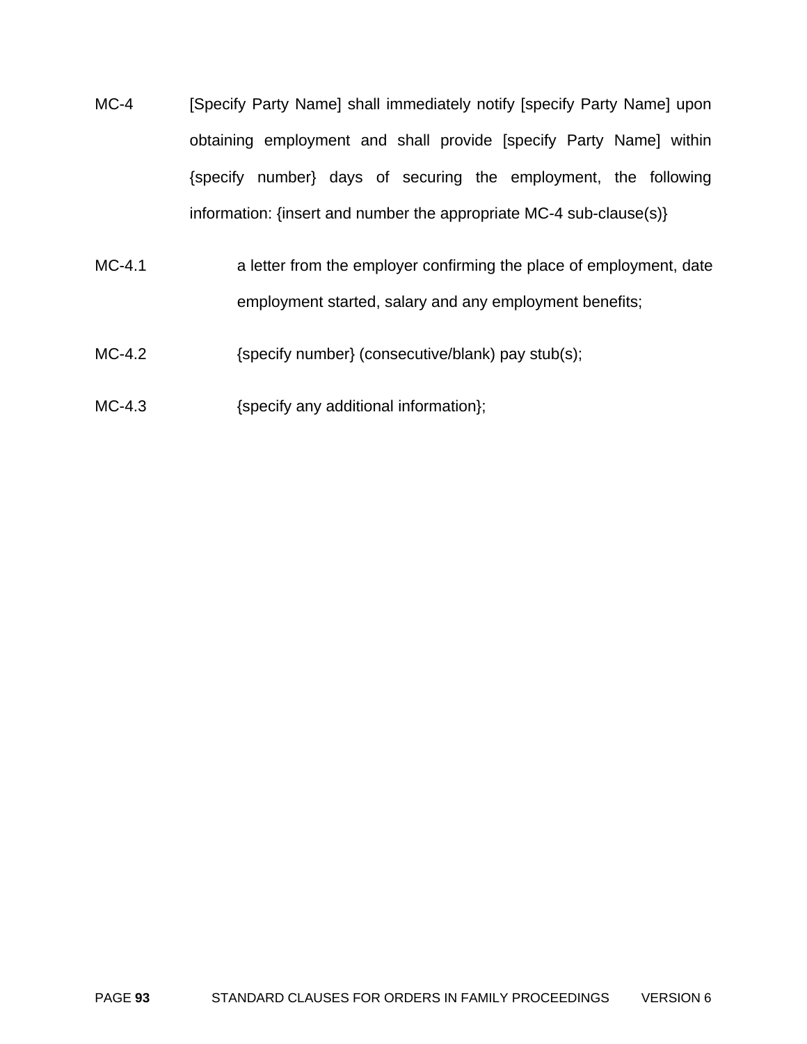MC-4 [Specify Party Name] shall immediately notify [specify Party Name] upon obtaining employment and shall provide [specify Party Name] within {specify number} days of securing the employment, the following information: {insert and number the appropriate MC-4 sub-clause(s)}

MC-4.1 a letter from the employer confirming the place of employment, date employment started, salary and any employment benefits;

MC-4.2 {specify number} (consecutive/blank) pay stub(s);

MC-4.3 {specify any additional information};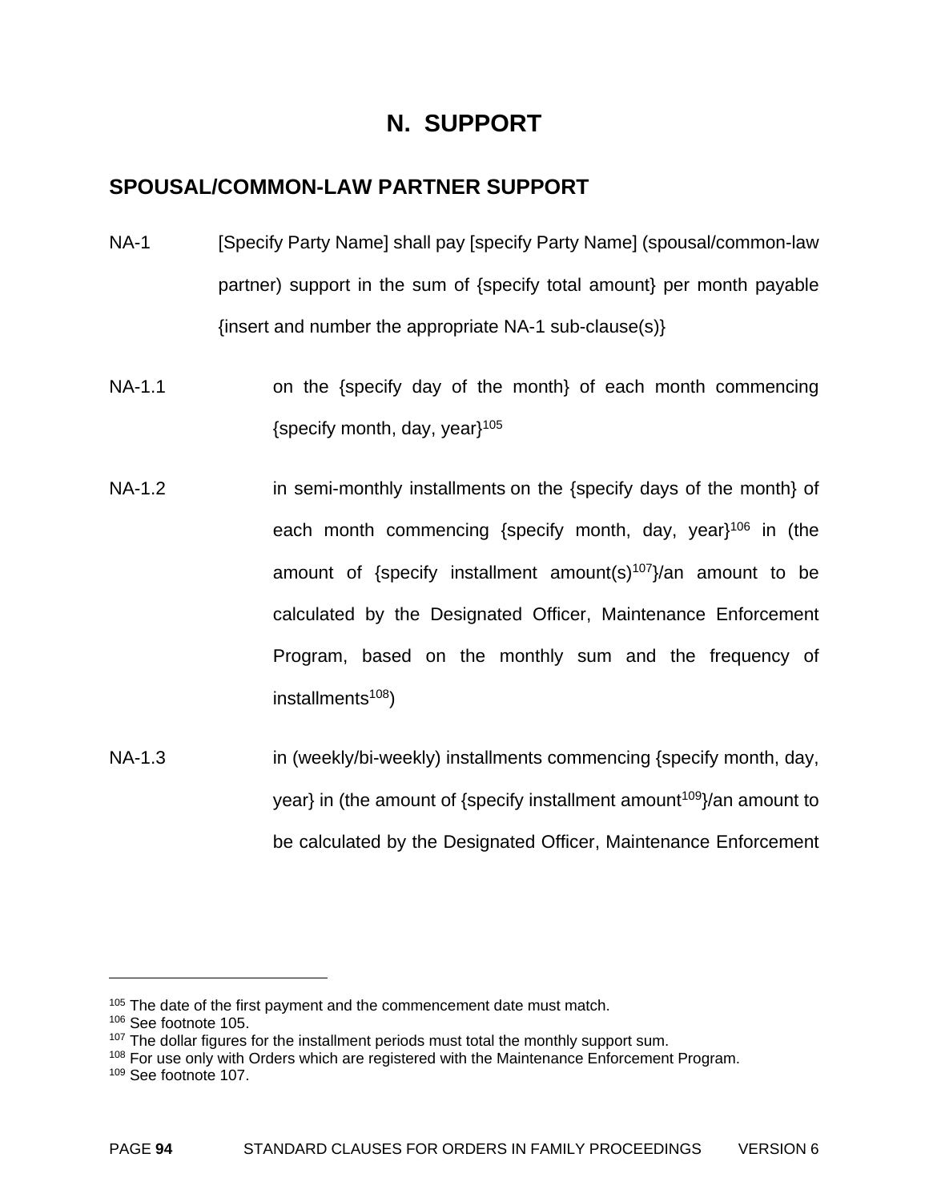# N. SUPPORT

## SPOUSAL/COMMON-LAW PARTNER SUPPORT

NA-1 [Specify Party Name] shall pay [specify Party Name] (spousal/common-law partner) support in the sum of {specify total amount} per month payable {insert and number the appropriate NA-1 sub-clause(s)}

NA-1.1 on the {specify day of the month} of each month commencing {specify month, day, year}[105]

NA-1.2 in semi-monthly installments on the {specify days of the month} of each month commencing {specify month, day, year}[106] in (the amount of {specify installment amount(s)[107]}/an amount to be calculated by the Designated Officer, Maintenance Enforcement Program, based on the monthly sum and the frequency of installments[108])

NA-1.3 in (weekly/bi-weekly) installments commencing {specify month, day, year} in (the amount of {specify installment amount[109]}/an amount to be calculated by the Designated Officer, Maintenance Enforcement

---

[105] The date of the first payment and the commencement date must match.
[106] See footnote 105.
[107] The dollar figures for the installment periods must total the monthly support sum.
[108] For use only with Orders which are registered with the Maintenance Enforcement Program.
[109] See footnote 107.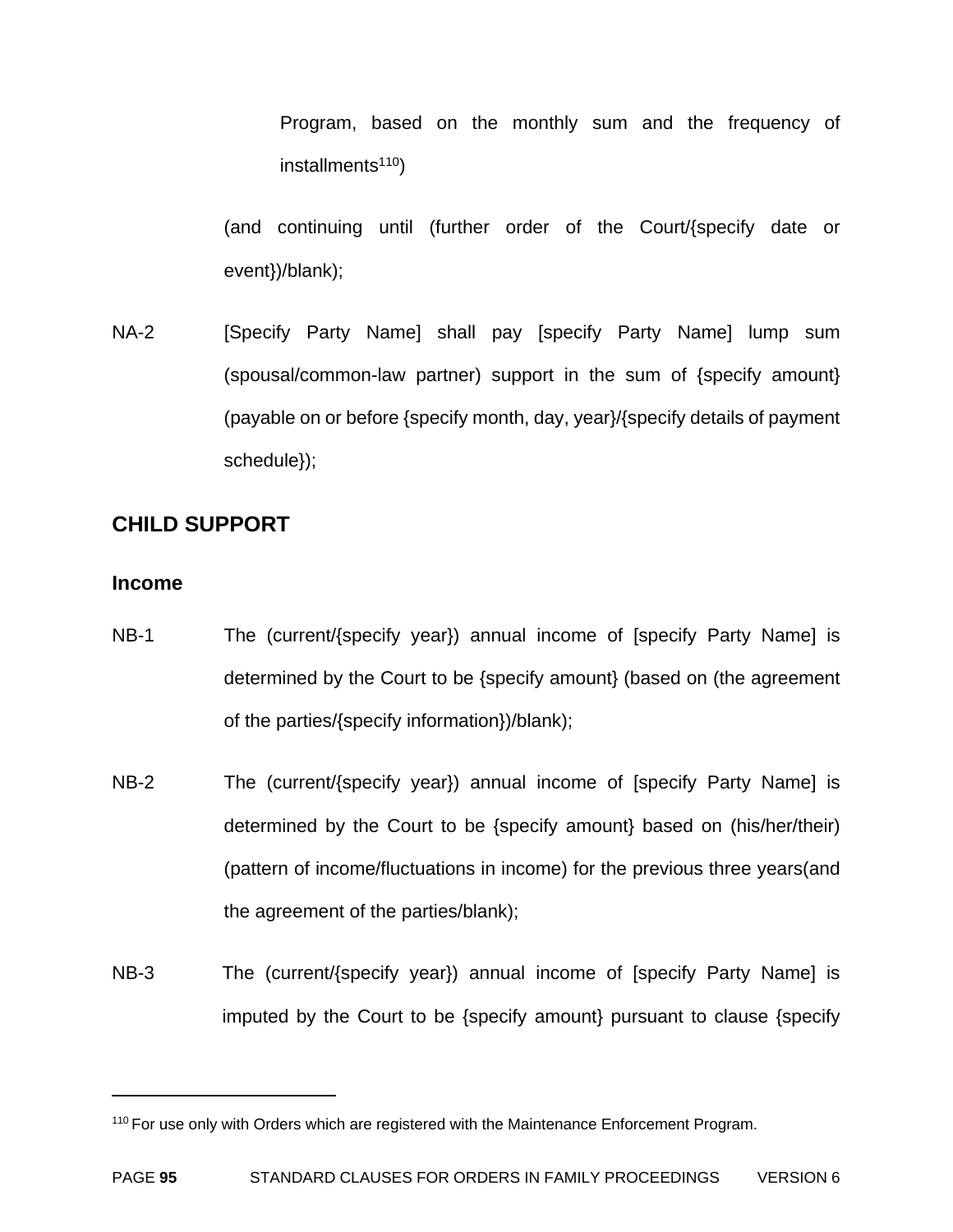Program, based on the monthly sum and the frequency of installments[110])

(and continuing until (further order of the Court/{specify date or event})/blank);

NA-2 [Specify Party Name] shall pay [specify Party Name] lump sum (spousal/common-law partner) support in the sum of {specify amount} (payable on or before {specify month, day, year}/{specify details of payment schedule});

## CHILD SUPPORT

### Income

NB-1 The (current/{specify year}) annual income of [specify Party Name] is determined by the Court to be {specify amount} (based on (the agreement of the parties/{specify information})/blank);

NB-2 The (current/{specify year}) annual income of [specify Party Name] is determined by the Court to be {specify amount} based on (his/her/their) (pattern of income/fluctuations in income) for the previous three years(and the agreement of the parties/blank);

NB-3 The (current/{specify year}) annual income of [specify Party Name] is imputed by the Court to be {specify amount} pursuant to clause {specify

---

[110] For use only with Orders which are registered with the Maintenance Enforcement Program.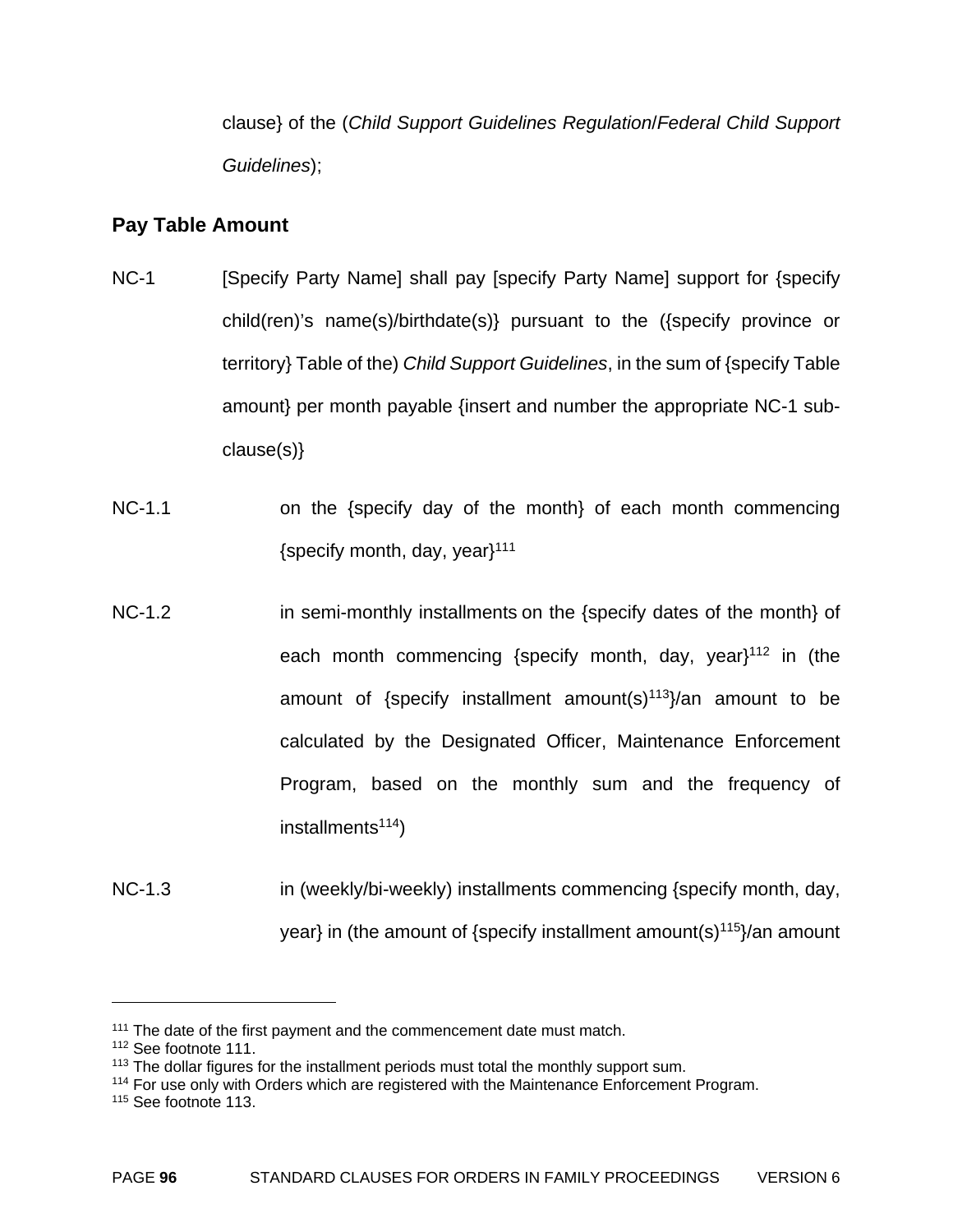clause} of the (*Child Support Guidelines Regulation*/*Federal Child Support Guidelines*);

## Pay Table Amount

NC-1 [Specify Party Name] shall pay [specify Party Name] support for {specify child(ren)'s name(s)/birthdate(s)} pursuant to the ({specify province or territory} Table of the) *Child Support Guidelines*, in the sum of {specify Table amount} per month payable {insert and number the appropriate NC-1 sub-clause(s)}

NC-1.1 on the {specify day of the month} of each month commencing {specify month, day, year}[111]

NC-1.2 in semi-monthly installments on the {specify dates of the month} of each month commencing {specify month, day, year}[112] in (the amount of {specify installment amount(s)[113]}/an amount to be calculated by the Designated Officer, Maintenance Enforcement Program, based on the monthly sum and the frequency of installments[114])

NC-1.3 in (weekly/bi-weekly) installments commencing {specify month, day, year} in (the amount of {specify installment amount(s)[115]}/an amount

---

[111] The date of the first payment and the commencement date must match.

[112] See footnote 111.

[113] The dollar figures for the installment periods must total the monthly support sum.

[114] For use only with Orders which are registered with the Maintenance Enforcement Program.

[115] See footnote 113.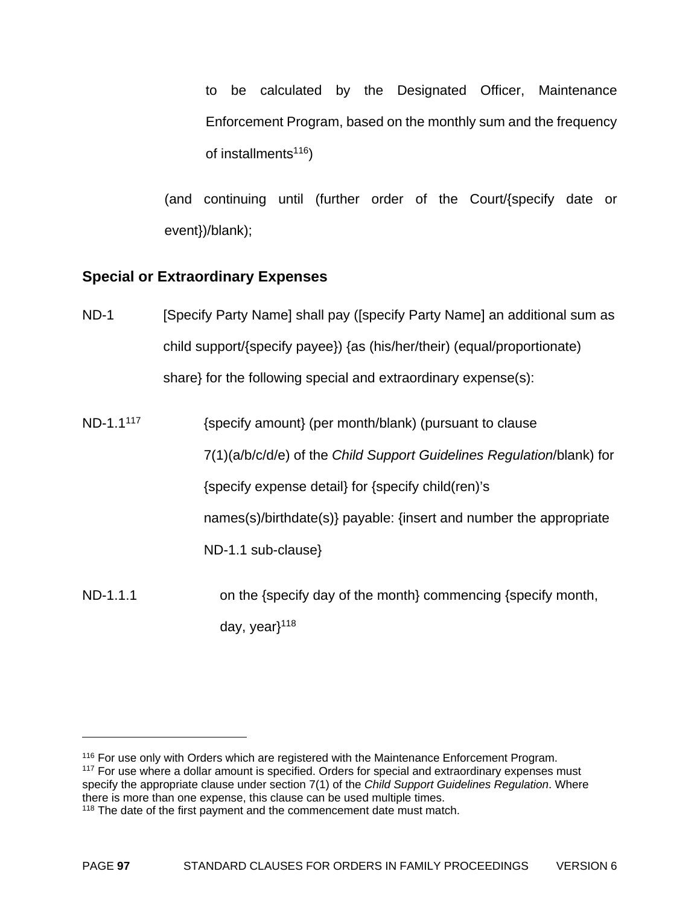to be calculated by the Designated Officer, Maintenance Enforcement Program, based on the monthly sum and the frequency of installments[116])

(and continuing until (further order of the Court/{specify date or event})/blank);

### Special or Extraordinary Expenses

ND-1 [Specify Party Name] shall pay ([specify Party Name] an additional sum as child support/{specify payee}) {as (his/her/their) (equal/proportionate) share} for the following special and extraordinary expense(s):

ND-1.1[117] {specify amount} (per month/blank) (pursuant to clause 7(1)(a/b/c/d/e) of the *Child Support Guidelines Regulation*/blank) for {specify expense detail} for {specify child(ren)'s names(s)/birthdate(s)} payable: {insert and number the appropriate ND-1.1 sub-clause}

ND-1.1.1 on the {specify day of the month} commencing {specify month, day, year}[118]

---

[116] For use only with Orders which are registered with the Maintenance Enforcement Program.

[117] For use where a dollar amount is specified. Orders for special and extraordinary expenses must specify the appropriate clause under section 7(1) of the *Child Support Guidelines Regulation*. Where there is more than one expense, this clause can be used multiple times.

[118] The date of the first payment and the commencement date must match.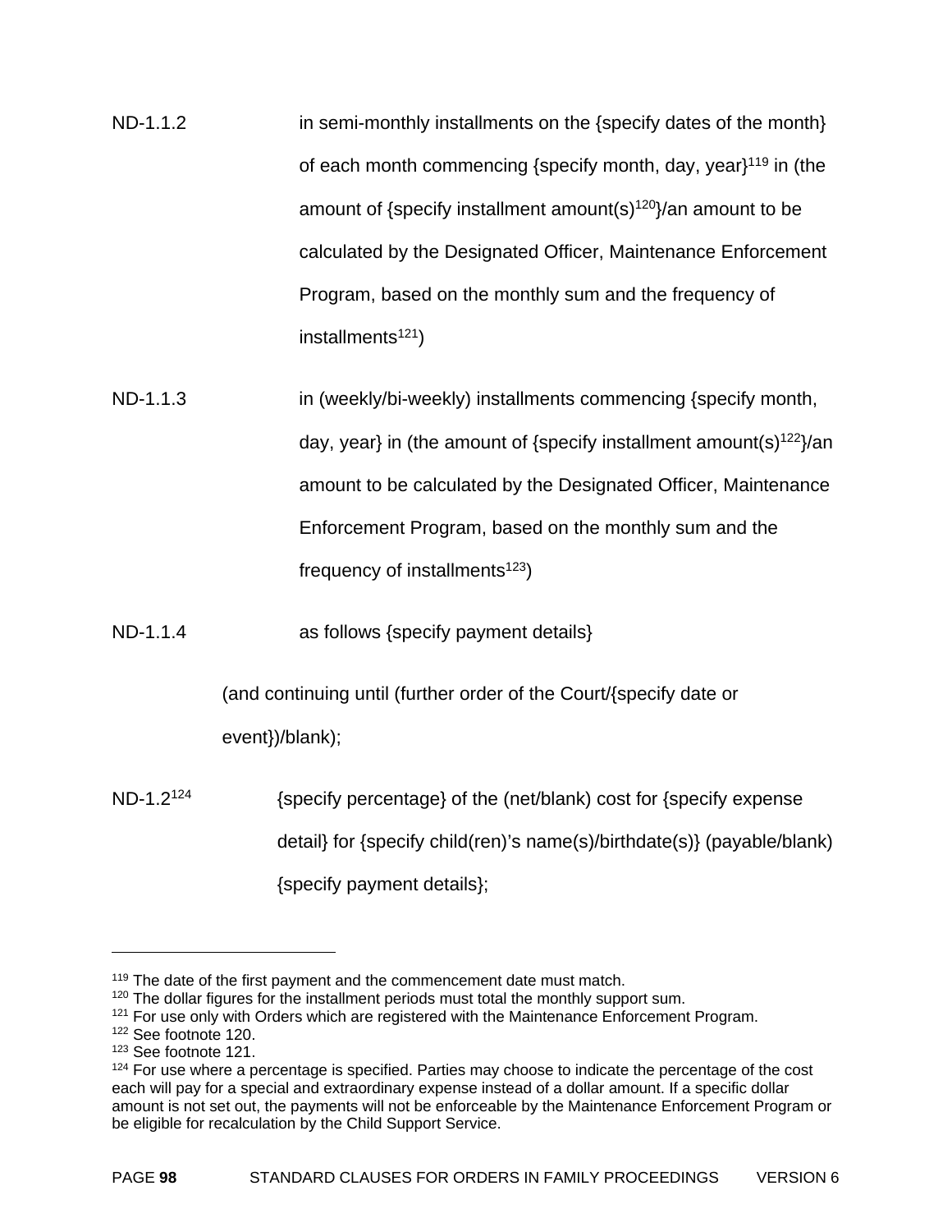ND-1.1.2 in semi-monthly installments on the {specify dates of the month} of each month commencing {specify month, day, year}[119] in (the amount of {specify installment amount(s)[120]}/an amount to be calculated by the Designated Officer, Maintenance Enforcement Program, based on the monthly sum and the frequency of installments[121])

ND-1.1.3 in (weekly/bi-weekly) installments commencing {specify month, day, year} in (the amount of {specify installment amount(s)[122]}/an amount to be calculated by the Designated Officer, Maintenance Enforcement Program, based on the monthly sum and the frequency of installments[123])

ND-1.1.4 as follows {specify payment details}

(and continuing until (further order of the Court/{specify date or event})/blank);

ND-1.2[124] {specify percentage} of the (net/blank) cost for {specify expense detail} for {specify child(ren)'s name(s)/birthdate(s)} (payable/blank) {specify payment details};

---

[119] The date of the first payment and the commencement date must match.

[120] The dollar figures for the installment periods must total the monthly support sum.

[121] For use only with Orders which are registered with the Maintenance Enforcement Program.

[122] See footnote 120.

[123] See footnote 121.

[124] For use where a percentage is specified. Parties may choose to indicate the percentage of the cost each will pay for a special and extraordinary expense instead of a dollar amount. If a specific dollar amount is not set out, the payments will not be enforceable by the Maintenance Enforcement Program or be eligible for recalculation by the Child Support Service.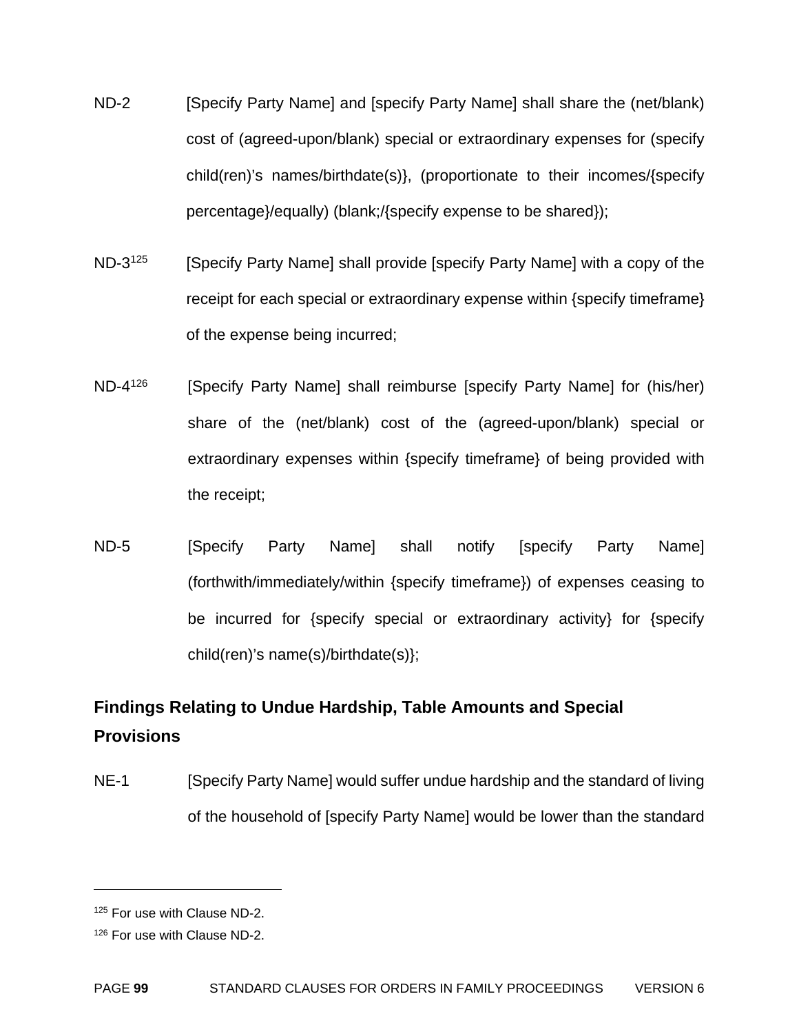ND-2 [Specify Party Name] and [specify Party Name] shall share the (net/blank) cost of (agreed-upon/blank) special or extraordinary expenses for (specify child(ren)'s names/birthdate(s)}, (proportionate to their incomes/{specify percentage}/equally) (blank;/{specify expense to be shared});

ND-3[125] [Specify Party Name] shall provide [specify Party Name] with a copy of the receipt for each special or extraordinary expense within {specify timeframe} of the expense being incurred;

ND-4[126] [Specify Party Name] shall reimburse [specify Party Name] for (his/her) share of the (net/blank) cost of the (agreed-upon/blank) special or extraordinary expenses within {specify timeframe} of being provided with the receipt;

ND-5 [Specify Party Name] shall notify [specify Party Name] (forthwith/immediately/within {specify timeframe}) of expenses ceasing to be incurred for {specify special or extraordinary activity} for {specify child(ren)'s name(s)/birthdate(s)};

## Findings Relating to Undue Hardship, Table Amounts and Special Provisions

NE-1 [Specify Party Name] would suffer undue hardship and the standard of living of the household of [specify Party Name] would be lower than the standard

---

[125] For use with Clause ND-2.

[126] For use with Clause ND-2.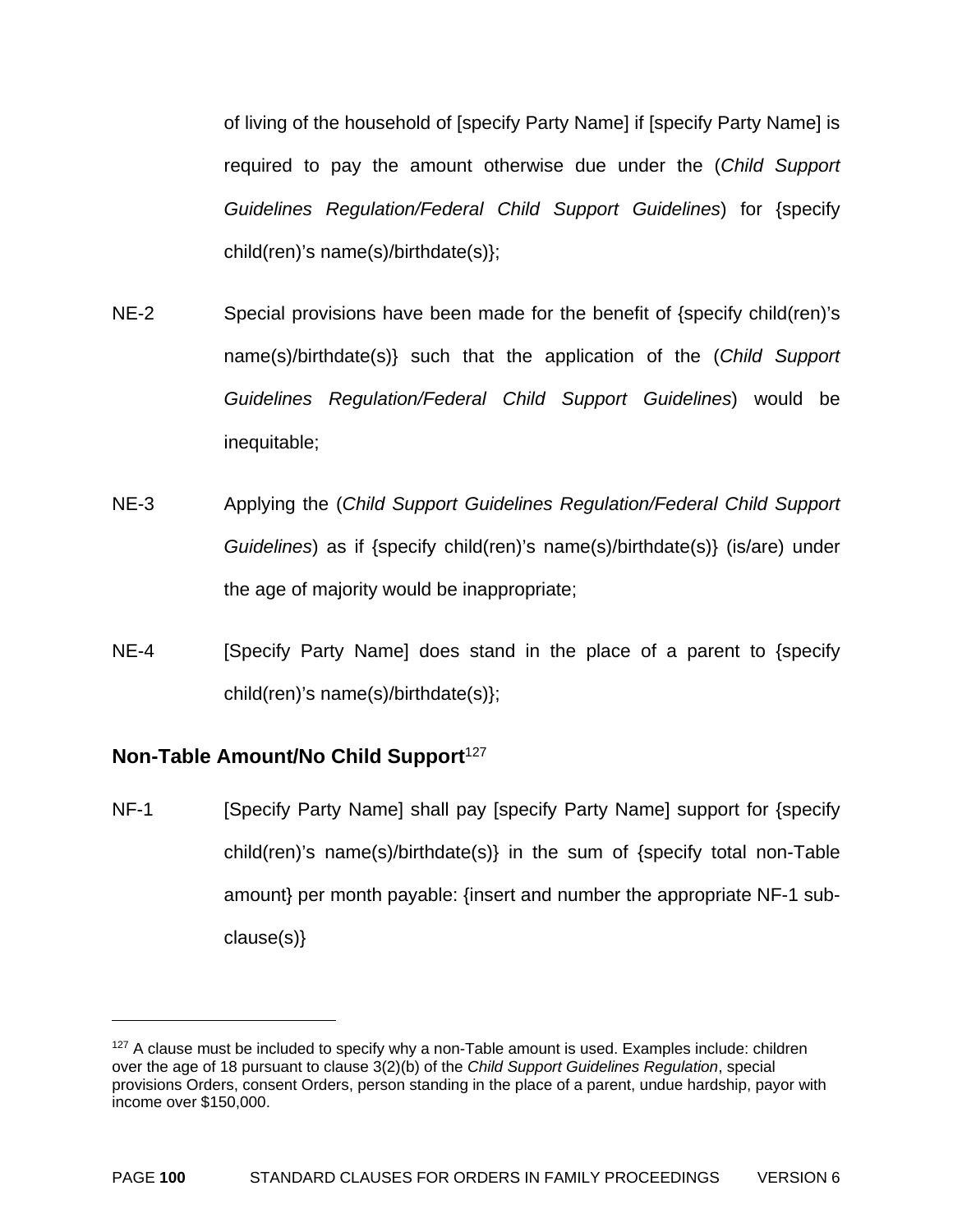of living of the household of [specify Party Name] if [specify Party Name] is required to pay the amount otherwise due under the (*Child Support Guidelines Regulation/Federal Child Support Guidelines*) for {specify child(ren)'s name(s)/birthdate(s)};

NE-2 Special provisions have been made for the benefit of {specify child(ren)'s name(s)/birthdate(s)} such that the application of the (*Child Support Guidelines Regulation/Federal Child Support Guidelines*) would be inequitable;

NE-3 Applying the (*Child Support Guidelines Regulation/Federal Child Support Guidelines*) as if {specify child(ren)'s name(s)/birthdate(s)} (is/are) under the age of majority would be inappropriate;

NE-4 [Specify Party Name] does stand in the place of a parent to {specify child(ren)'s name(s)/birthdate(s)};

### Non-Table Amount/No Child Support[127]

NF-1 [Specify Party Name] shall pay [specify Party Name] support for {specify child(ren)'s name(s)/birthdate(s)} in the sum of {specify total non-Table amount} per month payable: {insert and number the appropriate NF-1 sub-clause(s)}

---

[127] A clause must be included to specify why a non-Table amount is used. Examples include: children over the age of 18 pursuant to clause 3(2)(b) of the *Child Support Guidelines Regulation*, special provisions Orders, consent Orders, person standing in the place of a parent, undue hardship, payor with income over $150,000.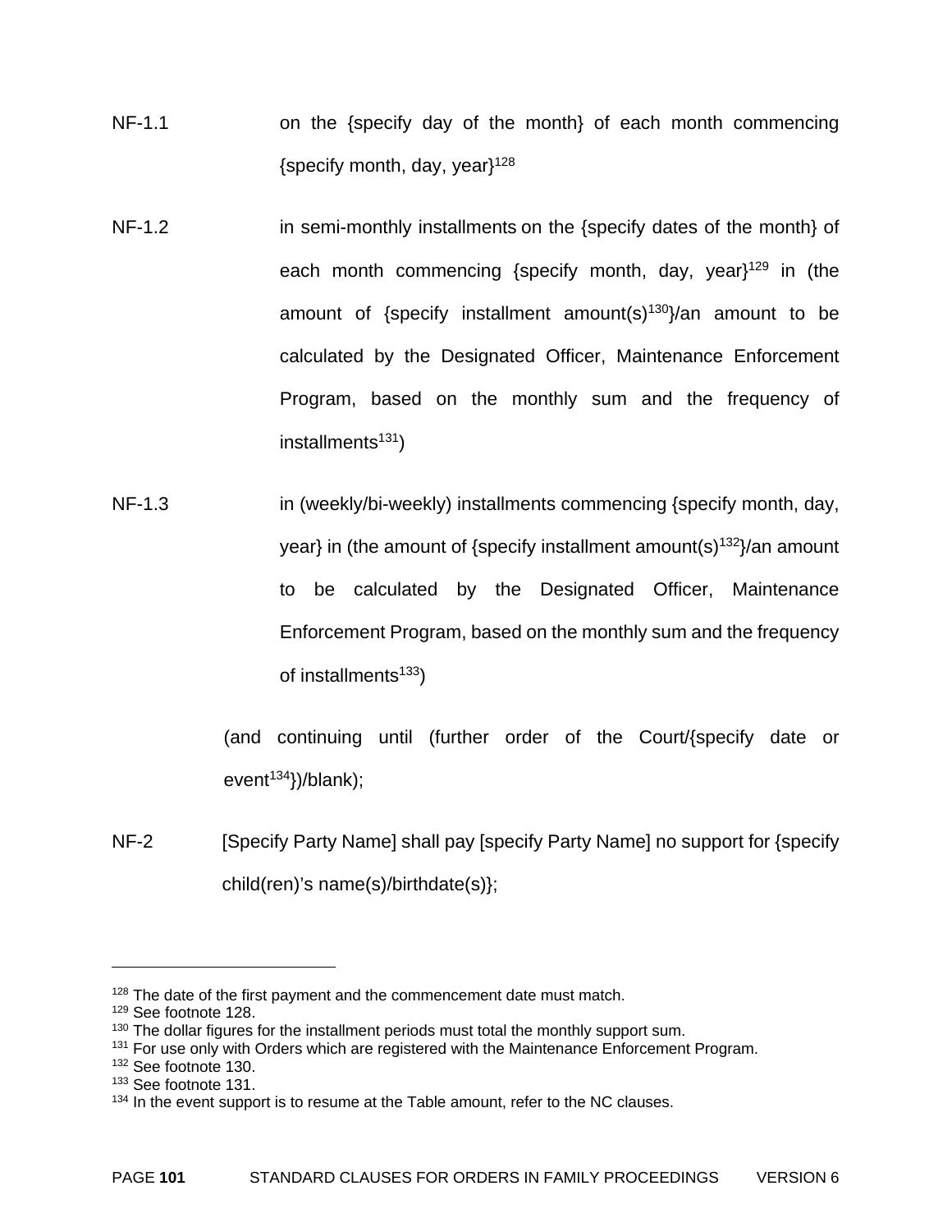NF-1.1 on the {specify day of the month} of each month commencing {specify month, day, year}[128]

NF-1.2 in semi-monthly installments on the {specify dates of the month} of each month commencing {specify month, day, year}[129] in (the amount of {specify installment amount(s)[130]}/an amount to be calculated by the Designated Officer, Maintenance Enforcement Program, based on the monthly sum and the frequency of installments[131])

NF-1.3 in (weekly/bi-weekly) installments commencing {specify month, day, year} in (the amount of {specify installment amount(s)[132]}/an amount to be calculated by the Designated Officer, Maintenance Enforcement Program, based on the monthly sum and the frequency of installments[133])

(and continuing until (further order of the Court/{specify date or event[134]})/blank);

NF-2 [Specify Party Name] shall pay [specify Party Name] no support for {specify child(ren)'s name(s)/birthdate(s)};

---

[128] The date of the first payment and the commencement date must match.
[129] See footnote 128.
[130] The dollar figures for the installment periods must total the monthly support sum.
[131] For use only with Orders which are registered with the Maintenance Enforcement Program.
[132] See footnote 130.
[133] See footnote 131.
[134] In the event support is to resume at the Table amount, refer to the NC clauses.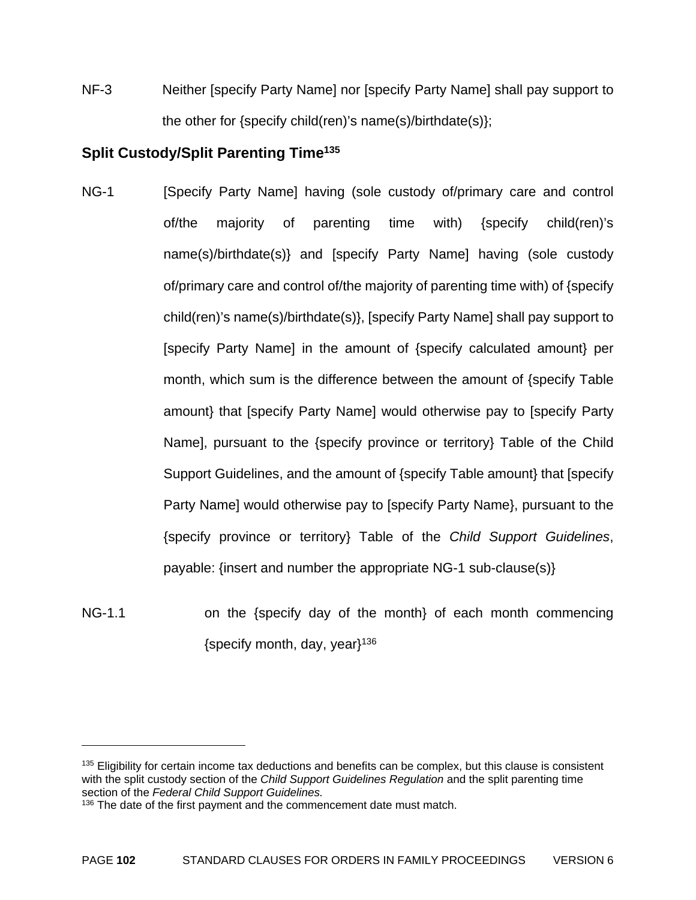NF-3 Neither [specify Party Name] nor [specify Party Name] shall pay support to the other for {specify child(ren)'s name(s)/birthdate(s)};

**Split Custody/Split Parenting Time**[135]

NG-1 [Specify Party Name] having (sole custody of/primary care and control of/the majority of parenting time with) {specify child(ren)'s name(s)/birthdate(s)} and [specify Party Name] having (sole custody of/primary care and control of/the majority of parenting time with) of {specify child(ren)'s name(s)/birthdate(s)}, [specify Party Name] shall pay support to [specify Party Name] in the amount of {specify calculated amount} per month, which sum is the difference between the amount of {specify Table amount} that [specify Party Name] would otherwise pay to [specify Party Name], pursuant to the {specify province or territory} Table of the Child Support Guidelines, and the amount of {specify Table amount} that [specify Party Name] would otherwise pay to [specify Party Name}, pursuant to the {specify province or territory} Table of the *Child Support Guidelines*, payable: {insert and number the appropriate NG-1 sub-clause(s)}

NG-1.1 on the {specify day of the month} of each month commencing {specify month, day, year}[136]

---

[135] Eligibility for certain income tax deductions and benefits can be complex, but this clause is consistent with the split custody section of the *Child Support Guidelines Regulation* and the split parenting time section of the *Federal Child Support Guidelines.*

[136] The date of the first payment and the commencement date must match.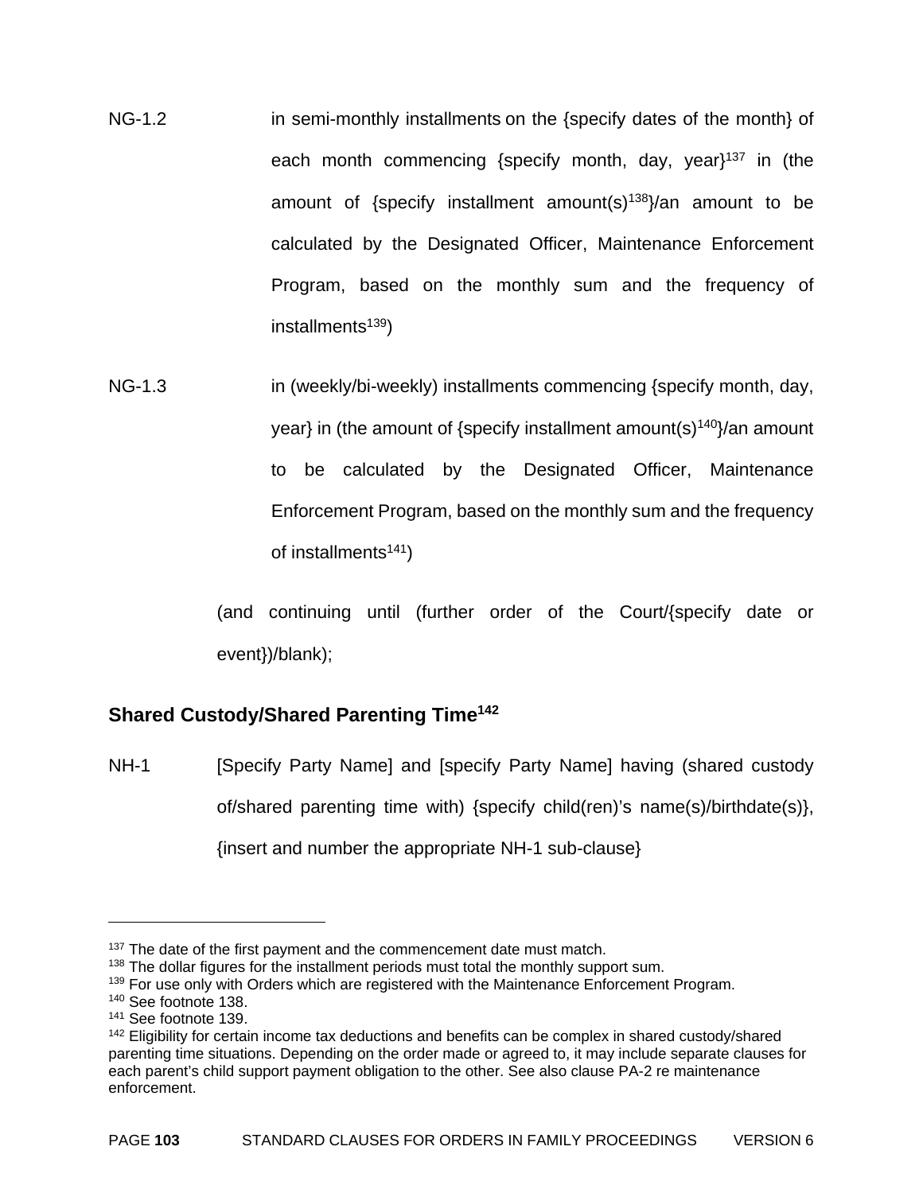NG-1.2 in semi-monthly installments on the {specify dates of the month} of each month commencing {specify month, day, year}[137] in (the amount of {specify installment amount(s)[138]}/an amount to be calculated by the Designated Officer, Maintenance Enforcement Program, based on the monthly sum and the frequency of installments[139])

NG-1.3 in (weekly/bi-weekly) installments commencing {specify month, day, year} in (the amount of {specify installment amount(s)[140]}/an amount to be calculated by the Designated Officer, Maintenance Enforcement Program, based on the monthly sum and the frequency of installments[141])

(and continuing until (further order of the Court/{specify date or event})/blank);

## Shared Custody/Shared Parenting Time[142]

NH-1 [Specify Party Name] and [specify Party Name] having (shared custody of/shared parenting time with) {specify child(ren)'s name(s)/birthdate(s)}, {insert and number the appropriate NH-1 sub-clause}

---

[137] The date of the first payment and the commencement date must match.

[138] The dollar figures for the installment periods must total the monthly support sum.

[139] For use only with Orders which are registered with the Maintenance Enforcement Program.

[140] See footnote 138.

[141] See footnote 139.

[142] Eligibility for certain income tax deductions and benefits can be complex in shared custody/shared parenting time situations. Depending on the order made or agreed to, it may include separate clauses for each parent's child support payment obligation to the other. See also clause PA-2 re maintenance enforcement.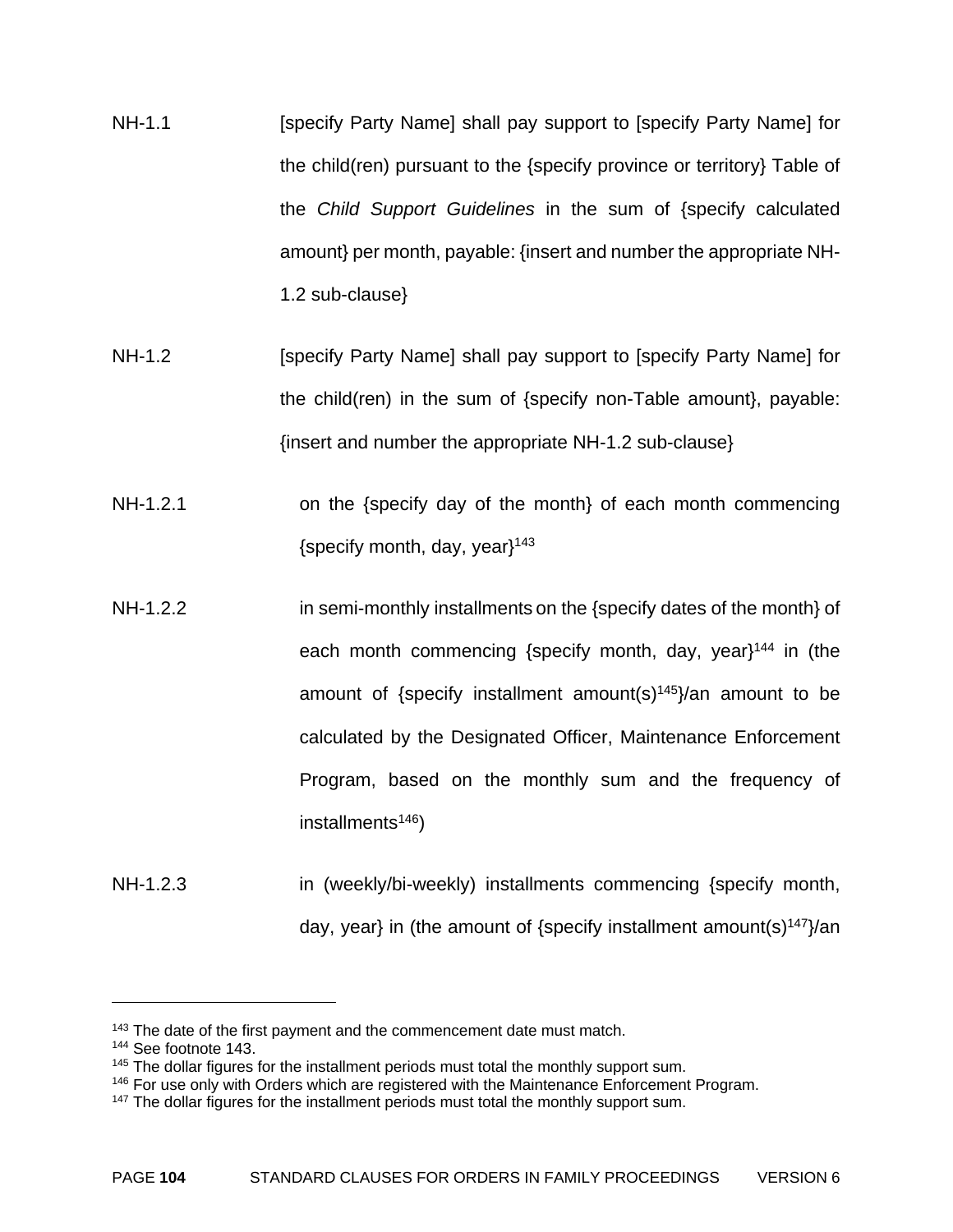NH-1.1 [specify Party Name] shall pay support to [specify Party Name] for the child(ren) pursuant to the {specify province or territory} Table of the *Child Support Guidelines* in the sum of {specify calculated amount} per month, payable: {insert and number the appropriate NH-1.2 sub-clause}

NH-1.2 [specify Party Name] shall pay support to [specify Party Name] for the child(ren) in the sum of {specify non-Table amount}, payable: {insert and number the appropriate NH-1.2 sub-clause}

NH-1.2.1 on the {specify day of the month} of each month commencing {specify month, day, year}[143]

NH-1.2.2 in semi-monthly installments on the {specify dates of the month} of each month commencing {specify month, day, year}[144] in (the amount of {specify installment amount(s)[145]}/an amount to be calculated by the Designated Officer, Maintenance Enforcement Program, based on the monthly sum and the frequency of installments[146])

NH-1.2.3 in (weekly/bi-weekly) installments commencing {specify month, day, year} in (the amount of {specify installment amount(s)[147]}/an

---

[143] The date of the first payment and the commencement date must match.

[144] See footnote 143.

[145] The dollar figures for the installment periods must total the monthly support sum.

[146] For use only with Orders which are registered with the Maintenance Enforcement Program.

[147] The dollar figures for the installment periods must total the monthly support sum.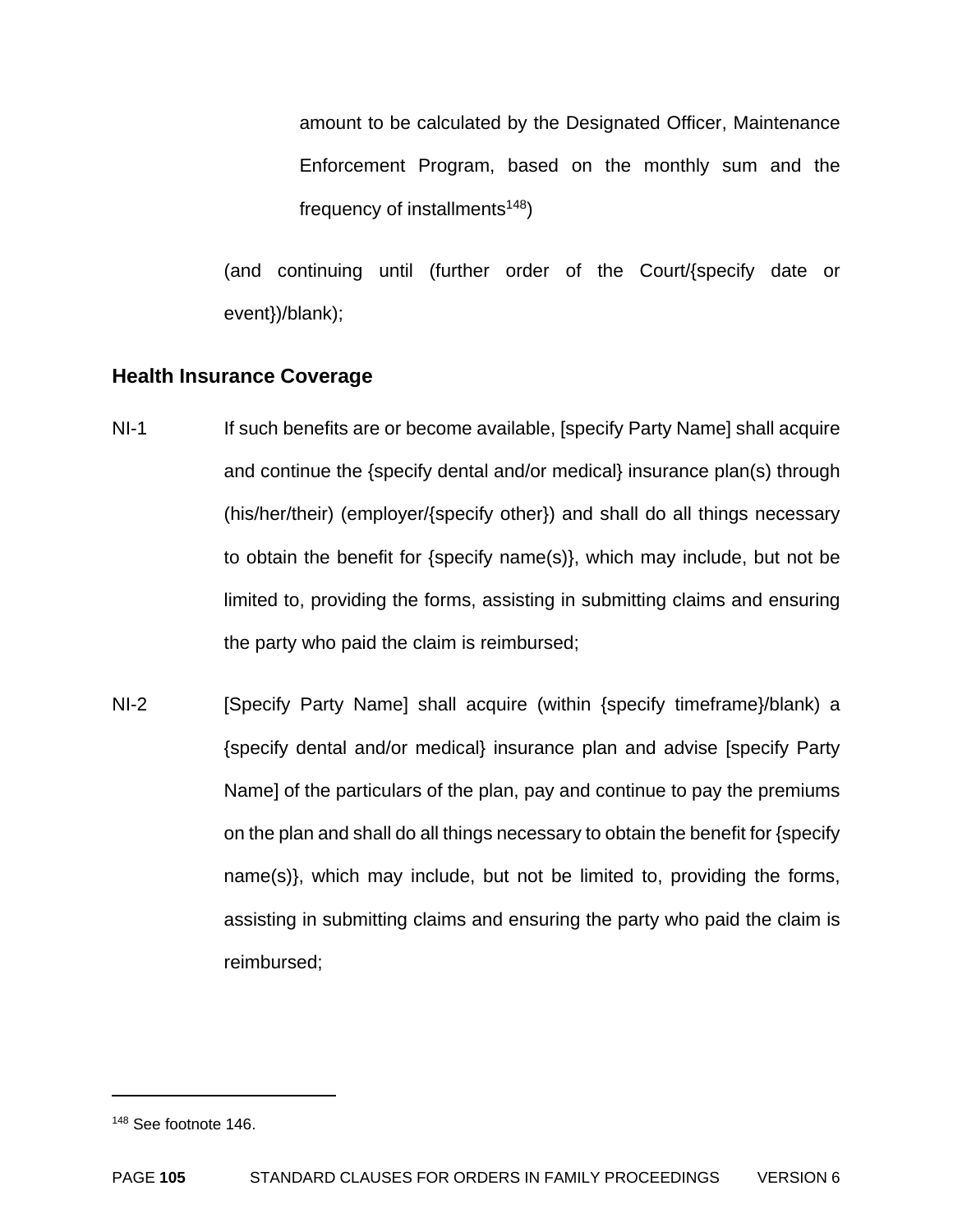amount to be calculated by the Designated Officer, Maintenance Enforcement Program, based on the monthly sum and the frequency of installments[148])

(and continuing until (further order of the Court/{specify date or event})/blank);

### Health Insurance Coverage

NI-1 If such benefits are or become available, [specify Party Name] shall acquire and continue the {specify dental and/or medical} insurance plan(s) through (his/her/their) (employer/{specify other}) and shall do all things necessary to obtain the benefit for {specify name(s)}, which may include, but not be limited to, providing the forms, assisting in submitting claims and ensuring the party who paid the claim is reimbursed;

NI-2 [Specify Party Name] shall acquire (within {specify timeframe}/blank) a {specify dental and/or medical} insurance plan and advise [specify Party Name] of the particulars of the plan, pay and continue to pay the premiums on the plan and shall do all things necessary to obtain the benefit for {specify name(s)}, which may include, but not be limited to, providing the forms, assisting in submitting claims and ensuring the party who paid the claim is reimbursed;

---

[148] See footnote 146.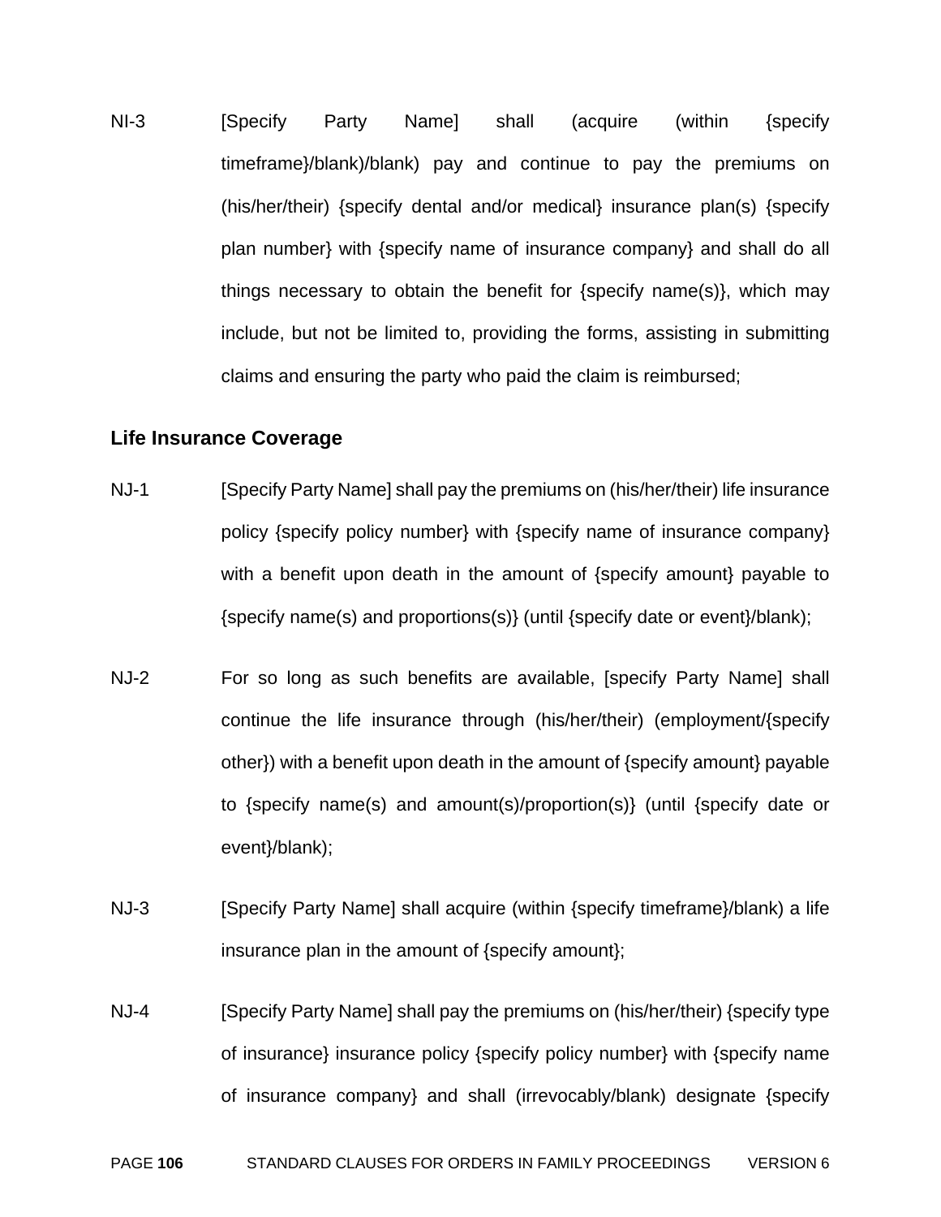NI-3 [Specify Party Name] shall (acquire (within {specify timeframe}/blank)/blank) pay and continue to pay the premiums on (his/her/their) {specify dental and/or medical} insurance plan(s) {specify plan number} with {specify name of insurance company} and shall do all things necessary to obtain the benefit for {specify name(s)}, which may include, but not be limited to, providing the forms, assisting in submitting claims and ensuring the party who paid the claim is reimbursed;

### Life Insurance Coverage

NJ-1 [Specify Party Name] shall pay the premiums on (his/her/their) life insurance policy {specify policy number} with {specify name of insurance company} with a benefit upon death in the amount of {specify amount} payable to {specify name(s) and proportions(s)} (until {specify date or event}/blank);

NJ-2 For so long as such benefits are available, [specify Party Name] shall continue the life insurance through (his/her/their) (employment/{specify other}) with a benefit upon death in the amount of {specify amount} payable to {specify name(s) and amount(s)/proportion(s)} (until {specify date or event}/blank);

NJ-3 [Specify Party Name] shall acquire (within {specify timeframe}/blank) a life insurance plan in the amount of {specify amount};

NJ-4 [Specify Party Name] shall pay the premiums on (his/her/their) {specify type of insurance} insurance policy {specify policy number} with {specify name of insurance company} and shall (irrevocably/blank) designate {specify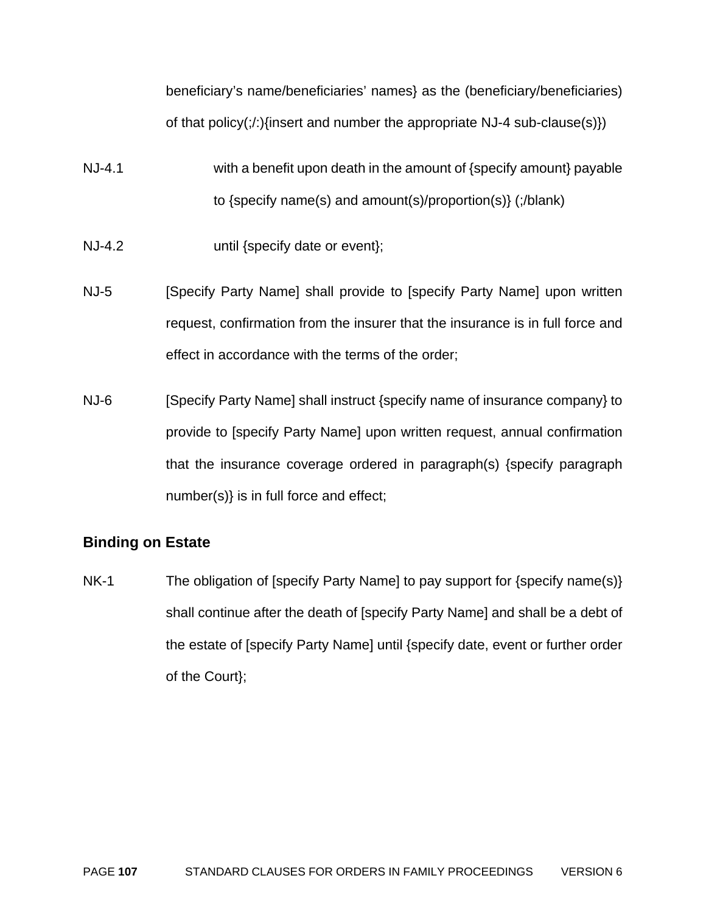beneficiary's name/beneficiaries' names} as the (beneficiary/beneficiaries) of that policy(;/:){insert and number the appropriate NJ-4 sub-clause(s)})

NJ-4.1 with a benefit upon death in the amount of {specify amount} payable to {specify name(s) and amount(s)/proportion(s)} (;/blank)

NJ-4.2 until {specify date or event};

NJ-5 [Specify Party Name] shall provide to [specify Party Name] upon written request, confirmation from the insurer that the insurance is in full force and effect in accordance with the terms of the order;

NJ-6 [Specify Party Name] shall instruct {specify name of insurance company} to provide to [specify Party Name] upon written request, annual confirmation that the insurance coverage ordered in paragraph(s) {specify paragraph number(s)} is in full force and effect;

**Binding on Estate**

NK-1 The obligation of [specify Party Name] to pay support for {specify name(s)} shall continue after the death of [specify Party Name] and shall be a debt of the estate of [specify Party Name] until {specify date, event or further order of the Court};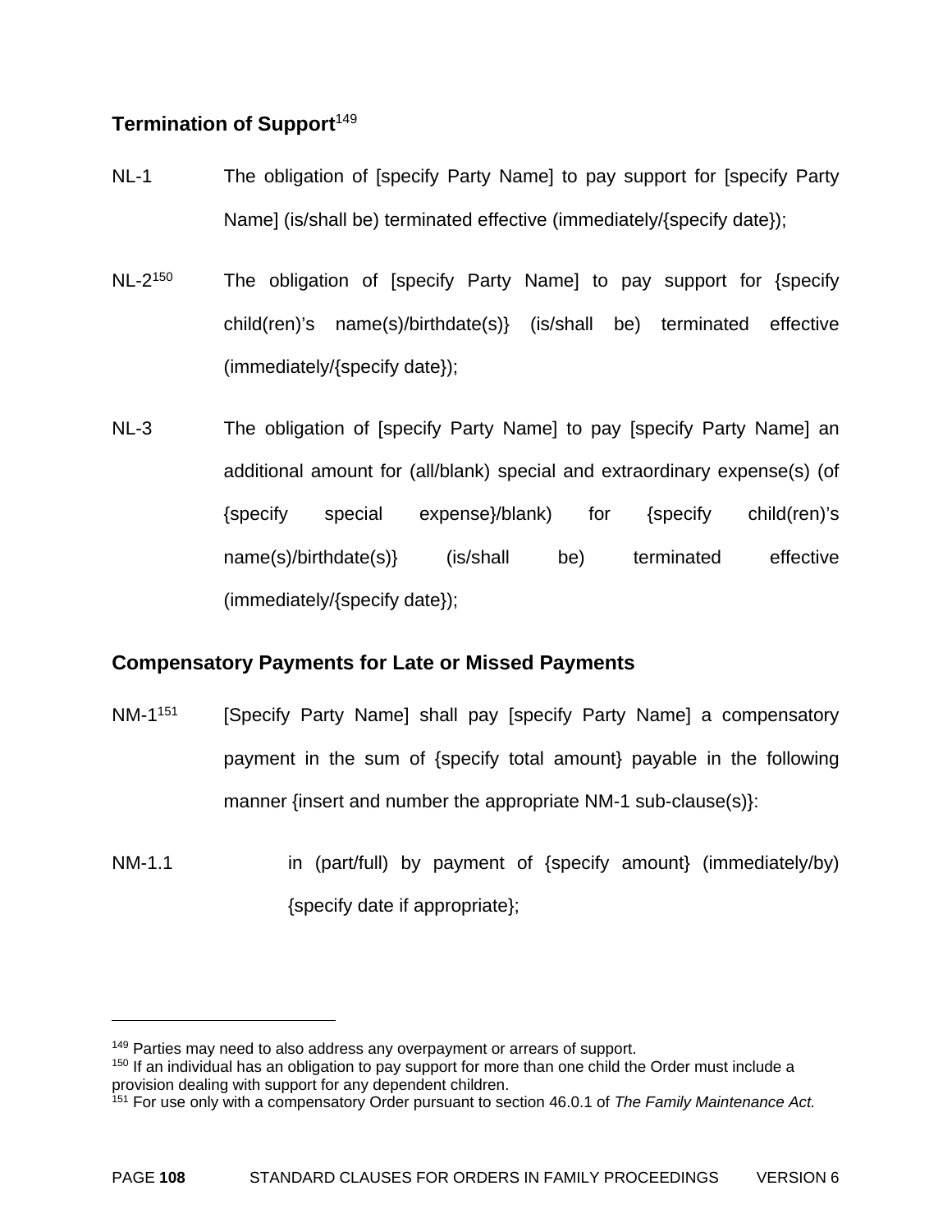## Termination of Support[149]

NL-1 The obligation of [specify Party Name] to pay support for [specify Party Name] (is/shall be) terminated effective (immediately/{specify date});

NL-2[150] The obligation of [specify Party Name] to pay support for {specify child(ren)'s name(s)/birthdate(s)} (is/shall be) terminated effective (immediately/{specify date});

NL-3 The obligation of [specify Party Name] to pay [specify Party Name] an additional amount for (all/blank) special and extraordinary expense(s) (of {specify special expense}/blank) for {specify child(ren)'s name(s)/birthdate(s)} (is/shall be) terminated effective (immediately/{specify date});

## Compensatory Payments for Late or Missed Payments

NM-1[151] [Specify Party Name] shall pay [specify Party Name] a compensatory payment in the sum of {specify total amount} payable in the following manner {insert and number the appropriate NM-1 sub-clause(s)}:

NM-1.1 in (part/full) by payment of {specify amount} (immediately/by) {specify date if appropriate};

---

[149] Parties may need to also address any overpayment or arrears of support.

[150] If an individual has an obligation to pay support for more than one child the Order must include a provision dealing with support for any dependent children.

[151] For use only with a compensatory Order pursuant to section 46.0.1 of *The Family Maintenance Act.*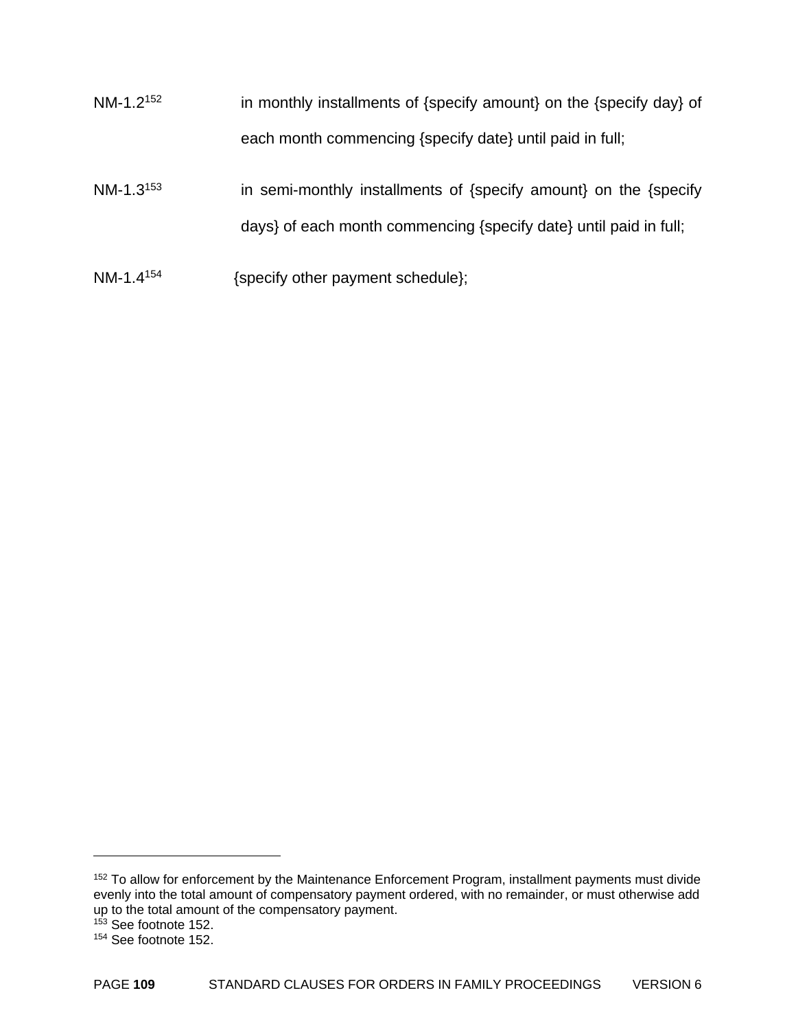NM-1.2[152] in monthly installments of {specify amount} on the {specify day} of each month commencing {specify date} until paid in full;

NM-1.3[153] in semi-monthly installments of {specify amount} on the {specify days} of each month commencing {specify date} until paid in full;

NM-1.4[154] {specify other payment schedule};

---

[152] To allow for enforcement by the Maintenance Enforcement Program, installment payments must divide evenly into the total amount of compensatory payment ordered, with no remainder, or must otherwise add up to the total amount of the compensatory payment.

[153] See footnote 152.

[154] See footnote 152.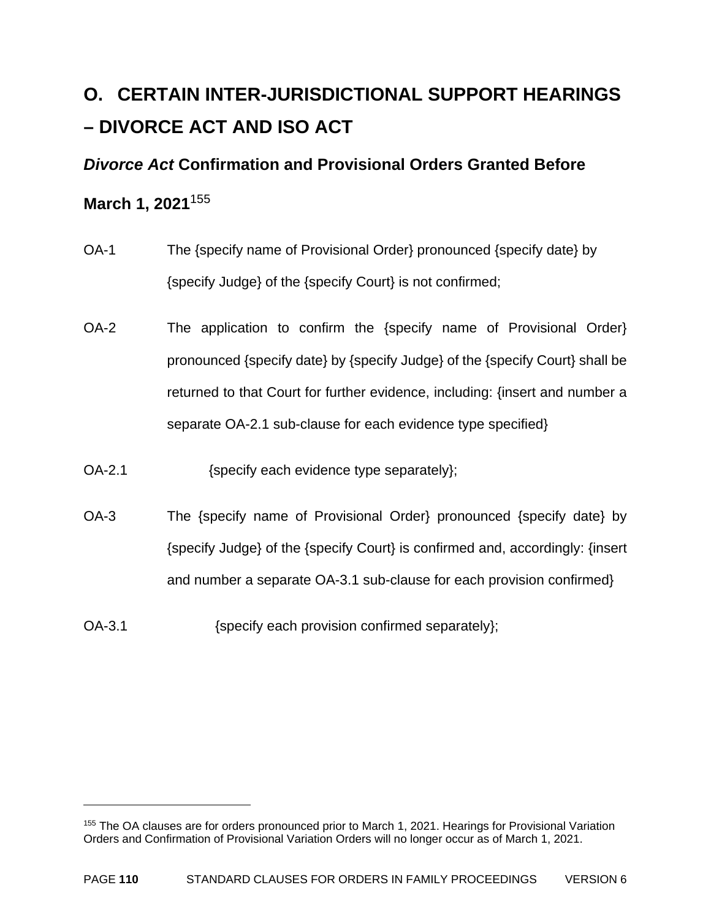# O. CERTAIN INTER-JURISDICTIONAL SUPPORT HEARINGS – DIVORCE ACT AND ISO ACT

## *Divorce Act* Confirmation and Provisional Orders Granted Before March 1, 2021[155]

OA-1 The {specify name of Provisional Order} pronounced {specify date} by {specify Judge} of the {specify Court} is not confirmed;

OA-2 The application to confirm the {specify name of Provisional Order} pronounced {specify date} by {specify Judge} of the {specify Court} shall be returned to that Court for further evidence, including: {insert and number a separate OA-2.1 sub-clause for each evidence type specified}

OA-2.1 {specify each evidence type separately};

OA-3 The {specify name of Provisional Order} pronounced {specify date} by {specify Judge} of the {specify Court} is confirmed and, accordingly: {insert and number a separate OA-3.1 sub-clause for each provision confirmed}

OA-3.1 {specify each provision confirmed separately};

---

[155] The OA clauses are for orders pronounced prior to March 1, 2021. Hearings for Provisional Variation Orders and Confirmation of Provisional Variation Orders will no longer occur as of March 1, 2021.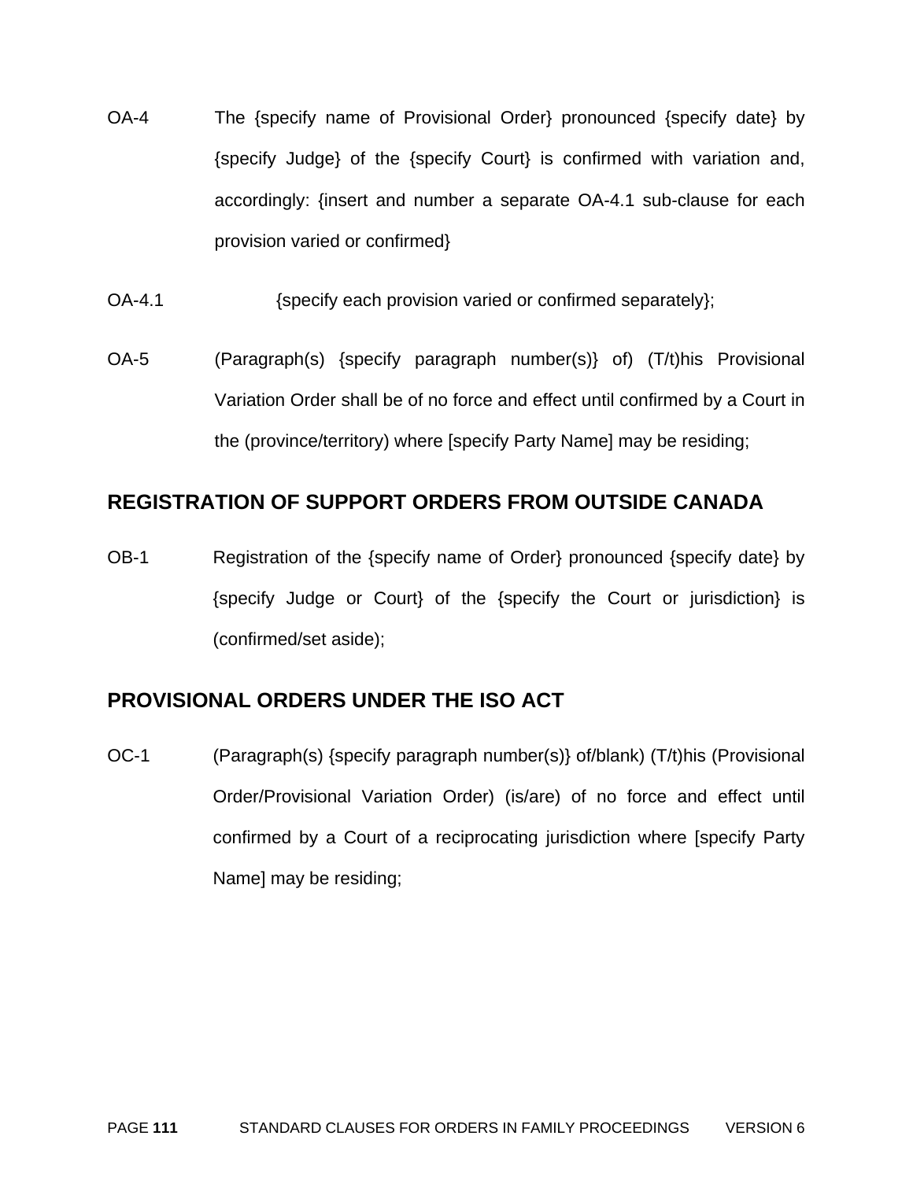OA-4 The {specify name of Provisional Order} pronounced {specify date} by {specify Judge} of the {specify Court} is confirmed with variation and, accordingly: {insert and number a separate OA-4.1 sub-clause for each provision varied or confirmed}

OA-4.1 {specify each provision varied or confirmed separately};

OA-5 (Paragraph(s) {specify paragraph number(s)} of) (T/t)his Provisional Variation Order shall be of no force and effect until confirmed by a Court in the (province/territory) where [specify Party Name] may be residing;

## REGISTRATION OF SUPPORT ORDERS FROM OUTSIDE CANADA

OB-1 Registration of the {specify name of Order} pronounced {specify date} by {specify Judge or Court} of the {specify the Court or jurisdiction} is (confirmed/set aside);

## PROVISIONAL ORDERS UNDER THE ISO ACT

OC-1 (Paragraph(s) {specify paragraph number(s)} of/blank) (T/t)his (Provisional Order/Provisional Variation Order) (is/are) of no force and effect until confirmed by a Court of a reciprocating jurisdiction where [specify Party Name] may be residing;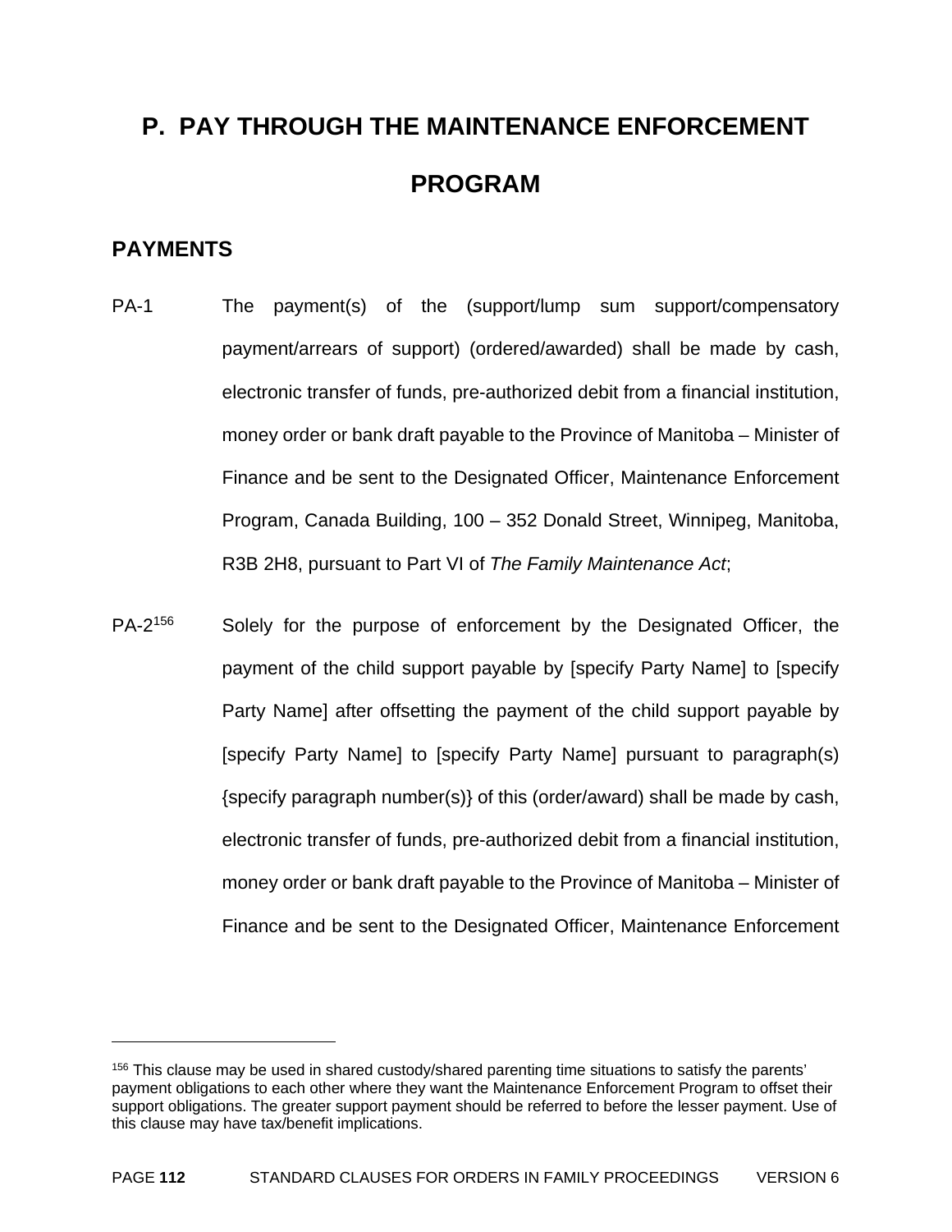# P. PAY THROUGH THE MAINTENANCE ENFORCEMENT PROGRAM

## PAYMENTS

PA-1 The payment(s) of the (support/lump sum support/compensatory payment/arrears of support) (ordered/awarded) shall be made by cash, electronic transfer of funds, pre-authorized debit from a financial institution, money order or bank draft payable to the Province of Manitoba – Minister of Finance and be sent to the Designated Officer, Maintenance Enforcement Program, Canada Building, 100 – 352 Donald Street, Winnipeg, Manitoba, R3B 2H8, pursuant to Part VI of *The Family Maintenance Act*;

PA-2[156] Solely for the purpose of enforcement by the Designated Officer, the payment of the child support payable by [specify Party Name] to [specify Party Name] after offsetting the payment of the child support payable by [specify Party Name] to [specify Party Name] pursuant to paragraph(s) {specify paragraph number(s)} of this (order/award) shall be made by cash, electronic transfer of funds, pre-authorized debit from a financial institution, money order or bank draft payable to the Province of Manitoba – Minister of Finance and be sent to the Designated Officer, Maintenance Enforcement

---

[156] This clause may be used in shared custody/shared parenting time situations to satisfy the parents' payment obligations to each other where they want the Maintenance Enforcement Program to offset their support obligations. The greater support payment should be referred to before the lesser payment. Use of this clause may have tax/benefit implications.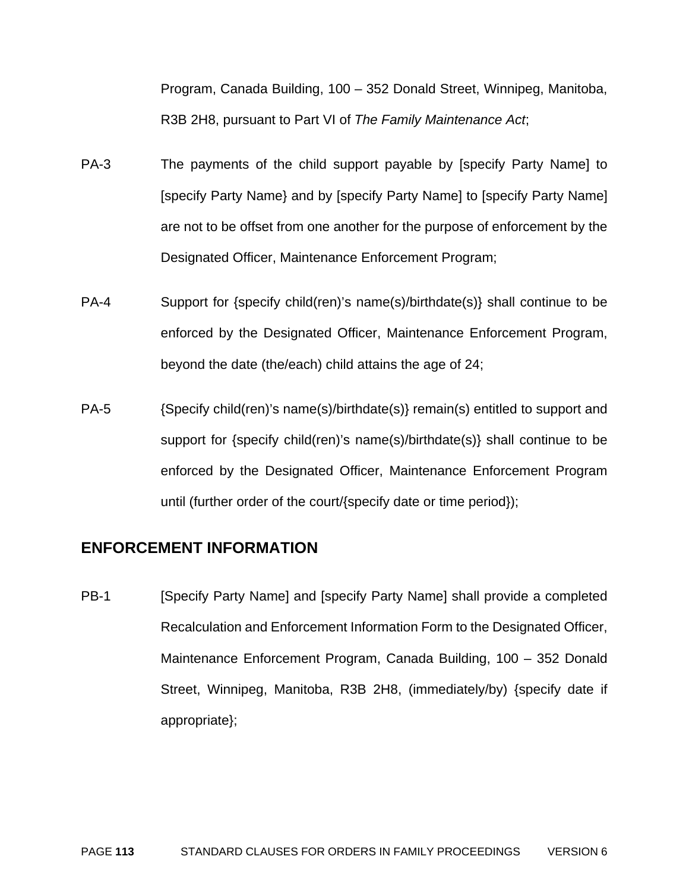Program, Canada Building, 100 – 352 Donald Street, Winnipeg, Manitoba, R3B 2H8, pursuant to Part VI of *The Family Maintenance Act*;

PA-3 The payments of the child support payable by [specify Party Name] to [specify Party Name} and by [specify Party Name] to [specify Party Name] are not to be offset from one another for the purpose of enforcement by the Designated Officer, Maintenance Enforcement Program;

PA-4 Support for {specify child(ren)'s name(s)/birthdate(s)} shall continue to be enforced by the Designated Officer, Maintenance Enforcement Program, beyond the date (the/each) child attains the age of 24;

PA-5 {Specify child(ren)'s name(s)/birthdate(s)} remain(s) entitled to support and support for {specify child(ren)'s name(s)/birthdate(s)} shall continue to be enforced by the Designated Officer, Maintenance Enforcement Program until (further order of the court/{specify date or time period});

## ENFORCEMENT INFORMATION

PB-1 [Specify Party Name] and [specify Party Name] shall provide a completed Recalculation and Enforcement Information Form to the Designated Officer, Maintenance Enforcement Program, Canada Building, 100 – 352 Donald Street, Winnipeg, Manitoba, R3B 2H8, (immediately/by) {specify date if appropriate};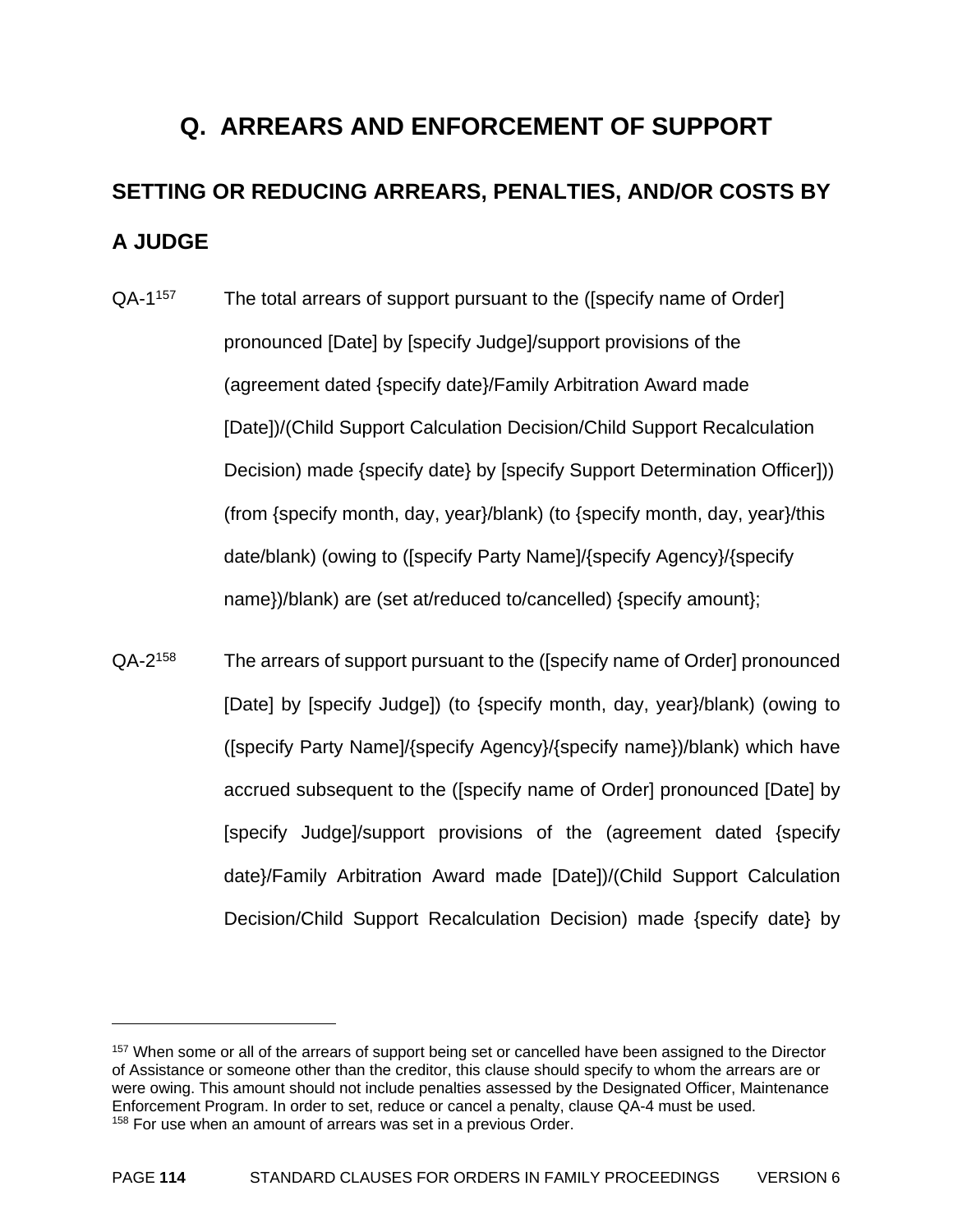# Q. ARREARS AND ENFORCEMENT OF SUPPORT

## SETTING OR REDUCING ARREARS, PENALTIES, AND/OR COSTS BY A JUDGE

QA-1[157] The total arrears of support pursuant to the ([specify name of Order] pronounced [Date] by [specify Judge]/support provisions of the (agreement dated {specify date}/Family Arbitration Award made [Date])/(Child Support Calculation Decision/Child Support Recalculation Decision) made {specify date} by [specify Support Determination Officer])) (from {specify month, day, year}/blank) (to {specify month, day, year}/this date/blank) (owing to ([specify Party Name]/{specify Agency}/{specify name})/blank) are (set at/reduced to/cancelled) {specify amount};

QA-2[158] The arrears of support pursuant to the ([specify name of Order] pronounced [Date] by [specify Judge]) (to {specify month, day, year}/blank) (owing to ([specify Party Name]/{specify Agency}/{specify name})/blank) which have accrued subsequent to the ([specify name of Order] pronounced [Date] by [specify Judge]/support provisions of the (agreement dated {specify date}/Family Arbitration Award made [Date])/(Child Support Calculation Decision/Child Support Recalculation Decision) made {specify date} by

---

[157] When some or all of the arrears of support being set or cancelled have been assigned to the Director of Assistance or someone other than the creditor, this clause should specify to whom the arrears are or were owing. This amount should not include penalties assessed by the Designated Officer, Maintenance Enforcement Program. In order to set, reduce or cancel a penalty, clause QA-4 must be used.

[158] For use when an amount of arrears was set in a previous Order.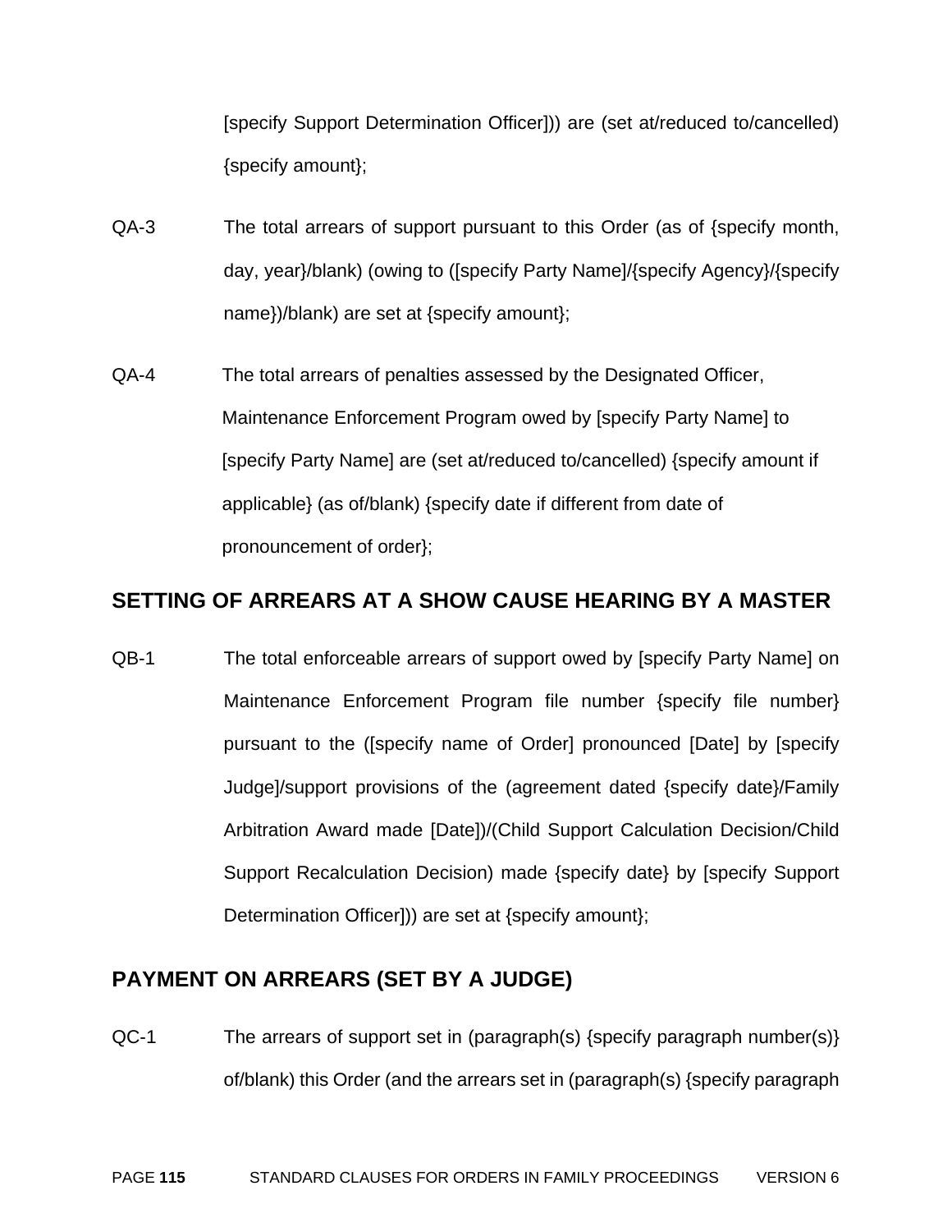[specify Support Determination Officer])) are (set at/reduced to/cancelled) {specify amount};

QA-3 The total arrears of support pursuant to this Order (as of {specify month, day, year}/blank) (owing to ([specify Party Name]/{specify Agency}/{specify name})/blank) are set at {specify amount};

QA-4 The total arrears of penalties assessed by the Designated Officer, Maintenance Enforcement Program owed by [specify Party Name] to [specify Party Name] are (set at/reduced to/cancelled) {specify amount if applicable} (as of/blank) {specify date if different from date of pronouncement of order};

## SETTING OF ARREARS AT A SHOW CAUSE HEARING BY A MASTER

QB-1 The total enforceable arrears of support owed by [specify Party Name] on Maintenance Enforcement Program file number {specify file number} pursuant to the ([specify name of Order] pronounced [Date] by [specify Judge]/support provisions of the (agreement dated {specify date}/Family Arbitration Award made [Date])/(Child Support Calculation Decision/Child Support Recalculation Decision) made {specify date} by [specify Support Determination Officer])) are set at {specify amount};

## PAYMENT ON ARREARS (SET BY A JUDGE)

QC-1 The arrears of support set in (paragraph(s) {specify paragraph number(s)} of/blank) this Order (and the arrears set in (paragraph(s) {specify paragraph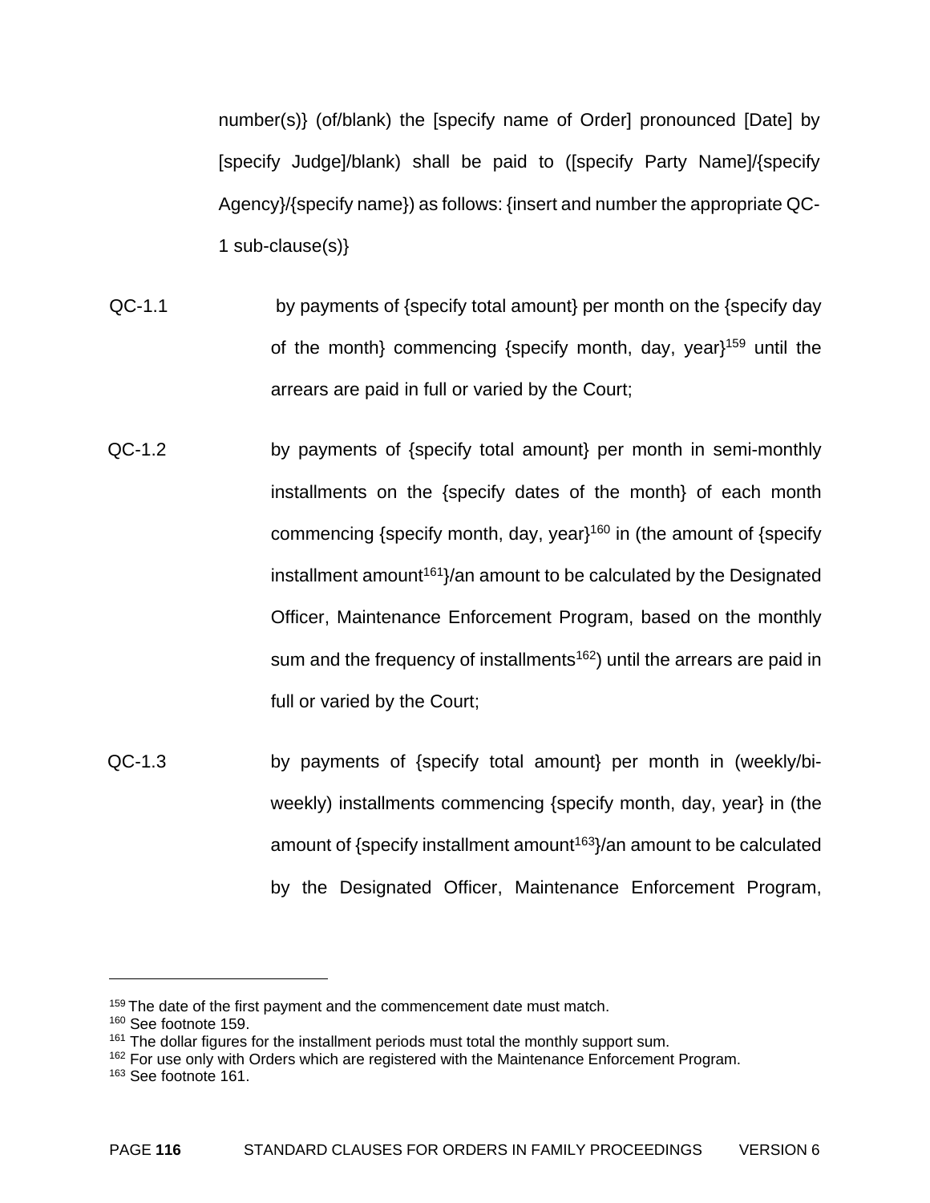number(s)} (of/blank) the [specify name of Order] pronounced [Date] by [specify Judge]/blank) shall be paid to ([specify Party Name]/{specify Agency}/{specify name}) as follows: {insert and number the appropriate QC-1 sub-clause(s)}

QC-1.1 by payments of {specify total amount} per month on the {specify day of the month} commencing {specify month, day, year}[159] until the arrears are paid in full or varied by the Court;

QC-1.2 by payments of {specify total amount} per month in semi-monthly installments on the {specify dates of the month} of each month commencing {specify month, day, year}[160] in (the amount of {specify installment amount[161]}/an amount to be calculated by the Designated Officer, Maintenance Enforcement Program, based on the monthly sum and the frequency of installments[162]) until the arrears are paid in full or varied by the Court;

QC-1.3 by payments of {specify total amount} per month in (weekly/bi-weekly) installments commencing {specify month, day, year} in (the amount of {specify installment amount[163]}/an amount to be calculated by the Designated Officer, Maintenance Enforcement Program,

---

[159] The date of the first payment and the commencement date must match.
[160] See footnote 159.
[161] The dollar figures for the installment periods must total the monthly support sum.
[162] For use only with Orders which are registered with the Maintenance Enforcement Program.
[163] See footnote 161.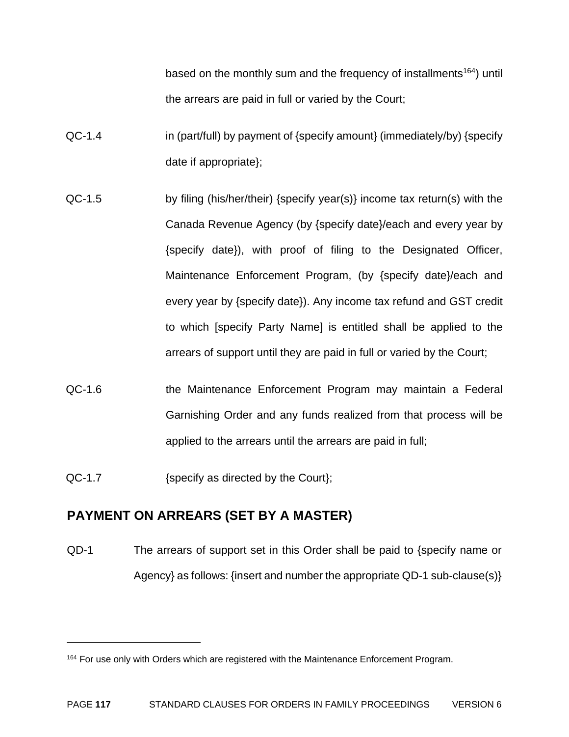based on the monthly sum and the frequency of installments[164]) until the arrears are paid in full or varied by the Court;

QC-1.4 in (part/full) by payment of {specify amount} (immediately/by) {specify date if appropriate};

QC-1.5 by filing (his/her/their) {specify year(s)} income tax return(s) with the Canada Revenue Agency (by {specify date}/each and every year by {specify date}), with proof of filing to the Designated Officer, Maintenance Enforcement Program, (by {specify date}/each and every year by {specify date}). Any income tax refund and GST credit to which [specify Party Name] is entitled shall be applied to the arrears of support until they are paid in full or varied by the Court;

QC-1.6 the Maintenance Enforcement Program may maintain a Federal Garnishing Order and any funds realized from that process will be applied to the arrears until the arrears are paid in full;

QC-1.7 {specify as directed by the Court};

## PAYMENT ON ARREARS (SET BY A MASTER)

QD-1 The arrears of support set in this Order shall be paid to {specify name or Agency} as follows: {insert and number the appropriate QD-1 sub-clause(s)}

---

[164] For use only with Orders which are registered with the Maintenance Enforcement Program.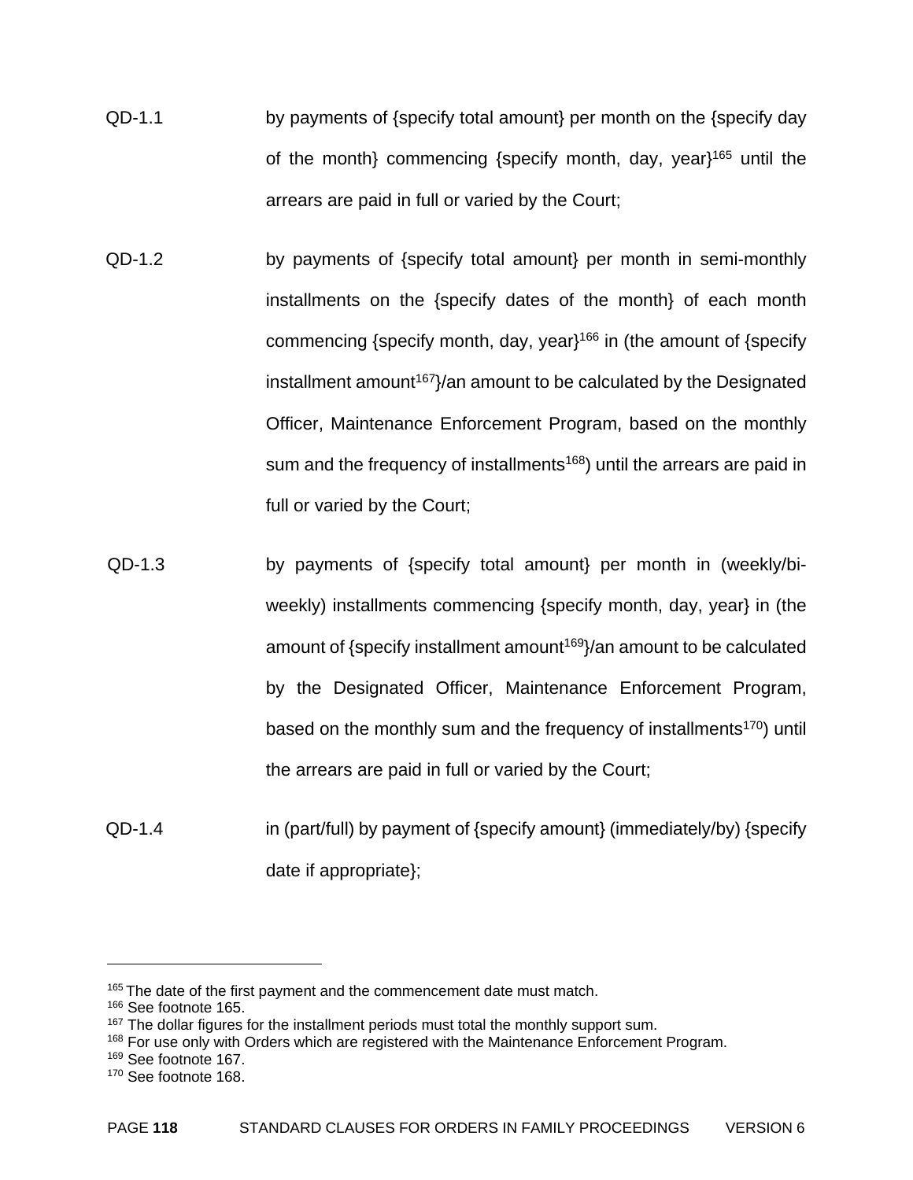QD-1.1 by payments of {specify total amount} per month on the {specify day of the month} commencing {specify month, day, year}[165] until the arrears are paid in full or varied by the Court;

QD-1.2 by payments of {specify total amount} per month in semi-monthly installments on the {specify dates of the month} of each month commencing {specify month, day, year}[166] in (the amount of {specify installment amount[167]}/an amount to be calculated by the Designated Officer, Maintenance Enforcement Program, based on the monthly sum and the frequency of installments[168]) until the arrears are paid in full or varied by the Court;

QD-1.3 by payments of {specify total amount} per month in (weekly/bi-weekly) installments commencing {specify month, day, year} in (the amount of {specify installment amount[169]}/an amount to be calculated by the Designated Officer, Maintenance Enforcement Program, based on the monthly sum and the frequency of installments[170]) until the arrears are paid in full or varied by the Court;

QD-1.4 in (part/full) by payment of {specify amount} (immediately/by) {specify date if appropriate};

---

[165] The date of the first payment and the commencement date must match.
[166] See footnote 165.
[167] The dollar figures for the installment periods must total the monthly support sum.
[168] For use only with Orders which are registered with the Maintenance Enforcement Program.
[169] See footnote 167.
[170] See footnote 168.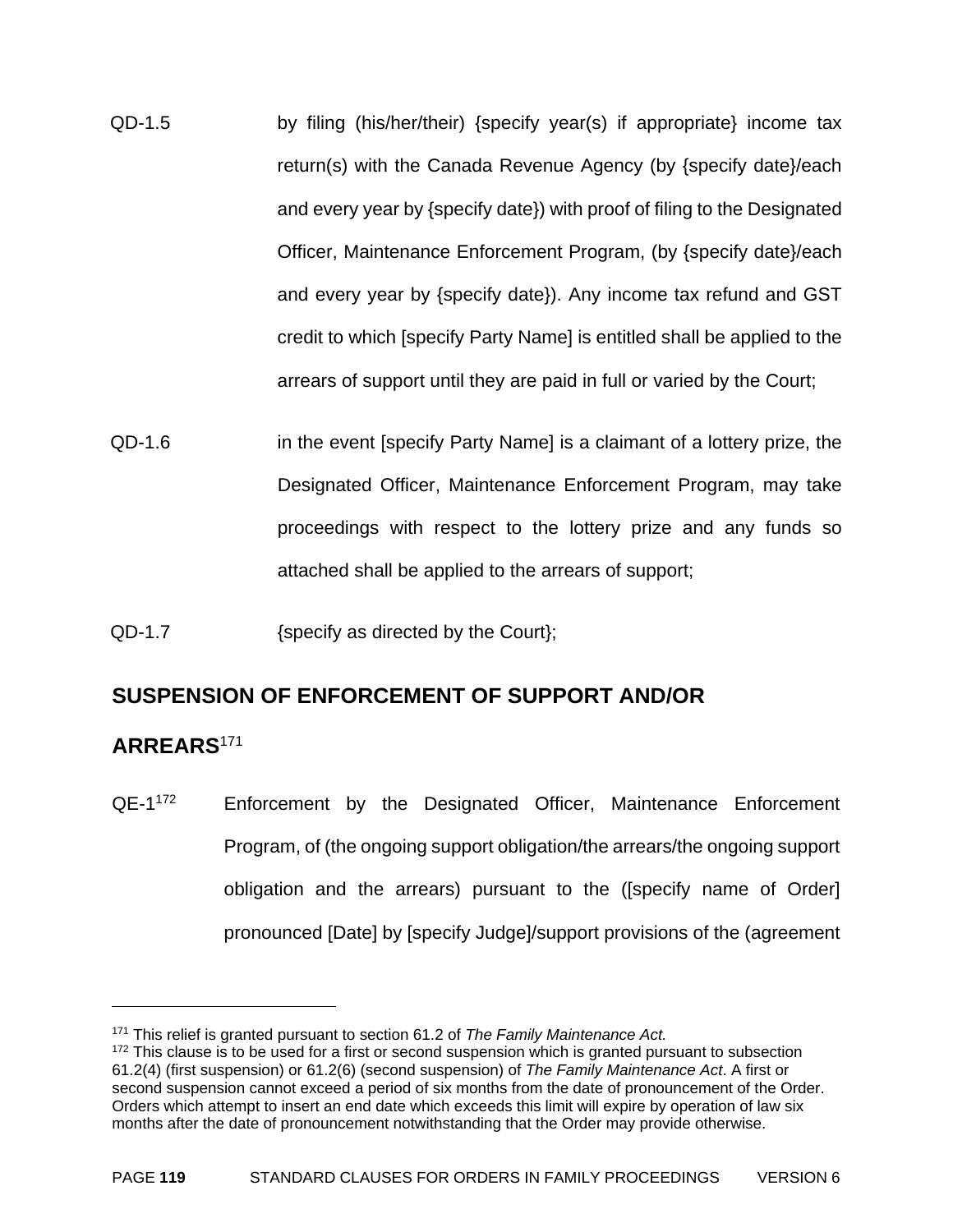QD-1.5 by filing (his/her/their) {specify year(s) if appropriate} income tax return(s) with the Canada Revenue Agency (by {specify date}/each and every year by {specify date}) with proof of filing to the Designated Officer, Maintenance Enforcement Program, (by {specify date}/each and every year by {specify date}). Any income tax refund and GST credit to which [specify Party Name] is entitled shall be applied to the arrears of support until they are paid in full or varied by the Court;

QD-1.6 in the event [specify Party Name] is a claimant of a lottery prize, the Designated Officer, Maintenance Enforcement Program, may take proceedings with respect to the lottery prize and any funds so attached shall be applied to the arrears of support;

QD-1.7 {specify as directed by the Court};

## SUSPENSION OF ENFORCEMENT OF SUPPORT AND/OR ARREARS[171]

QE-1[172] Enforcement by the Designated Officer, Maintenance Enforcement Program, of (the ongoing support obligation/the arrears/the ongoing support obligation and the arrears) pursuant to the ([specify name of Order] pronounced [Date] by [specify Judge]/support provisions of the (agreement

---

[171] This relief is granted pursuant to section 61.2 of *The Family Maintenance Act.*

[172] This clause is to be used for a first or second suspension which is granted pursuant to subsection 61.2(4) (first suspension) or 61.2(6) (second suspension) of *The Family Maintenance Act*. A first or second suspension cannot exceed a period of six months from the date of pronouncement of the Order. Orders which attempt to insert an end date which exceeds this limit will expire by operation of law six months after the date of pronouncement notwithstanding that the Order may provide otherwise.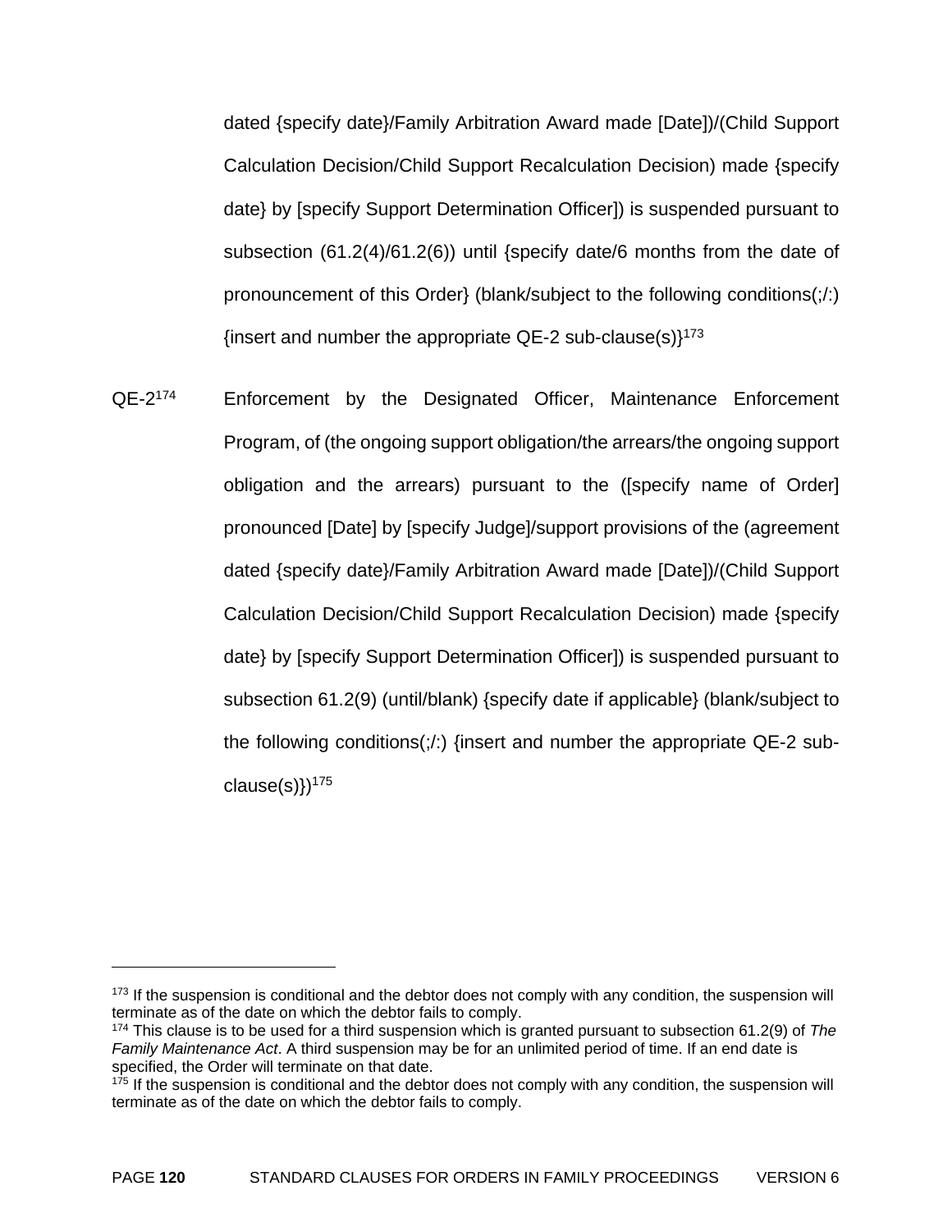dated {specify date}/Family Arbitration Award made [Date])/(Child Support Calculation Decision/Child Support Recalculation Decision) made {specify date} by [specify Support Determination Officer]) is suspended pursuant to subsection (61.2(4)/61.2(6)) until {specify date/6 months from the date of pronouncement of this Order} (blank/subject to the following conditions(;/:) {insert and number the appropriate QE-2 sub-clause(s)}[173]

QE-2[174] Enforcement by the Designated Officer, Maintenance Enforcement Program, of (the ongoing support obligation/the arrears/the ongoing support obligation and the arrears) pursuant to the ([specify name of Order] pronounced [Date] by [specify Judge]/support provisions of the (agreement dated {specify date}/Family Arbitration Award made [Date])/(Child Support Calculation Decision/Child Support Recalculation Decision) made {specify date} by [specify Support Determination Officer]) is suspended pursuant to subsection 61.2(9) (until/blank) {specify date if applicable} (blank/subject to the following conditions(;/:) {insert and number the appropriate QE-2 sub-clause(s)})[175]

---

[173] If the suspension is conditional and the debtor does not comply with any condition, the suspension will terminate as of the date on which the debtor fails to comply.

[174] This clause is to be used for a third suspension which is granted pursuant to subsection 61.2(9) of *The Family Maintenance Act*. A third suspension may be for an unlimited period of time. If an end date is specified, the Order will terminate on that date.

[175] If the suspension is conditional and the debtor does not comply with any condition, the suspension will terminate as of the date on which the debtor fails to comply.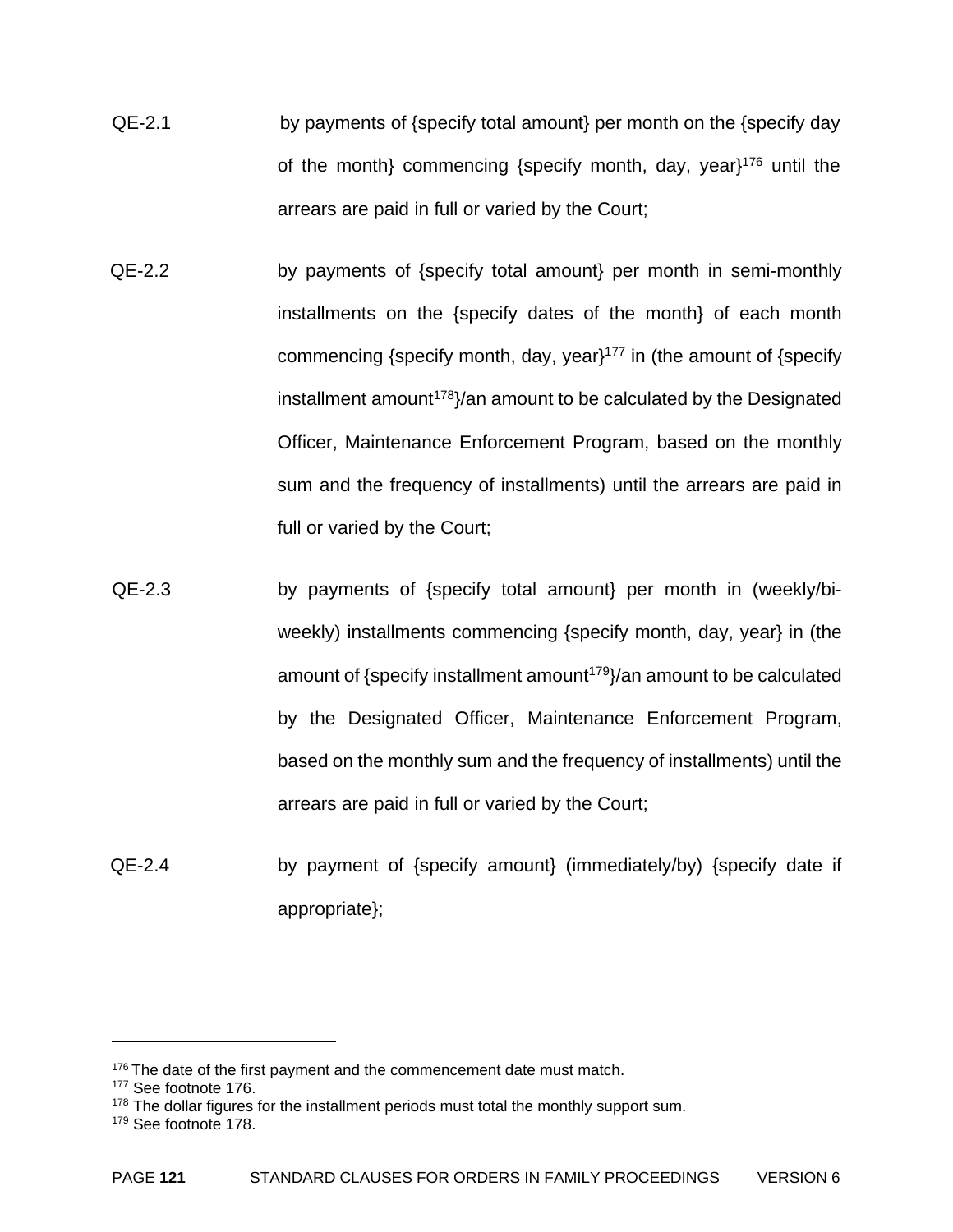QE-2.1 by payments of {specify total amount} per month on the {specify day of the month} commencing {specify month, day, year}[176] until the arrears are paid in full or varied by the Court;

QE-2.2 by payments of {specify total amount} per month in semi-monthly installments on the {specify dates of the month} of each month commencing {specify month, day, year}[177] in (the amount of {specify installment amount[178]}/an amount to be calculated by the Designated Officer, Maintenance Enforcement Program, based on the monthly sum and the frequency of installments) until the arrears are paid in full or varied by the Court;

QE-2.3 by payments of {specify total amount} per month in (weekly/bi-weekly) installments commencing {specify month, day, year} in (the amount of {specify installment amount[179]}/an amount to be calculated by the Designated Officer, Maintenance Enforcement Program, based on the monthly sum and the frequency of installments) until the arrears are paid in full or varied by the Court;

QE-2.4 by payment of {specify amount} (immediately/by) {specify date if appropriate};

---

[176] The date of the first payment and the commencement date must match.

[177] See footnote 176.

[178] The dollar figures for the installment periods must total the monthly support sum.

[179] See footnote 178.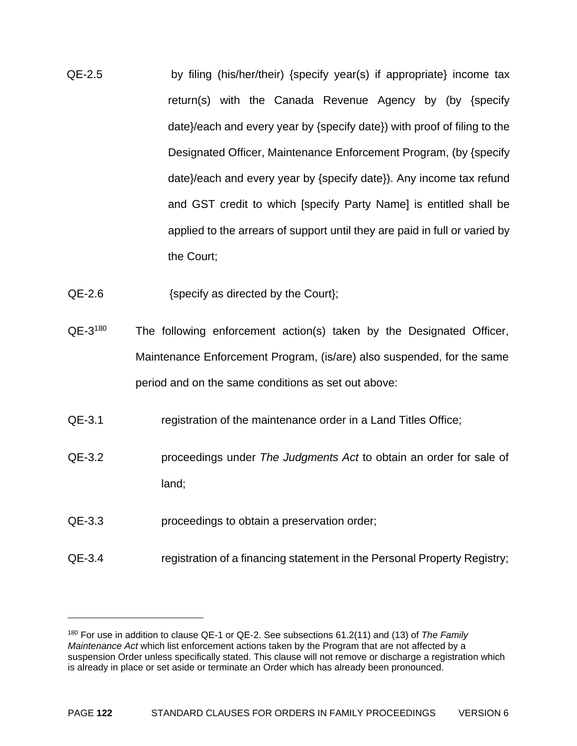QE-2.5 by filing (his/her/their) {specify year(s) if appropriate} income tax return(s) with the Canada Revenue Agency by (by {specify date}/each and every year by {specify date}) with proof of filing to the Designated Officer, Maintenance Enforcement Program, (by {specify date}/each and every year by {specify date}). Any income tax refund and GST credit to which [specify Party Name] is entitled shall be applied to the arrears of support until they are paid in full or varied by the Court;

QE-2.6 {specify as directed by the Court};

QE-3[180] The following enforcement action(s) taken by the Designated Officer, Maintenance Enforcement Program, (is/are) also suspended, for the same period and on the same conditions as set out above:

QE-3.1 registration of the maintenance order in a Land Titles Office;

QE-3.2 proceedings under *The Judgments Act* to obtain an order for sale of land;

QE-3.3 proceedings to obtain a preservation order;

QE-3.4 registration of a financing statement in the Personal Property Registry;

---

[180] For use in addition to clause QE-1 or QE-2. See subsections 61.2(11) and (13) of *The Family Maintenance Act* which list enforcement actions taken by the Program that are not affected by a suspension Order unless specifically stated. This clause will not remove or discharge a registration which is already in place or set aside or terminate an Order which has already been pronounced.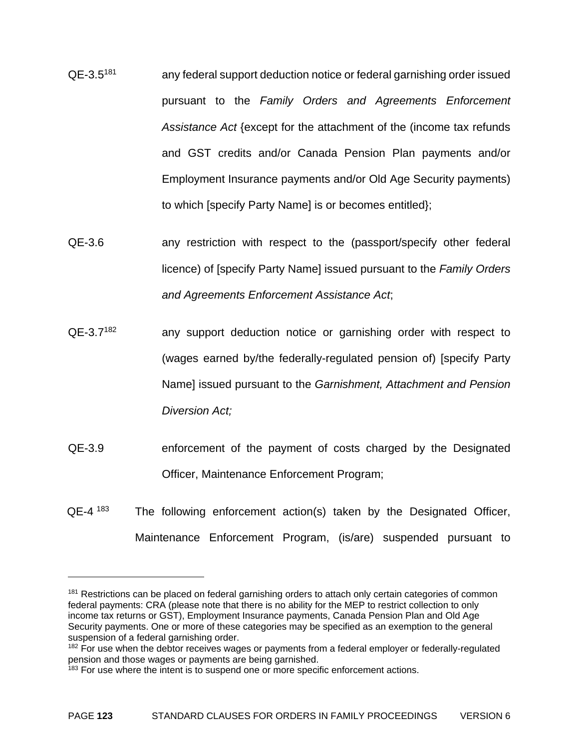QE-3.5[181] any federal support deduction notice or federal garnishing order issued pursuant to the *Family Orders and Agreements Enforcement Assistance Act* {except for the attachment of the (income tax refunds and GST credits and/or Canada Pension Plan payments and/or Employment Insurance payments and/or Old Age Security payments) to which [specify Party Name] is or becomes entitled};

QE-3.6 any restriction with respect to the (passport/specify other federal licence) of [specify Party Name] issued pursuant to the *Family Orders and Agreements Enforcement Assistance Act*;

QE-3.7[182] any support deduction notice or garnishing order with respect to (wages earned by/the federally-regulated pension of) [specify Party Name] issued pursuant to the *Garnishment, Attachment and Pension Diversion Act;*

QE-3.9 enforcement of the payment of costs charged by the Designated Officer, Maintenance Enforcement Program;

QE-4 [183] The following enforcement action(s) taken by the Designated Officer, Maintenance Enforcement Program, (is/are) suspended pursuant to

---

[181] Restrictions can be placed on federal garnishing orders to attach only certain categories of common federal payments: CRA (please note that there is no ability for the MEP to restrict collection to only income tax returns or GST), Employment Insurance payments, Canada Pension Plan and Old Age Security payments. One or more of these categories may be specified as an exemption to the general suspension of a federal garnishing order.

[182] For use when the debtor receives wages or payments from a federal employer or federally-regulated pension and those wages or payments are being garnished.

[183] For use where the intent is to suspend one or more specific enforcement actions.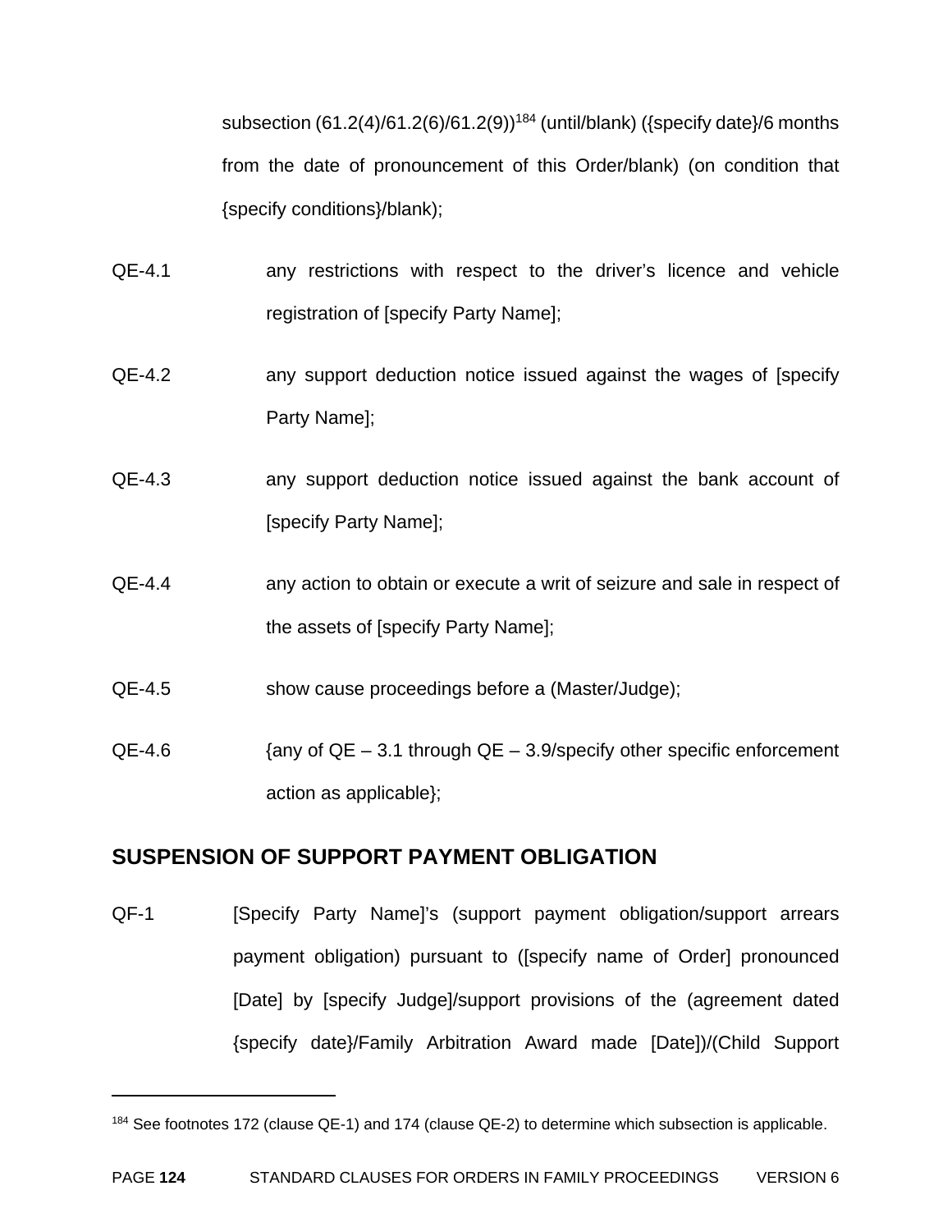subsection (61.2(4)/61.2(6)/61.2(9))[184] (until/blank) ({specify date}/6 months from the date of pronouncement of this Order/blank) (on condition that {specify conditions}/blank);

QE-4.1 any restrictions with respect to the driver's licence and vehicle registration of [specify Party Name];

QE-4.2 any support deduction notice issued against the wages of [specify Party Name];

QE-4.3 any support deduction notice issued against the bank account of [specify Party Name];

QE-4.4 any action to obtain or execute a writ of seizure and sale in respect of the assets of [specify Party Name];

QE-4.5 show cause proceedings before a (Master/Judge);

QE-4.6 {any of QE – 3.1 through QE – 3.9/specify other specific enforcement action as applicable};

## SUSPENSION OF SUPPORT PAYMENT OBLIGATION

QF-1 [Specify Party Name]'s (support payment obligation/support arrears payment obligation) pursuant to ([specify name of Order] pronounced [Date] by [specify Judge]/support provisions of the (agreement dated {specify date}/Family Arbitration Award made [Date])/(Child Support

---

[184] See footnotes 172 (clause QE-1) and 174 (clause QE-2) to determine which subsection is applicable.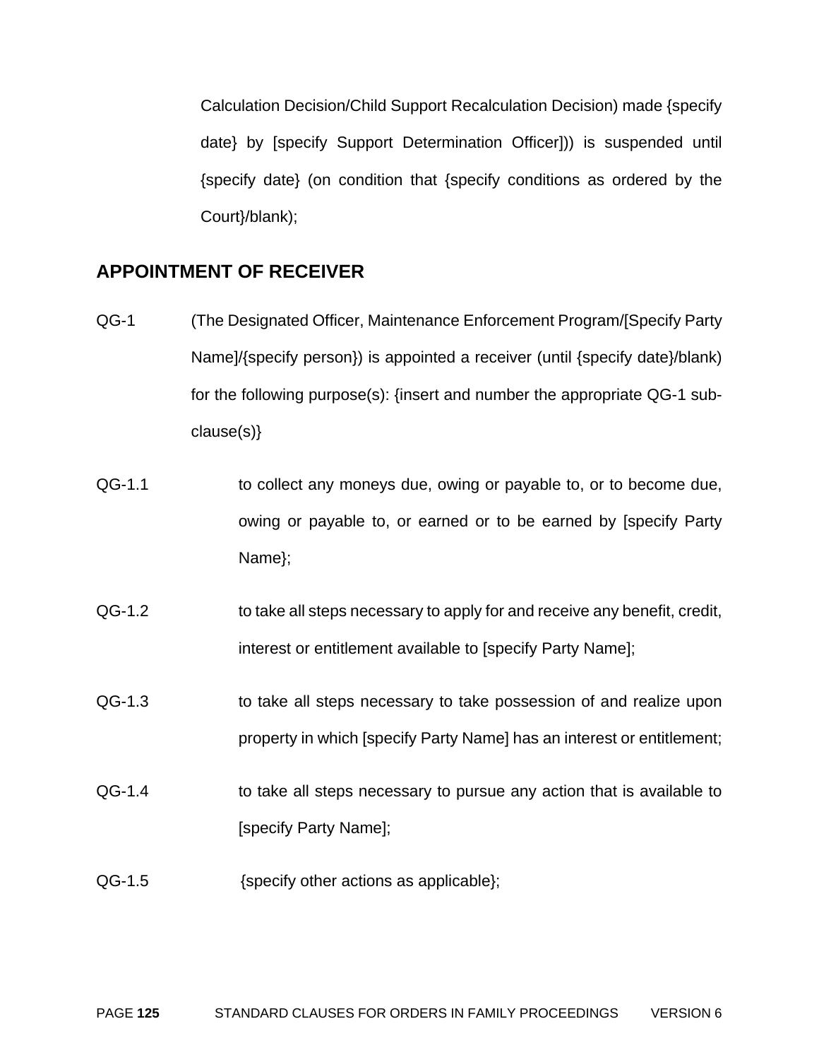Calculation Decision/Child Support Recalculation Decision) made {specify date} by [specify Support Determination Officer])) is suspended until {specify date} (on condition that {specify conditions as ordered by the Court}/blank);

## APPOINTMENT OF RECEIVER

QG-1 (The Designated Officer, Maintenance Enforcement Program/[Specify Party Name]/{specify person}) is appointed a receiver (until {specify date}/blank) for the following purpose(s): {insert and number the appropriate QG-1 sub-clause(s)}

QG-1.1 to collect any moneys due, owing or payable to, or to become due, owing or payable to, or earned or to be earned by [specify Party Name};

QG-1.2 to take all steps necessary to apply for and receive any benefit, credit, interest or entitlement available to [specify Party Name];

QG-1.3 to take all steps necessary to take possession of and realize upon property in which [specify Party Name] has an interest or entitlement;

QG-1.4 to take all steps necessary to pursue any action that is available to [specify Party Name];

QG-1.5 {specify other actions as applicable};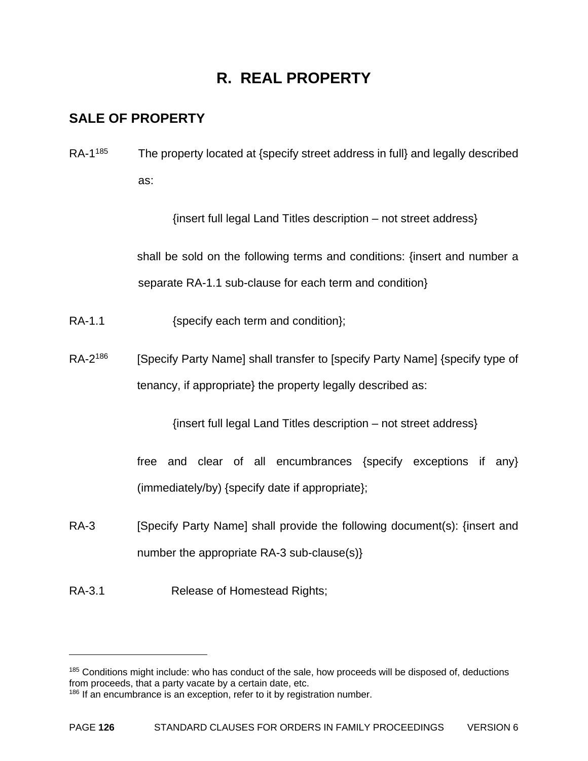# R. REAL PROPERTY

## SALE OF PROPERTY

RA-1[185] The property located at {specify street address in full} and legally described as:

> {insert full legal Land Titles description – not street address}

shall be sold on the following terms and conditions: {insert and number a separate RA-1.1 sub-clause for each term and condition}

RA-1.1 {specify each term and condition};

RA-2[186] [Specify Party Name] shall transfer to [specify Party Name] {specify type of tenancy, if appropriate} the property legally described as:

> {insert full legal Land Titles description – not street address}

free and clear of all encumbrances {specify exceptions if any} (immediately/by) {specify date if appropriate};

RA-3 [Specify Party Name] shall provide the following document(s): {insert and number the appropriate RA-3 sub-clause(s)}

RA-3.1 Release of Homestead Rights;

---

[185] Conditions might include: who has conduct of the sale, how proceeds will be disposed of, deductions from proceeds, that a party vacate by a certain date, etc.

[186] If an encumbrance is an exception, refer to it by registration number.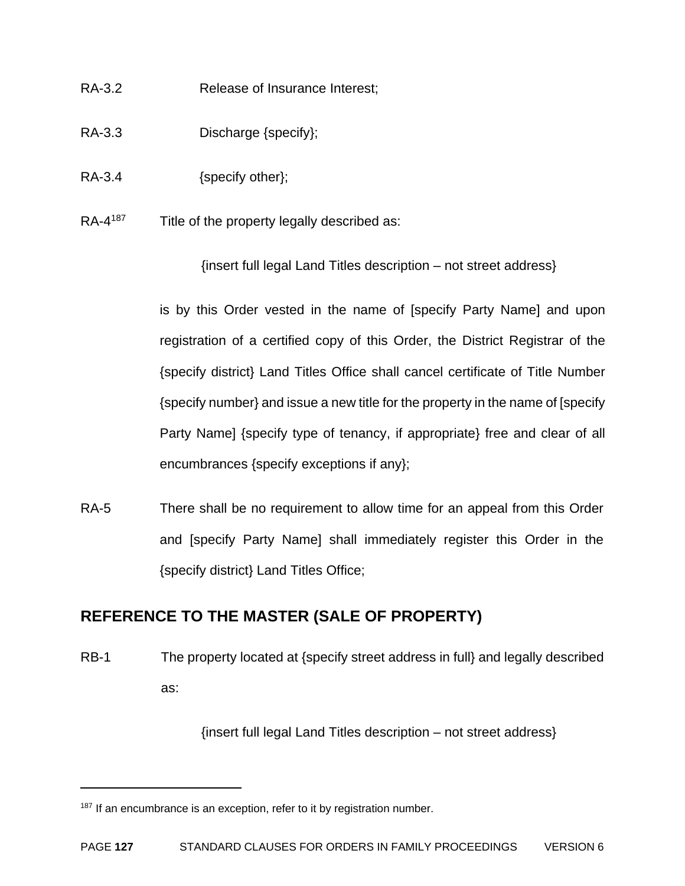RA-3.2 Release of Insurance Interest;

RA-3.3 Discharge {specify};

RA-3.4 {specify other};

RA-4[187] Title of the property legally described as:

{insert full legal Land Titles description – not street address}

is by this Order vested in the name of [specify Party Name] and upon registration of a certified copy of this Order, the District Registrar of the {specify district} Land Titles Office shall cancel certificate of Title Number {specify number} and issue a new title for the property in the name of [specify Party Name] {specify type of tenancy, if appropriate} free and clear of all encumbrances {specify exceptions if any};

RA-5 There shall be no requirement to allow time for an appeal from this Order and [specify Party Name] shall immediately register this Order in the {specify district} Land Titles Office;

## REFERENCE TO THE MASTER (SALE OF PROPERTY)

RB-1 The property located at {specify street address in full} and legally described as:

{insert full legal Land Titles description – not street address}

---

[187] If an encumbrance is an exception, refer to it by registration number.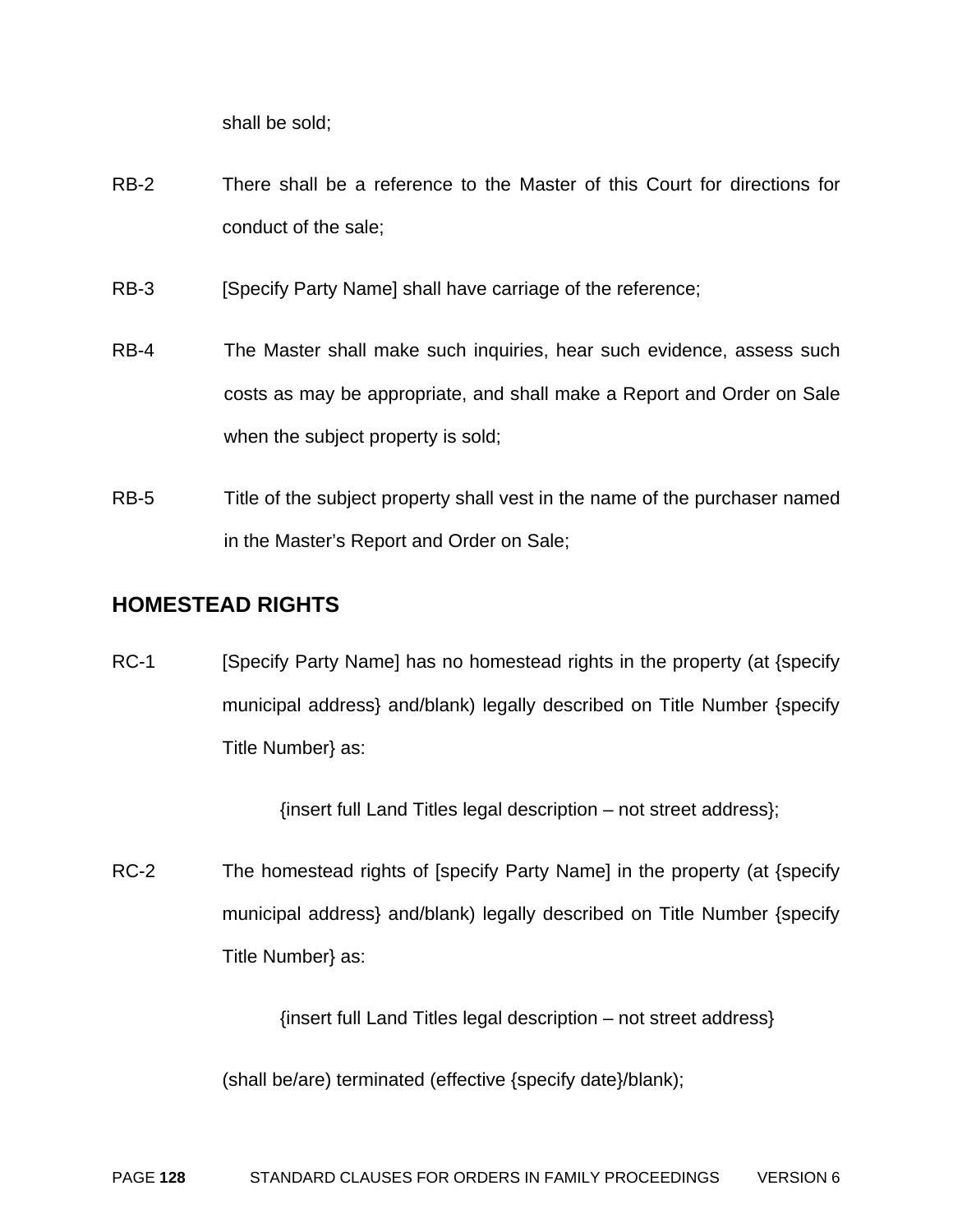shall be sold;

RB-2 There shall be a reference to the Master of this Court for directions for conduct of the sale;

RB-3 [Specify Party Name] shall have carriage of the reference;

RB-4 The Master shall make such inquiries, hear such evidence, assess such costs as may be appropriate, and shall make a Report and Order on Sale when the subject property is sold;

RB-5 Title of the subject property shall vest in the name of the purchaser named in the Master's Report and Order on Sale;

## HOMESTEAD RIGHTS

RC-1 [Specify Party Name] has no homestead rights in the property (at {specify municipal address} and/blank) legally described on Title Number {specify Title Number} as:

{insert full Land Titles legal description – not street address};

RC-2 The homestead rights of [specify Party Name] in the property (at {specify municipal address} and/blank) legally described on Title Number {specify Title Number} as:

{insert full Land Titles legal description – not street address}

(shall be/are) terminated (effective {specify date}/blank);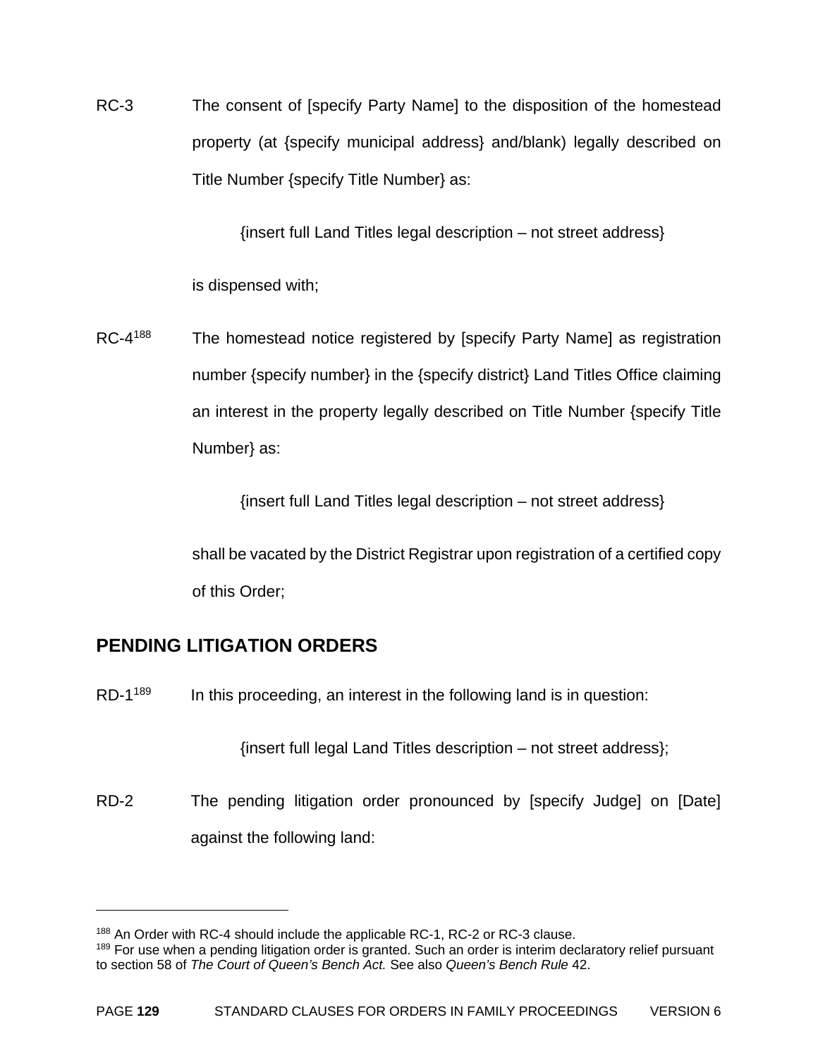RC-3 The consent of [specify Party Name] to the disposition of the homestead property (at {specify municipal address} and/blank) legally described on Title Number {specify Title Number} as:

{insert full Land Titles legal description – not street address}

is dispensed with;

RC-4[188] The homestead notice registered by [specify Party Name] as registration number {specify number} in the {specify district} Land Titles Office claiming an interest in the property legally described on Title Number {specify Title Number} as:

{insert full Land Titles legal description – not street address}

shall be vacated by the District Registrar upon registration of a certified copy of this Order;

## PENDING LITIGATION ORDERS

RD-1[189] In this proceeding, an interest in the following land is in question:

{insert full legal Land Titles description – not street address};

RD-2 The pending litigation order pronounced by [specify Judge] on [Date] against the following land:

---

[188] An Order with RC-4 should include the applicable RC-1, RC-2 or RC-3 clause.

[189] For use when a pending litigation order is granted. Such an order is interim declaratory relief pursuant to section 58 of *The Court of Queen's Bench Act.* See also *Queen's Bench Rule* 42.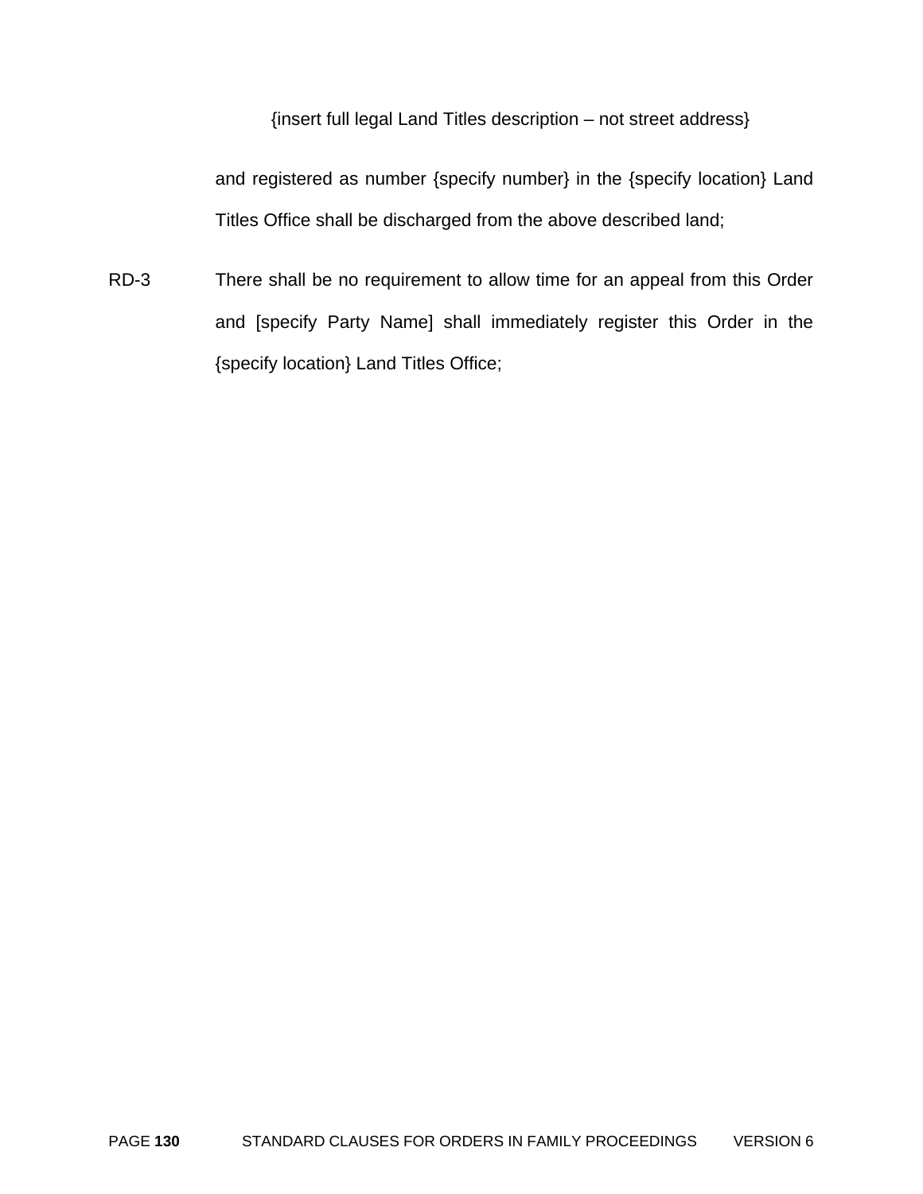{insert full legal Land Titles description – not street address}

and registered as number {specify number} in the {specify location} Land Titles Office shall be discharged from the above described land;

RD-3 There shall be no requirement to allow time for an appeal from this Order and [specify Party Name] shall immediately register this Order in the {specify location} Land Titles Office;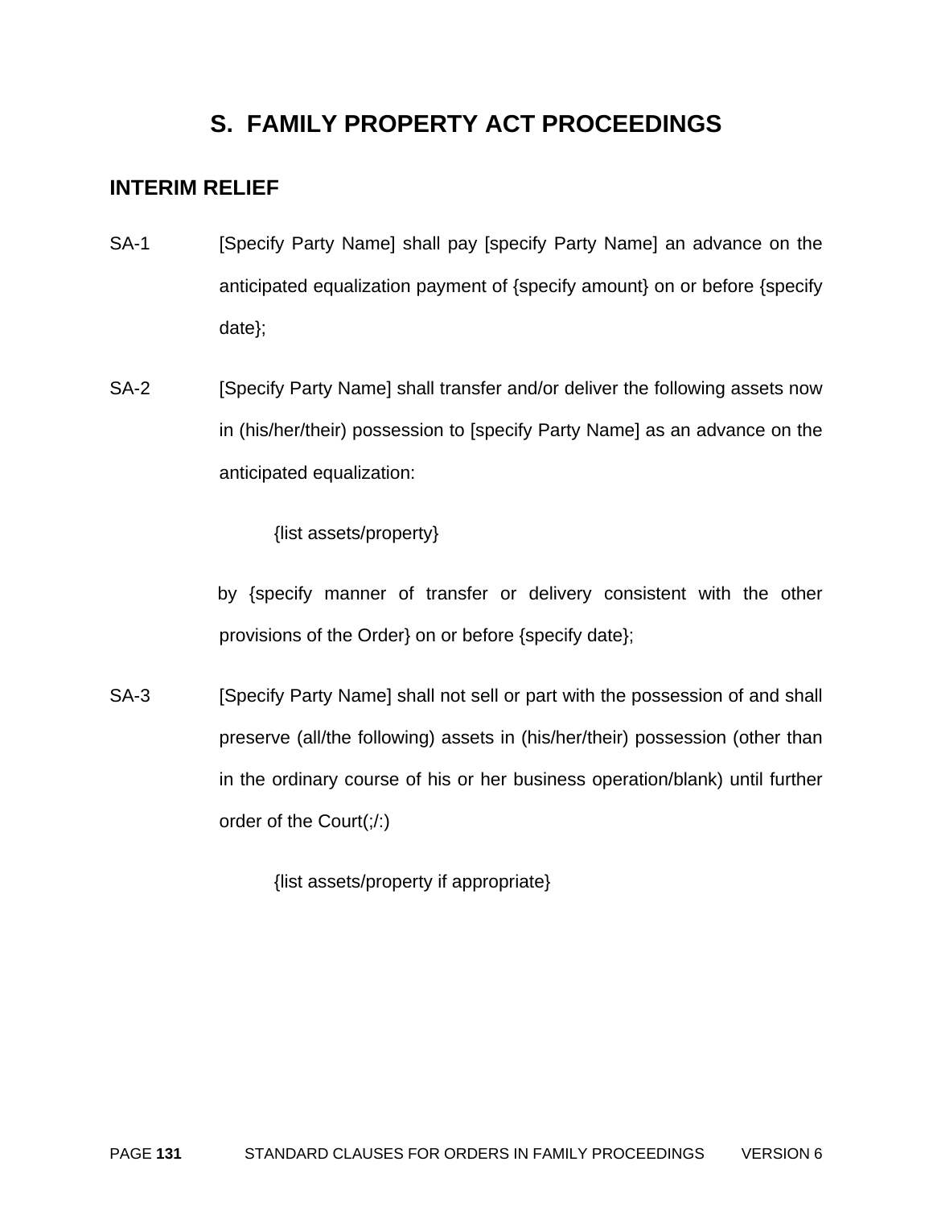# S. FAMILY PROPERTY ACT PROCEEDINGS

## INTERIM RELIEF

SA-1 [Specify Party Name] shall pay [specify Party Name] an advance on the anticipated equalization payment of {specify amount} on or before {specify date};

SA-2 [Specify Party Name] shall transfer and/or deliver the following assets now in (his/her/their) possession to [specify Party Name] as an advance on the anticipated equalization:

{list assets/property}

by {specify manner of transfer or delivery consistent with the other provisions of the Order} on or before {specify date};

SA-3 [Specify Party Name] shall not sell or part with the possession of and shall preserve (all/the following) assets in (his/her/their) possession (other than in the ordinary course of his or her business operation/blank) until further order of the Court(;/:)

{list assets/property if appropriate}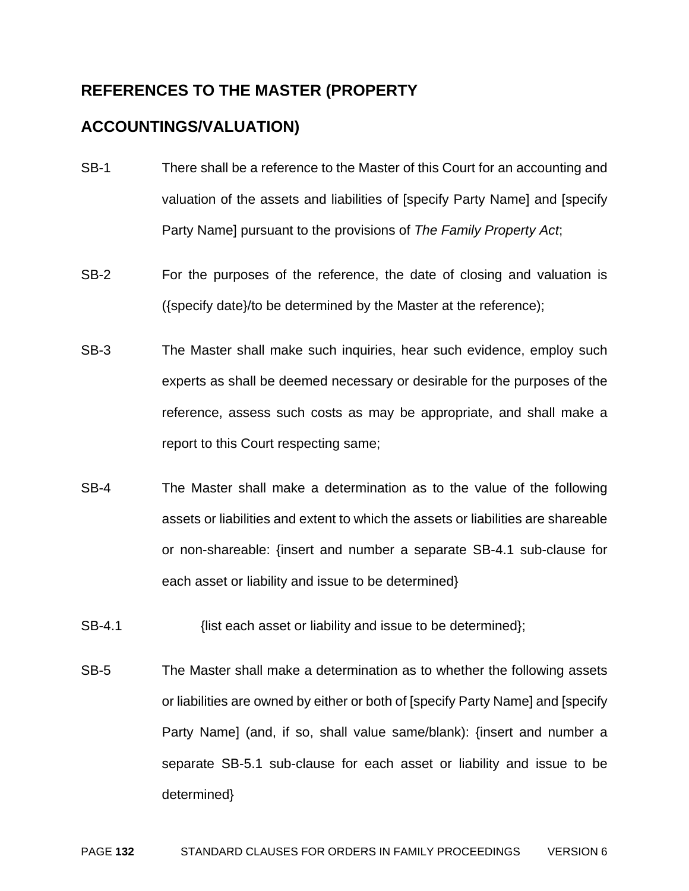## REFERENCES TO THE MASTER (PROPERTY ACCOUNTINGS/VALUATION)

SB-1 There shall be a reference to the Master of this Court for an accounting and valuation of the assets and liabilities of [specify Party Name] and [specify Party Name] pursuant to the provisions of *The Family Property Act*;

SB-2 For the purposes of the reference, the date of closing and valuation is ({specify date}/to be determined by the Master at the reference);

SB-3 The Master shall make such inquiries, hear such evidence, employ such experts as shall be deemed necessary or desirable for the purposes of the reference, assess such costs as may be appropriate, and shall make a report to this Court respecting same;

SB-4 The Master shall make a determination as to the value of the following assets or liabilities and extent to which the assets or liabilities are shareable or non-shareable: {insert and number a separate SB-4.1 sub-clause for each asset or liability and issue to be determined}

SB-4.1 {list each asset or liability and issue to be determined};

SB-5 The Master shall make a determination as to whether the following assets or liabilities are owned by either or both of [specify Party Name] and [specify Party Name] (and, if so, shall value same/blank): {insert and number a separate SB-5.1 sub-clause for each asset or liability and issue to be determined}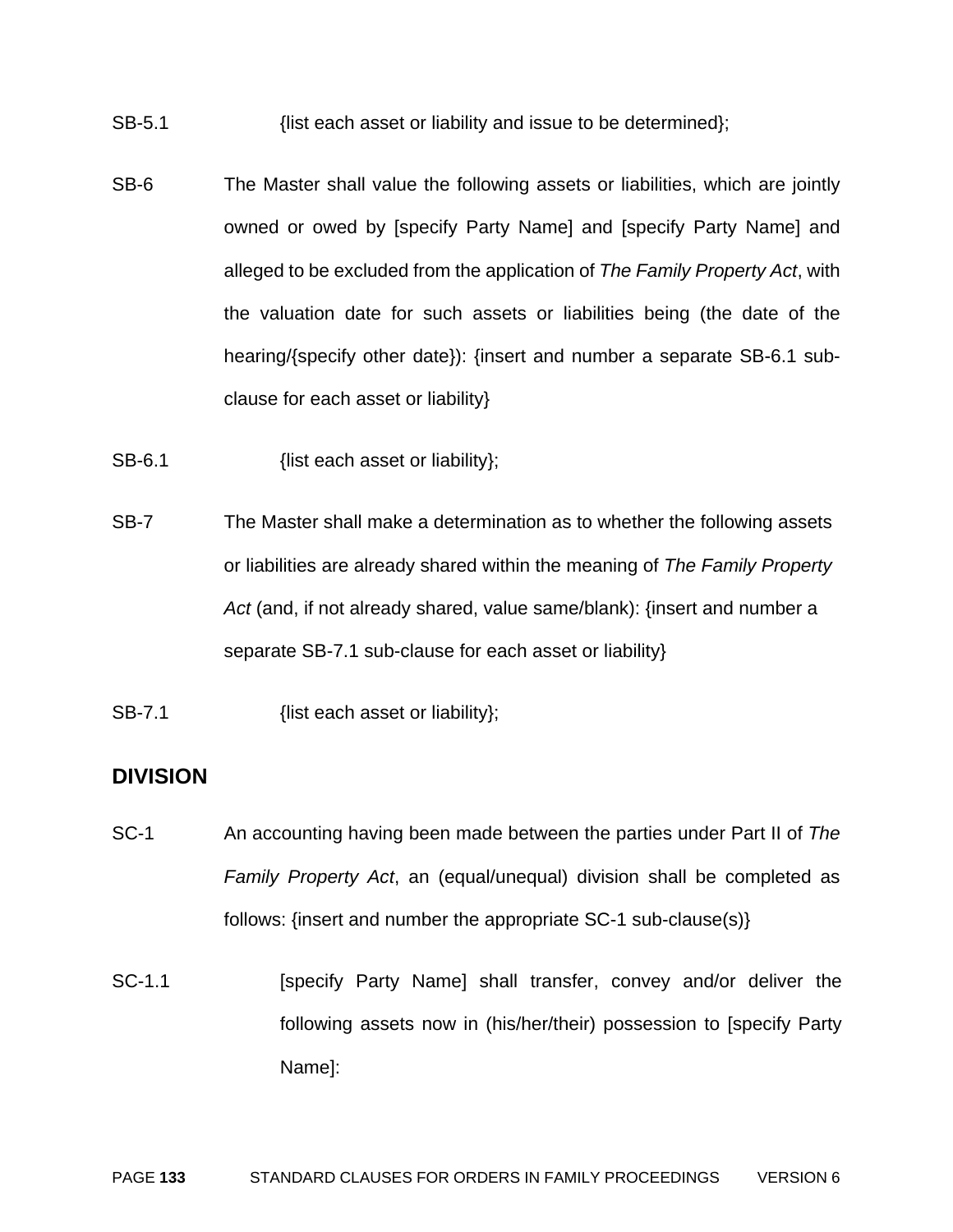SB-5.1 {list each asset or liability and issue to be determined};

SB-6 The Master shall value the following assets or liabilities, which are jointly owned or owed by [specify Party Name] and [specify Party Name] and alleged to be excluded from the application of *The Family Property Act*, with the valuation date for such assets or liabilities being (the date of the hearing/{specify other date}): {insert and number a separate SB-6.1 sub-clause for each asset or liability}

SB-6.1 {list each asset or liability};

SB-7 The Master shall make a determination as to whether the following assets or liabilities are already shared within the meaning of *The Family Property Act* (and, if not already shared, value same/blank): {insert and number a separate SB-7.1 sub-clause for each asset or liability}

SB-7.1 {list each asset or liability};

## DIVISION

SC-1 An accounting having been made between the parties under Part II of *The Family Property Act*, an (equal/unequal) division shall be completed as follows: {insert and number the appropriate SC-1 sub-clause(s)}

SC-1.1 [specify Party Name] shall transfer, convey and/or deliver the following assets now in (his/her/their) possession to [specify Party Name]: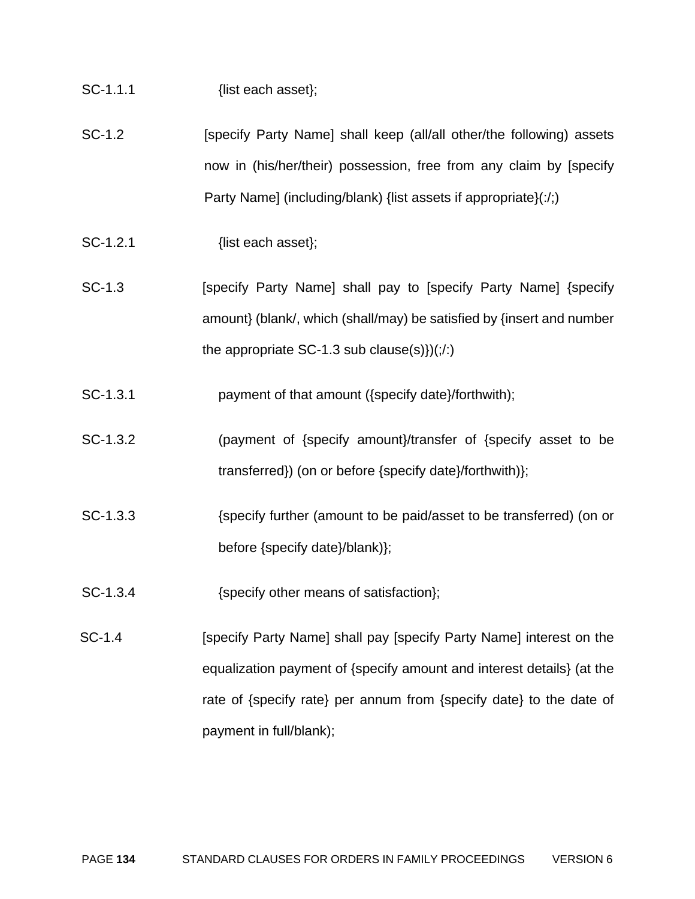SC-1.1.1 {list each asset};

SC-1.2 [specify Party Name] shall keep (all/all other/the following) assets now in (his/her/their) possession, free from any claim by [specify Party Name] (including/blank) {list assets if appropriate}(:/;)

SC-1.2.1 {list each asset};

SC-1.3 [specify Party Name] shall pay to [specify Party Name] {specify amount} (blank/, which (shall/may) be satisfied by {insert and number the appropriate SC-1.3 sub clause(s)})(;/:)

SC-1.3.1 payment of that amount ({specify date}/forthwith);

SC-1.3.2 (payment of {specify amount}/transfer of {specify asset to be transferred}) (on or before {specify date}/forthwith)};

SC-1.3.3 {specify further (amount to be paid/asset to be transferred) (on or before {specify date}/blank)};

SC-1.3.4 {specify other means of satisfaction};

SC-1.4 [specify Party Name] shall pay [specify Party Name] interest on the equalization payment of {specify amount and interest details} (at the rate of {specify rate} per annum from {specify date} to the date of payment in full/blank);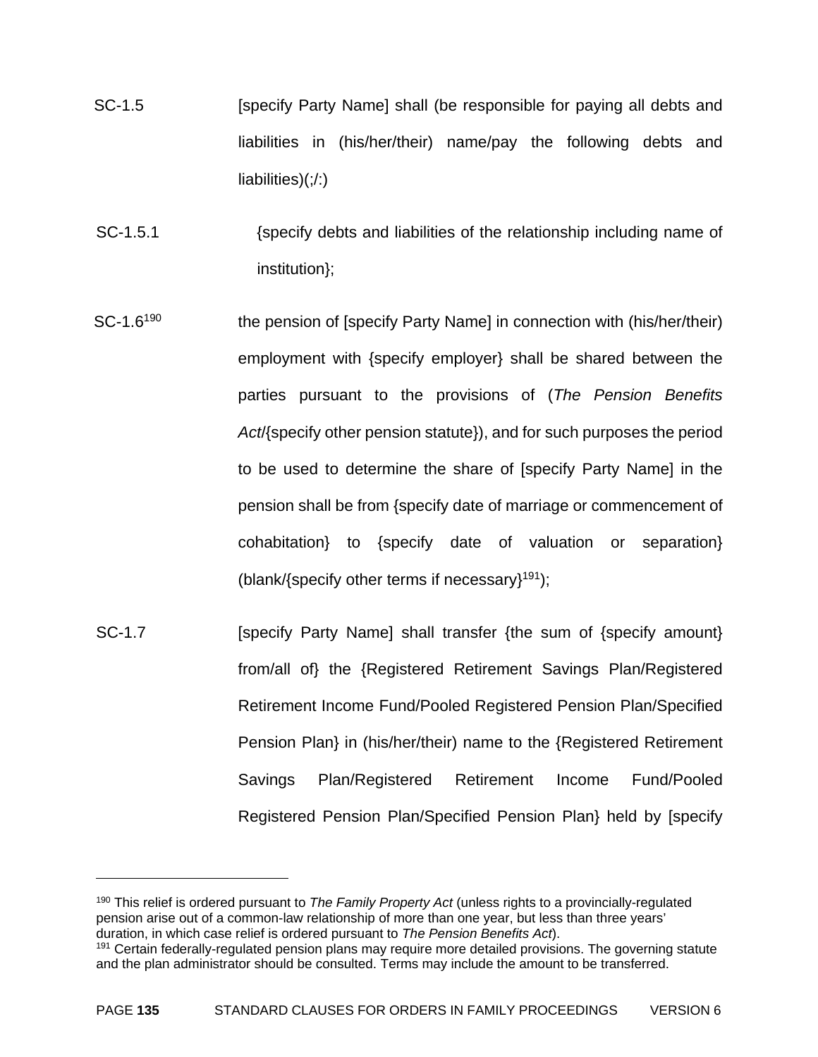SC-1.5 [specify Party Name] shall (be responsible for paying all debts and liabilities in (his/her/their) name/pay the following debts and liabilities)(;/:)

SC-1.5.1 {specify debts and liabilities of the relationship including name of institution};

SC-1.6[190] the pension of [specify Party Name] in connection with (his/her/their) employment with {specify employer} shall be shared between the parties pursuant to the provisions of (*The Pension Benefits Act*/{specify other pension statute}), and for such purposes the period to be used to determine the share of [specify Party Name] in the pension shall be from {specify date of marriage or commencement of cohabitation} to {specify date of valuation or separation} (blank/{specify other terms if necessary}[191]);

SC-1.7 [specify Party Name] shall transfer {the sum of {specify amount} from/all of} the {Registered Retirement Savings Plan/Registered Retirement Income Fund/Pooled Registered Pension Plan/Specified Pension Plan} in (his/her/their) name to the {Registered Retirement Savings Plan/Registered Retirement Income Fund/Pooled Registered Pension Plan/Specified Pension Plan} held by [specify

---

[190] This relief is ordered pursuant to *The Family Property Act* (unless rights to a provincially-regulated pension arise out of a common-law relationship of more than one year, but less than three years' duration, in which case relief is ordered pursuant to *The Pension Benefits Act*).

[191] Certain federally-regulated pension plans may require more detailed provisions. The governing statute and the plan administrator should be consulted. Terms may include the amount to be transferred.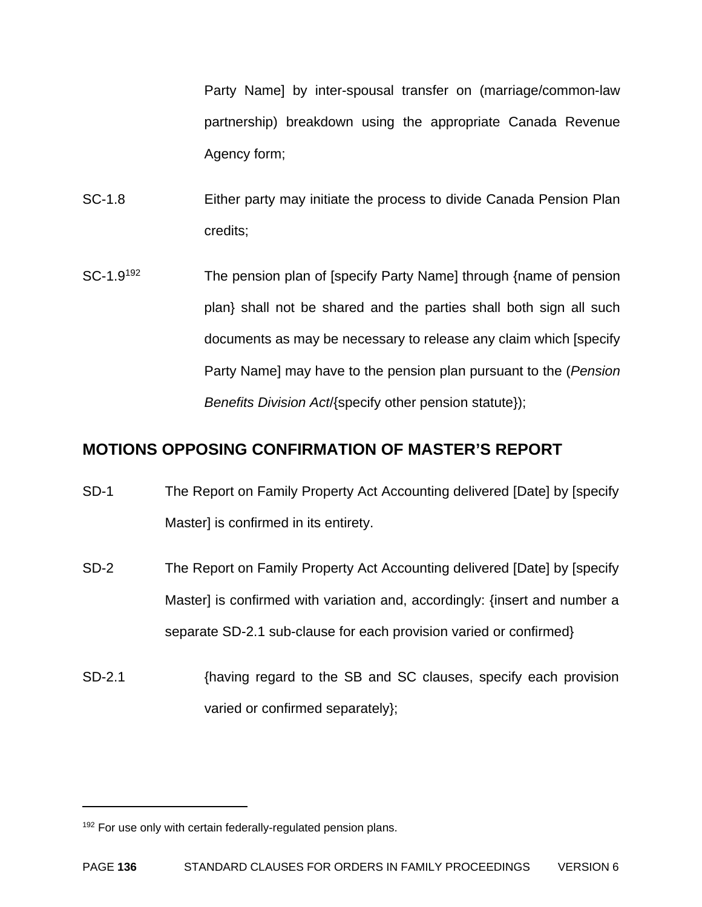Party Name] by inter-spousal transfer on (marriage/common-law partnership) breakdown using the appropriate Canada Revenue Agency form;

SC-1.8 Either party may initiate the process to divide Canada Pension Plan credits;

SC-1.9[192] The pension plan of [specify Party Name] through {name of pension plan} shall not be shared and the parties shall both sign all such documents as may be necessary to release any claim which [specify Party Name] may have to the pension plan pursuant to the (*Pension Benefits Division Act*/{specify other pension statute});

## MOTIONS OPPOSING CONFIRMATION OF MASTER'S REPORT

SD-1 The Report on Family Property Act Accounting delivered [Date] by [specify Master] is confirmed in its entirety.

SD-2 The Report on Family Property Act Accounting delivered [Date] by [specify Master] is confirmed with variation and, accordingly: {insert and number a separate SD-2.1 sub-clause for each provision varied or confirmed}

SD-2.1 {having regard to the SB and SC clauses, specify each provision varied or confirmed separately};

---

[192] For use only with certain federally-regulated pension plans.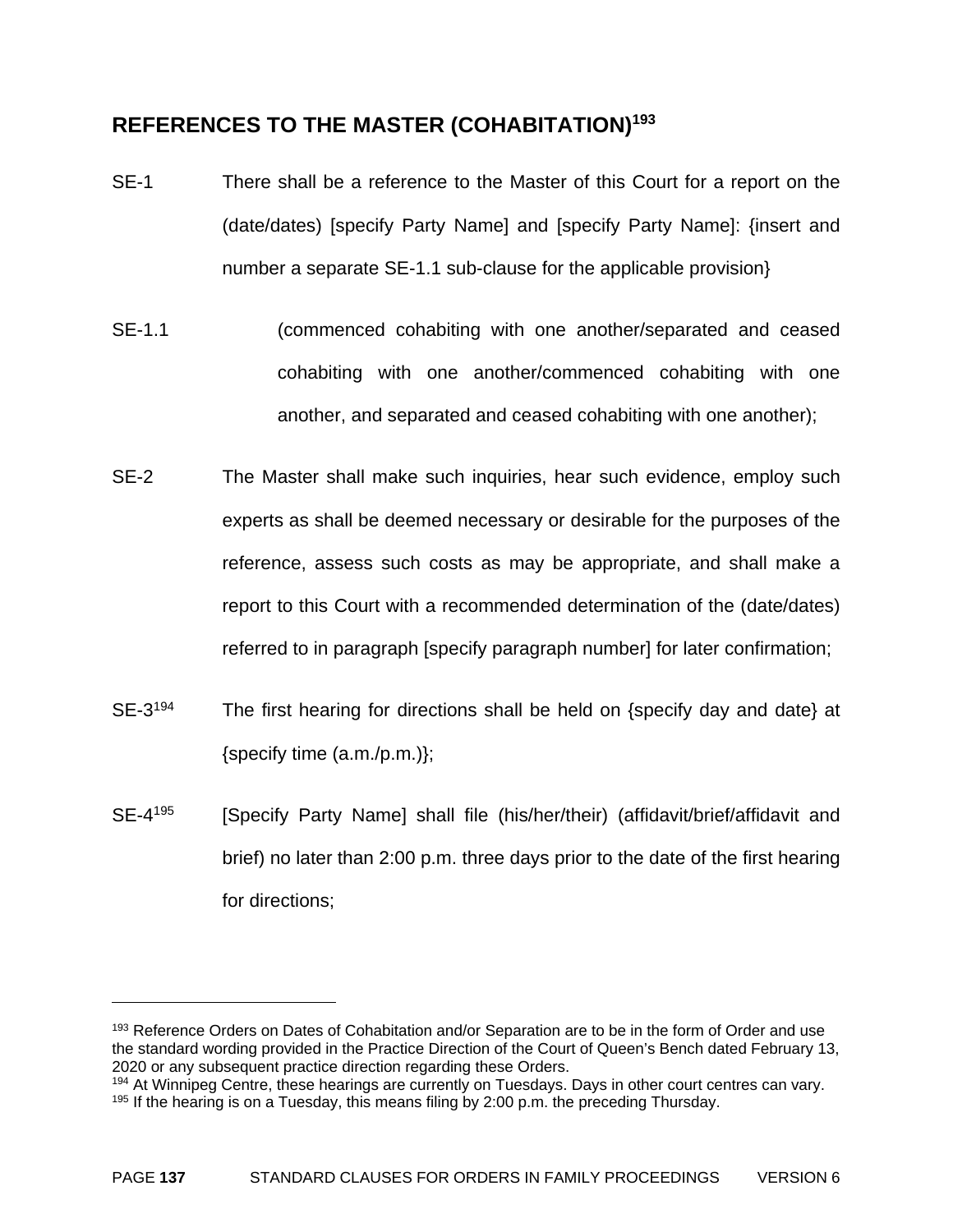## REFERENCES TO THE MASTER (COHABITATION)[193]

SE-1 There shall be a reference to the Master of this Court for a report on the (date/dates) [specify Party Name] and [specify Party Name]: {insert and number a separate SE-1.1 sub-clause for the applicable provision}

SE-1.1 (commenced cohabiting with one another/separated and ceased cohabiting with one another/commenced cohabiting with one another, and separated and ceased cohabiting with one another);

SE-2 The Master shall make such inquiries, hear such evidence, employ such experts as shall be deemed necessary or desirable for the purposes of the reference, assess such costs as may be appropriate, and shall make a report to this Court with a recommended determination of the (date/dates) referred to in paragraph [specify paragraph number] for later confirmation;

SE-3[194] The first hearing for directions shall be held on {specify day and date} at {specify time (a.m./p.m.)};

SE-4[195] [Specify Party Name] shall file (his/her/their) (affidavit/brief/affidavit and brief) no later than 2:00 p.m. three days prior to the date of the first hearing for directions;

---

[193] Reference Orders on Dates of Cohabitation and/or Separation are to be in the form of Order and use the standard wording provided in the Practice Direction of the Court of Queen's Bench dated February 13, 2020 or any subsequent practice direction regarding these Orders.

[194] At Winnipeg Centre, these hearings are currently on Tuesdays. Days in other court centres can vary.

[195] If the hearing is on a Tuesday, this means filing by 2:00 p.m. the preceding Thursday.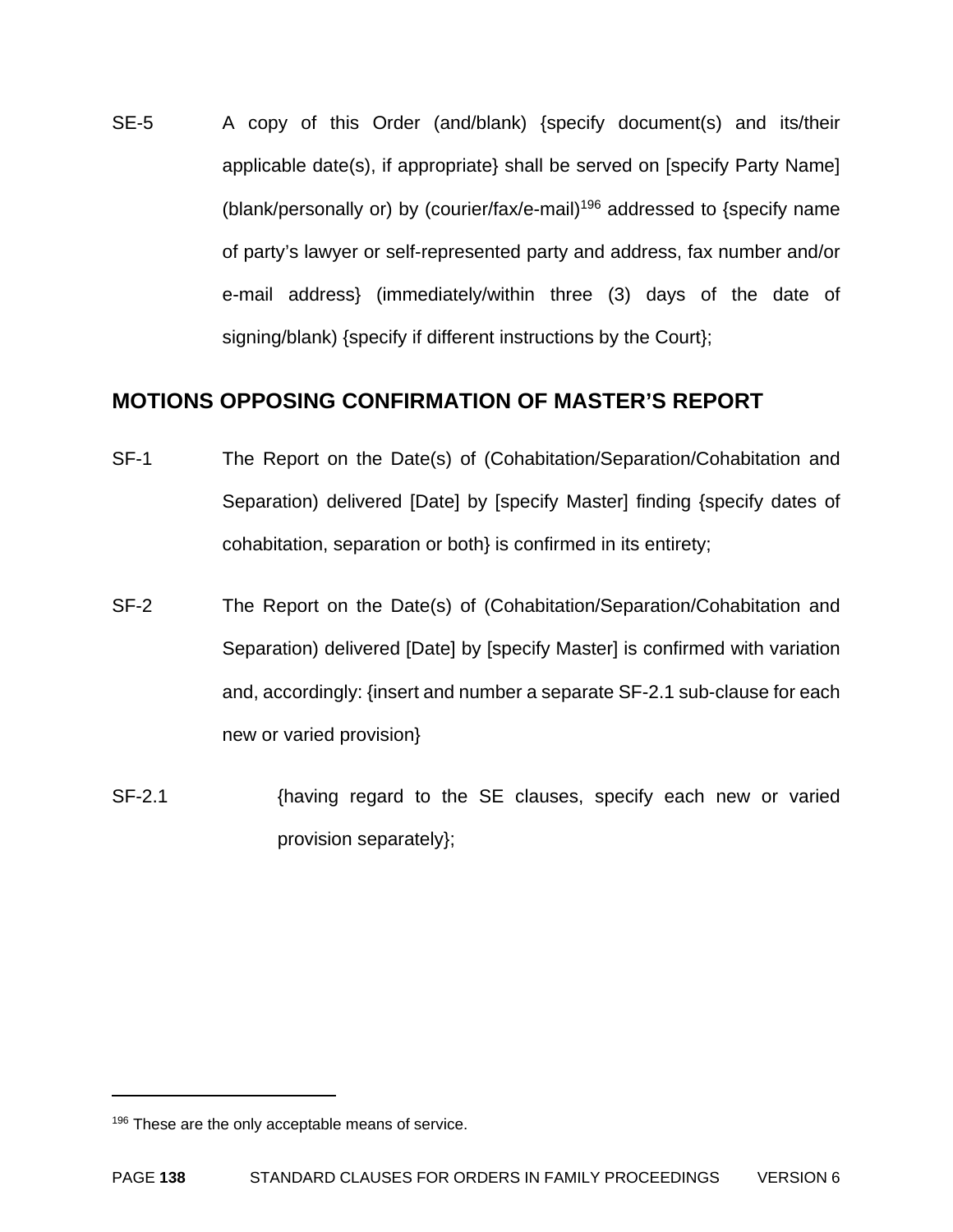SE-5 A copy of this Order (and/blank) {specify document(s) and its/their applicable date(s), if appropriate} shall be served on [specify Party Name] (blank/personally or) by (courier/fax/e-mail)[196] addressed to {specify name of party's lawyer or self-represented party and address, fax number and/or e-mail address} (immediately/within three (3) days of the date of signing/blank) {specify if different instructions by the Court};

## MOTIONS OPPOSING CONFIRMATION OF MASTER'S REPORT

SF-1 The Report on the Date(s) of (Cohabitation/Separation/Cohabitation and Separation) delivered [Date] by [specify Master] finding {specify dates of cohabitation, separation or both} is confirmed in its entirety;

SF-2 The Report on the Date(s) of (Cohabitation/Separation/Cohabitation and Separation) delivered [Date] by [specify Master] is confirmed with variation and, accordingly: {insert and number a separate SF-2.1 sub-clause for each new or varied provision}

SF-2.1 {having regard to the SE clauses, specify each new or varied provision separately};

---

[196] These are the only acceptable means of service.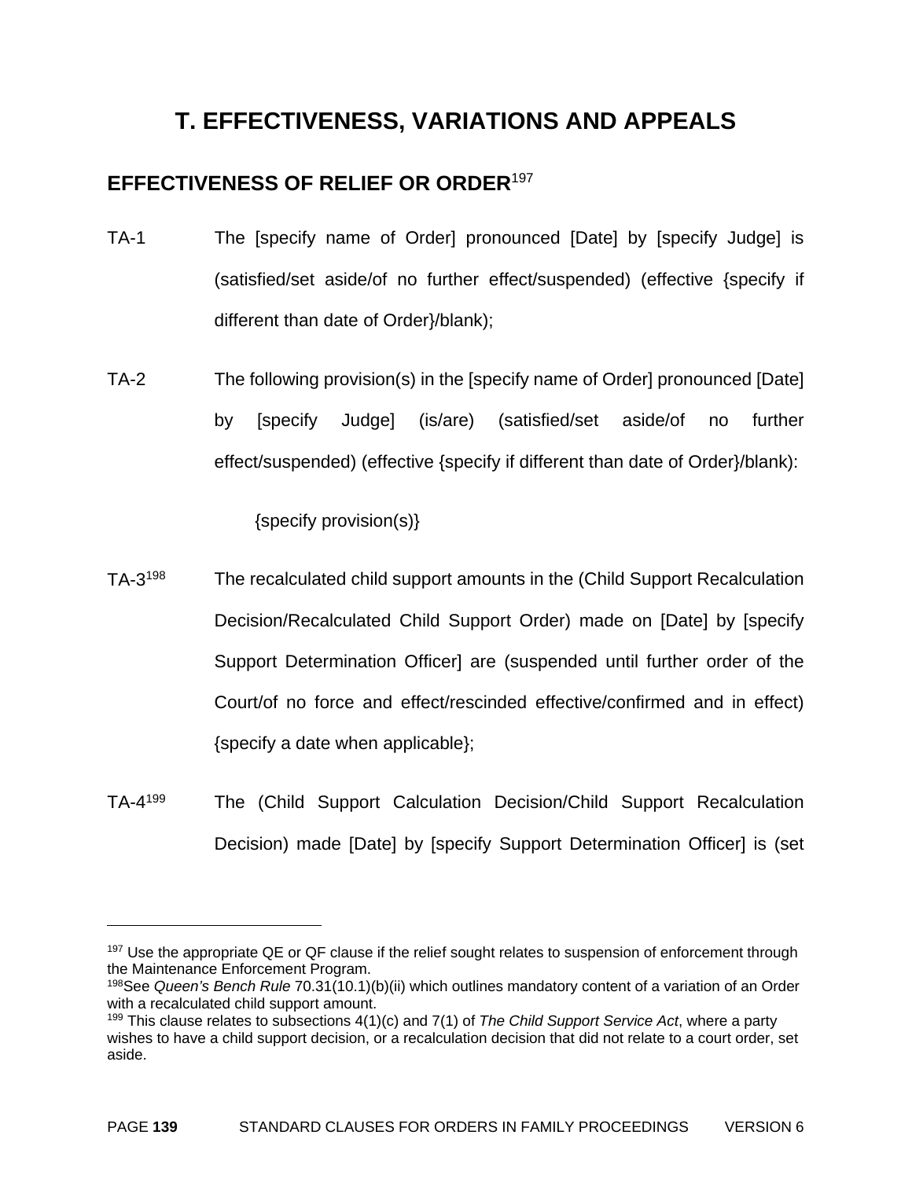# T. EFFECTIVENESS, VARIATIONS AND APPEALS

## EFFECTIVENESS OF RELIEF OR ORDER[197]

TA-1 The [specify name of Order] pronounced [Date] by [specify Judge] is (satisfied/set aside/of no further effect/suspended) (effective {specify if different than date of Order}/blank);

TA-2 The following provision(s) in the [specify name of Order] pronounced [Date] by [specify Judge] (is/are) (satisfied/set aside/of no further effect/suspended) (effective {specify if different than date of Order}/blank):

{specify provision(s)}

TA-3[198] The recalculated child support amounts in the (Child Support Recalculation Decision/Recalculated Child Support Order) made on [Date] by [specify Support Determination Officer] are (suspended until further order of the Court/of no force and effect/rescinded effective/confirmed and in effect) {specify a date when applicable};

TA-4[199] The (Child Support Calculation Decision/Child Support Recalculation Decision) made [Date] by [specify Support Determination Officer] is (set

---

[197] Use the appropriate QE or QF clause if the relief sought relates to suspension of enforcement through the Maintenance Enforcement Program.

[198] See *Queen's Bench Rule* 70.31(10.1)(b)(ii) which outlines mandatory content of a variation of an Order with a recalculated child support amount.

[199] This clause relates to subsections 4(1)(c) and 7(1) of *The Child Support Service Act*, where a party wishes to have a child support decision, or a recalculation decision that did not relate to a court order, set aside.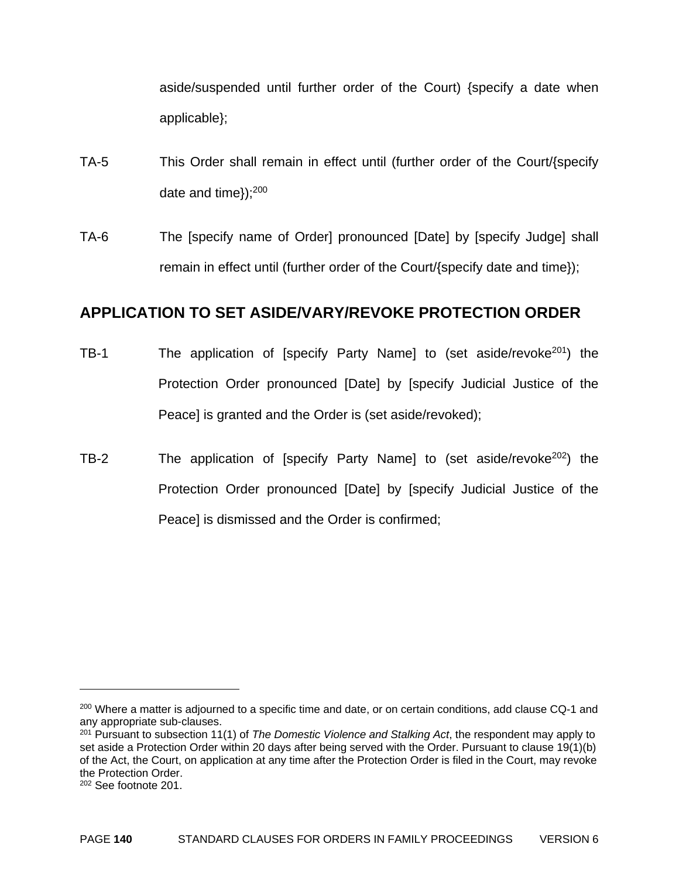aside/suspended until further order of the Court) {specify a date when applicable};

TA-5 This Order shall remain in effect until (further order of the Court/{specify date and time});[200]

TA-6 The [specify name of Order] pronounced [Date] by [specify Judge] shall remain in effect until (further order of the Court/{specify date and time});

## APPLICATION TO SET ASIDE/VARY/REVOKE PROTECTION ORDER

TB-1 The application of [specify Party Name] to (set aside/revoke[201]) the Protection Order pronounced [Date] by [specify Judicial Justice of the Peace] is granted and the Order is (set aside/revoked);

TB-2 The application of [specify Party Name] to (set aside/revoke[202]) the Protection Order pronounced [Date] by [specify Judicial Justice of the Peace] is dismissed and the Order is confirmed;

---

[200] Where a matter is adjourned to a specific time and date, or on certain conditions, add clause CQ-1 and any appropriate sub-clauses.

[201] Pursuant to subsection 11(1) of *The Domestic Violence and Stalking Act*, the respondent may apply to set aside a Protection Order within 20 days after being served with the Order. Pursuant to clause 19(1)(b) of the Act, the Court, on application at any time after the Protection Order is filed in the Court, may revoke the Protection Order.

[202] See footnote 201.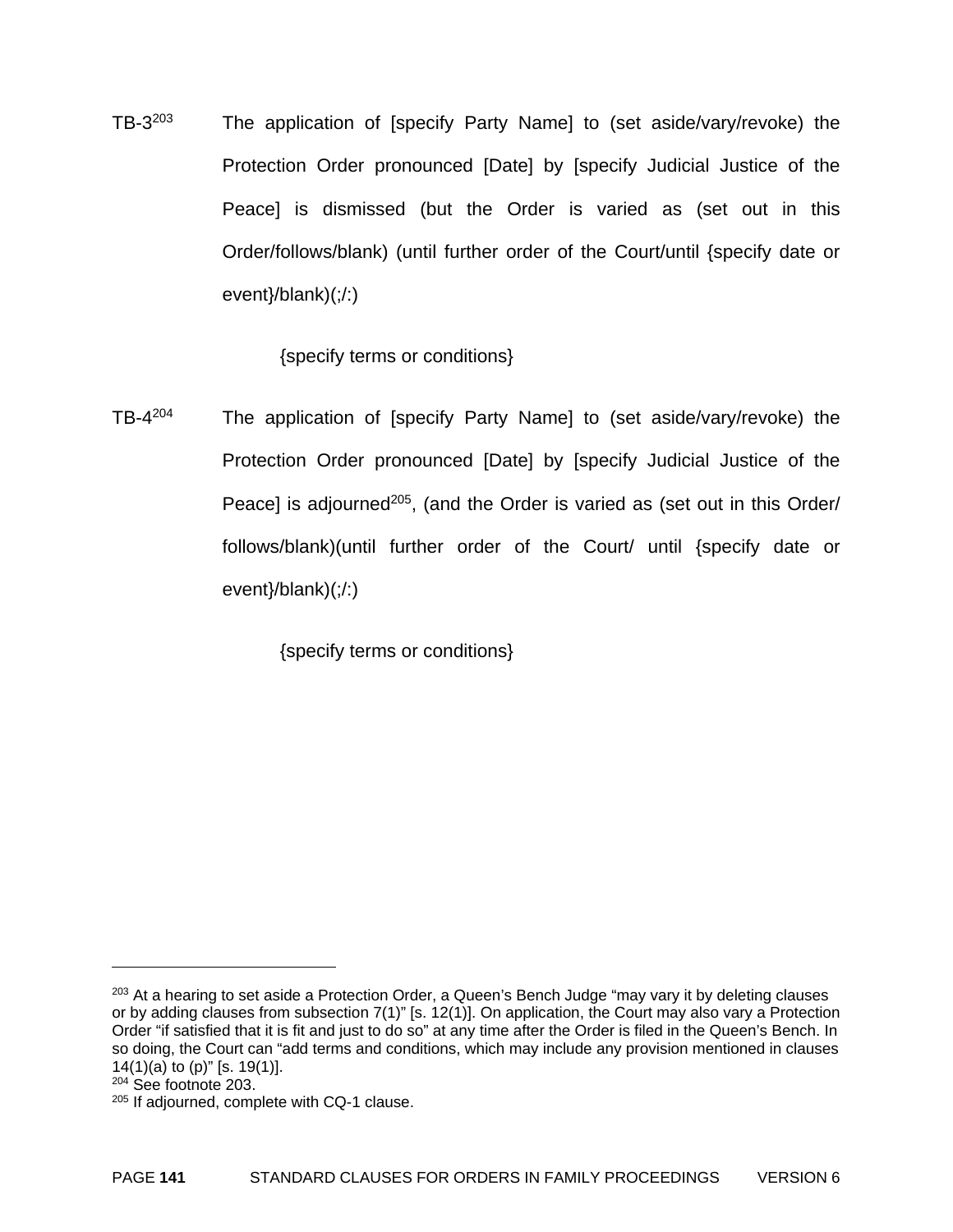TB-3[203] The application of [specify Party Name] to (set aside/vary/revoke) the Protection Order pronounced [Date] by [specify Judicial Justice of the Peace] is dismissed (but the Order is varied as (set out in this Order/follows/blank) (until further order of the Court/until {specify date or event}/blank)(;/:)

{specify terms or conditions}

TB-4[204] The application of [specify Party Name] to (set aside/vary/revoke) the Protection Order pronounced [Date] by [specify Judicial Justice of the Peace] is adjourned[205], (and the Order is varied as (set out in this Order/ follows/blank)(until further order of the Court/ until {specify date or event}/blank)(;/:)

{specify terms or conditions}

---

[203] At a hearing to set aside a Protection Order, a Queen's Bench Judge "may vary it by deleting clauses or by adding clauses from subsection 7(1)" [s. 12(1)]. On application, the Court may also vary a Protection Order "if satisfied that it is fit and just to do so" at any time after the Order is filed in the Queen's Bench. In so doing, the Court can "add terms and conditions, which may include any provision mentioned in clauses 14(1)(a) to (p)" [s. 19(1)].

[204] See footnote 203.

[205] If adjourned, complete with CQ-1 clause.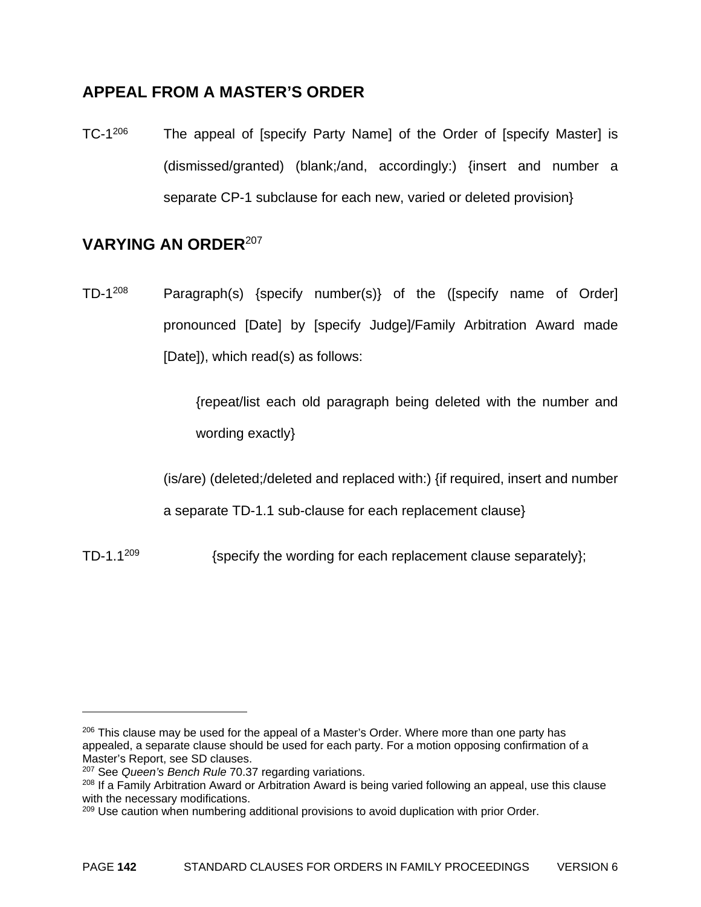## APPEAL FROM A MASTER'S ORDER

TC-1[206] The appeal of [specify Party Name] of the Order of [specify Master] is (dismissed/granted) (blank;/and, accordingly:) {insert and number a separate CP-1 subclause for each new, varied or deleted provision}

## VARYING AN ORDER[207]

TD-1[208] Paragraph(s) {specify number(s)} of the ([specify name of Order] pronounced [Date] by [specify Judge]/Family Arbitration Award made [Date]), which read(s) as follows:

> {repeat/list each old paragraph being deleted with the number and wording exactly}

(is/are) (deleted;/deleted and replaced with:) {if required, insert and number a separate TD-1.1 sub-clause for each replacement clause}

TD-1.1[209] {specify the wording for each replacement clause separately};

---

[206] This clause may be used for the appeal of a Master's Order. Where more than one party has appealed, a separate clause should be used for each party. For a motion opposing confirmation of a Master's Report, see SD clauses.

[207] See *Queen's Bench Rule* 70.37 regarding variations.

[208] If a Family Arbitration Award or Arbitration Award is being varied following an appeal, use this clause with the necessary modifications.

[209] Use caution when numbering additional provisions to avoid duplication with prior Order.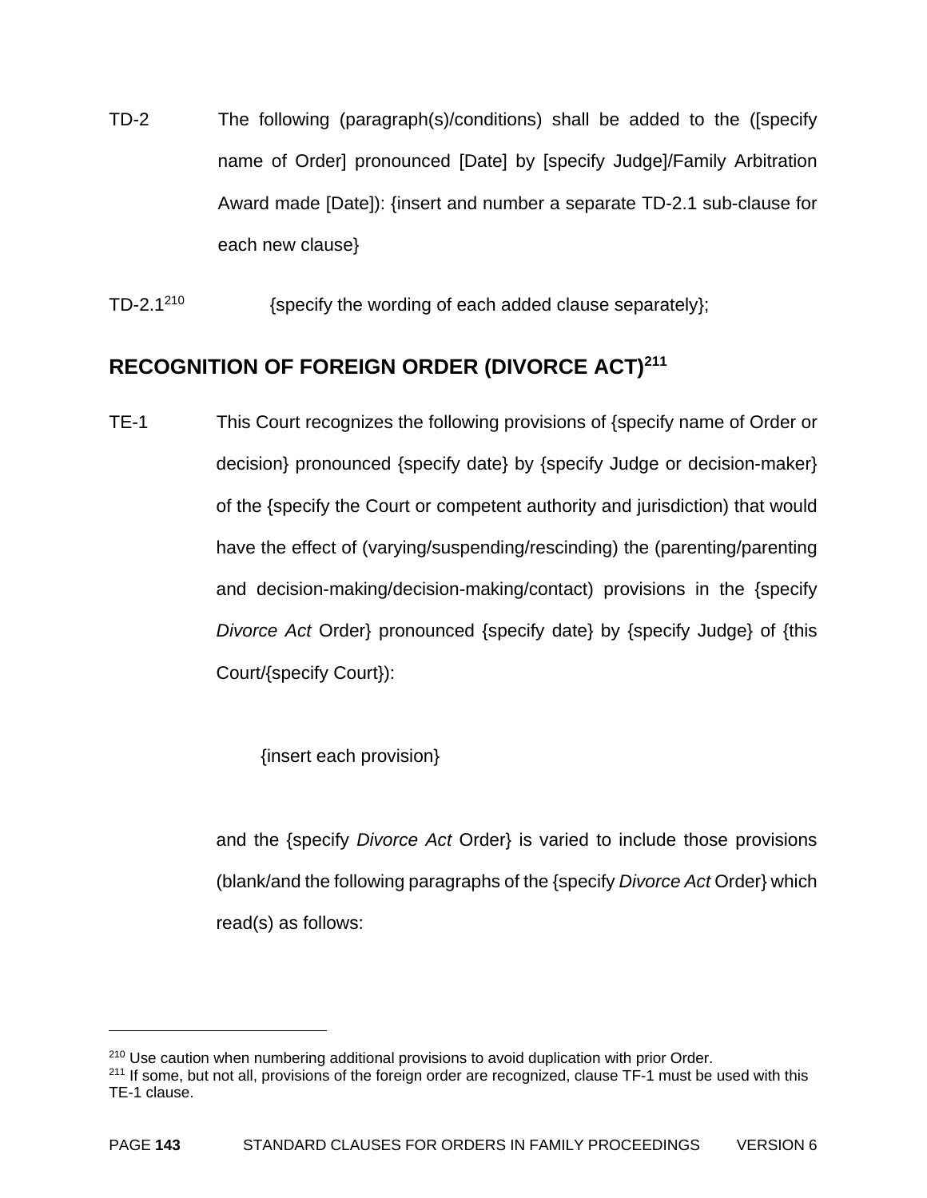TD-2 The following (paragraph(s)/conditions) shall be added to the ([specify name of Order] pronounced [Date] by [specify Judge]/Family Arbitration Award made [Date]): {insert and number a separate TD-2.1 sub-clause for each new clause}

TD-2.1[210] {specify the wording of each added clause separately};

## RECOGNITION OF FOREIGN ORDER (DIVORCE ACT)[211]

TE-1 This Court recognizes the following provisions of {specify name of Order or decision} pronounced {specify date} by {specify Judge or decision-maker} of the {specify the Court or competent authority and jurisdiction) that would have the effect of (varying/suspending/rescinding) the (parenting/parenting and decision-making/decision-making/contact) provisions in the {specify *Divorce Act* Order} pronounced {specify date} by {specify Judge} of {this Court/{specify Court}):

{insert each provision}

and the {specify *Divorce Act* Order} is varied to include those provisions (blank/and the following paragraphs of the {specify *Divorce Act* Order} which read(s) as follows:

---

[210] Use caution when numbering additional provisions to avoid duplication with prior Order.

[211] If some, but not all, provisions of the foreign order are recognized, clause TF-1 must be used with this TE-1 clause.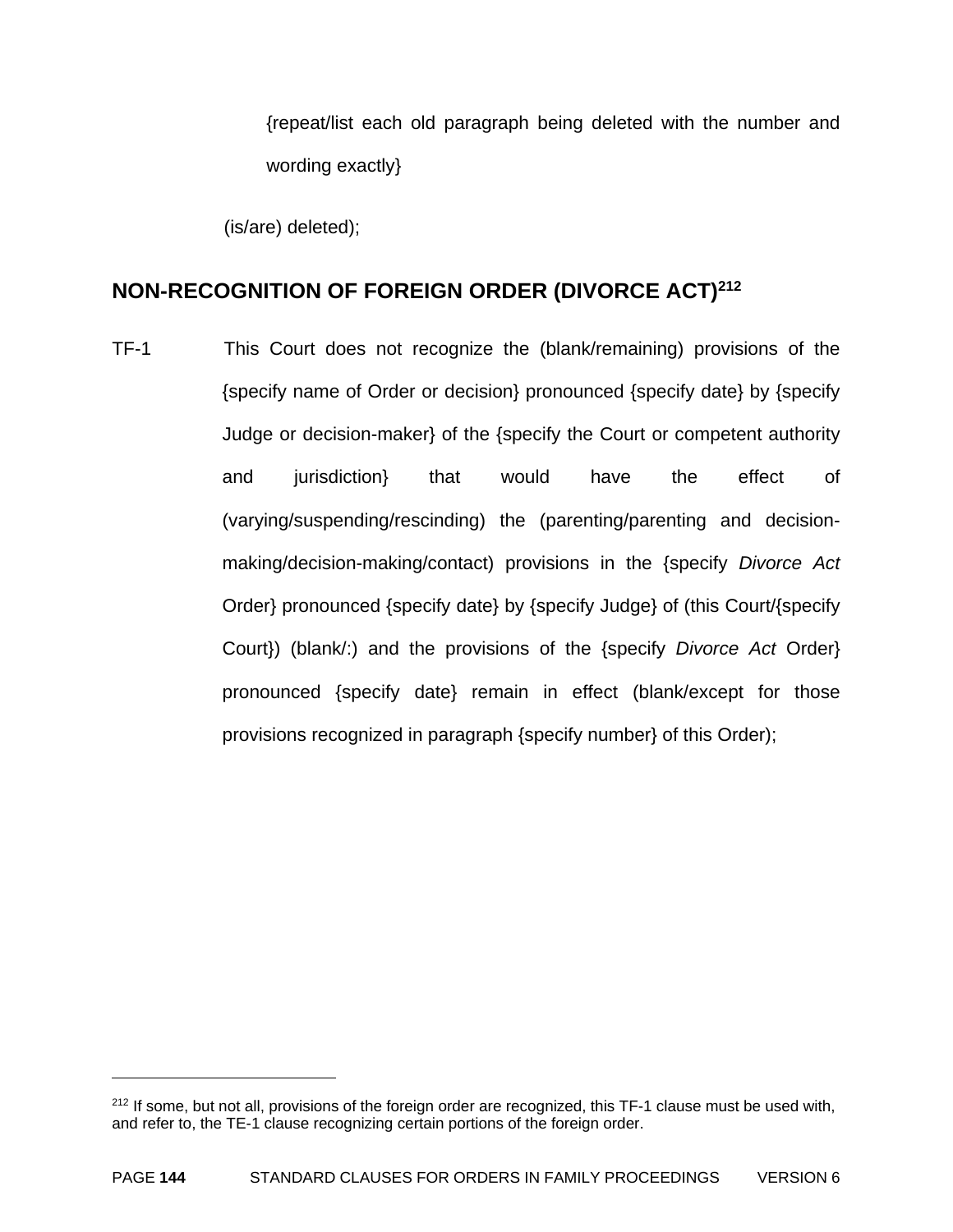{repeat/list each old paragraph being deleted with the number and wording exactly}

(is/are) deleted);

## NON-RECOGNITION OF FOREIGN ORDER (DIVORCE ACT)[212]

TF-1 This Court does not recognize the (blank/remaining) provisions of the {specify name of Order or decision} pronounced {specify date} by {specify Judge or decision-maker} of the {specify the Court or competent authority and jurisdiction} that would have the effect of (varying/suspending/rescinding) the (parenting/parenting and decision-making/decision-making/contact) provisions in the {specify *Divorce Act* Order} pronounced {specify date} by {specify Judge} of (this Court/{specify Court}) (blank/:) and the provisions of the {specify *Divorce Act* Order} pronounced {specify date} remain in effect (blank/except for those provisions recognized in paragraph {specify number} of this Order);

---

[212] If some, but not all, provisions of the foreign order are recognized, this TF-1 clause must be used with, and refer to, the TE-1 clause recognizing certain portions of the foreign order.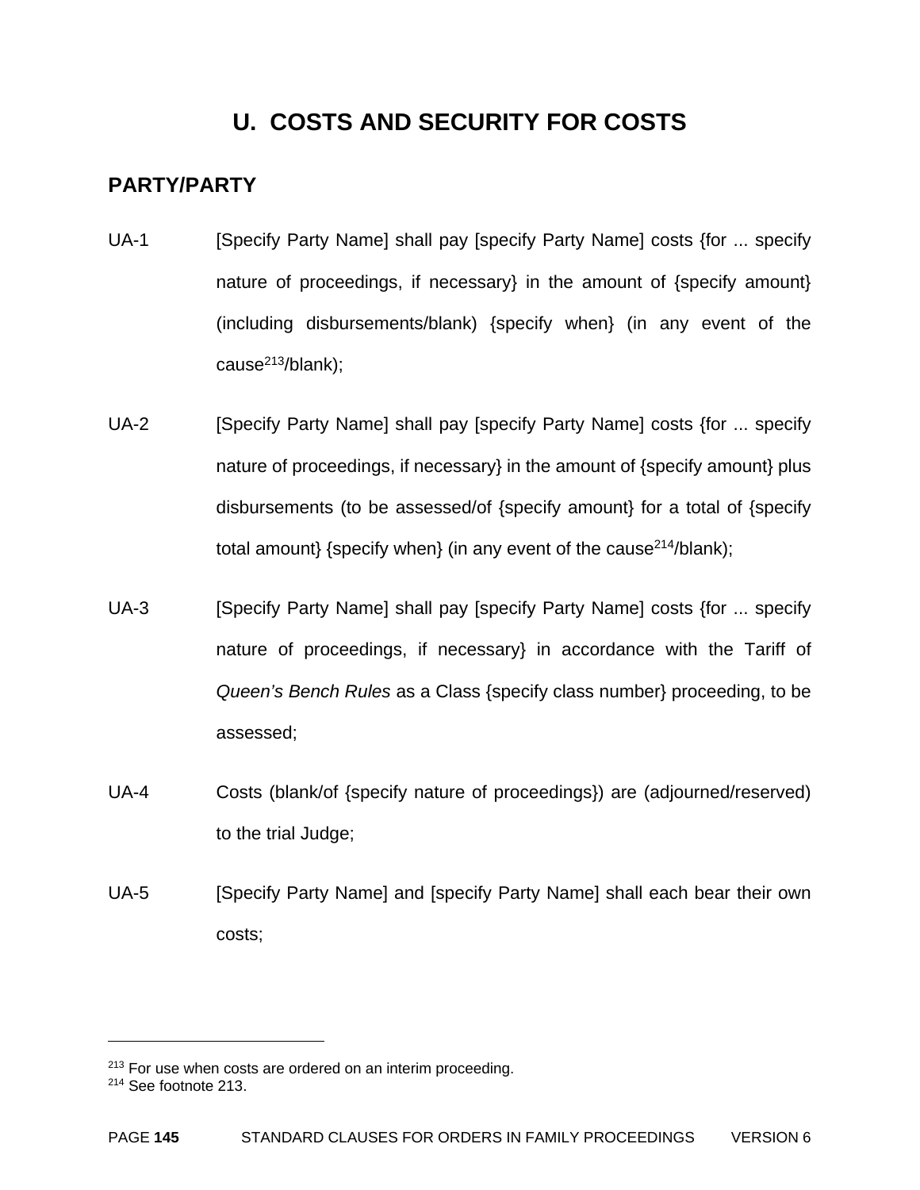# U. COSTS AND SECURITY FOR COSTS

## PARTY/PARTY

UA-1 [Specify Party Name] shall pay [specify Party Name] costs {for ... specify nature of proceedings, if necessary} in the amount of {specify amount} (including disbursements/blank) {specify when} (in any event of the cause[213]/blank);

UA-2 [Specify Party Name] shall pay [specify Party Name] costs {for ... specify nature of proceedings, if necessary} in the amount of {specify amount} plus disbursements (to be assessed/of {specify amount} for a total of {specify total amount} {specify when} (in any event of the cause[214]/blank);

UA-3 [Specify Party Name] shall pay [specify Party Name] costs {for ... specify nature of proceedings, if necessary} in accordance with the Tariff of *Queen's Bench Rules* as a Class {specify class number} proceeding, to be assessed;

UA-4 Costs (blank/of {specify nature of proceedings}) are (adjourned/reserved) to the trial Judge;

UA-5 [Specify Party Name] and [specify Party Name] shall each bear their own costs;

---

[213] For use when costs are ordered on an interim proceeding.

[214] See footnote 213.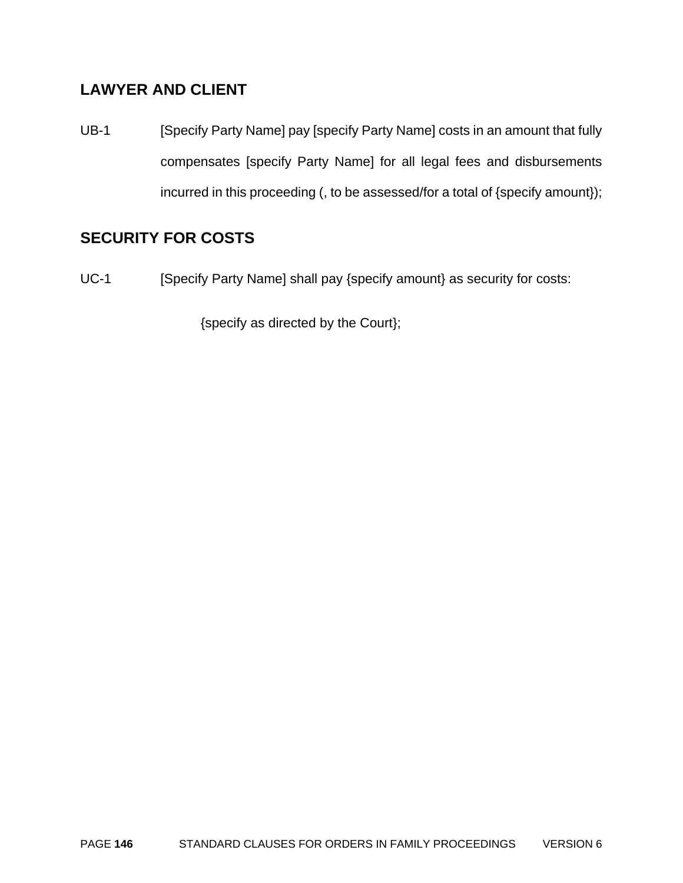## LAWYER AND CLIENT

UB-1 [Specify Party Name] pay [specify Party Name] costs in an amount that fully compensates [specify Party Name] for all legal fees and disbursements incurred in this proceeding (, to be assessed/for a total of {specify amount});

## SECURITY FOR COSTS

UC-1 [Specify Party Name] shall pay {specify amount} as security for costs:

{specify as directed by the Court};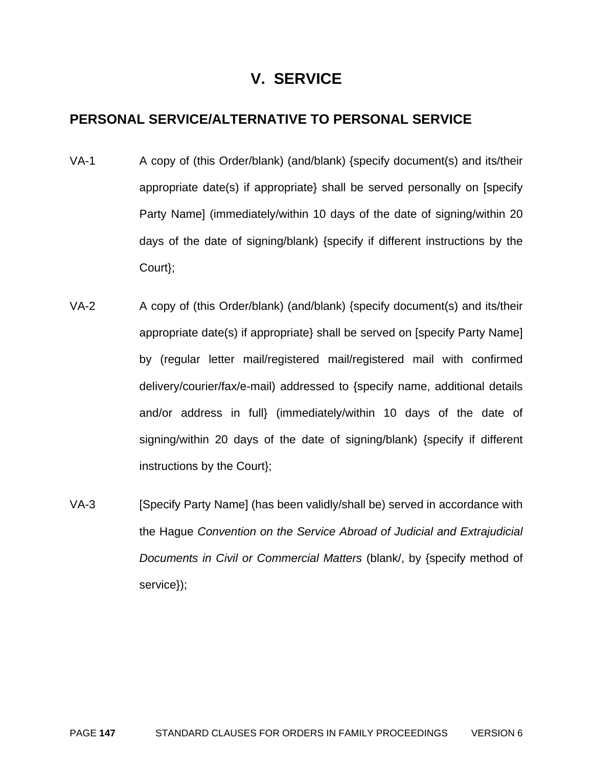# V. SERVICE

## PERSONAL SERVICE/ALTERNATIVE TO PERSONAL SERVICE

VA-1 A copy of (this Order/blank) (and/blank) {specify document(s) and its/their appropriate date(s) if appropriate} shall be served personally on [specify Party Name] (immediately/within 10 days of the date of signing/within 20 days of the date of signing/blank) {specify if different instructions by the Court};

VA-2 A copy of (this Order/blank) (and/blank) {specify document(s) and its/their appropriate date(s) if appropriate} shall be served on [specify Party Name] by (regular letter mail/registered mail/registered mail with confirmed delivery/courier/fax/e-mail) addressed to {specify name, additional details and/or address in full} (immediately/within 10 days of the date of signing/within 20 days of the date of signing/blank) {specify if different instructions by the Court};

VA-3 [Specify Party Name] (has been validly/shall be) served in accordance with the Hague *Convention on the Service Abroad of Judicial and Extrajudicial Documents in Civil or Commercial Matters* (blank/, by {specify method of service});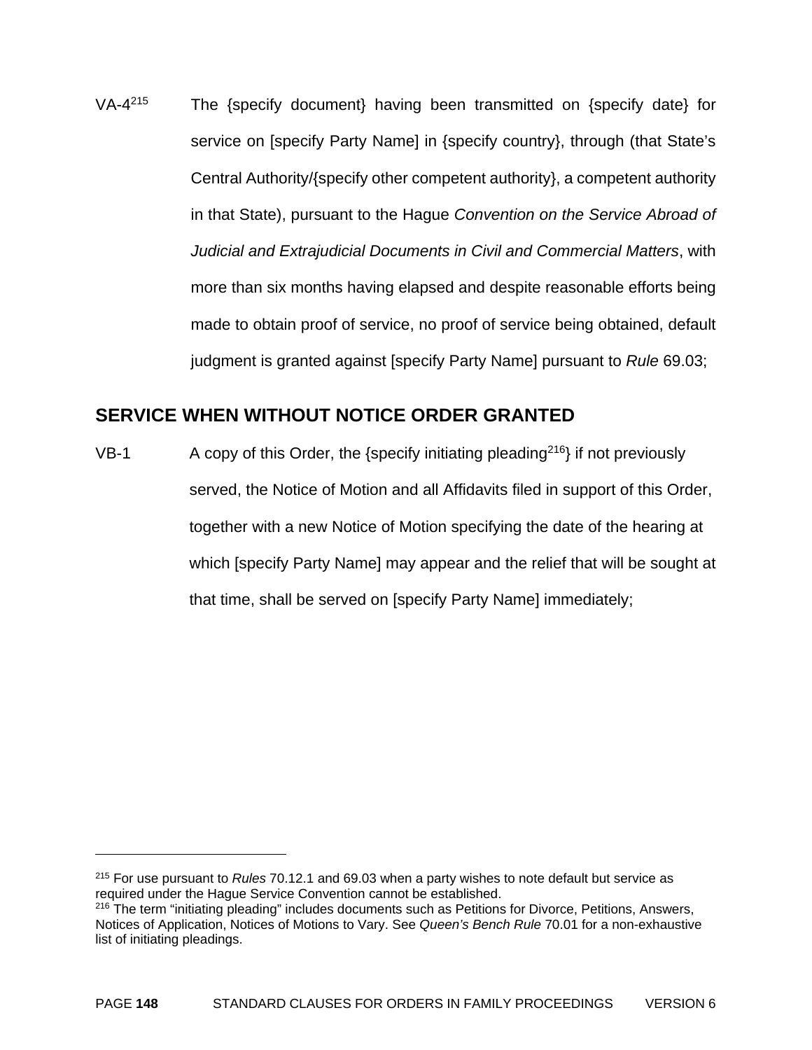VA-4[215] The {specify document} having been transmitted on {specify date} for service on [specify Party Name] in {specify country}, through (that State's Central Authority/{specify other competent authority}, a competent authority in that State), pursuant to the Hague *Convention on the Service Abroad of Judicial and Extrajudicial Documents in Civil and Commercial Matters*, with more than six months having elapsed and despite reasonable efforts being made to obtain proof of service, no proof of service being obtained, default judgment is granted against [specify Party Name] pursuant to *Rule* 69.03;

## SERVICE WHEN WITHOUT NOTICE ORDER GRANTED

VB-1 A copy of this Order, the {specify initiating pleading[216]} if not previously served, the Notice of Motion and all Affidavits filed in support of this Order, together with a new Notice of Motion specifying the date of the hearing at which [specify Party Name] may appear and the relief that will be sought at that time, shall be served on [specify Party Name] immediately;

---

[215] For use pursuant to *Rules* 70.12.1 and 69.03 when a party wishes to note default but service as required under the Hague Service Convention cannot be established.

[216] The term "initiating pleading" includes documents such as Petitions for Divorce, Petitions, Answers, Notices of Application, Notices of Motions to Vary. See *Queen's Bench Rule* 70.01 for a non-exhaustive list of initiating pleadings.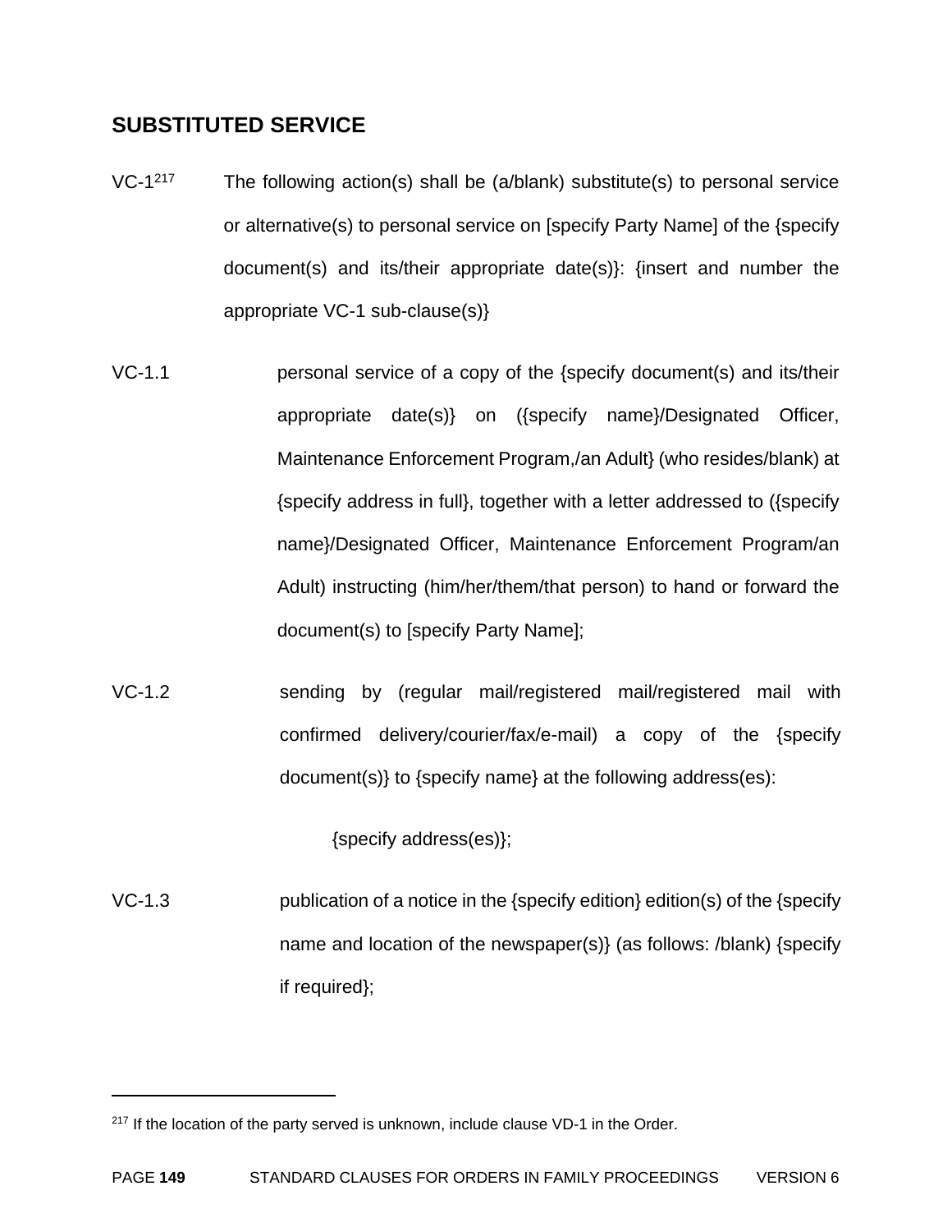## SUBSTITUTED SERVICE

VC-1[217] The following action(s) shall be (a/blank) substitute(s) to personal service or alternative(s) to personal service on [specify Party Name] of the {specify document(s) and its/their appropriate date(s)}: {insert and number the appropriate VC-1 sub-clause(s)}

VC-1.1 personal service of a copy of the {specify document(s) and its/their appropriate date(s)} on ({specify name}/Designated Officer, Maintenance Enforcement Program,/an Adult} (who resides/blank) at {specify address in full}, together with a letter addressed to ({specify name}/Designated Officer, Maintenance Enforcement Program/an Adult) instructing (him/her/them/that person) to hand or forward the document(s) to [specify Party Name];

VC-1.2 sending by (regular mail/registered mail/registered mail with confirmed delivery/courier/fax/e-mail) a copy of the {specify document(s)} to {specify name} at the following address(es):

{specify address(es)};

VC-1.3 publication of a notice in the {specify edition} edition(s) of the {specify name and location of the newspaper(s)} (as follows: /blank) {specify if required};

---

[217] If the location of the party served is unknown, include clause VD-1 in the Order.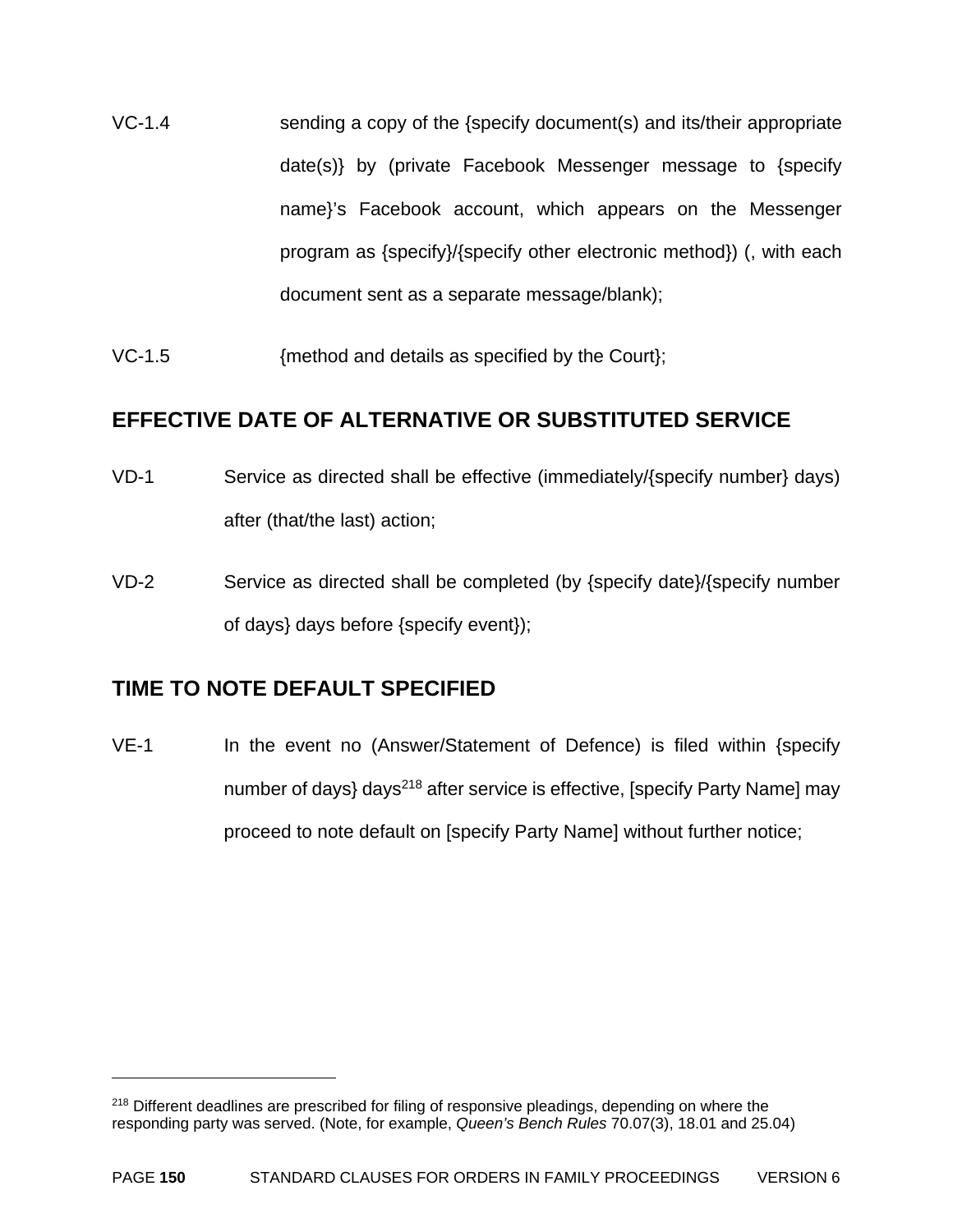VC-1.4 sending a copy of the {specify document(s) and its/their appropriate date(s)} by (private Facebook Messenger message to {specify name}'s Facebook account, which appears on the Messenger program as {specify}/{specify other electronic method}) (, with each document sent as a separate message/blank);

VC-1.5 {method and details as specified by the Court};

## EFFECTIVE DATE OF ALTERNATIVE OR SUBSTITUTED SERVICE

VD-1 Service as directed shall be effective (immediately/{specify number} days) after (that/the last) action;

VD-2 Service as directed shall be completed (by {specify date}/{specify number of days} days before {specify event});

## TIME TO NOTE DEFAULT SPECIFIED

VE-1 In the event no (Answer/Statement of Defence) is filed within {specify number of days} days[218] after service is effective, [specify Party Name] may proceed to note default on [specify Party Name] without further notice;

---

[218] Different deadlines are prescribed for filing of responsive pleadings, depending on where the responding party was served. (Note, for example, *Queen's Bench Rules* 70.07(3), 18.01 and 25.04)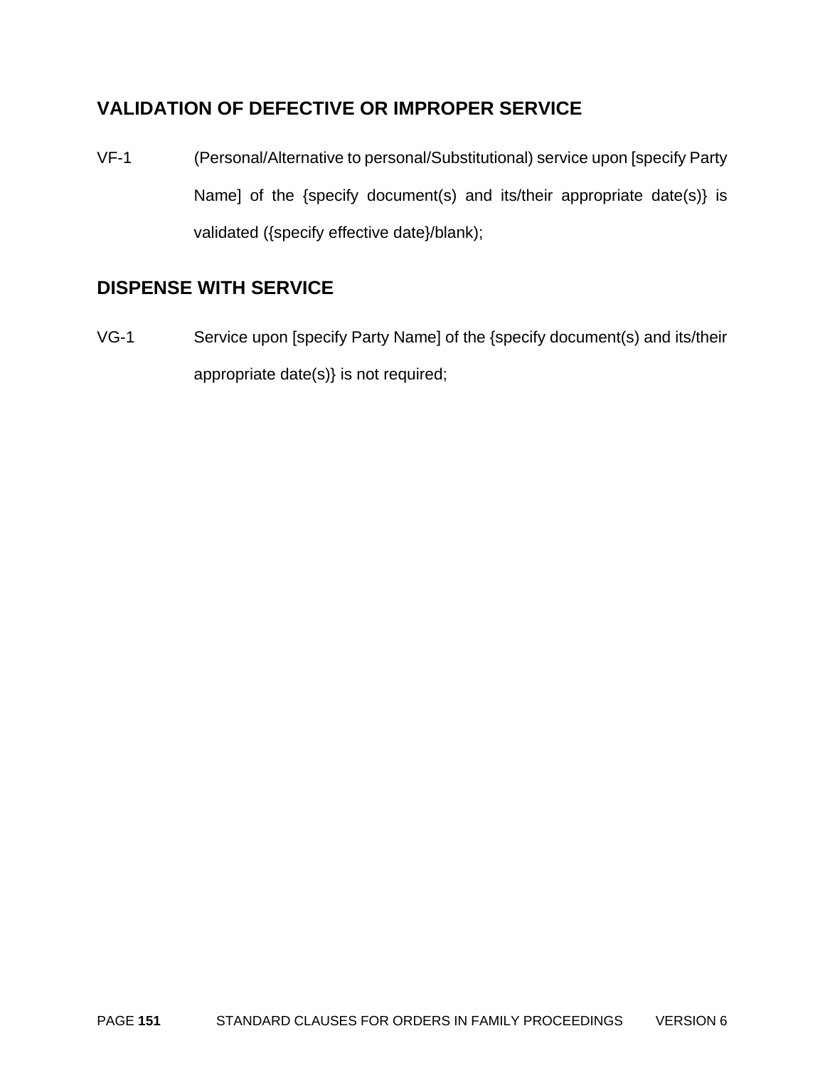## VALIDATION OF DEFECTIVE OR IMPROPER SERVICE

VF-1 (Personal/Alternative to personal/Substitutional) service upon [specify Party Name] of the {specify document(s) and its/their appropriate date(s)} is validated ({specify effective date}/blank);

## DISPENSE WITH SERVICE

VG-1 Service upon [specify Party Name] of the {specify document(s) and its/their appropriate date(s)} is not required;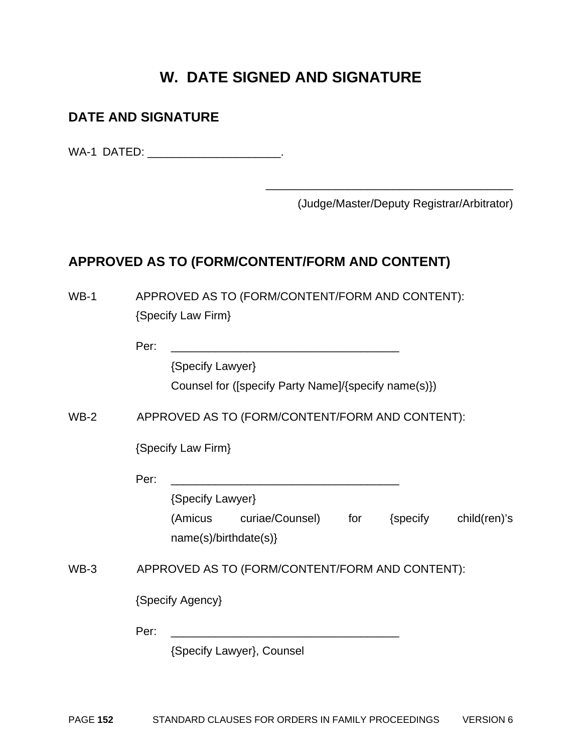# W. DATE SIGNED AND SIGNATURE

## DATE AND SIGNATURE

WA-1 DATED: ____________________.

________________________________________
(Judge/Master/Deputy Registrar/Arbitrator)

## APPROVED AS TO (FORM/CONTENT/FORM AND CONTENT)

WB-1 APPROVED AS TO (FORM/CONTENT/FORM AND CONTENT):
{Specify Law Firm}

Per: ____________________________________
{Specify Lawyer}
Counsel for ([specify Party Name]/{specify name(s)})

WB-2 APPROVED AS TO (FORM/CONTENT/FORM AND CONTENT):

{Specify Law Firm}

Per: ____________________________________
{Specify Lawyer}
(Amicus curiae/Counsel) for {specify child(ren)'s name(s)/birthdate(s)}

WB-3 APPROVED AS TO (FORM/CONTENT/FORM AND CONTENT):

{Specify Agency}

Per: ____________________________________
{Specify Lawyer}, Counsel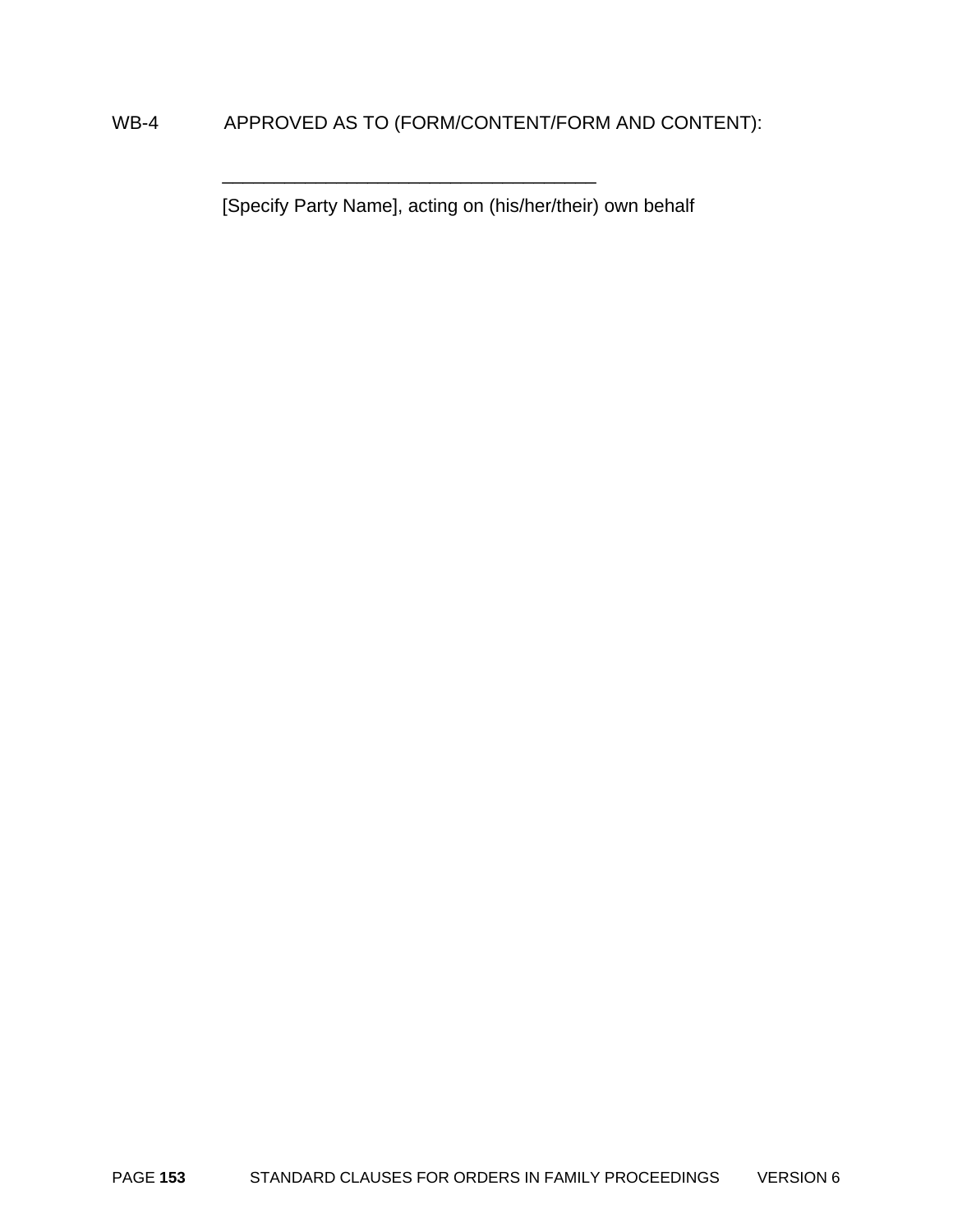WB-4 APPROVED AS TO (FORM/CONTENT/FORM AND CONTENT):

_____________________________________

[Specify Party Name], acting on (his/her/their) own behalf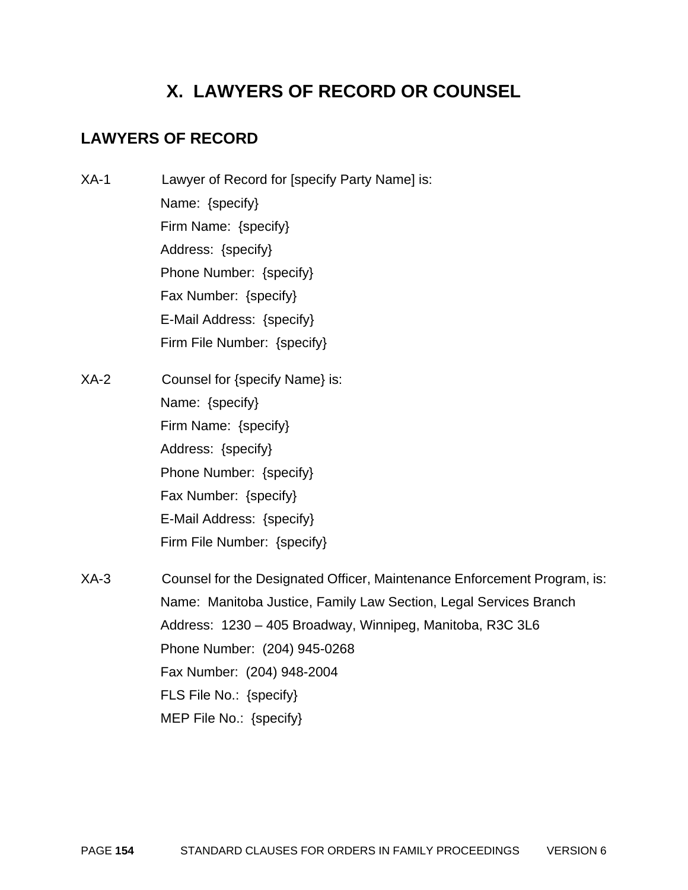# X. LAWYERS OF RECORD OR COUNSEL

## LAWYERS OF RECORD

XA-1 Lawyer of Record for [specify Party Name] is:

Name: {specify}
Firm Name: {specify}
Address: {specify}
Phone Number: {specify}
Fax Number: {specify}
E-Mail Address: {specify}
Firm File Number: {specify}

XA-2 Counsel for {specify Name} is:

Name: {specify}
Firm Name: {specify}
Address: {specify}
Phone Number: {specify}
Fax Number: {specify}
E-Mail Address: {specify}
Firm File Number: {specify}

XA-3 Counsel for the Designated Officer, Maintenance Enforcement Program, is:

Name: Manitoba Justice, Family Law Section, Legal Services Branch
Address: 1230 – 405 Broadway, Winnipeg, Manitoba, R3C 3L6
Phone Number: (204) 945-0268
Fax Number: (204) 948-2004
FLS File No.: {specify}
MEP File No.: {specify}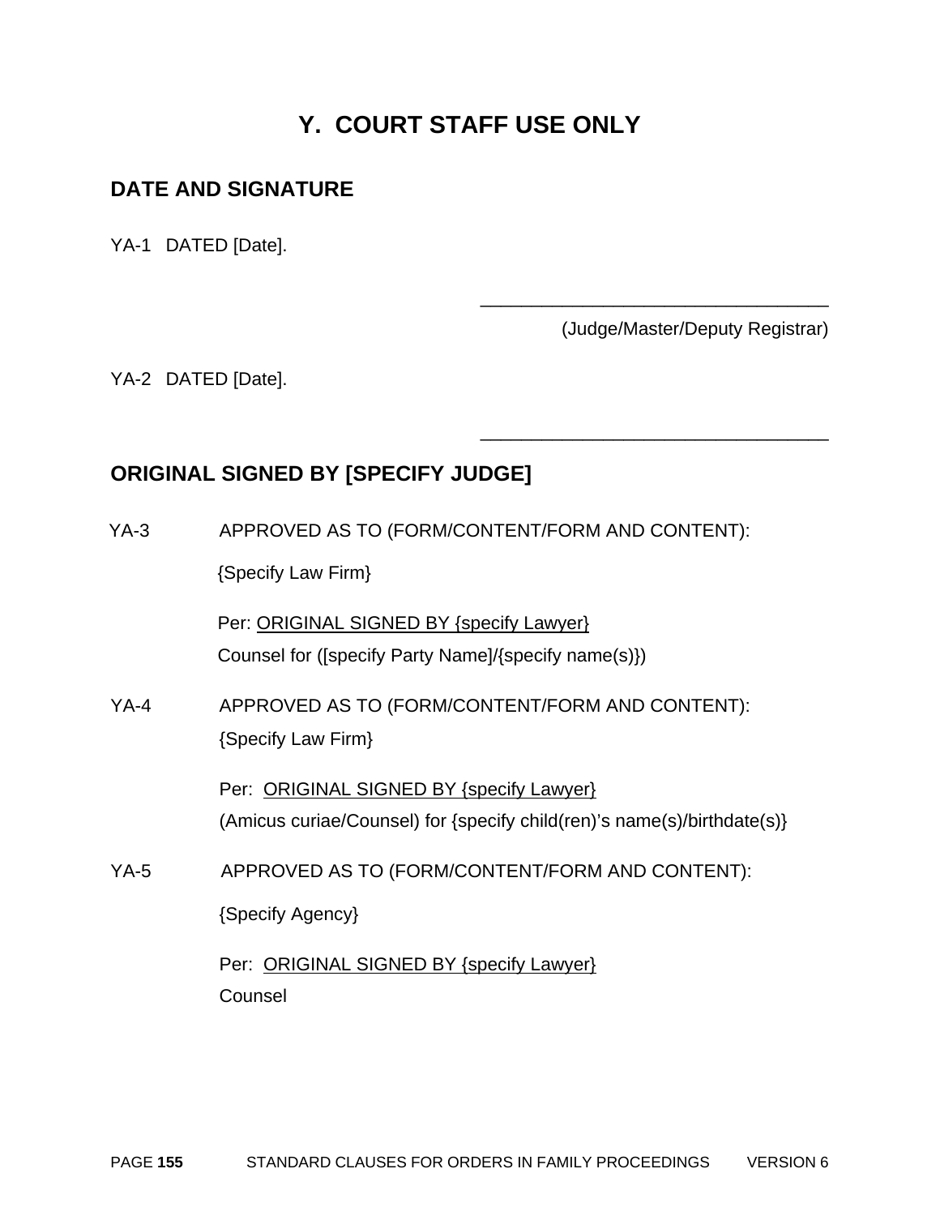# Y. COURT STAFF USE ONLY

## DATE AND SIGNATURE

YA-1 DATED [Date].

\_\_\_\_\_\_\_\_\_\_\_\_\_\_\_\_\_\_\_\_\_\_\_\_\_\_\_\_\_\_\_\_\_\_\_

(Judge/Master/Deputy Registrar)

YA-2 DATED [Date].

\_\_\_\_\_\_\_\_\_\_\_\_\_\_\_\_\_\_\_\_\_\_\_\_\_\_\_\_\_\_\_\_\_\_\_

## ORIGINAL SIGNED BY [SPECIFY JUDGE]

YA-3 APPROVED AS TO (FORM/CONTENT/FORM AND CONTENT):

{Specify Law Firm}

Per: <u>ORIGINAL SIGNED BY {specify Lawyer}</u>
Counsel for ([specify Party Name]/{specify name(s)})

YA-4 APPROVED AS TO (FORM/CONTENT/FORM AND CONTENT):

{Specify Law Firm}

Per: <u>ORIGINAL SIGNED BY {specify Lawyer}</u>
(Amicus curiae/Counsel) for {specify child(ren)'s name(s)/birthdate(s)}

YA-5 APPROVED AS TO (FORM/CONTENT/FORM AND CONTENT):

{Specify Agency}

Per: <u>ORIGINAL SIGNED BY {specify Lawyer}</u>
Counsel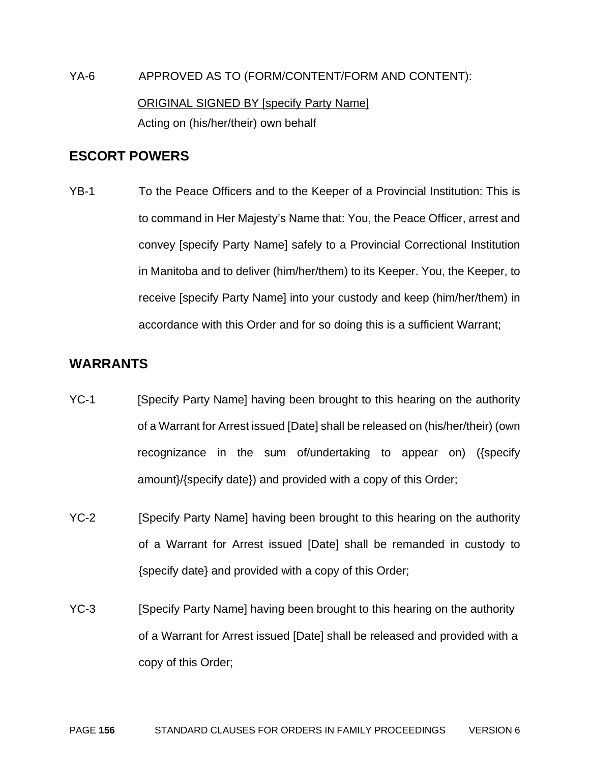YA-6 APPROVED AS TO (FORM/CONTENT/FORM AND CONTENT):

ORIGINAL SIGNED BY [specify Party Name]
Acting on (his/her/their) own behalf

## ESCORT POWERS

YB-1 To the Peace Officers and to the Keeper of a Provincial Institution: This is to command in Her Majesty's Name that: You, the Peace Officer, arrest and convey [specify Party Name] safely to a Provincial Correctional Institution in Manitoba and to deliver (him/her/them) to its Keeper. You, the Keeper, to receive [specify Party Name] into your custody and keep (him/her/them) in accordance with this Order and for so doing this is a sufficient Warrant;

## WARRANTS

YC-1 [Specify Party Name] having been brought to this hearing on the authority of a Warrant for Arrest issued [Date] shall be released on (his/her/their) (own recognizance in the sum of/undertaking to appear on) ({specify amount}/{specify date}) and provided with a copy of this Order;

YC-2 [Specify Party Name] having been brought to this hearing on the authority of a Warrant for Arrest issued [Date] shall be remanded in custody to {specify date} and provided with a copy of this Order;

YC-3 [Specify Party Name] having been brought to this hearing on the authority of a Warrant for Arrest issued [Date] shall be released and provided with a copy of this Order;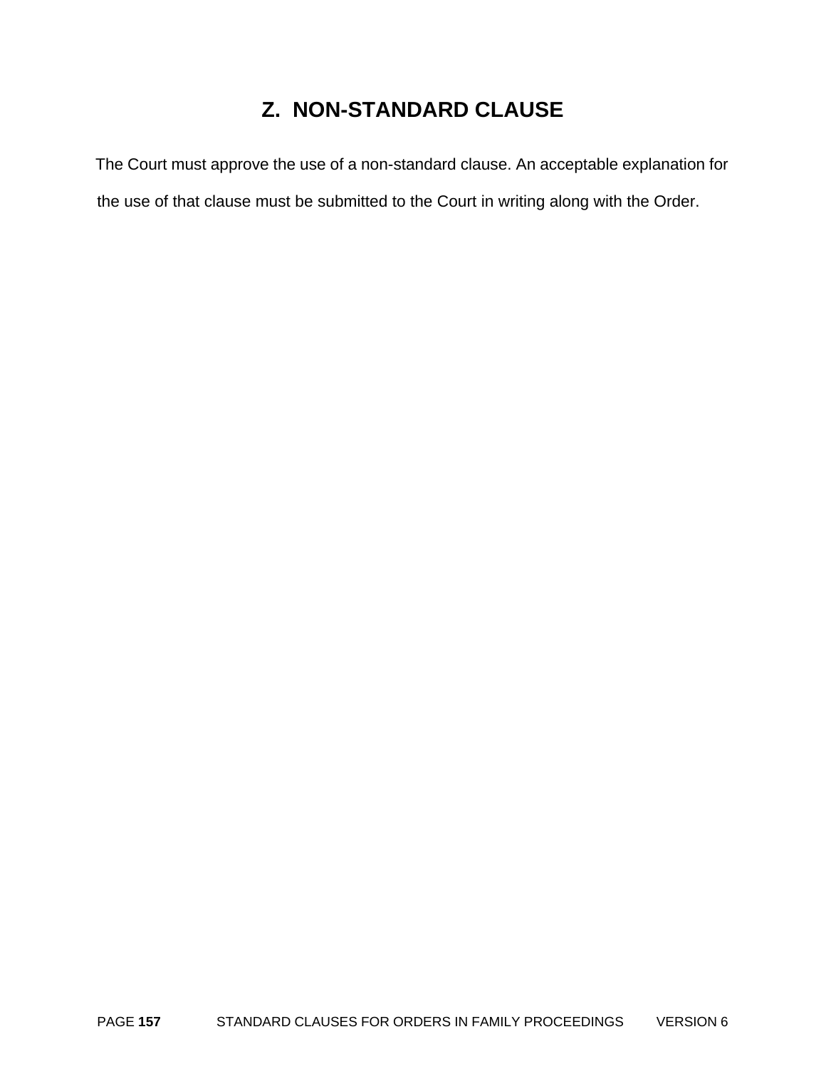# Z. NON-STANDARD CLAUSE

The Court must approve the use of a non-standard clause. An acceptable explanation for the use of that clause must be submitted to the Court in writing along with the Order.